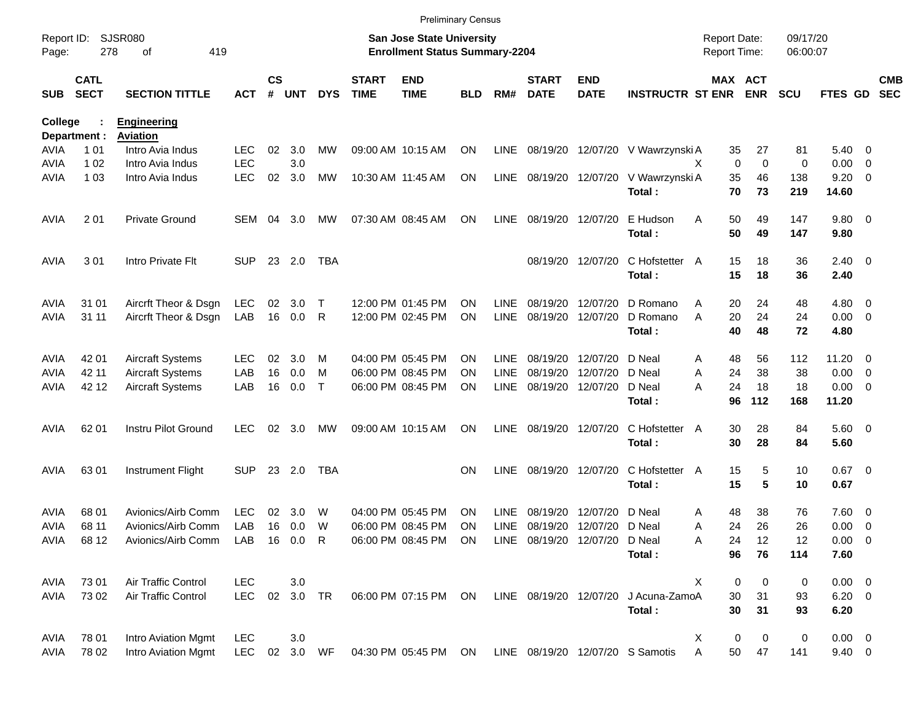Preliminary Census

Report ID: SJSR080
Page: 278 of 419

**San Jose State University**
**Enrollment Status Summary-2204**

Report Date: 09/17/20
Report Time: 06:00:07

**College : Engineering**
**Department : Aviation**

| SUB | CATL SECT | SECTION TITTLE | ACT | CS # | UNT | DYS | START TIME | END TIME | BLD | RM# | START DATE | END DATE | INSTRUCTR | ST | MAX ENR | ACT ENR | SCU | FTES | GD | CMB SEC |
|---|---|---|---|---|---|---|---|---|---|---|---|---|---|---|---|---|---|---|---|---|
| AVIA | 1 01 | Intro Avia Indus | LEC | 02 | 3.0 | MW | 09:00 AM | 10:15 AM | ON | LINE | 08/19/20 | 12/07/20 | V Wawrzynski | A | 35 | 27 | 81 | 5.40 | 0 | |
| AVIA | 1 02 | Intro Avia Indus | LEC | | 3.0 | | | | | | | | | X | 0 | 0 | 0 | 0.00 | 0 | |
| AVIA | 1 03 | Intro Avia Indus | LEC | 02 | 3.0 | MW | 10:30 AM | 11:45 AM | ON | LINE | 08/19/20 | 12/07/20 | V Wawrzynski | A | 35 | 46 | 138 | 9.20 | 0 | |
| | | | | | | | | | | | | | **Total :** | | **70** | **73** | **219** | **14.60** | | |
| AVIA | 2 01 | Private Ground | SEM | 04 | 3.0 | MW | 07:30 AM | 08:45 AM | ON | LINE | 08/19/20 | 12/07/20 | E Hudson | A | 50 | 49 | 147 | 9.80 | 0 | |
| | | | | | | | | | | | | | **Total :** | | **50** | **49** | **147** | **9.80** | | |
| AVIA | 3 01 | Intro Private Flt | SUP | 23 | 2.0 | TBA | | | | | 08/19/20 | 12/07/20 | C Hofstetter | A | 15 | 18 | 36 | 2.40 | 0 | |
| | | | | | | | | | | | | | **Total :** | | **15** | **18** | **36** | **2.40** | | |
| AVIA | 31 01 | Aircrft Theor & Dsgn | LEC | 02 | 3.0 | T | 12:00 PM | 01:45 PM | ON | LINE | 08/19/20 | 12/07/20 | D Romano | A | 20 | 24 | 48 | 4.80 | 0 | |
| AVIA | 31 11 | Aircrft Theor & Dsgn | LAB | 16 | 0.0 | R | 12:00 PM | 02:45 PM | ON | LINE | 08/19/20 | 12/07/20 | D Romano | A | 20 | 24 | 24 | 0.00 | 0 | |
| | | | | | | | | | | | | | **Total :** | | **40** | **48** | **72** | **4.80** | | |
| AVIA | 42 01 | Aircraft Systems | LEC | 02 | 3.0 | M | 04:00 PM | 05:45 PM | ON | LINE | 08/19/20 | 12/07/20 | D Neal | A | 48 | 56 | 112 | 11.20 | 0 | |
| AVIA | 42 11 | Aircraft Systems | LAB | 16 | 0.0 | M | 06:00 PM | 08:45 PM | ON | LINE | 08/19/20 | 12/07/20 | D Neal | A | 24 | 38 | 38 | 0.00 | 0 | |
| AVIA | 42 12 | Aircraft Systems | LAB | 16 | 0.0 | T | 06:00 PM | 08:45 PM | ON | LINE | 08/19/20 | 12/07/20 | D Neal | A | 24 | 18 | 18 | 0.00 | 0 | |
| | | | | | | | | | | | | | **Total :** | | **96** | **112** | **168** | **11.20** | | |
| AVIA | 62 01 | Instru Pilot Ground | LEC | 02 | 3.0 | MW | 09:00 AM | 10:15 AM | ON | LINE | 08/19/20 | 12/07/20 | C Hofstetter | A | 30 | 28 | 84 | 5.60 | 0 | |
| | | | | | | | | | | | | | **Total :** | | **30** | **28** | **84** | **5.60** | | |
| AVIA | 63 01 | Instrument Flight | SUP | 23 | 2.0 | TBA | | | ON | LINE | 08/19/20 | 12/07/20 | C Hofstetter | A | 15 | 5 | 10 | 0.67 | 0 | |
| | | | | | | | | | | | | | **Total :** | | **15** | **5** | **10** | **0.67** | | |
| AVIA | 68 01 | Avionics/Airb Comm | LEC | 02 | 3.0 | W | 04:00 PM | 05:45 PM | ON | LINE | 08/19/20 | 12/07/20 | D Neal | A | 48 | 38 | 76 | 7.60 | 0 | |
| AVIA | 68 11 | Avionics/Airb Comm | LAB | 16 | 0.0 | W | 06:00 PM | 08:45 PM | ON | LINE | 08/19/20 | 12/07/20 | D Neal | A | 24 | 26 | 26 | 0.00 | 0 | |
| AVIA | 68 12 | Avionics/Airb Comm | LAB | 16 | 0.0 | R | 06:00 PM | 08:45 PM | ON | LINE | 08/19/20 | 12/07/20 | D Neal | A | 24 | 12 | 12 | 0.00 | 0 | |
| | | | | | | | | | | | | | **Total :** | | **96** | **76** | **114** | **7.60** | | |
| AVIA | 73 01 | Air Traffic Control | LEC | | 3.0 | | | | | | | | | X | 0 | 0 | 0 | 0.00 | 0 | |
| AVIA | 73 02 | Air Traffic Control | LEC | 02 | 3.0 | TR | 06:00 PM | 07:15 PM | ON | LINE | 08/19/20 | 12/07/20 | J Acuna-Zamo | A | 30 | 31 | 93 | 6.20 | 0 | |
| | | | | | | | | | | | | | **Total :** | | **30** | **31** | **93** | **6.20** | | |
| AVIA | 78 01 | Intro Aviation Mgmt | LEC | | 3.0 | | | | | | | | | X | 0 | 0 | 0 | 0.00 | 0 | |
| AVIA | 78 02 | Intro Aviation Mgmt | LEC | 02 | 3.0 | WF | 04:30 PM | 05:45 PM | ON | LINE | 08/19/20 | 12/07/20 | S Samotis | A | 50 | 47 | 141 | 9.40 | 0 | |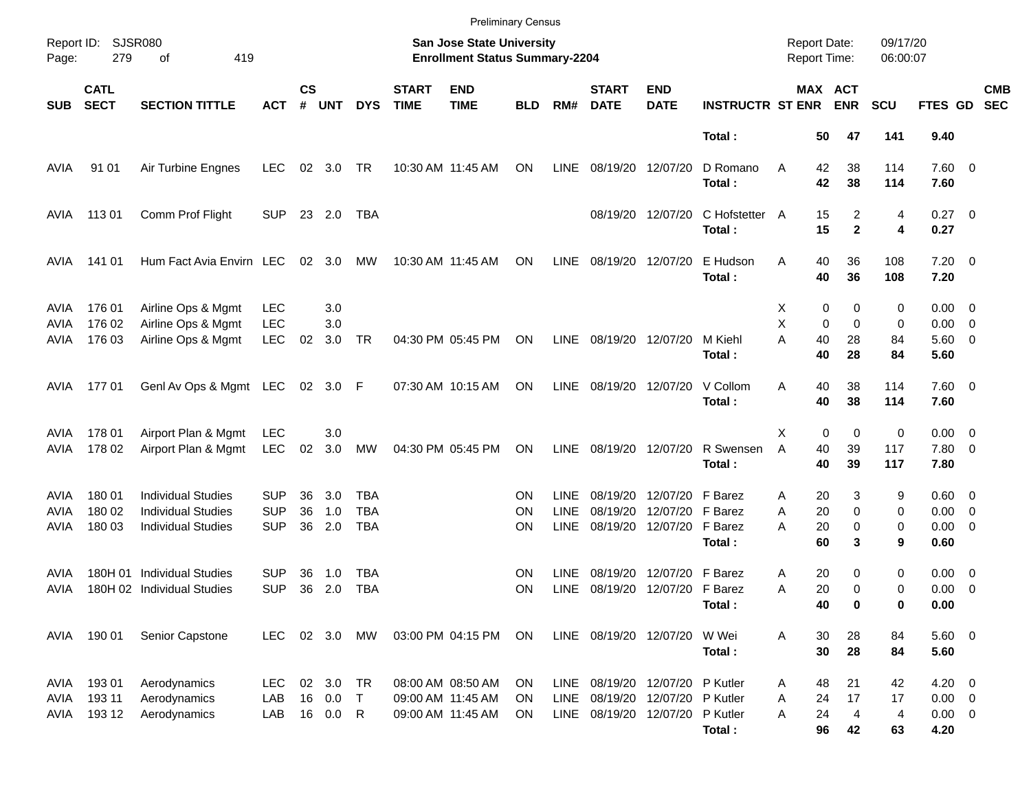Preliminary Census

Report ID: SJSR080
Page: 279 of 419

**San Jose State University**
**Enrollment Status Summary-2204**

Report Date: 09/17/20
Report Time: 06:00:07

| SUB | CATL SECT | SECTION TITTLE | ACT | CS # | UNT | DYS | START TIME | END TIME | BLD | RM# | START DATE | END DATE | INSTRUCTR | ST | MAX ENR | ACT ENR | SCU | FTES | GD | CMB SEC |
|---|---|---|---|---|---|---|---|---|---|---|---|---|---|---|---|---|---|---|---|---|
| | | | | | | | | | | | | | **Total :** | | **50** | **47** | **141** | **9.40** | | |
| AVIA | 91 01 | Air Turbine Engnes | LEC | 02 | 3.0 | TR | 10:30 AM | 11:45 AM | ON | LINE | 08/19/20 | 12/07/20 | D Romano | A | 42 | 38 | 114 | 7.60 | 0 | |
| | | | | | | | | | | | | | **Total :** | | **42** | **38** | **114** | **7.60** | | |
| AVIA | 113 01 | Comm Prof Flight | SUP | 23 | 2.0 | TBA | | | | | 08/19/20 | 12/07/20 | C Hofstetter | A | 15 | 2 | 4 | 0.27 | 0 | |
| | | | | | | | | | | | | | **Total :** | | **15** | **2** | **4** | **0.27** | | |
| AVIA | 141 01 | Hum Fact Avia Envirn | LEC | 02 | 3.0 | MW | 10:30 AM | 11:45 AM | ON | LINE | 08/19/20 | 12/07/20 | E Hudson | A | 40 | 36 | 108 | 7.20 | 0 | |
| | | | | | | | | | | | | | **Total :** | | **40** | **36** | **108** | **7.20** | | |
| AVIA | 176 01 | Airline Ops & Mgmt | LEC | | 3.0 | | | | | | | | | X | 0 | 0 | 0 | 0.00 | 0 | |
| AVIA | 176 02 | Airline Ops & Mgmt | LEC | | 3.0 | | | | | | | | | X | 0 | 0 | 0 | 0.00 | 0 | |
| AVIA | 176 03 | Airline Ops & Mgmt | LEC | 02 | 3.0 | TR | 04:30 PM | 05:45 PM | ON | LINE | 08/19/20 | 12/07/20 | M Kiehl | A | 40 | 28 | 84 | 5.60 | 0 | |
| | | | | | | | | | | | | | **Total :** | | **40** | **28** | **84** | **5.60** | | |
| AVIA | 177 01 | Genl Av Ops & Mgmt | LEC | 02 | 3.0 | F | 07:30 AM | 10:15 AM | ON | LINE | 08/19/20 | 12/07/20 | V Collom | A | 40 | 38 | 114 | 7.60 | 0 | |
| | | | | | | | | | | | | | **Total :** | | **40** | **38** | **114** | **7.60** | | |
| AVIA | 178 01 | Airport Plan & Mgmt | LEC | | 3.0 | | | | | | | | | X | 0 | 0 | 0 | 0.00 | 0 | |
| AVIA | 178 02 | Airport Plan & Mgmt | LEC | 02 | 3.0 | MW | 04:30 PM | 05:45 PM | ON | LINE | 08/19/20 | 12/07/20 | R Swensen | A | 40 | 39 | 117 | 7.80 | 0 | |
| | | | | | | | | | | | | | **Total :** | | **40** | **39** | **117** | **7.80** | | |
| AVIA | 180 01 | Individual Studies | SUP | 36 | 3.0 | TBA | | | ON | LINE | 08/19/20 | 12/07/20 | F Barez | A | 20 | 3 | 9 | 0.60 | 0 | |
| AVIA | 180 02 | Individual Studies | SUP | 36 | 1.0 | TBA | | | ON | LINE | 08/19/20 | 12/07/20 | F Barez | A | 20 | 0 | 0 | 0.00 | 0 | |
| AVIA | 180 03 | Individual Studies | SUP | 36 | 2.0 | TBA | | | ON | LINE | 08/19/20 | 12/07/20 | F Barez | A | 20 | 0 | 0 | 0.00 | 0 | |
| | | | | | | | | | | | | | **Total :** | | **60** | **3** | **9** | **0.60** | | |
| AVIA | 180H 01 | Individual Studies | SUP | 36 | 1.0 | TBA | | | ON | LINE | 08/19/20 | 12/07/20 | F Barez | A | 20 | 0 | 0 | 0.00 | 0 | |
| AVIA | 180H 02 | Individual Studies | SUP | 36 | 2.0 | TBA | | | ON | LINE | 08/19/20 | 12/07/20 | F Barez | A | 20 | 0 | 0 | 0.00 | 0 | |
| | | | | | | | | | | | | | **Total :** | | **40** | **0** | **0** | **0.00** | | |
| AVIA | 190 01 | Senior Capstone | LEC | 02 | 3.0 | MW | 03:00 PM | 04:15 PM | ON | LINE | 08/19/20 | 12/07/20 | W Wei | A | 30 | 28 | 84 | 5.60 | 0 | |
| | | | | | | | | | | | | | **Total :** | | **30** | **28** | **84** | **5.60** | | |
| AVIA | 193 01 | Aerodynamics | LEC | 02 | 3.0 | TR | 08:00 AM | 08:50 AM | ON | LINE | 08/19/20 | 12/07/20 | P Kutler | A | 48 | 21 | 42 | 4.20 | 0 | |
| AVIA | 193 11 | Aerodynamics | LAB | 16 | 0.0 | T | 09:00 AM | 11:45 AM | ON | LINE | 08/19/20 | 12/07/20 | P Kutler | A | 24 | 17 | 17 | 0.00 | 0 | |
| AVIA | 193 12 | Aerodynamics | LAB | 16 | 0.0 | R | 09:00 AM | 11:45 AM | ON | LINE | 08/19/20 | 12/07/20 | P Kutler | A | 24 | 4 | 4 | 0.00 | 0 | |
| | | | | | | | | | | | | | **Total :** | | **96** | **42** | **63** | **4.20** | | |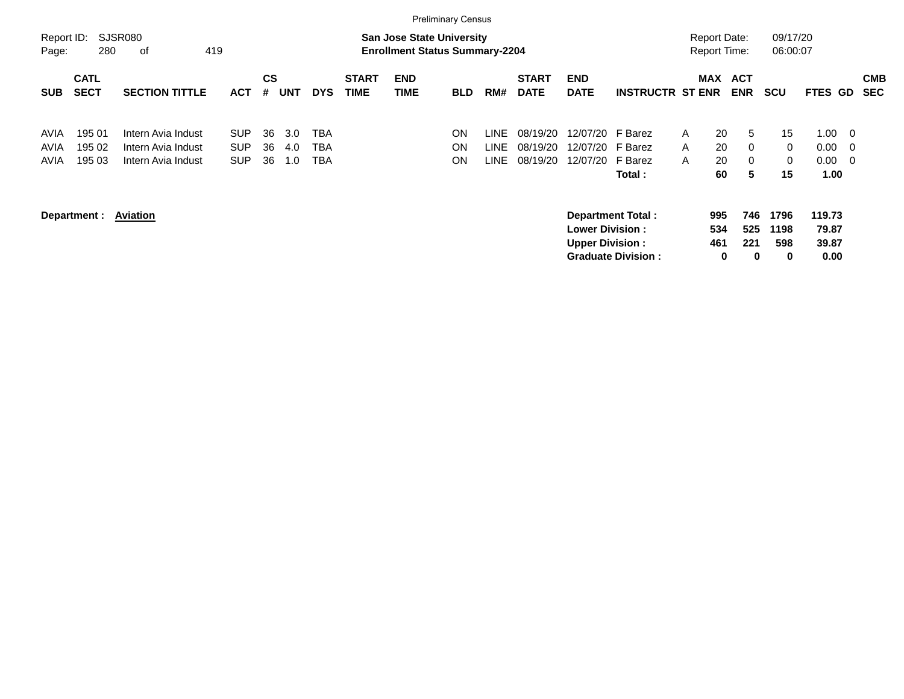Preliminary Census

Report ID: SJSR080
Page: 280 of 419

**San Jose State University**
**Enrollment Status Summary-2204**

Report Date: 09/17/20
Report Time: 06:00:07

| SUB | CATL SECT | SECTION TITTLE | ACT | CS # | UNT | DYS | START TIME | END TIME | BLD | RM# | START DATE | END DATE | INSTRUCTR | ST | MAX ENR | ACT ENR | SCU | FTES | GD | CMB SEC |
|---|---|---|---|---|---|---|---|---|---|---|---|---|---|---|---|---|---|---|---|---|
| AVIA | 195 01 | Intern Avia Indust | SUP | 36 | 3.0 | TBA | | | ON | LINE | 08/19/20 | 12/07/20 | F Barez | A | 20 | 5 | 15 | 1.00 | 0 | |
| AVIA | 195 02 | Intern Avia Indust | SUP | 36 | 4.0 | TBA | | | ON | LINE | 08/19/20 | 12/07/20 | F Barez | A | 20 | 0 | 0 | 0.00 | 0 | |
| AVIA | 195 03 | Intern Avia Indust | SUP | 36 | 1.0 | TBA | | | ON | LINE | 08/19/20 | 12/07/20 | F Barez | A | 20 | 0 | 0 | 0.00 | 0 | |
| | | | | | | | | | | | | | **Total :** | | **60** | **5** | **15** | **1.00** | | |

**Department : Aviation**

| | MAX ENR | ACT ENR | SCU | FTES |
|---|---|---|---|---|
| **Department Total :** | **995** | **746** | **1796** | **119.73** |
| **Lower Division :** | **534** | **525** | **1198** | **79.87** |
| **Upper Division :** | **461** | **221** | **598** | **39.87** |
| **Graduate Division :** | **0** | **0** | **0** | **0.00** |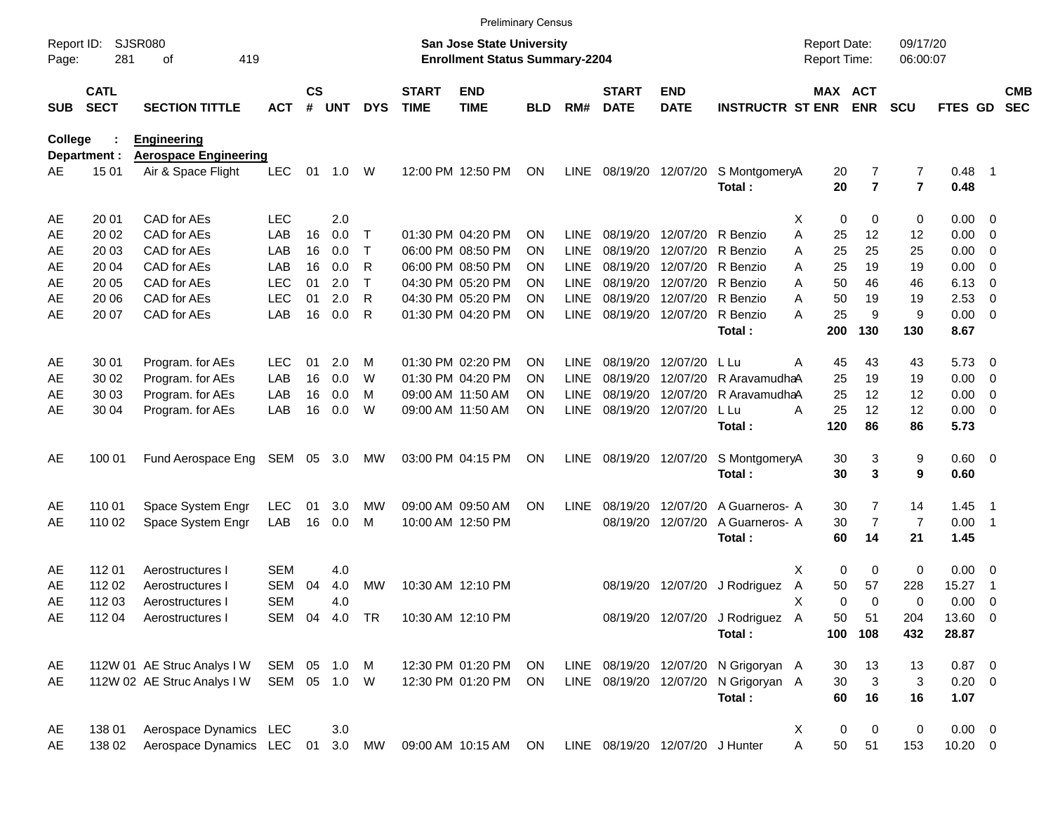Preliminary Census

Report ID: SJSR080
Page: 281 of 419

**San Jose State University**
**Enrollment Status Summary-2204**

Report Date: 09/17/20
Report Time: 06:00:07

**College : Engineering**
**Department : Aerospace Engineering**

| SUB | CATL SECT | SECTION TITTLE | ACT | CS # | UNT | DYS | START TIME | END TIME | BLD | RM# | START DATE | END DATE | INSTRUCTR | ST | MAX ENR | ACT ENR | SCU | FTES | GD | CMB SEC |
|---|---|---|---|---|---|---|---|---|---|---|---|---|---|---|---|---|---|---|---|---|
| AE | 15 01 | Air & Space Flight | LEC | 01 | 1.0 | W | 12:00 PM | 12:50 PM | ON | LINE | 08/19/20 | 12/07/20 | S Montgomery | A | 20 | 7 | 7 | 0.48 | 1 | |
| | | | | | | | | | | | | | **Total :** | | **20** | **7** | **7** | **0.48** | | |
| AE | 20 01 | CAD for AEs | LEC | | 2.0 | | | | | | | | | X | 0 | 0 | 0 | 0.00 | 0 | |
| AE | 20 02 | CAD for AEs | LAB | 16 | 0.0 | T | 01:30 PM | 04:20 PM | ON | LINE | 08/19/20 | 12/07/20 | R Benzio | A | 25 | 12 | 12 | 0.00 | 0 | |
| AE | 20 03 | CAD for AEs | LAB | 16 | 0.0 | T | 06:00 PM | 08:50 PM | ON | LINE | 08/19/20 | 12/07/20 | R Benzio | A | 25 | 25 | 25 | 0.00 | 0 | |
| AE | 20 04 | CAD for AEs | LAB | 16 | 0.0 | R | 06:00 PM | 08:50 PM | ON | LINE | 08/19/20 | 12/07/20 | R Benzio | A | 25 | 19 | 19 | 0.00 | 0 | |
| AE | 20 05 | CAD for AEs | LEC | 01 | 2.0 | T | 04:30 PM | 05:20 PM | ON | LINE | 08/19/20 | 12/07/20 | R Benzio | A | 50 | 46 | 46 | 6.13 | 0 | |
| AE | 20 06 | CAD for AEs | LEC | 01 | 2.0 | R | 04:30 PM | 05:20 PM | ON | LINE | 08/19/20 | 12/07/20 | R Benzio | A | 50 | 19 | 19 | 2.53 | 0 | |
| AE | 20 07 | CAD for AEs | LAB | 16 | 0.0 | R | 01:30 PM | 04:20 PM | ON | LINE | 08/19/20 | 12/07/20 | R Benzio | A | 25 | 9 | 9 | 0.00 | 0 | |
| | | | | | | | | | | | | | **Total :** | | **200** | **130** | **130** | **8.67** | | |
| AE | 30 01 | Program. for AEs | LEC | 01 | 2.0 | M | 01:30 PM | 02:20 PM | ON | LINE | 08/19/20 | 12/07/20 | L Lu | A | 45 | 43 | 43 | 5.73 | 0 | |
| AE | 30 02 | Program. for AEs | LAB | 16 | 0.0 | W | 01:30 PM | 04:20 PM | ON | LINE | 08/19/20 | 12/07/20 | R Aravamudha | A | 25 | 19 | 19 | 0.00 | 0 | |
| AE | 30 03 | Program. for AEs | LAB | 16 | 0.0 | M | 09:00 AM | 11:50 AM | ON | LINE | 08/19/20 | 12/07/20 | R Aravamudha | A | 25 | 12 | 12 | 0.00 | 0 | |
| AE | 30 04 | Program. for AEs | LAB | 16 | 0.0 | W | 09:00 AM | 11:50 AM | ON | LINE | 08/19/20 | 12/07/20 | L Lu | A | 25 | 12 | 12 | 0.00 | 0 | |
| | | | | | | | | | | | | | **Total :** | | **120** | **86** | **86** | **5.73** | | |
| AE | 100 01 | Fund Aerospace Eng | SEM | 05 | 3.0 | MW | 03:00 PM | 04:15 PM | ON | LINE | 08/19/20 | 12/07/20 | S Montgomery | A | 30 | 3 | 9 | 0.60 | 0 | |
| | | | | | | | | | | | | | **Total :** | | **30** | **3** | **9** | **0.60** | | |
| AE | 110 01 | Space System Engr | LEC | 01 | 3.0 | MW | 09:00 AM | 09:50 AM | ON | LINE | 08/19/20 | 12/07/20 | A Guarneros- | A | 30 | 7 | 14 | 1.45 | 1 | |
| AE | 110 02 | Space System Engr | LAB | 16 | 0.0 | M | 10:00 AM | 12:50 PM | | | 08/19/20 | 12/07/20 | A Guarneros- | A | 30 | 7 | 7 | 0.00 | 1 | |
| | | | | | | | | | | | | | **Total :** | | **60** | **14** | **21** | **1.45** | | |
| AE | 112 01 | Aerostructures I | SEM | | 4.0 | | | | | | | | | X | 0 | 0 | 0 | 0.00 | 0 | |
| AE | 112 02 | Aerostructures I | SEM | 04 | 4.0 | MW | 10:30 AM | 12:10 PM | | | 08/19/20 | 12/07/20 | J Rodriguez | A | 50 | 57 | 228 | 15.27 | 1 | |
| AE | 112 03 | Aerostructures I | SEM | | 4.0 | | | | | | | | | X | 0 | 0 | 0 | 0.00 | 0 | |
| AE | 112 04 | Aerostructures I | SEM | 04 | 4.0 | TR | 10:30 AM | 12:10 PM | | | 08/19/20 | 12/07/20 | J Rodriguez | A | 50 | 51 | 204 | 13.60 | 0 | |
| | | | | | | | | | | | | | **Total :** | | **100** | **108** | **432** | **28.87** | | |
| AE | 112W 01 | AE Struc Analys I W | SEM | 05 | 1.0 | M | 12:30 PM | 01:20 PM | ON | LINE | 08/19/20 | 12/07/20 | N Grigoryan | A | 30 | 13 | 13 | 0.87 | 0 | |
| AE | 112W 02 | AE Struc Analys I W | SEM | 05 | 1.0 | W | 12:30 PM | 01:20 PM | ON | LINE | 08/19/20 | 12/07/20 | N Grigoryan | A | 30 | 3 | 3 | 0.20 | 0 | |
| | | | | | | | | | | | | | **Total :** | | **60** | **16** | **16** | **1.07** | | |
| AE | 138 01 | Aerospace Dynamics | LEC | | 3.0 | | | | | | | | | X | 0 | 0 | 0 | 0.00 | 0 | |
| AE | 138 02 | Aerospace Dynamics | LEC | 01 | 3.0 | MW | 09:00 AM | 10:15 AM | ON | LINE | 08/19/20 | 12/07/20 | J Hunter | A | 50 | 51 | 153 | 10.20 | 0 | |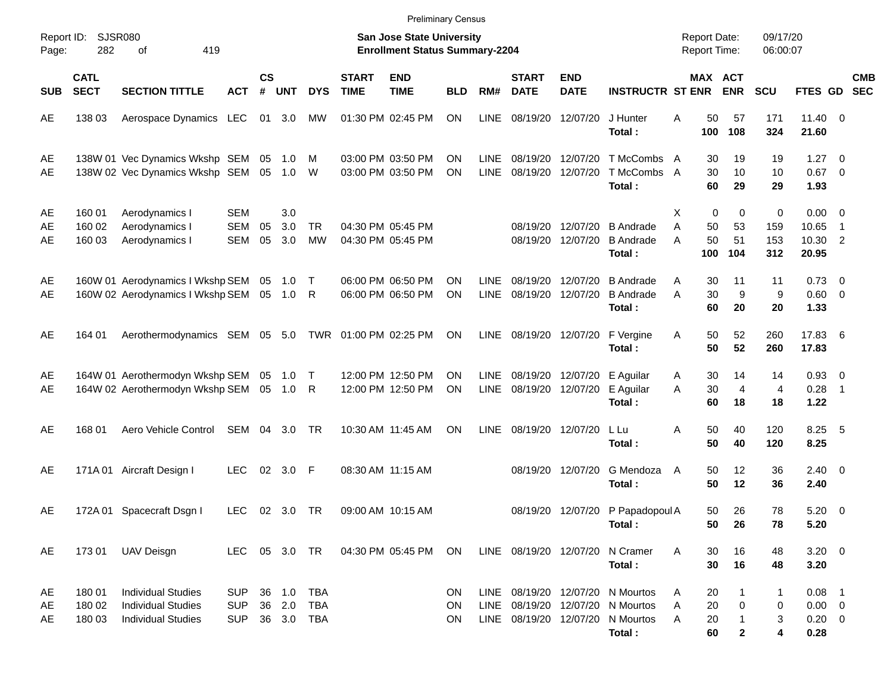Preliminary Census

Report ID: SJSR080
Page: 282 of 419

**San Jose State University**
**Enrollment Status Summary-2204**

Report Date: 09/17/20
Report Time: 06:00:07

| SUB | CATL SECT | SECTION TITTLE | ACT | CS # | UNT | DYS | START TIME | END TIME | BLD | RM# | START DATE | END DATE | INSTRUCTR | ST | MAX ENR | ACT ENR | SCU | FTES | GD | CMB SEC |
|---|---|---|---|---|---|---|---|---|---|---|---|---|---|---|---|---|---|---|---|---|
| AE | 138 03 | Aerospace Dynamics | LEC | 01 | 3.0 | MW | 01:30 PM | 02:45 PM | ON | LINE | 08/19/20 | 12/07/20 | J Hunter | A | 50 | 57 | 171 | 11.40 | 0 | |
| | | | | | | | | | | | | | **Total :** | | **100** | **108** | **324** | **21.60** | | |
| AE | 138W 01 | Vec Dynamics Wkshp | SEM | 05 | 1.0 | M | 03:00 PM | 03:50 PM | ON | LINE | 08/19/20 | 12/07/20 | T McCombs | A | 30 | 19 | 19 | 1.27 | 0 | |
| AE | 138W 02 | Vec Dynamics Wkshp | SEM | 05 | 1.0 | W | 03:00 PM | 03:50 PM | ON | LINE | 08/19/20 | 12/07/20 | T McCombs | A | 30 | 10 | 10 | 0.67 | 0 | |
| | | | | | | | | | | | | | **Total :** | | **60** | **29** | **29** | **1.93** | | |
| AE | 160 01 | Aerodynamics I | SEM | | 3.0 | | | | | | | | | X | 0 | 0 | 0 | 0.00 | 0 | |
| AE | 160 02 | Aerodynamics I | SEM | 05 | 3.0 | TR | 04:30 PM | 05:45 PM | | | 08/19/20 | 12/07/20 | B Andrade | A | 50 | 53 | 159 | 10.65 | 1 | |
| AE | 160 03 | Aerodynamics I | SEM | 05 | 3.0 | MW | 04:30 PM | 05:45 PM | | | 08/19/20 | 12/07/20 | B Andrade | A | 50 | 51 | 153 | 10.30 | 2 | |
| | | | | | | | | | | | | | **Total :** | | **100** | **104** | **312** | **20.95** | | |
| AE | 160W 01 | Aerodynamics I Wkshp | SEM | 05 | 1.0 | T | 06:00 PM | 06:50 PM | ON | LINE | 08/19/20 | 12/07/20 | B Andrade | A | 30 | 11 | 11 | 0.73 | 0 | |
| AE | 160W 02 | Aerodynamics I Wkshp | SEM | 05 | 1.0 | R | 06:00 PM | 06:50 PM | ON | LINE | 08/19/20 | 12/07/20 | B Andrade | A | 30 | 9 | 9 | 0.60 | 0 | |
| | | | | | | | | | | | | | **Total :** | | **60** | **20** | **20** | **1.33** | | |
| AE | 164 01 | Aerothermodynamics | SEM | 05 | 5.0 | TWR | 01:00 PM | 02:25 PM | ON | LINE | 08/19/20 | 12/07/20 | F Vergine | A | 50 | 52 | 260 | 17.83 | 6 | |
| | | | | | | | | | | | | | **Total :** | | **50** | **52** | **260** | **17.83** | | |
| AE | 164W 01 | Aerothermodyn Wkshp | SEM | 05 | 1.0 | T | 12:00 PM | 12:50 PM | ON | LINE | 08/19/20 | 12/07/20 | E Aguilar | A | 30 | 14 | 14 | 0.93 | 0 | |
| AE | 164W 02 | Aerothermodyn Wkshp | SEM | 05 | 1.0 | R | 12:00 PM | 12:50 PM | ON | LINE | 08/19/20 | 12/07/20 | E Aguilar | A | 30 | 4 | 4 | 0.28 | 1 | |
| | | | | | | | | | | | | | **Total :** | | **60** | **18** | **18** | **1.22** | | |
| AE | 168 01 | Aero Vehicle Control | SEM | 04 | 3.0 | TR | 10:30 AM | 11:45 AM | ON | LINE | 08/19/20 | 12/07/20 | L Lu | A | 50 | 40 | 120 | 8.25 | 5 | |
| | | | | | | | | | | | | | **Total :** | | **50** | **40** | **120** | **8.25** | | |
| AE | 171A 01 | Aircraft Design I | LEC | 02 | 3.0 | F | 08:30 AM | 11:15 AM | | | 08/19/20 | 12/07/20 | G Mendoza | A | 50 | 12 | 36 | 2.40 | 0 | |
| | | | | | | | | | | | | | **Total :** | | **50** | **12** | **36** | **2.40** | | |
| AE | 172A 01 | Spacecraft Dsgn I | LEC | 02 | 3.0 | TR | 09:00 AM | 10:15 AM | | | 08/19/20 | 12/07/20 | P Papadopoul | A | 50 | 26 | 78 | 5.20 | 0 | |
| | | | | | | | | | | | | | **Total :** | | **50** | **26** | **78** | **5.20** | | |
| AE | 173 01 | UAV Deisgn | LEC | 05 | 3.0 | TR | 04:30 PM | 05:45 PM | ON | LINE | 08/19/20 | 12/07/20 | N Cramer | A | 30 | 16 | 48 | 3.20 | 0 | |
| | | | | | | | | | | | | | **Total :** | | **30** | **16** | **48** | **3.20** | | |
| AE | 180 01 | Individual Studies | SUP | 36 | 1.0 | TBA | | | ON | LINE | 08/19/20 | 12/07/20 | N Mourtos | A | 20 | 1 | 1 | 0.08 | 1 | |
| AE | 180 02 | Individual Studies | SUP | 36 | 2.0 | TBA | | | ON | LINE | 08/19/20 | 12/07/20 | N Mourtos | A | 20 | 0 | 0 | 0.00 | 0 | |
| AE | 180 03 | Individual Studies | SUP | 36 | 3.0 | TBA | | | ON | LINE | 08/19/20 | 12/07/20 | N Mourtos | A | 20 | 1 | 3 | 0.20 | 0 | |
| | | | | | | | | | | | | | **Total :** | | **60** | **2** | **4** | **0.28** | | |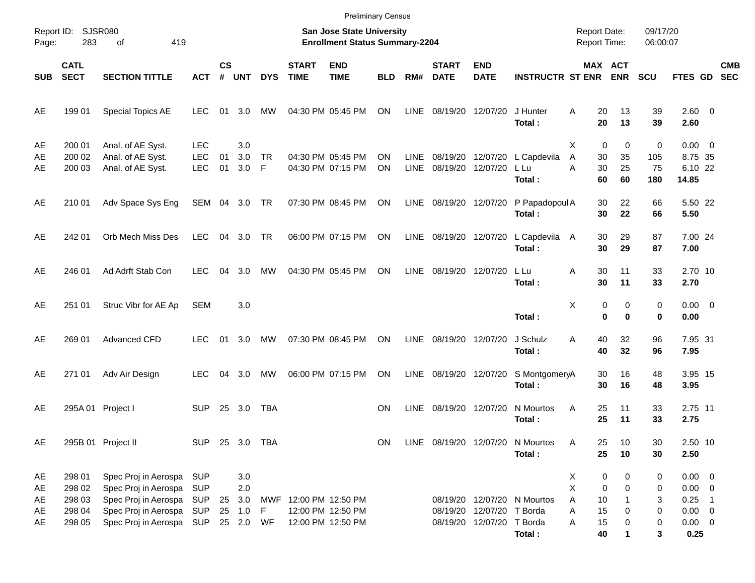Preliminary Census

Report ID: SJSR080
Page: 283 of 419

**San Jose State University**
**Enrollment Status Summary-2204**

Report Date: 09/17/20
Report Time: 06:00:07

| SUB | CATL SECT | SECTION TITTLE | ACT | CS # | UNT | DYS | START TIME | END TIME | BLD | RM# | START DATE | END DATE | INSTRUCTR | ST | MAX ENR | ACT ENR | SCU | FTES | GD | CMB SEC |
|---|---|---|---|---|---|---|---|---|---|---|---|---|---|---|---|---|---|---|---|---|
| AE | 199 01 | Special Topics AE | LEC | 01 | 3.0 | MW | 04:30 PM | 05:45 PM | ON | LINE | 08/19/20 | 12/07/20 | J Hunter | A | 20 | 13 | 39 | 2.60 | 0 | |
| | | | | | | | | | | | | | **Total :** | | **20** | **13** | **39** | **2.60** | | |
| AE | 200 01 | Anal. of AE Syst. | LEC | | 3.0 | | | | | | | | | X | 0 | 0 | 0 | 0.00 | 0 | |
| AE | 200 02 | Anal. of AE Syst. | LEC | 01 | 3.0 | TR | 04:30 PM | 05:45 PM | ON | LINE | 08/19/20 | 12/07/20 | L Capdevila | A | 30 | 35 | 105 | 8.75 | 35 | |
| AE | 200 03 | Anal. of AE Syst. | LEC | 01 | 3.0 | F | 04:30 PM | 07:15 PM | ON | LINE | 08/19/20 | 12/07/20 | L Lu | A | 30 | 25 | 75 | 6.10 | 22 | |
| | | | | | | | | | | | | | **Total :** | | **60** | **60** | **180** | **14.85** | | |
| AE | 210 01 | Adv Space Sys Eng | SEM | 04 | 3.0 | TR | 07:30 PM | 08:45 PM | ON | LINE | 08/19/20 | 12/07/20 | P Papadopoul | A | 30 | 22 | 66 | 5.50 | 22 | |
| | | | | | | | | | | | | | **Total :** | | **30** | **22** | **66** | **5.50** | | |
| AE | 242 01 | Orb Mech Miss Des | LEC | 04 | 3.0 | TR | 06:00 PM | 07:15 PM | ON | LINE | 08/19/20 | 12/07/20 | L Capdevila | A | 30 | 29 | 87 | 7.00 | 24 | |
| | | | | | | | | | | | | | **Total :** | | **30** | **29** | **87** | **7.00** | | |
| AE | 246 01 | Ad Adrft Stab Con | LEC | 04 | 3.0 | MW | 04:30 PM | 05:45 PM | ON | LINE | 08/19/20 | 12/07/20 | L Lu | A | 30 | 11 | 33 | 2.70 | 10 | |
| | | | | | | | | | | | | | **Total :** | | **30** | **11** | **33** | **2.70** | | |
| AE | 251 01 | Struc Vibr for AE Ap | SEM | | 3.0 | | | | | | | | | X | 0 | 0 | 0 | 0.00 | 0 | |
| | | | | | | | | | | | | | **Total :** | | **0** | **0** | **0** | **0.00** | | |
| AE | 269 01 | Advanced CFD | LEC | 01 | 3.0 | MW | 07:30 PM | 08:45 PM | ON | LINE | 08/19/20 | 12/07/20 | J Schulz | A | 40 | 32 | 96 | 7.95 | 31 | |
| | | | | | | | | | | | | | **Total :** | | **40** | **32** | **96** | **7.95** | | |
| AE | 271 01 | Adv Air Design | LEC | 04 | 3.0 | MW | 06:00 PM | 07:15 PM | ON | LINE | 08/19/20 | 12/07/20 | S Montgomery | A | 30 | 16 | 48 | 3.95 | 15 | |
| | | | | | | | | | | | | | **Total :** | | **30** | **16** | **48** | **3.95** | | |
| AE | 295A 01 | Project I | SUP | 25 | 3.0 | TBA | | | ON | LINE | 08/19/20 | 12/07/20 | N Mourtos | A | 25 | 11 | 33 | 2.75 | 11 | |
| | | | | | | | | | | | | | **Total :** | | **25** | **11** | **33** | **2.75** | | |
| AE | 295B 01 | Project II | SUP | 25 | 3.0 | TBA | | | ON | LINE | 08/19/20 | 12/07/20 | N Mourtos | A | 25 | 10 | 30 | 2.50 | 10 | |
| | | | | | | | | | | | | | **Total :** | | **25** | **10** | **30** | **2.50** | | |
| AE | 298 01 | Spec Proj in Aerospa | SUP | | 3.0 | | | | | | | | | X | 0 | 0 | 0 | 0.00 | 0 | |
| AE | 298 02 | Spec Proj in Aerospa | SUP | | 2.0 | | | | | | | | | X | 0 | 0 | 0 | 0.00 | 0 | |
| AE | 298 03 | Spec Proj in Aerospa | SUP | 25 | 3.0 | MWF | 12:00 PM | 12:50 PM | | | 08/19/20 | 12/07/20 | N Mourtos | A | 10 | 1 | 3 | 0.25 | 1 | |
| AE | 298 04 | Spec Proj in Aerospa | SUP | 25 | 1.0 | F | 12:00 PM | 12:50 PM | | | 08/19/20 | 12/07/20 | T Borda | A | 15 | 0 | 0 | 0.00 | 0 | |
| AE | 298 05 | Spec Proj in Aerospa | SUP | 25 | 2.0 | WF | 12:00 PM | 12:50 PM | | | 08/19/20 | 12/07/20 | T Borda | A | 15 | 0 | 0 | 0.00 | 0 | |
| | | | | | | | | | | | | | **Total :** | | **40** | **1** | **3** | **0.25** | | |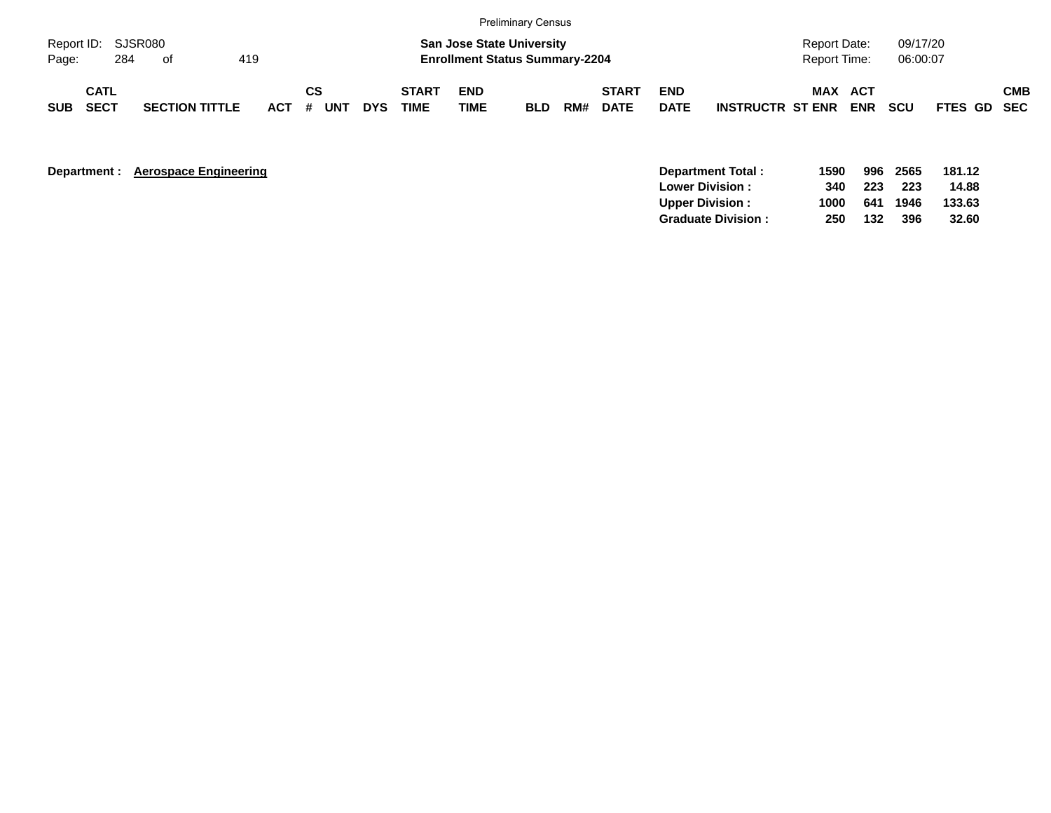Preliminary Census

Report ID: SJSR080
Page: 284 of 419

**San Jose State University**
**Enrollment Status Summary-2204**

Report Date: 09/17/20
Report Time: 06:00:07

| SUB | CATL SECT | SECTION TITTLE | ACT | CS # | UNT | DYS | START TIME | END TIME | BLD | RM# | START DATE | END DATE | INSTRUCTR | MAX ST ENR | ACT ENR | SCU | FTES | GD | CMB SEC |
|---|---|---|---|---|---|---|---|---|---|---|---|---|---|---|---|---|---|---|---|

**Department :** **Aerospace Engineering**

| | | | | |
|---|---|---|---|---|
| **Department Total :** | **1590** | **996** | **2565** | **181.12** |
| **Lower Division :** | **340** | **223** | **223** | **14.88** |
| **Upper Division :** | **1000** | **641** | **1946** | **133.63** |
| **Graduate Division :** | **250** | **132** | **396** | **32.60** |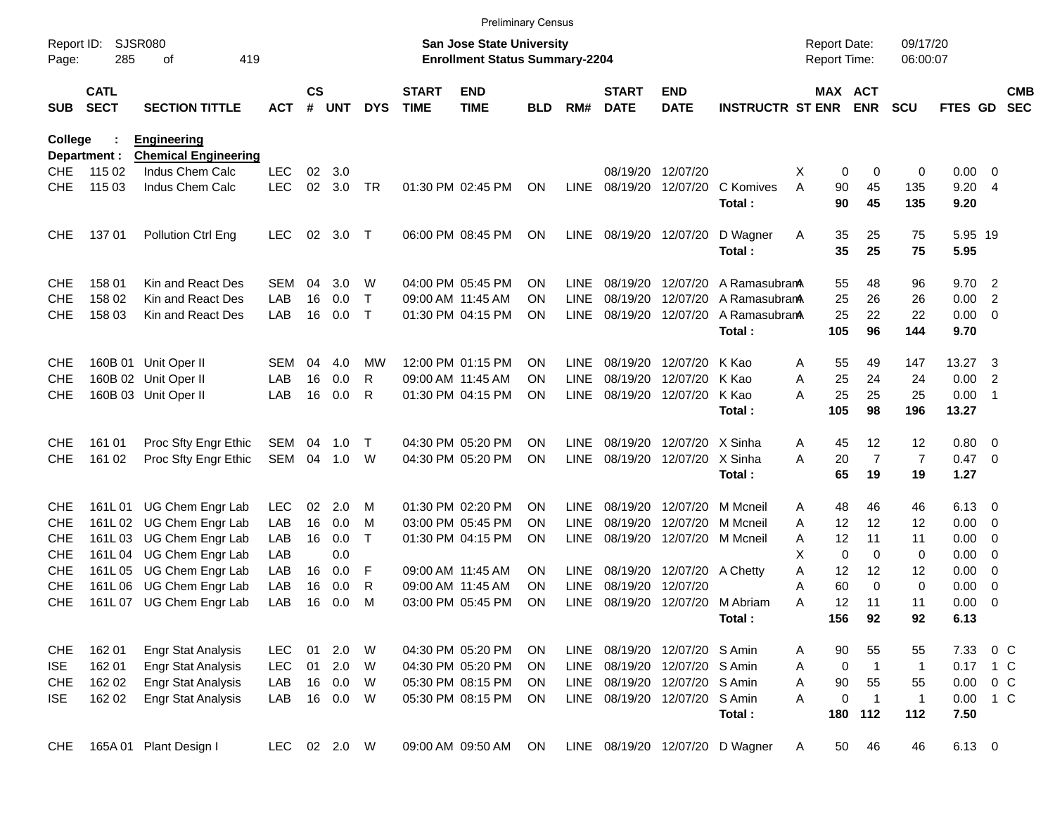Preliminary Census

Report ID: SJSR080
Page: 285 of 419

**San Jose State University**
**Enrollment Status Summary-2204**

Report Date: 09/17/20
Report Time: 06:00:07

College : **Engineering**
Department : **Chemical Engineering**

| SUB | CATL SECT | SECTION TITTLE | ACT | CS # | UNT | DYS | START TIME | END TIME | BLD | RM# | START DATE | END DATE | INSTRUCTR | ST | MAX ENR | ACT ENR | SCU | FTES | GD | CMB SEC |
|---|---|---|---|---|---|---|---|---|---|---|---|---|---|---|---|---|---|---|---|---|
| CHE | 115 02 | Indus Chem Calc | LEC | 02 | 3.0 | | | | | | 08/19/20 | 12/07/20 | | X | 0 | 0 | 0 | 0.00 | 0 | |
| CHE | 115 03 | Indus Chem Calc | LEC | 02 | 3.0 | TR | 01:30 PM | 02:45 PM | ON | LINE | 08/19/20 | 12/07/20 | C Komives | A | 90 | 45 | 135 | 9.20 | 4 | |
| | | | | | | | | | | | | | **Total :** | | **90** | **45** | **135** | **9.20** | | |
| CHE | 137 01 | Pollution Ctrl Eng | LEC | 02 | 3.0 | T | 06:00 PM | 08:45 PM | ON | LINE | 08/19/20 | 12/07/20 | D Wagner | A | 35 | 25 | 75 | 5.95 | 19 | |
| | | | | | | | | | | | | | **Total :** | | **35** | **25** | **75** | **5.95** | | |
| CHE | 158 01 | Kin and React Des | SEM | 04 | 3.0 | W | 04:00 PM | 05:45 PM | ON | LINE | 08/19/20 | 12/07/20 | A Ramasubram | A | 55 | 48 | 96 | 9.70 | 2 | |
| CHE | 158 02 | Kin and React Des | LAB | 16 | 0.0 | T | 09:00 AM | 11:45 AM | ON | LINE | 08/19/20 | 12/07/20 | A Ramasubram | A | 25 | 26 | 26 | 0.00 | 2 | |
| CHE | 158 03 | Kin and React Des | LAB | 16 | 0.0 | T | 01:30 PM | 04:15 PM | ON | LINE | 08/19/20 | 12/07/20 | A Ramasubram | A | 25 | 22 | 22 | 0.00 | 0 | |
| | | | | | | | | | | | | | **Total :** | | **105** | **96** | **144** | **9.70** | | |
| CHE | 160B 01 | Unit Oper II | SEM | 04 | 4.0 | MW | 12:00 PM | 01:15 PM | ON | LINE | 08/19/20 | 12/07/20 | K Kao | A | 55 | 49 | 147 | 13.27 | 3 | |
| CHE | 160B 02 | Unit Oper II | LAB | 16 | 0.0 | R | 09:00 AM | 11:45 AM | ON | LINE | 08/19/20 | 12/07/20 | K Kao | A | 25 | 24 | 24 | 0.00 | 2 | |
| CHE | 160B 03 | Unit Oper II | LAB | 16 | 0.0 | R | 01:30 PM | 04:15 PM | ON | LINE | 08/19/20 | 12/07/20 | K Kao | A | 25 | 25 | 25 | 0.00 | 1 | |
| | | | | | | | | | | | | | **Total :** | | **105** | **98** | **196** | **13.27** | | |
| CHE | 161 01 | Proc Sfty Engr Ethic | SEM | 04 | 1.0 | T | 04:30 PM | 05:20 PM | ON | LINE | 08/19/20 | 12/07/20 | X Sinha | A | 45 | 12 | 12 | 0.80 | 0 | |
| CHE | 161 02 | Proc Sfty Engr Ethic | SEM | 04 | 1.0 | W | 04:30 PM | 05:20 PM | ON | LINE | 08/19/20 | 12/07/20 | X Sinha | A | 20 | 7 | 7 | 0.47 | 0 | |
| | | | | | | | | | | | | | **Total :** | | **65** | **19** | **19** | **1.27** | | |
| CHE | 161L 01 | UG Chem Engr Lab | LEC | 02 | 2.0 | M | 01:30 PM | 02:20 PM | ON | LINE | 08/19/20 | 12/07/20 | M Mcneil | A | 48 | 46 | 46 | 6.13 | 0 | |
| CHE | 161L 02 | UG Chem Engr Lab | LAB | 16 | 0.0 | M | 03:00 PM | 05:45 PM | ON | LINE | 08/19/20 | 12/07/20 | M Mcneil | A | 12 | 12 | 12 | 0.00 | 0 | |
| CHE | 161L 03 | UG Chem Engr Lab | LAB | 16 | 0.0 | T | 01:30 PM | 04:15 PM | ON | LINE | 08/19/20 | 12/07/20 | M Mcneil | A | 12 | 11 | 11 | 0.00 | 0 | |
| CHE | 161L 04 | UG Chem Engr Lab | LAB | | 0.0 | | | | | | | | | X | 0 | 0 | 0 | 0.00 | 0 | |
| CHE | 161L 05 | UG Chem Engr Lab | LAB | 16 | 0.0 | F | 09:00 AM | 11:45 AM | ON | LINE | 08/19/20 | 12/07/20 | A Chetty | A | 12 | 12 | 12 | 0.00 | 0 | |
| CHE | 161L 06 | UG Chem Engr Lab | LAB | 16 | 0.0 | R | 09:00 AM | 11:45 AM | ON | LINE | 08/19/20 | 12/07/20 | | A | 60 | 0 | 0 | 0.00 | 0 | |
| CHE | 161L 07 | UG Chem Engr Lab | LAB | 16 | 0.0 | M | 03:00 PM | 05:45 PM | ON | LINE | 08/19/20 | 12/07/20 | M Abriam | A | 12 | 11 | 11 | 0.00 | 0 | |
| | | | | | | | | | | | | | **Total :** | | **156** | **92** | **92** | **6.13** | | |
| CHE | 162 01 | Engr Stat Analysis | LEC | 01 | 2.0 | W | 04:30 PM | 05:20 PM | ON | LINE | 08/19/20 | 12/07/20 | S Amin | A | 90 | 55 | 55 | 7.33 | 0 | C |
| ISE | 162 01 | Engr Stat Analysis | LEC | 01 | 2.0 | W | 04:30 PM | 05:20 PM | ON | LINE | 08/19/20 | 12/07/20 | S Amin | A | 0 | 1 | 1 | 0.17 | 1 | C |
| CHE | 162 02 | Engr Stat Analysis | LAB | 16 | 0.0 | W | 05:30 PM | 08:15 PM | ON | LINE | 08/19/20 | 12/07/20 | S Amin | A | 90 | 55 | 55 | 0.00 | 0 | C |
| ISE | 162 02 | Engr Stat Analysis | LAB | 16 | 0.0 | W | 05:30 PM | 08:15 PM | ON | LINE | 08/19/20 | 12/07/20 | S Amin | A | 0 | 1 | 1 | 0.00 | 1 | C |
| | | | | | | | | | | | | | **Total :** | | **180** | **112** | **112** | **7.50** | | |
| CHE | 165A 01 | Plant Design I | LEC | 02 | 2.0 | W | 09:00 AM | 09:50 AM | ON | LINE | 08/19/20 | 12/07/20 | D Wagner | A | 50 | 46 | 46 | 6.13 | 0 | |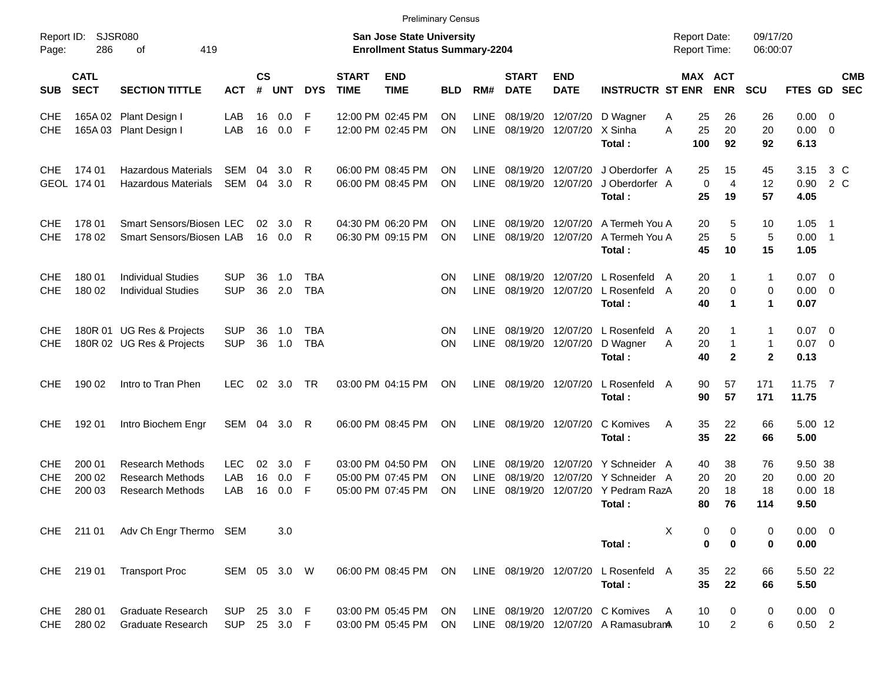Preliminary Census

Report ID: SJSR080
Page: 286 of 419

**San Jose State University**
**Enrollment Status Summary-2204**

Report Date: 09/17/20
Report Time: 06:00:07

| SUB | CATL SECT | SECTION TITTLE | ACT | CS # | UNT | DYS | START TIME | END TIME | BLD | RM# | START DATE | END DATE | INSTRUCTR | ST | MAX ENR | ACT ENR | SCU | FTES | GD | CMB SEC |
|---|---|---|---|---|---|---|---|---|---|---|---|---|---|---|---|---|---|---|---|---|
| CHE | 165A 02 | Plant Design I | LAB | 16 | 0.0 | F | 12:00 PM | 02:45 PM | ON | LINE | 08/19/20 | 12/07/20 | D Wagner | A | 25 | 26 | 26 | 0.00 | 0 | |
| CHE | 165A 03 | Plant Design I | LAB | 16 | 0.0 | F | 12:00 PM | 02:45 PM | ON | LINE | 08/19/20 | 12/07/20 | X Sinha | A | 25 | 20 | 20 | 0.00 | 0 | |
| | | | | | | | | | | | | | **Total :** | | **100** | **92** | **92** | **6.13** | | |
| CHE | 174 01 | Hazardous Materials | SEM | 04 | 3.0 | R | 06:00 PM | 08:45 PM | ON | LINE | 08/19/20 | 12/07/20 | J Oberdorfer | A | 25 | 15 | 45 | 3.15 | 3 | C |
| GEOL | 174 01 | Hazardous Materials | SEM | 04 | 3.0 | R | 06:00 PM | 08:45 PM | ON | LINE | 08/19/20 | 12/07/20 | J Oberdorfer | A | 0 | 4 | 12 | 0.90 | 2 | C |
| | | | | | | | | | | | | | **Total :** | | **25** | **19** | **57** | **4.05** | | |
| CHE | 178 01 | Smart Sensors/Biosen | LEC | 02 | 3.0 | R | 04:30 PM | 06:20 PM | ON | LINE | 08/19/20 | 12/07/20 | A Termeh You | A | 20 | 5 | 10 | 1.05 | 1 | |
| CHE | 178 02 | Smart Sensors/Biosen | LAB | 16 | 0.0 | R | 06:30 PM | 09:15 PM | ON | LINE | 08/19/20 | 12/07/20 | A Termeh You | A | 25 | 5 | 5 | 0.00 | 1 | |
| | | | | | | | | | | | | | **Total :** | | **45** | **10** | **15** | **1.05** | | |
| CHE | 180 01 | Individual Studies | SUP | 36 | 1.0 | TBA | | | ON | LINE | 08/19/20 | 12/07/20 | L Rosenfeld | A | 20 | 1 | 1 | 0.07 | 0 | |
| CHE | 180 02 | Individual Studies | SUP | 36 | 2.0 | TBA | | | ON | LINE | 08/19/20 | 12/07/20 | L Rosenfeld | A | 20 | 0 | 0 | 0.00 | 0 | |
| | | | | | | | | | | | | | **Total :** | | **40** | **1** | **1** | **0.07** | | |
| CHE | 180R 01 | UG Res & Projects | SUP | 36 | 1.0 | TBA | | | ON | LINE | 08/19/20 | 12/07/20 | L Rosenfeld | A | 20 | 1 | 1 | 0.07 | 0 | |
| CHE | 180R 02 | UG Res & Projects | SUP | 36 | 1.0 | TBA | | | ON | LINE | 08/19/20 | 12/07/20 | D Wagner | A | 20 | 1 | 1 | 0.07 | 0 | |
| | | | | | | | | | | | | | **Total :** | | **40** | **2** | **2** | **0.13** | | |
| CHE | 190 02 | Intro to Tran Phen | LEC | 02 | 3.0 | TR | 03:00 PM | 04:15 PM | ON | LINE | 08/19/20 | 12/07/20 | L Rosenfeld | A | 90 | 57 | 171 | 11.75 | 7 | |
| | | | | | | | | | | | | | **Total :** | | **90** | **57** | **171** | **11.75** | | |
| CHE | 192 01 | Intro Biochem Engr | SEM | 04 | 3.0 | R | 06:00 PM | 08:45 PM | ON | LINE | 08/19/20 | 12/07/20 | C Komives | A | 35 | 22 | 66 | 5.00 | 12 | |
| | | | | | | | | | | | | | **Total :** | | **35** | **22** | **66** | **5.00** | | |
| CHE | 200 01 | Research Methods | LEC | 02 | 3.0 | F | 03:00 PM | 04:50 PM | ON | LINE | 08/19/20 | 12/07/20 | Y Schneider | A | 40 | 38 | 76 | 9.50 | 38 | |
| CHE | 200 02 | Research Methods | LAB | 16 | 0.0 | F | 05:00 PM | 07:45 PM | ON | LINE | 08/19/20 | 12/07/20 | Y Schneider | A | 20 | 20 | 20 | 0.00 | 20 | |
| CHE | 200 03 | Research Methods | LAB | 16 | 0.0 | F | 05:00 PM | 07:45 PM | ON | LINE | 08/19/20 | 12/07/20 | Y Pedram Raz | A | 20 | 18 | 18 | 0.00 | 18 | |
| | | | | | | | | | | | | | **Total :** | | **80** | **76** | **114** | **9.50** | | |
| CHE | 211 01 | Adv Ch Engr Thermo | SEM | | 3.0 | | | | | | | | | X | 0 | 0 | 0 | 0.00 | 0 | |
| | | | | | | | | | | | | | **Total :** | | **0** | **0** | **0** | **0.00** | | |
| CHE | 219 01 | Transport Proc | SEM | 05 | 3.0 | W | 06:00 PM | 08:45 PM | ON | LINE | 08/19/20 | 12/07/20 | L Rosenfeld | A | 35 | 22 | 66 | 5.50 | 22 | |
| | | | | | | | | | | | | | **Total :** | | **35** | **22** | **66** | **5.50** | | |
| CHE | 280 01 | Graduate Research | SUP | 25 | 3.0 | F | 03:00 PM | 05:45 PM | ON | LINE | 08/19/20 | 12/07/20 | C Komives | A | 10 | 0 | 0 | 0.00 | 0 | |
| CHE | 280 02 | Graduate Research | SUP | 25 | 3.0 | F | 03:00 PM | 05:45 PM | ON | LINE | 08/19/20 | 12/07/20 | A Ramasubram | A | 10 | 2 | 6 | 0.50 | 2 | |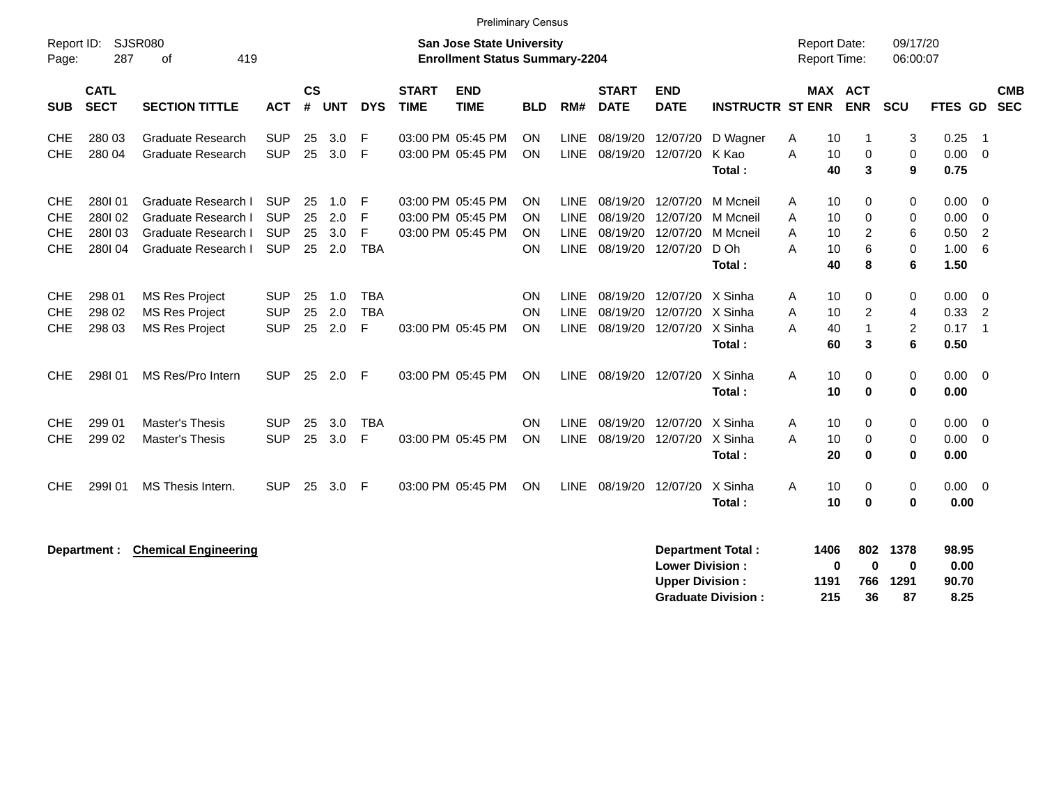Preliminary Census

Report ID: SJSR080

**San Jose State University**
**Enrollment Status Summary-2204**

Report Date: 09/17/20
Report Time: 06:00:07

| SUB | CATL SECT | SECTION TITTLE | ACT | CS # | UNT | DYS | START TIME | END TIME | BLD | RM# | START DATE | END DATE | INSTRUCTR | ST | MAX ENR | ACT ENR | SCU | FTES | GD | CMB SEC |
|---|---|---|---|---|---|---|---|---|---|---|---|---|---|---|---|---|---|---|---|---|
| CHE | 280 03 | Graduate Research | SUP | 25 | 3.0 | F | 03:00 PM | 05:45 PM | ON | LINE | 08/19/20 | 12/07/20 | D Wagner | A | 10 | 1 | 3 | 0.25 | 1 | |
| CHE | 280 04 | Graduate Research | SUP | 25 | 3.0 | F | 03:00 PM | 05:45 PM | ON | LINE | 08/19/20 | 12/07/20 | K Kao | A | 10 | 0 | 0 | 0.00 | 0 | |
| | | | | | | | | | | | | | **Total :** | | **40** | **3** | **9** | **0.75** | | |
| CHE | 280I 01 | Graduate Research I | SUP | 25 | 1.0 | F | 03:00 PM | 05:45 PM | ON | LINE | 08/19/20 | 12/07/20 | M Mcneil | A | 10 | 0 | 0 | 0.00 | 0 | |
| CHE | 280I 02 | Graduate Research I | SUP | 25 | 2.0 | F | 03:00 PM | 05:45 PM | ON | LINE | 08/19/20 | 12/07/20 | M Mcneil | A | 10 | 0 | 0 | 0.00 | 0 | |
| CHE | 280I 03 | Graduate Research I | SUP | 25 | 3.0 | F | 03:00 PM | 05:45 PM | ON | LINE | 08/19/20 | 12/07/20 | M Mcneil | A | 10 | 2 | 6 | 0.50 | 2 | |
| CHE | 280I 04 | Graduate Research I | SUP | 25 | 2.0 | TBA | | | ON | LINE | 08/19/20 | 12/07/20 | D Oh | A | 10 | 6 | 0 | 1.00 | 6 | |
| | | | | | | | | | | | | | **Total :** | | **40** | **8** | **6** | **1.50** | | |
| CHE | 298 01 | MS Res Project | SUP | 25 | 1.0 | TBA | | | ON | LINE | 08/19/20 | 12/07/20 | X Sinha | A | 10 | 0 | 0 | 0.00 | 0 | |
| CHE | 298 02 | MS Res Project | SUP | 25 | 2.0 | TBA | | | ON | LINE | 08/19/20 | 12/07/20 | X Sinha | A | 10 | 2 | 4 | 0.33 | 2 | |
| CHE | 298 03 | MS Res Project | SUP | 25 | 2.0 | F | 03:00 PM | 05:45 PM | ON | LINE | 08/19/20 | 12/07/20 | X Sinha | A | 40 | 1 | 2 | 0.17 | 1 | |
| | | | | | | | | | | | | | **Total :** | | **60** | **3** | **6** | **0.50** | | |
| CHE | 298I 01 | MS Res/Pro Intern | SUP | 25 | 2.0 | F | 03:00 PM | 05:45 PM | ON | LINE | 08/19/20 | 12/07/20 | X Sinha | A | 10 | 0 | 0 | 0.00 | 0 | |
| | | | | | | | | | | | | | **Total :** | | **10** | **0** | **0** | **0.00** | | |
| CHE | 299 01 | Master's Thesis | SUP | 25 | 3.0 | TBA | | | ON | LINE | 08/19/20 | 12/07/20 | X Sinha | A | 10 | 0 | 0 | 0.00 | 0 | |
| CHE | 299 02 | Master's Thesis | SUP | 25 | 3.0 | F | 03:00 PM | 05:45 PM | ON | LINE | 08/19/20 | 12/07/20 | X Sinha | A | 10 | 0 | 0 | 0.00 | 0 | |
| | | | | | | | | | | | | | **Total :** | | **20** | **0** | **0** | **0.00** | | |
| CHE | 299I 01 | MS Thesis Intern. | SUP | 25 | 3.0 | F | 03:00 PM | 05:45 PM | ON | LINE | 08/19/20 | 12/07/20 | X Sinha | A | 10 | 0 | 0 | 0.00 | 0 | |
| | | | | | | | | | | | | | **Total :** | | **10** | **0** | **0** | **0.00** | | |

**Department :** **Chemical Engineering**

| | MAX ENR | ACT ENR | SCU | FTES |
|---|---|---|---|---|
| **Department Total :** | **1406** | **802** | **1378** | **98.95** |
| **Lower Division :** | **0** | **0** | **0** | **0.00** |
| **Upper Division :** | **1191** | **766** | **1291** | **90.70** |
| **Graduate Division :** | **215** | **36** | **87** | **8.25** |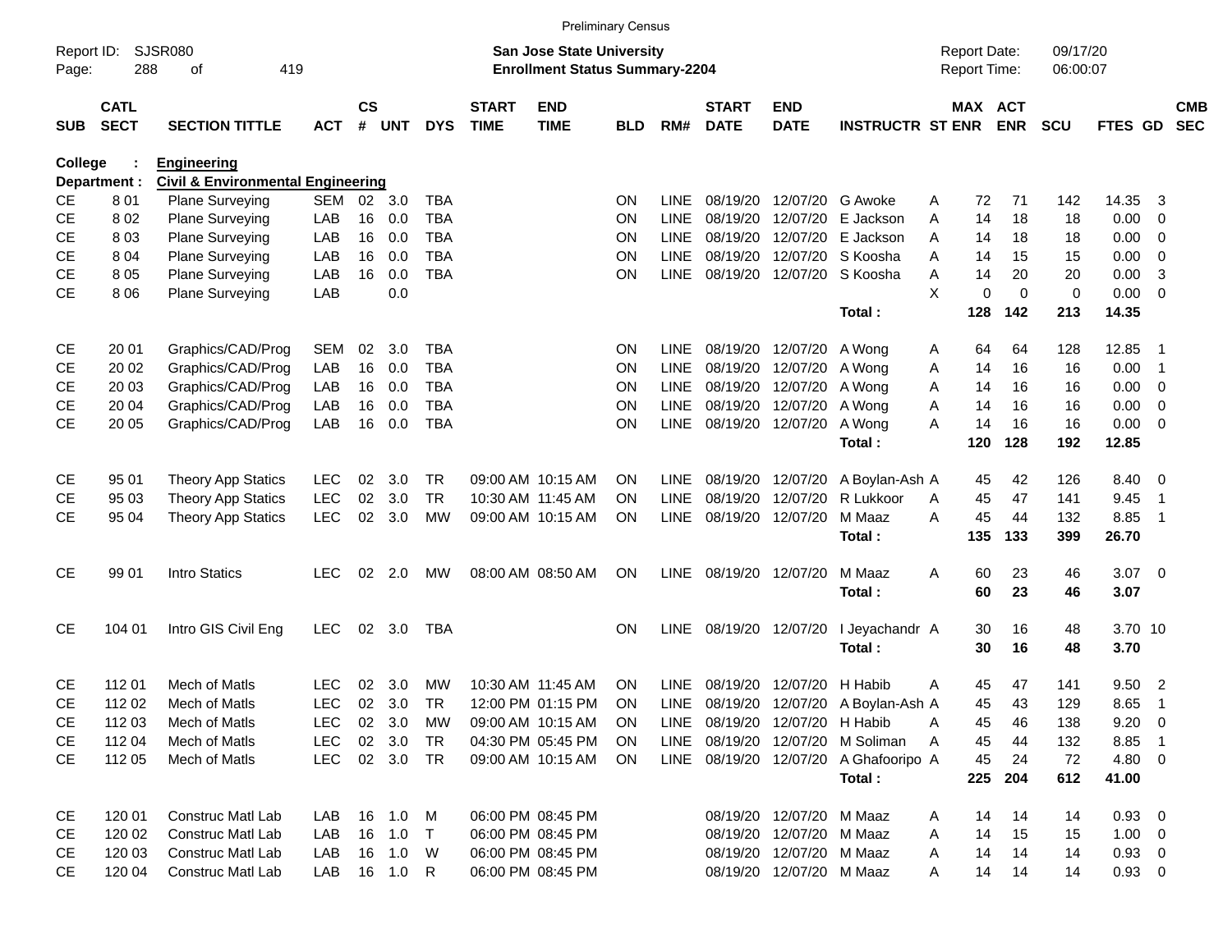Preliminary Census

Report ID: SJSR080
Page: 288 of 419

**San Jose State University**
**Enrollment Status Summary-2204**

Report Date: 09/17/20
Report Time: 06:00:07

| SUB | CATL SECT | SECTION TITTLE | ACT | CS # | UNT | DYS | START TIME | END TIME | BLD | RM# | START DATE | END DATE | INSTRUCTR | ST | MAX ENR | ACT ENR | SCU | FTES | GD | CMB SEC |
|---|---|---|---|---|---|---|---|---|---|---|---|---|---|---|---|---|---|---|---|---|
| **College :** | | **Engineering** | | | | | | | | | | | | | | | | | | |
| **Department :** | | **Civil & Environmental Engineering** | | | | | | | | | | | | | | | | | | |
| CE | 8 01 | Plane Surveying | SEM | 02 | 3.0 | TBA | | | ON | LINE | 08/19/20 | 12/07/20 | G Awoke | A | 72 | 71 | 142 | 14.35 | 3 | |
| CE | 8 02 | Plane Surveying | LAB | 16 | 0.0 | TBA | | | ON | LINE | 08/19/20 | 12/07/20 | E Jackson | A | 14 | 18 | 18 | 0.00 | 0 | |
| CE | 8 03 | Plane Surveying | LAB | 16 | 0.0 | TBA | | | ON | LINE | 08/19/20 | 12/07/20 | E Jackson | A | 14 | 18 | 18 | 0.00 | 0 | |
| CE | 8 04 | Plane Surveying | LAB | 16 | 0.0 | TBA | | | ON | LINE | 08/19/20 | 12/07/20 | S Koosha | A | 14 | 15 | 15 | 0.00 | 0 | |
| CE | 8 05 | Plane Surveying | LAB | 16 | 0.0 | TBA | | | ON | LINE | 08/19/20 | 12/07/20 | S Koosha | A | 14 | 20 | 20 | 0.00 | 3 | |
| CE | 8 06 | Plane Surveying | LAB | | 0.0 | | | | | | | | | X | 0 | 0 | 0 | 0.00 | 0 | |
| | | | | | | | | | | | | | **Total :** | | **128** | **142** | **213** | **14.35** | | |
| CE | 20 01 | Graphics/CAD/Prog | SEM | 02 | 3.0 | TBA | | | ON | LINE | 08/19/20 | 12/07/20 | A Wong | A | 64 | 64 | 128 | 12.85 | 1 | |
| CE | 20 02 | Graphics/CAD/Prog | LAB | 16 | 0.0 | TBA | | | ON | LINE | 08/19/20 | 12/07/20 | A Wong | A | 14 | 16 | 16 | 0.00 | 1 | |
| CE | 20 03 | Graphics/CAD/Prog | LAB | 16 | 0.0 | TBA | | | ON | LINE | 08/19/20 | 12/07/20 | A Wong | A | 14 | 16 | 16 | 0.00 | 0 | |
| CE | 20 04 | Graphics/CAD/Prog | LAB | 16 | 0.0 | TBA | | | ON | LINE | 08/19/20 | 12/07/20 | A Wong | A | 14 | 16 | 16 | 0.00 | 0 | |
| CE | 20 05 | Graphics/CAD/Prog | LAB | 16 | 0.0 | TBA | | | ON | LINE | 08/19/20 | 12/07/20 | A Wong | A | 14 | 16 | 16 | 0.00 | 0 | |
| | | | | | | | | | | | | | **Total :** | | **120** | **128** | **192** | **12.85** | | |
| CE | 95 01 | Theory App Statics | LEC | 02 | 3.0 | TR | 09:00 AM | 10:15 AM | ON | LINE | 08/19/20 | 12/07/20 | A Boylan-Ash | A | 45 | 42 | 126 | 8.40 | 0 | |
| CE | 95 03 | Theory App Statics | LEC | 02 | 3.0 | TR | 10:30 AM | 11:45 AM | ON | LINE | 08/19/20 | 12/07/20 | R Lukkoor | A | 45 | 47 | 141 | 9.45 | 1 | |
| CE | 95 04 | Theory App Statics | LEC | 02 | 3.0 | MW | 09:00 AM | 10:15 AM | ON | LINE | 08/19/20 | 12/07/20 | M Maaz | A | 45 | 44 | 132 | 8.85 | 1 | |
| | | | | | | | | | | | | | **Total :** | | **135** | **133** | **399** | **26.70** | | |
| CE | 99 01 | Intro Statics | LEC | 02 | 2.0 | MW | 08:00 AM | 08:50 AM | ON | LINE | 08/19/20 | 12/07/20 | M Maaz | A | 60 | 23 | 46 | 3.07 | 0 | |
| | | | | | | | | | | | | | **Total :** | | **60** | **23** | **46** | **3.07** | | |
| CE | 104 01 | Intro GIS Civil Eng | LEC | 02 | 3.0 | TBA | | | ON | LINE | 08/19/20 | 12/07/20 | I Jeyachandr | A | 30 | 16 | 48 | 3.70 | 10 | |
| | | | | | | | | | | | | | **Total :** | | **30** | **16** | **48** | **3.70** | | |
| CE | 112 01 | Mech of Matls | LEC | 02 | 3.0 | MW | 10:30 AM | 11:45 AM | ON | LINE | 08/19/20 | 12/07/20 | H Habib | A | 45 | 47 | 141 | 9.50 | 2 | |
| CE | 112 02 | Mech of Matls | LEC | 02 | 3.0 | TR | 12:00 PM | 01:15 PM | ON | LINE | 08/19/20 | 12/07/20 | A Boylan-Ash | A | 45 | 43 | 129 | 8.65 | 1 | |
| CE | 112 03 | Mech of Matls | LEC | 02 | 3.0 | MW | 09:00 AM | 10:15 AM | ON | LINE | 08/19/20 | 12/07/20 | H Habib | A | 45 | 46 | 138 | 9.20 | 0 | |
| CE | 112 04 | Mech of Matls | LEC | 02 | 3.0 | TR | 04:30 PM | 05:45 PM | ON | LINE | 08/19/20 | 12/07/20 | M Soliman | A | 45 | 44 | 132 | 8.85 | 1 | |
| CE | 112 05 | Mech of Matls | LEC | 02 | 3.0 | TR | 09:00 AM | 10:15 AM | ON | LINE | 08/19/20 | 12/07/20 | A Ghafooripo | A | 45 | 24 | 72 | 4.80 | 0 | |
| | | | | | | | | | | | | | **Total :** | | **225** | **204** | **612** | **41.00** | | |
| CE | 120 01 | Construc Matl Lab | LAB | 16 | 1.0 | M | 06:00 PM | 08:45 PM | | | 08/19/20 | 12/07/20 | M Maaz | A | 14 | 14 | 14 | 0.93 | 0 | |
| CE | 120 02 | Construc Matl Lab | LAB | 16 | 1.0 | T | 06:00 PM | 08:45 PM | | | 08/19/20 | 12/07/20 | M Maaz | A | 14 | 15 | 15 | 1.00 | 0 | |
| CE | 120 03 | Construc Matl Lab | LAB | 16 | 1.0 | W | 06:00 PM | 08:45 PM | | | 08/19/20 | 12/07/20 | M Maaz | A | 14 | 14 | 14 | 0.93 | 0 | |
| CE | 120 04 | Construc Matl Lab | LAB | 16 | 1.0 | R | 06:00 PM | 08:45 PM | | | 08/19/20 | 12/07/20 | M Maaz | A | 14 | 14 | 14 | 0.93 | 0 | |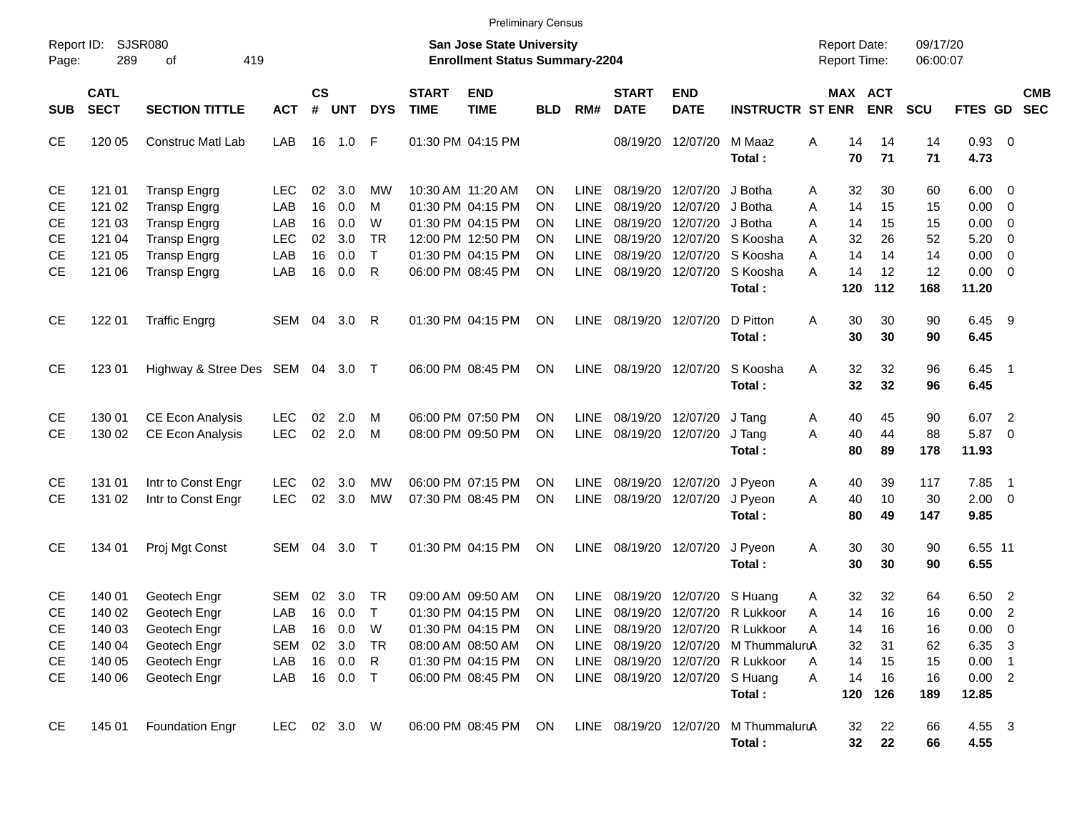Preliminary Census

Report ID: SJSR080
Page: 289 of 419

**San Jose State University**
**Enrollment Status Summary-2204**

Report Date: 09/17/20
Report Time: 06:00:07

| SUB | CATL SECT | SECTION TITTLE | ACT | CS # | UNT | DYS | START TIME | END TIME | BLD | RM# | START DATE | END DATE | INSTRUCTR | ST | MAX ENR | ACT ENR | SCU | FTES | GD | CMB SEC |
|---|---|---|---|---|---|---|---|---|---|---|---|---|---|---|---|---|---|---|---|---|
| CE | 120 05 | Construc Matl Lab | LAB | 16 | 1.0 | F | 01:30 PM | 04:15 PM | | | 08/19/20 | 12/07/20 | M Maaz | A | 14 | 14 | 14 | 0.93 | 0 | |
| | | | | | | | | | | | | | **Total :** | | **70** | **71** | **71** | **4.73** | | |
| CE | 121 01 | Transp Engrg | LEC | 02 | 3.0 | MW | 10:30 AM | 11:20 AM | ON | LINE | 08/19/20 | 12/07/20 | J Botha | A | 32 | 30 | 60 | 6.00 | 0 | |
| CE | 121 02 | Transp Engrg | LAB | 16 | 0.0 | M | 01:30 PM | 04:15 PM | ON | LINE | 08/19/20 | 12/07/20 | J Botha | A | 14 | 15 | 15 | 0.00 | 0 | |
| CE | 121 03 | Transp Engrg | LAB | 16 | 0.0 | W | 01:30 PM | 04:15 PM | ON | LINE | 08/19/20 | 12/07/20 | J Botha | A | 14 | 15 | 15 | 0.00 | 0 | |
| CE | 121 04 | Transp Engrg | LEC | 02 | 3.0 | TR | 12:00 PM | 12:50 PM | ON | LINE | 08/19/20 | 12/07/20 | S Koosha | A | 32 | 26 | 52 | 5.20 | 0 | |
| CE | 121 05 | Transp Engrg | LAB | 16 | 0.0 | T | 01:30 PM | 04:15 PM | ON | LINE | 08/19/20 | 12/07/20 | S Koosha | A | 14 | 14 | 14 | 0.00 | 0 | |
| CE | 121 06 | Transp Engrg | LAB | 16 | 0.0 | R | 06:00 PM | 08:45 PM | ON | LINE | 08/19/20 | 12/07/20 | S Koosha | A | 14 | 12 | 12 | 0.00 | 0 | |
| | | | | | | | | | | | | | **Total :** | | **120** | **112** | **168** | **11.20** | | |
| CE | 122 01 | Traffic Engrg | SEM | 04 | 3.0 | R | 01:30 PM | 04:15 PM | ON | LINE | 08/19/20 | 12/07/20 | D Pitton | A | 30 | 30 | 90 | 6.45 | 9 | |
| | | | | | | | | | | | | | **Total :** | | **30** | **30** | **90** | **6.45** | | |
| CE | 123 01 | Highway & Stree Des | SEM | 04 | 3.0 | T | 06:00 PM | 08:45 PM | ON | LINE | 08/19/20 | 12/07/20 | S Koosha | A | 32 | 32 | 96 | 6.45 | 1 | |
| | | | | | | | | | | | | | **Total :** | | **32** | **32** | **96** | **6.45** | | |
| CE | 130 01 | CE Econ Analysis | LEC | 02 | 2.0 | M | 06:00 PM | 07:50 PM | ON | LINE | 08/19/20 | 12/07/20 | J Tang | A | 40 | 45 | 90 | 6.07 | 2 | |
| CE | 130 02 | CE Econ Analysis | LEC | 02 | 2.0 | M | 08:00 PM | 09:50 PM | ON | LINE | 08/19/20 | 12/07/20 | J Tang | A | 40 | 44 | 88 | 5.87 | 0 | |
| | | | | | | | | | | | | | **Total :** | | **80** | **89** | **178** | **11.93** | | |
| CE | 131 01 | Intr to Const Engr | LEC | 02 | 3.0 | MW | 06:00 PM | 07:15 PM | ON | LINE | 08/19/20 | 12/07/20 | J Pyeon | A | 40 | 39 | 117 | 7.85 | 1 | |
| CE | 131 02 | Intr to Const Engr | LEC | 02 | 3.0 | MW | 07:30 PM | 08:45 PM | ON | LINE | 08/19/20 | 12/07/20 | J Pyeon | A | 40 | 10 | 30 | 2.00 | 0 | |
| | | | | | | | | | | | | | **Total :** | | **80** | **49** | **147** | **9.85** | | |
| CE | 134 01 | Proj Mgt Const | SEM | 04 | 3.0 | T | 01:30 PM | 04:15 PM | ON | LINE | 08/19/20 | 12/07/20 | J Pyeon | A | 30 | 30 | 90 | 6.55 | 11 | |
| | | | | | | | | | | | | | **Total :** | | **30** | **30** | **90** | **6.55** | | |
| CE | 140 01 | Geotech Engr | SEM | 02 | 3.0 | TR | 09:00 AM | 09:50 AM | ON | LINE | 08/19/20 | 12/07/20 | S Huang | A | 32 | 32 | 64 | 6.50 | 2 | |
| CE | 140 02 | Geotech Engr | LAB | 16 | 0.0 | T | 01:30 PM | 04:15 PM | ON | LINE | 08/19/20 | 12/07/20 | R Lukkoor | A | 14 | 16 | 16 | 0.00 | 2 | |
| CE | 140 03 | Geotech Engr | LAB | 16 | 0.0 | W | 01:30 PM | 04:15 PM | ON | LINE | 08/19/20 | 12/07/20 | R Lukkoor | A | 14 | 16 | 16 | 0.00 | 0 | |
| CE | 140 04 | Geotech Engr | SEM | 02 | 3.0 | TR | 08:00 AM | 08:50 AM | ON | LINE | 08/19/20 | 12/07/20 | M Thummaluru | A | 32 | 31 | 62 | 6.35 | 3 | |
| CE | 140 05 | Geotech Engr | LAB | 16 | 0.0 | R | 01:30 PM | 04:15 PM | ON | LINE | 08/19/20 | 12/07/20 | R Lukkoor | A | 14 | 15 | 15 | 0.00 | 1 | |
| CE | 140 06 | Geotech Engr | LAB | 16 | 0.0 | T | 06:00 PM | 08:45 PM | ON | LINE | 08/19/20 | 12/07/20 | S Huang | A | 14 | 16 | 16 | 0.00 | 2 | |
| | | | | | | | | | | | | | **Total :** | | **120** | **126** | **189** | **12.85** | | |
| CE | 145 01 | Foundation Engr | LEC | 02 | 3.0 | W | 06:00 PM | 08:45 PM | ON | LINE | 08/19/20 | 12/07/20 | M Thummaluru | A | 32 | 22 | 66 | 4.55 | 3 | |
| | | | | | | | | | | | | | **Total :** | | **32** | **22** | **66** | **4.55** | | |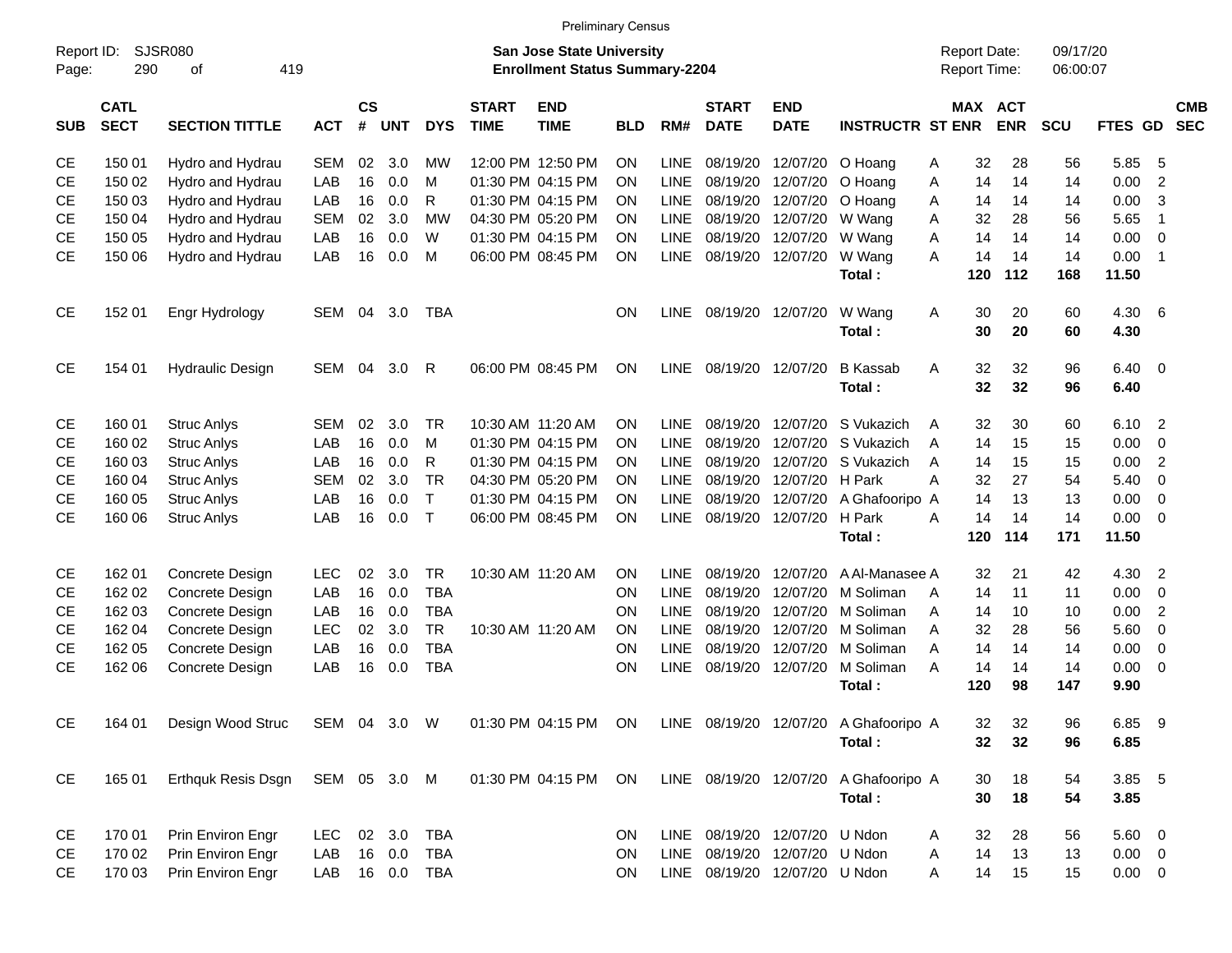Preliminary Census

Report ID: SJSR080
Page: 290 of 419

**San Jose State University**
**Enrollment Status Summary-2204**

Report Date: 09/17/20
Report Time: 06:00:07

| SUB | CATL SECT | SECTION TITTLE | ACT | CS # | UNT | DYS | START TIME | END TIME | BLD | RM# | START DATE | END DATE | INSTRUCTR | ST | MAX ENR | ACT ENR | SCU | FTES | GD | CMB SEC |
|---|---|---|---|---|---|---|---|---|---|---|---|---|---|---|---|---|---|---|---|---|
| CE | 150 01 | Hydro and Hydrau | SEM | 02 | 3.0 | MW | 12:00 PM | 12:50 PM | ON | LINE | 08/19/20 | 12/07/20 | O Hoang | A | 32 | 28 | 56 | 5.85 | 5 | |
| CE | 150 02 | Hydro and Hydrau | LAB | 16 | 0.0 | M | 01:30 PM | 04:15 PM | ON | LINE | 08/19/20 | 12/07/20 | O Hoang | A | 14 | 14 | 14 | 0.00 | 2 | |
| CE | 150 03 | Hydro and Hydrau | LAB | 16 | 0.0 | R | 01:30 PM | 04:15 PM | ON | LINE | 08/19/20 | 12/07/20 | O Hoang | A | 14 | 14 | 14 | 0.00 | 3 | |
| CE | 150 04 | Hydro and Hydrau | SEM | 02 | 3.0 | MW | 04:30 PM | 05:20 PM | ON | LINE | 08/19/20 | 12/07/20 | W Wang | A | 32 | 28 | 56 | 5.65 | 1 | |
| CE | 150 05 | Hydro and Hydrau | LAB | 16 | 0.0 | W | 01:30 PM | 04:15 PM | ON | LINE | 08/19/20 | 12/07/20 | W Wang | A | 14 | 14 | 14 | 0.00 | 0 | |
| CE | 150 06 | Hydro and Hydrau | LAB | 16 | 0.0 | M | 06:00 PM | 08:45 PM | ON | LINE | 08/19/20 | 12/07/20 | W Wang | A | 14 | 14 | 14 | 0.00 | 1 | |
| | | | | | | | | | | | | | **Total :** | | **120** | **112** | **168** | **11.50** | | |
| CE | 152 01 | Engr Hydrology | SEM | 04 | 3.0 | TBA | | | ON | LINE | 08/19/20 | 12/07/20 | W Wang | A | 30 | 20 | 60 | 4.30 | 6 | |
| | | | | | | | | | | | | | **Total :** | | **30** | **20** | **60** | **4.30** | | |
| CE | 154 01 | Hydraulic Design | SEM | 04 | 3.0 | R | 06:00 PM | 08:45 PM | ON | LINE | 08/19/20 | 12/07/20 | B Kassab | A | 32 | 32 | 96 | 6.40 | 0 | |
| | | | | | | | | | | | | | **Total :** | | **32** | **32** | **96** | **6.40** | | |
| CE | 160 01 | Struc Anlys | SEM | 02 | 3.0 | TR | 10:30 AM | 11:20 AM | ON | LINE | 08/19/20 | 12/07/20 | S Vukazich | A | 32 | 30 | 60 | 6.10 | 2 | |
| CE | 160 02 | Struc Anlys | LAB | 16 | 0.0 | M | 01:30 PM | 04:15 PM | ON | LINE | 08/19/20 | 12/07/20 | S Vukazich | A | 14 | 15 | 15 | 0.00 | 0 | |
| CE | 160 03 | Struc Anlys | LAB | 16 | 0.0 | R | 01:30 PM | 04:15 PM | ON | LINE | 08/19/20 | 12/07/20 | S Vukazich | A | 14 | 15 | 15 | 0.00 | 2 | |
| CE | 160 04 | Struc Anlys | SEM | 02 | 3.0 | TR | 04:30 PM | 05:20 PM | ON | LINE | 08/19/20 | 12/07/20 | H Park | A | 32 | 27 | 54 | 5.40 | 0 | |
| CE | 160 05 | Struc Anlys | LAB | 16 | 0.0 | T | 01:30 PM | 04:15 PM | ON | LINE | 08/19/20 | 12/07/20 | A Ghafooripo | A | 14 | 13 | 13 | 0.00 | 0 | |
| CE | 160 06 | Struc Anlys | LAB | 16 | 0.0 | T | 06:00 PM | 08:45 PM | ON | LINE | 08/19/20 | 12/07/20 | H Park | A | 14 | 14 | 14 | 0.00 | 0 | |
| | | | | | | | | | | | | | **Total :** | | **120** | **114** | **171** | **11.50** | | |
| CE | 162 01 | Concrete Design | LEC | 02 | 3.0 | TR | 10:30 AM | 11:20 AM | ON | LINE | 08/19/20 | 12/07/20 | A Al-Manasee | A | 32 | 21 | 42 | 4.30 | 2 | |
| CE | 162 02 | Concrete Design | LAB | 16 | 0.0 | TBA | | | ON | LINE | 08/19/20 | 12/07/20 | M Soliman | A | 14 | 11 | 11 | 0.00 | 0 | |
| CE | 162 03 | Concrete Design | LAB | 16 | 0.0 | TBA | | | ON | LINE | 08/19/20 | 12/07/20 | M Soliman | A | 14 | 10 | 10 | 0.00 | 2 | |
| CE | 162 04 | Concrete Design | LEC | 02 | 3.0 | TR | 10:30 AM | 11:20 AM | ON | LINE | 08/19/20 | 12/07/20 | M Soliman | A | 32 | 28 | 56 | 5.60 | 0 | |
| CE | 162 05 | Concrete Design | LAB | 16 | 0.0 | TBA | | | ON | LINE | 08/19/20 | 12/07/20 | M Soliman | A | 14 | 14 | 14 | 0.00 | 0 | |
| CE | 162 06 | Concrete Design | LAB | 16 | 0.0 | TBA | | | ON | LINE | 08/19/20 | 12/07/20 | M Soliman | A | 14 | 14 | 14 | 0.00 | 0 | |
| | | | | | | | | | | | | | **Total :** | | **120** | **98** | **147** | **9.90** | | |
| CE | 164 01 | Design Wood Struc | SEM | 04 | 3.0 | W | 01:30 PM | 04:15 PM | ON | LINE | 08/19/20 | 12/07/20 | A Ghafooripo | A | 32 | 32 | 96 | 6.85 | 9 | |
| | | | | | | | | | | | | | **Total :** | | **32** | **32** | **96** | **6.85** | | |
| CE | 165 01 | Erthquk Resis Dsgn | SEM | 05 | 3.0 | M | 01:30 PM | 04:15 PM | ON | LINE | 08/19/20 | 12/07/20 | A Ghafooripo | A | 30 | 18 | 54 | 3.85 | 5 | |
| | | | | | | | | | | | | | **Total :** | | **30** | **18** | **54** | **3.85** | | |
| CE | 170 01 | Prin Environ Engr | LEC | 02 | 3.0 | TBA | | | ON | LINE | 08/19/20 | 12/07/20 | U Ndon | A | 32 | 28 | 56 | 5.60 | 0 | |
| CE | 170 02 | Prin Environ Engr | LAB | 16 | 0.0 | TBA | | | ON | LINE | 08/19/20 | 12/07/20 | U Ndon | A | 14 | 13 | 13 | 0.00 | 0 | |
| CE | 170 03 | Prin Environ Engr | LAB | 16 | 0.0 | TBA | | | ON | LINE | 08/19/20 | 12/07/20 | U Ndon | A | 14 | 15 | 15 | 0.00 | 0 | |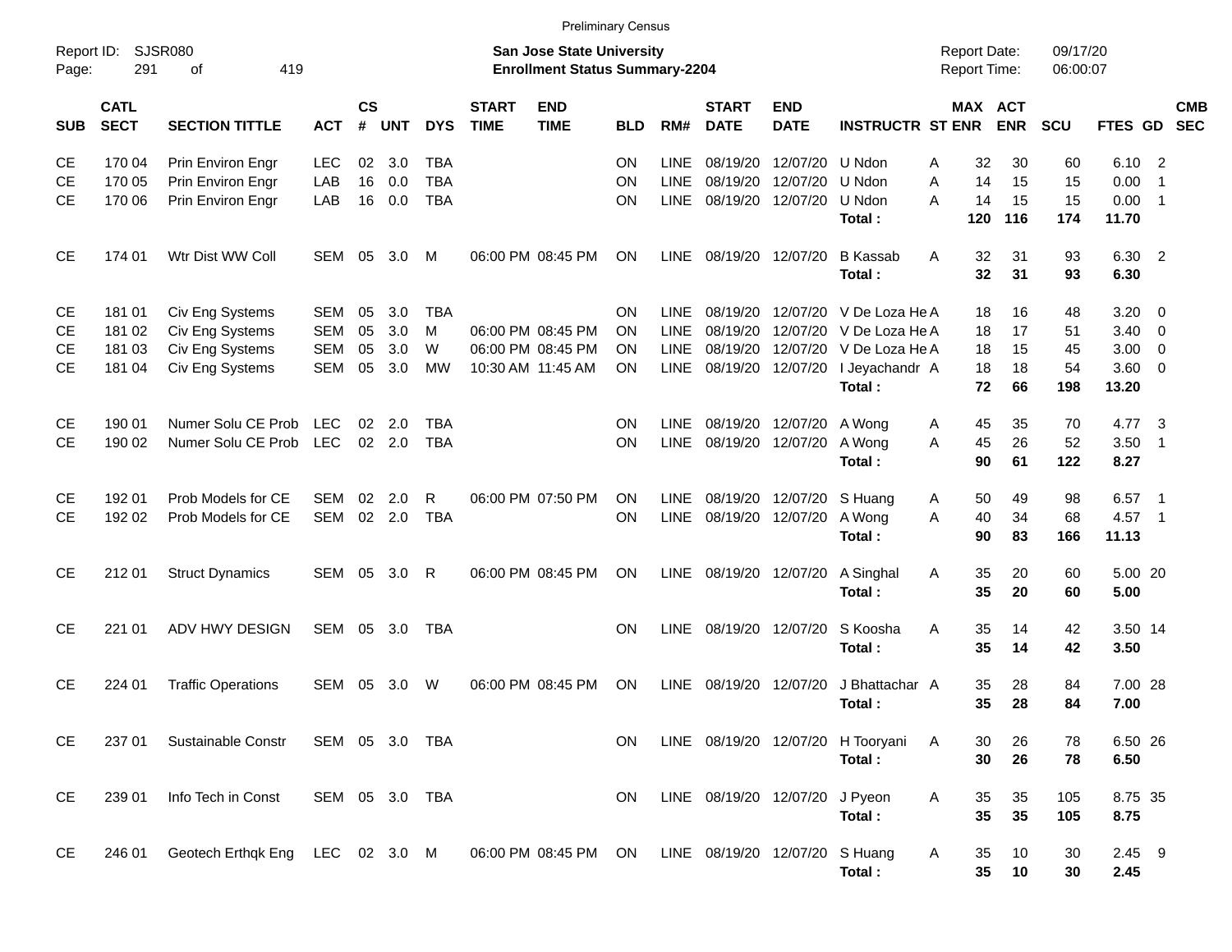Preliminary Census

Report ID: SJSR080
Page: 291 of 419

**San Jose State University**
**Enrollment Status Summary-2204**

Report Date: 09/17/20
Report Time: 06:00:07

| SUB | CATL SECT | SECTION TITTLE | ACT | CS # | UNT | DYS | START TIME | END TIME | BLD | RM# | START DATE | END DATE | INSTRUCTR | ST | MAX ENR | ACT ENR | SCU | FTES | GD | CMB SEC |
|---|---|---|---|---|---|---|---|---|---|---|---|---|---|---|---|---|---|---|---|---|
| CE | 170 04 | Prin Environ Engr | LEC | 02 | 3.0 | TBA | | | ON | LINE | 08/19/20 | 12/07/20 | U Ndon | A | 32 | 30 | 60 | 6.10 | 2 | |
| CE | 170 05 | Prin Environ Engr | LAB | 16 | 0.0 | TBA | | | ON | LINE | 08/19/20 | 12/07/20 | U Ndon | A | 14 | 15 | 15 | 0.00 | 1 | |
| CE | 170 06 | Prin Environ Engr | LAB | 16 | 0.0 | TBA | | | ON | LINE | 08/19/20 | 12/07/20 | U Ndon | A | 14 | 15 | 15 | 0.00 | 1 | |
| | | | | | | | | | | | | | **Total :** | | **120** | **116** | **174** | **11.70** | | |
| CE | 174 01 | Wtr Dist WW Coll | SEM | 05 | 3.0 | M | 06:00 PM | 08:45 PM | ON | LINE | 08/19/20 | 12/07/20 | B Kassab | A | 32 | 31 | 93 | 6.30 | 2 | |
| | | | | | | | | | | | | | **Total :** | | **32** | **31** | **93** | **6.30** | | |
| CE | 181 01 | Civ Eng Systems | SEM | 05 | 3.0 | TBA | | | ON | LINE | 08/19/20 | 12/07/20 | V De Loza He | A | 18 | 16 | 48 | 3.20 | 0 | |
| CE | 181 02 | Civ Eng Systems | SEM | 05 | 3.0 | M | 06:00 PM | 08:45 PM | ON | LINE | 08/19/20 | 12/07/20 | V De Loza He | A | 18 | 17 | 51 | 3.40 | 0 | |
| CE | 181 03 | Civ Eng Systems | SEM | 05 | 3.0 | W | 06:00 PM | 08:45 PM | ON | LINE | 08/19/20 | 12/07/20 | V De Loza He | A | 18 | 15 | 45 | 3.00 | 0 | |
| CE | 181 04 | Civ Eng Systems | SEM | 05 | 3.0 | MW | 10:30 AM | 11:45 AM | ON | LINE | 08/19/20 | 12/07/20 | I Jeyachandr | A | 18 | 18 | 54 | 3.60 | 0 | |
| | | | | | | | | | | | | | **Total :** | | **72** | **66** | **198** | **13.20** | | |
| CE | 190 01 | Numer Solu CE Prob | LEC | 02 | 2.0 | TBA | | | ON | LINE | 08/19/20 | 12/07/20 | A Wong | A | 45 | 35 | 70 | 4.77 | 3 | |
| CE | 190 02 | Numer Solu CE Prob | LEC | 02 | 2.0 | TBA | | | ON | LINE | 08/19/20 | 12/07/20 | A Wong | A | 45 | 26 | 52 | 3.50 | 1 | |
| | | | | | | | | | | | | | **Total :** | | **90** | **61** | **122** | **8.27** | | |
| CE | 192 01 | Prob Models for CE | SEM | 02 | 2.0 | R | 06:00 PM | 07:50 PM | ON | LINE | 08/19/20 | 12/07/20 | S Huang | A | 50 | 49 | 98 | 6.57 | 1 | |
| CE | 192 02 | Prob Models for CE | SEM | 02 | 2.0 | TBA | | | ON | LINE | 08/19/20 | 12/07/20 | A Wong | A | 40 | 34 | 68 | 4.57 | 1 | |
| | | | | | | | | | | | | | **Total :** | | **90** | **83** | **166** | **11.13** | | |
| CE | 212 01 | Struct Dynamics | SEM | 05 | 3.0 | R | 06:00 PM | 08:45 PM | ON | LINE | 08/19/20 | 12/07/20 | A Singhal | A | 35 | 20 | 60 | 5.00 | 20 | |
| | | | | | | | | | | | | | **Total :** | | **35** | **20** | **60** | **5.00** | | |
| CE | 221 01 | ADV HWY DESIGN | SEM | 05 | 3.0 | TBA | | | ON | LINE | 08/19/20 | 12/07/20 | S Koosha | A | 35 | 14 | 42 | 3.50 | 14 | |
| | | | | | | | | | | | | | **Total :** | | **35** | **14** | **42** | **3.50** | | |
| CE | 224 01 | Traffic Operations | SEM | 05 | 3.0 | W | 06:00 PM | 08:45 PM | ON | LINE | 08/19/20 | 12/07/20 | J Bhattachar | A | 35 | 28 | 84 | 7.00 | 28 | |
| | | | | | | | | | | | | | **Total :** | | **35** | **28** | **84** | **7.00** | | |
| CE | 237 01 | Sustainable Constr | SEM | 05 | 3.0 | TBA | | | ON | LINE | 08/19/20 | 12/07/20 | H Tooryani | A | 30 | 26 | 78 | 6.50 | 26 | |
| | | | | | | | | | | | | | **Total :** | | **30** | **26** | **78** | **6.50** | | |
| CE | 239 01 | Info Tech in Const | SEM | 05 | 3.0 | TBA | | | ON | LINE | 08/19/20 | 12/07/20 | J Pyeon | A | 35 | 35 | 105 | 8.75 | 35 | |
| | | | | | | | | | | | | | **Total :** | | **35** | **35** | **105** | **8.75** | | |
| CE | 246 01 | Geotech Erthqk Eng | LEC | 02 | 3.0 | M | 06:00 PM | 08:45 PM | ON | LINE | 08/19/20 | 12/07/20 | S Huang | A | 35 | 10 | 30 | 2.45 | 9 | |
| | | | | | | | | | | | | | **Total :** | | **35** | **10** | **30** | **2.45** | | |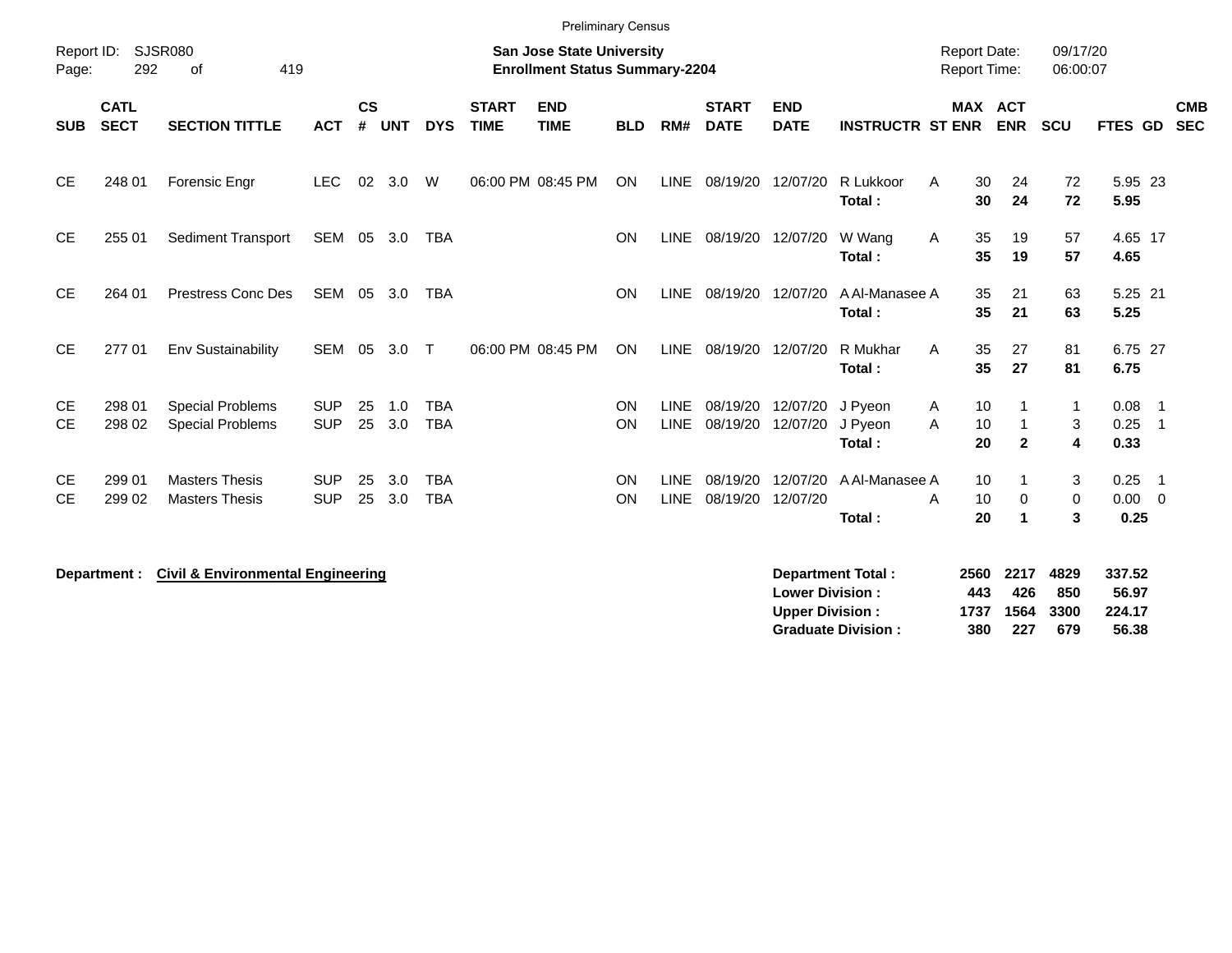Preliminary Census

Report ID: SJSR080
Page: 292 of 419

**San Jose State University**
**Enrollment Status Summary-2204**

Report Date: 09/17/20
Report Time: 06:00:07

| SUB | CATL SECT | SECTION TITTLE | ACT | CS # | UNT | DYS | START TIME | END TIME | BLD | RM# | START DATE | END DATE | INSTRUCTR | ST | MAX ENR | ACT ENR | SCU | FTES | GD | CMB SEC |
|---|---|---|---|---|---|---|---|---|---|---|---|---|---|---|---|---|---|---|---|---|
| CE | 248 01 | Forensic Engr | LEC | 02 | 3.0 | W | 06:00 PM | 08:45 PM | ON | LINE | 08/19/20 | 12/07/20 | R Lukkoor | A | 30 | 24 | 72 | 5.95 | 23 | |
| | | | | | | | | | | | | | **Total :** | | **30** | **24** | **72** | **5.95** | | |
| CE | 255 01 | Sediment Transport | SEM | 05 | 3.0 | TBA | | | ON | LINE | 08/19/20 | 12/07/20 | W Wang | A | 35 | 19 | 57 | 4.65 | 17 | |
| | | | | | | | | | | | | | **Total :** | | **35** | **19** | **57** | **4.65** | | |
| CE | 264 01 | Prestress Conc Des | SEM | 05 | 3.0 | TBA | | | ON | LINE | 08/19/20 | 12/07/20 | A Al-Manasee | A | 35 | 21 | 63 | 5.25 | 21 | |
| | | | | | | | | | | | | | **Total :** | | **35** | **21** | **63** | **5.25** | | |
| CE | 277 01 | Env Sustainability | SEM | 05 | 3.0 | T | 06:00 PM | 08:45 PM | ON | LINE | 08/19/20 | 12/07/20 | R Mukhar | A | 35 | 27 | 81 | 6.75 | 27 | |
| | | | | | | | | | | | | | **Total :** | | **35** | **27** | **81** | **6.75** | | |
| CE | 298 01 | Special Problems | SUP | 25 | 1.0 | TBA | | | ON | LINE | 08/19/20 | 12/07/20 | J Pyeon | A | 10 | 1 | 1 | 0.08 | 1 | |
| CE | 298 02 | Special Problems | SUP | 25 | 3.0 | TBA | | | ON | LINE | 08/19/20 | 12/07/20 | J Pyeon | A | 10 | 1 | 3 | 0.25 | 1 | |
| | | | | | | | | | | | | | **Total :** | | **20** | **2** | **4** | **0.33** | | |
| CE | 299 01 | Masters Thesis | SUP | 25 | 3.0 | TBA | | | ON | LINE | 08/19/20 | 12/07/20 | A Al-Manasee | A | 10 | 1 | 3 | 0.25 | 1 | |
| CE | 299 02 | Masters Thesis | SUP | 25 | 3.0 | TBA | | | ON | LINE | 08/19/20 | 12/07/20 | | A | 10 | 0 | 0 | 0.00 | 0 | |
| | | | | | | | | | | | | | **Total :** | | **20** | **1** | **3** | **0.25** | | |

**Department :** **Civil & Environmental Engineering**

| | MAX ENR | ACT ENR | SCU | FTES |
|---|---|---|---|---|
| **Department Total :** | **2560** | **2217** | **4829** | **337.52** |
| **Lower Division :** | **443** | **426** | **850** | **56.97** |
| **Upper Division :** | **1737** | **1564** | **3300** | **224.17** |
| **Graduate Division :** | **380** | **227** | **679** | **56.38** |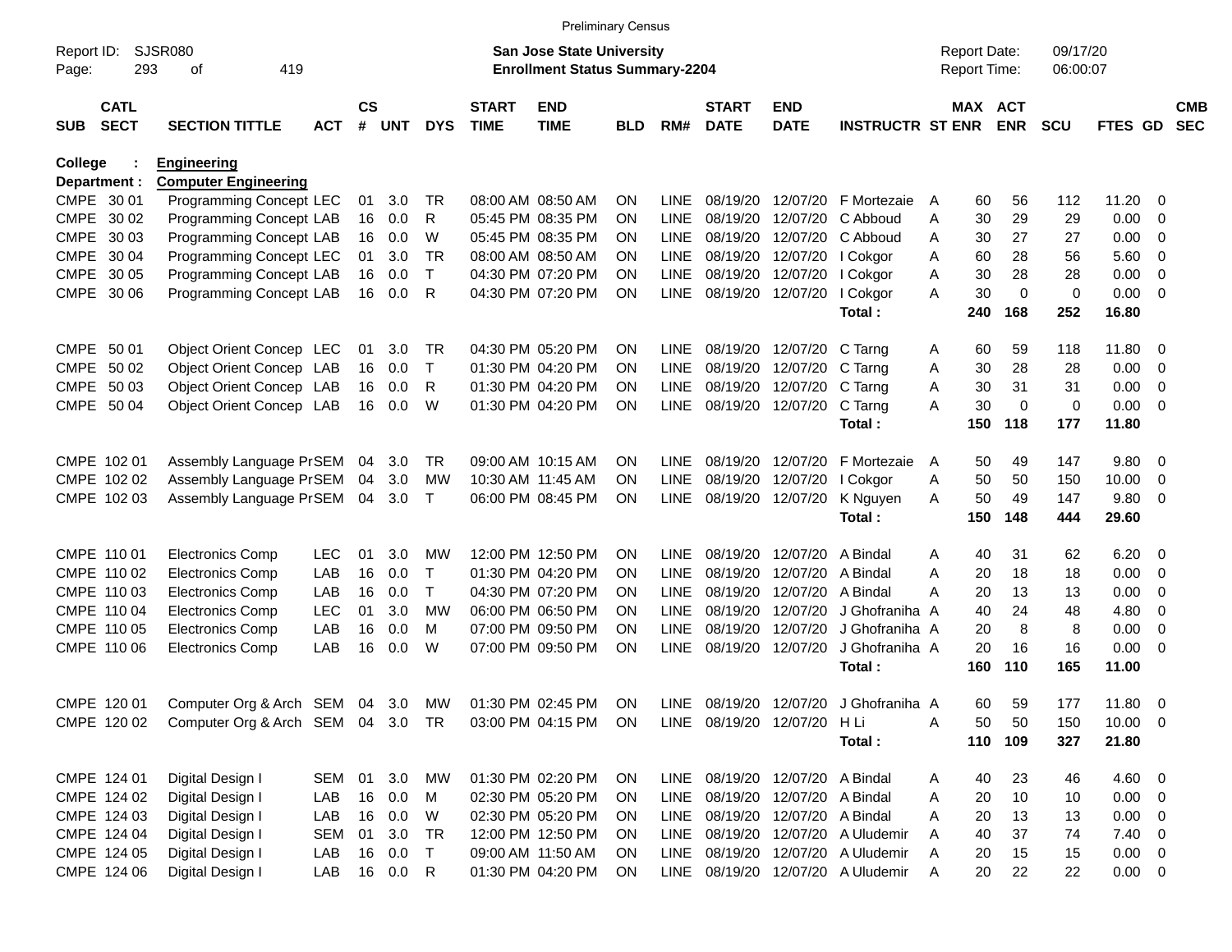Preliminary Census

Report ID: SJSR080
Page: 293 of 419

**San Jose State University**
**Enrollment Status Summary-2204**

Report Date: 09/17/20
Report Time: 06:00:07

College : **Engineering**
Department : **Computer Engineering**

| SUB | CATL SECT | SECTION TITTLE | ACT | CS # | UNT | DYS | START TIME | END TIME | BLD | RM# | START DATE | END DATE | INSTRUCTR | ST | MAX ENR | ACT ENR | SCU | FTES | GD | CMB SEC |
|---|---|---|---|---|---|---|---|---|---|---|---|---|---|---|---|---|---|---|---|---|
| CMPE | 30 01 | Programming Concept | LEC | 01 | 3.0 | TR | 08:00 AM | 08:50 AM | ON | LINE | 08/19/20 | 12/07/20 | F Mortezaie | A | 60 | 56 | 112 | 11.20 | 0 | |
| CMPE | 30 02 | Programming Concept | LAB | 16 | 0.0 | R | 05:45 PM | 08:35 PM | ON | LINE | 08/19/20 | 12/07/20 | C Abboud | A | 30 | 29 | 29 | 0.00 | 0 | |
| CMPE | 30 03 | Programming Concept | LAB | 16 | 0.0 | W | 05:45 PM | 08:35 PM | ON | LINE | 08/19/20 | 12/07/20 | C Abboud | A | 30 | 27 | 27 | 0.00 | 0 | |
| CMPE | 30 04 | Programming Concept | LEC | 01 | 3.0 | TR | 08:00 AM | 08:50 AM | ON | LINE | 08/19/20 | 12/07/20 | I Cokgor | A | 60 | 28 | 56 | 5.60 | 0 | |
| CMPE | 30 05 | Programming Concept | LAB | 16 | 0.0 | T | 04:30 PM | 07:20 PM | ON | LINE | 08/19/20 | 12/07/20 | I Cokgor | A | 30 | 28 | 28 | 0.00 | 0 | |
| CMPE | 30 06 | Programming Concept | LAB | 16 | 0.0 | R | 04:30 PM | 07:20 PM | ON | LINE | 08/19/20 | 12/07/20 | I Cokgor | A | 30 | 0 | 0 | 0.00 | 0 | |
| | | | | | | | | | | | | | **Total :** | | **240** | **168** | **252** | **16.80** | | |
| CMPE | 50 01 | Object Orient Concep | LEC | 01 | 3.0 | TR | 04:30 PM | 05:20 PM | ON | LINE | 08/19/20 | 12/07/20 | C Tarng | A | 60 | 59 | 118 | 11.80 | 0 | |
| CMPE | 50 02 | Object Orient Concep | LAB | 16 | 0.0 | T | 01:30 PM | 04:20 PM | ON | LINE | 08/19/20 | 12/07/20 | C Tarng | A | 30 | 28 | 28 | 0.00 | 0 | |
| CMPE | 50 03 | Object Orient Concep | LAB | 16 | 0.0 | R | 01:30 PM | 04:20 PM | ON | LINE | 08/19/20 | 12/07/20 | C Tarng | A | 30 | 31 | 31 | 0.00 | 0 | |
| CMPE | 50 04 | Object Orient Concep | LAB | 16 | 0.0 | W | 01:30 PM | 04:20 PM | ON | LINE | 08/19/20 | 12/07/20 | C Tarng | A | 30 | 0 | 0 | 0.00 | 0 | |
| | | | | | | | | | | | | | **Total :** | | **150** | **118** | **177** | **11.80** | | |
| CMPE | 102 01 | Assembly Language Pr | SEM | 04 | 3.0 | TR | 09:00 AM | 10:15 AM | ON | LINE | 08/19/20 | 12/07/20 | F Mortezaie | A | 50 | 49 | 147 | 9.80 | 0 | |
| CMPE | 102 02 | Assembly Language Pr | SEM | 04 | 3.0 | MW | 10:30 AM | 11:45 AM | ON | LINE | 08/19/20 | 12/07/20 | I Cokgor | A | 50 | 50 | 150 | 10.00 | 0 | |
| CMPE | 102 03 | Assembly Language Pr | SEM | 04 | 3.0 | T | 06:00 PM | 08:45 PM | ON | LINE | 08/19/20 | 12/07/20 | K Nguyen | A | 50 | 49 | 147 | 9.80 | 0 | |
| | | | | | | | | | | | | | **Total :** | | **150** | **148** | **444** | **29.60** | | |
| CMPE | 110 01 | Electronics Comp | LEC | 01 | 3.0 | MW | 12:00 PM | 12:50 PM | ON | LINE | 08/19/20 | 12/07/20 | A Bindal | A | 40 | 31 | 62 | 6.20 | 0 | |
| CMPE | 110 02 | Electronics Comp | LAB | 16 | 0.0 | T | 01:30 PM | 04:20 PM | ON | LINE | 08/19/20 | 12/07/20 | A Bindal | A | 20 | 18 | 18 | 0.00 | 0 | |
| CMPE | 110 03 | Electronics Comp | LAB | 16 | 0.0 | T | 04:30 PM | 07:20 PM | ON | LINE | 08/19/20 | 12/07/20 | A Bindal | A | 20 | 13 | 13 | 0.00 | 0 | |
| CMPE | 110 04 | Electronics Comp | LEC | 01 | 3.0 | MW | 06:00 PM | 06:50 PM | ON | LINE | 08/19/20 | 12/07/20 | J Ghofraniha | A | 40 | 24 | 48 | 4.80 | 0 | |
| CMPE | 110 05 | Electronics Comp | LAB | 16 | 0.0 | M | 07:00 PM | 09:50 PM | ON | LINE | 08/19/20 | 12/07/20 | J Ghofraniha | A | 20 | 8 | 8 | 0.00 | 0 | |
| CMPE | 110 06 | Electronics Comp | LAB | 16 | 0.0 | W | 07:00 PM | 09:50 PM | ON | LINE | 08/19/20 | 12/07/20 | J Ghofraniha | A | 20 | 16 | 16 | 0.00 | 0 | |
| | | | | | | | | | | | | | **Total :** | | **160** | **110** | **165** | **11.00** | | |
| CMPE | 120 01 | Computer Org & Arch | SEM | 04 | 3.0 | MW | 01:30 PM | 02:45 PM | ON | LINE | 08/19/20 | 12/07/20 | J Ghofraniha | A | 60 | 59 | 177 | 11.80 | 0 | |
| CMPE | 120 02 | Computer Org & Arch | SEM | 04 | 3.0 | TR | 03:00 PM | 04:15 PM | ON | LINE | 08/19/20 | 12/07/20 | H Li | A | 50 | 50 | 150 | 10.00 | 0 | |
| | | | | | | | | | | | | | **Total :** | | **110** | **109** | **327** | **21.80** | | |
| CMPE | 124 01 | Digital Design I | SEM | 01 | 3.0 | MW | 01:30 PM | 02:20 PM | ON | LINE | 08/19/20 | 12/07/20 | A Bindal | A | 40 | 23 | 46 | 4.60 | 0 | |
| CMPE | 124 02 | Digital Design I | LAB | 16 | 0.0 | M | 02:30 PM | 05:20 PM | ON | LINE | 08/19/20 | 12/07/20 | A Bindal | A | 20 | 10 | 10 | 0.00 | 0 | |
| CMPE | 124 03 | Digital Design I | LAB | 16 | 0.0 | W | 02:30 PM | 05:20 PM | ON | LINE | 08/19/20 | 12/07/20 | A Bindal | A | 20 | 13 | 13 | 0.00 | 0 | |
| CMPE | 124 04 | Digital Design I | SEM | 01 | 3.0 | TR | 12:00 PM | 12:50 PM | ON | LINE | 08/19/20 | 12/07/20 | A Uludemir | A | 40 | 37 | 74 | 7.40 | 0 | |
| CMPE | 124 05 | Digital Design I | LAB | 16 | 0.0 | T | 09:00 AM | 11:50 AM | ON | LINE | 08/19/20 | 12/07/20 | A Uludemir | A | 20 | 15 | 15 | 0.00 | 0 | |
| CMPE | 124 06 | Digital Design I | LAB | 16 | 0.0 | R | 01:30 PM | 04:20 PM | ON | LINE | 08/19/20 | 12/07/20 | A Uludemir | A | 20 | 22 | 22 | 0.00 | 0 | |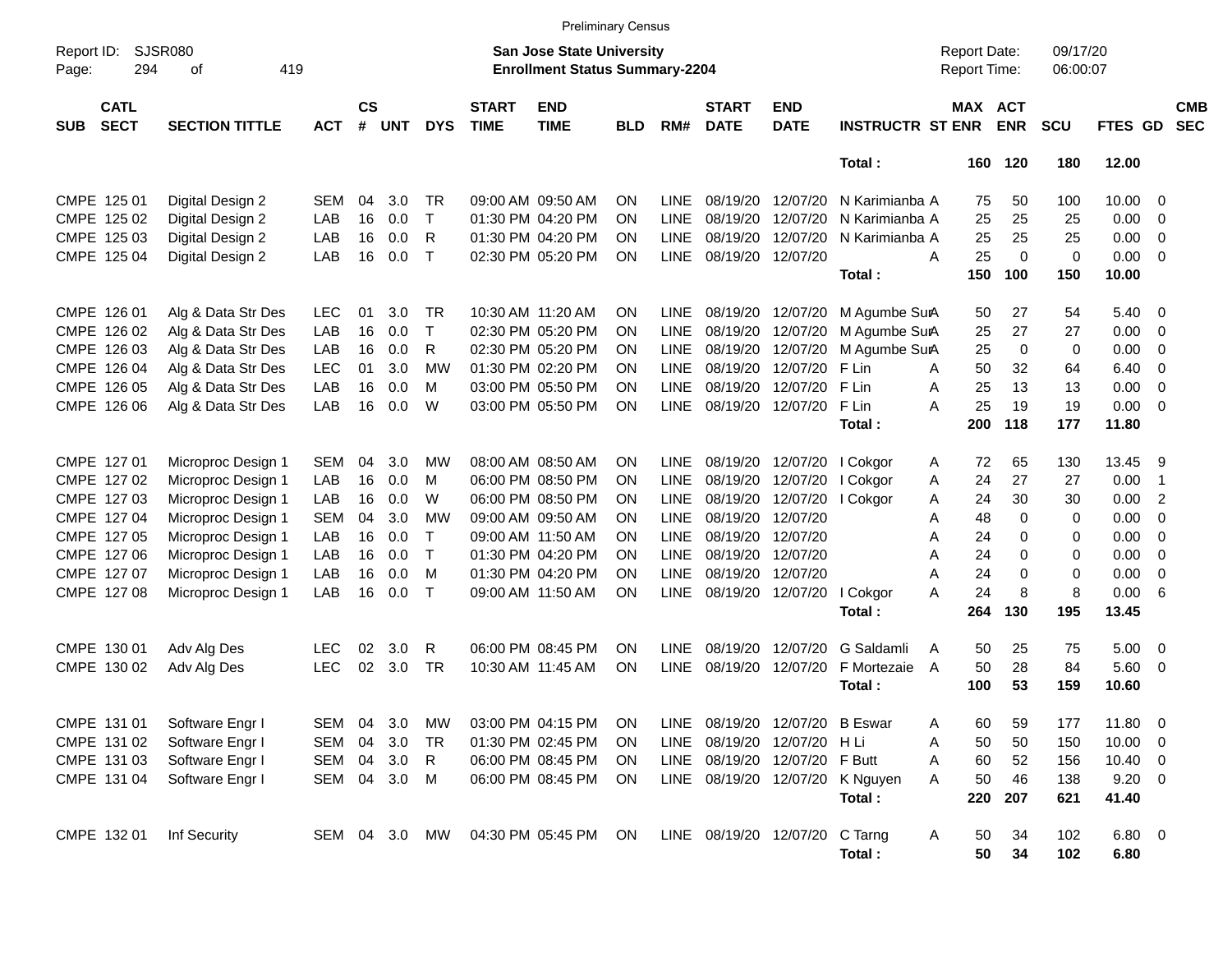Preliminary Census

Report ID: SJSR080
Page: 294 of 419

**San Jose State University**
**Enrollment Status Summary-2204**

Report Date: 09/17/20
Report Time: 06:00:07

| SUB | CATL SECT | SECTION TITTLE | ACT | CS # | UNT | DYS | START TIME | END TIME | BLD | RM# | START DATE | END DATE | INSTRUCTR | ST | MAX ENR | ACT ENR | SCU | FTES | GD | CMB SEC |
|---|---|---|---|---|---|---|---|---|---|---|---|---|---|---|---|---|---|---|---|---|
| | | | | | | | | | | | | | **Total :** | | **160** | **120** | **180** | **12.00** | | |
| CMPE | 125 01 | Digital Design 2 | SEM | 04 | 3.0 | TR | 09:00 AM | 09:50 AM | ON | LINE | 08/19/20 | 12/07/20 | N Karimianba | A | 75 | 50 | 100 | 10.00 | 0 | |
| CMPE | 125 02 | Digital Design 2 | LAB | 16 | 0.0 | T | 01:30 PM | 04:20 PM | ON | LINE | 08/19/20 | 12/07/20 | N Karimianba | A | 25 | 25 | 25 | 0.00 | 0 | |
| CMPE | 125 03 | Digital Design 2 | LAB | 16 | 0.0 | R | 01:30 PM | 04:20 PM | ON | LINE | 08/19/20 | 12/07/20 | N Karimianba | A | 25 | 25 | 25 | 0.00 | 0 | |
| CMPE | 125 04 | Digital Design 2 | LAB | 16 | 0.0 | T | 02:30 PM | 05:20 PM | ON | LINE | 08/19/20 | 12/07/20 | | A | 25 | 0 | 0 | 0.00 | 0 | |
| | | | | | | | | | | | | | **Total :** | | **150** | **100** | **150** | **10.00** | | |
| CMPE | 126 01 | Alg & Data Str Des | LEC | 01 | 3.0 | TR | 10:30 AM | 11:20 AM | ON | LINE | 08/19/20 | 12/07/20 | M Agumbe Sur | A | 50 | 27 | 54 | 5.40 | 0 | |
| CMPE | 126 02 | Alg & Data Str Des | LAB | 16 | 0.0 | T | 02:30 PM | 05:20 PM | ON | LINE | 08/19/20 | 12/07/20 | M Agumbe Sur | A | 25 | 27 | 27 | 0.00 | 0 | |
| CMPE | 126 03 | Alg & Data Str Des | LAB | 16 | 0.0 | R | 02:30 PM | 05:20 PM | ON | LINE | 08/19/20 | 12/07/20 | M Agumbe Sur | A | 25 | 0 | 0 | 0.00 | 0 | |
| CMPE | 126 04 | Alg & Data Str Des | LEC | 01 | 3.0 | MW | 01:30 PM | 02:20 PM | ON | LINE | 08/19/20 | 12/07/20 | F Lin | A | 50 | 32 | 64 | 6.40 | 0 | |
| CMPE | 126 05 | Alg & Data Str Des | LAB | 16 | 0.0 | M | 03:00 PM | 05:50 PM | ON | LINE | 08/19/20 | 12/07/20 | F Lin | A | 25 | 13 | 13 | 0.00 | 0 | |
| CMPE | 126 06 | Alg & Data Str Des | LAB | 16 | 0.0 | W | 03:00 PM | 05:50 PM | ON | LINE | 08/19/20 | 12/07/20 | F Lin | A | 25 | 19 | 19 | 0.00 | 0 | |
| | | | | | | | | | | | | | **Total :** | | **200** | **118** | **177** | **11.80** | | |
| CMPE | 127 01 | Microproc Design 1 | SEM | 04 | 3.0 | MW | 08:00 AM | 08:50 AM | ON | LINE | 08/19/20 | 12/07/20 | I Cokgor | A | 72 | 65 | 130 | 13.45 | 9 | |
| CMPE | 127 02 | Microproc Design 1 | LAB | 16 | 0.0 | M | 06:00 PM | 08:50 PM | ON | LINE | 08/19/20 | 12/07/20 | I Cokgor | A | 24 | 27 | 27 | 0.00 | 1 | |
| CMPE | 127 03 | Microproc Design 1 | LAB | 16 | 0.0 | W | 06:00 PM | 08:50 PM | ON | LINE | 08/19/20 | 12/07/20 | I Cokgor | A | 24 | 30 | 30 | 0.00 | 2 | |
| CMPE | 127 04 | Microproc Design 1 | SEM | 04 | 3.0 | MW | 09:00 AM | 09:50 AM | ON | LINE | 08/19/20 | 12/07/20 | | A | 48 | 0 | 0 | 0.00 | 0 | |
| CMPE | 127 05 | Microproc Design 1 | LAB | 16 | 0.0 | T | 09:00 AM | 11:50 AM | ON | LINE | 08/19/20 | 12/07/20 | | A | 24 | 0 | 0 | 0.00 | 0 | |
| CMPE | 127 06 | Microproc Design 1 | LAB | 16 | 0.0 | T | 01:30 PM | 04:20 PM | ON | LINE | 08/19/20 | 12/07/20 | | A | 24 | 0 | 0 | 0.00 | 0 | |
| CMPE | 127 07 | Microproc Design 1 | LAB | 16 | 0.0 | M | 01:30 PM | 04:20 PM | ON | LINE | 08/19/20 | 12/07/20 | | A | 24 | 0 | 0 | 0.00 | 0 | |
| CMPE | 127 08 | Microproc Design 1 | LAB | 16 | 0.0 | T | 09:00 AM | 11:50 AM | ON | LINE | 08/19/20 | 12/07/20 | I Cokgor | A | 24 | 8 | 8 | 0.00 | 6 | |
| | | | | | | | | | | | | | **Total :** | | **264** | **130** | **195** | **13.45** | | |
| CMPE | 130 01 | Adv Alg Des | LEC | 02 | 3.0 | R | 06:00 PM | 08:45 PM | ON | LINE | 08/19/20 | 12/07/20 | G Saldamli | A | 50 | 25 | 75 | 5.00 | 0 | |
| CMPE | 130 02 | Adv Alg Des | LEC | 02 | 3.0 | TR | 10:30 AM | 11:45 AM | ON | LINE | 08/19/20 | 12/07/20 | F Mortezaie | A | 50 | 28 | 84 | 5.60 | 0 | |
| | | | | | | | | | | | | | **Total :** | | **100** | **53** | **159** | **10.60** | | |
| CMPE | 131 01 | Software Engr I | SEM | 04 | 3.0 | MW | 03:00 PM | 04:15 PM | ON | LINE | 08/19/20 | 12/07/20 | B Eswar | A | 60 | 59 | 177 | 11.80 | 0 | |
| CMPE | 131 02 | Software Engr I | SEM | 04 | 3.0 | TR | 01:30 PM | 02:45 PM | ON | LINE | 08/19/20 | 12/07/20 | H Li | A | 50 | 50 | 150 | 10.00 | 0 | |
| CMPE | 131 03 | Software Engr I | SEM | 04 | 3.0 | R | 06:00 PM | 08:45 PM | ON | LINE | 08/19/20 | 12/07/20 | F Butt | A | 60 | 52 | 156 | 10.40 | 0 | |
| CMPE | 131 04 | Software Engr I | SEM | 04 | 3.0 | M | 06:00 PM | 08:45 PM | ON | LINE | 08/19/20 | 12/07/20 | K Nguyen | A | 50 | 46 | 138 | 9.20 | 0 | |
| | | | | | | | | | | | | | **Total :** | | **220** | **207** | **621** | **41.40** | | |
| CMPE | 132 01 | Inf Security | SEM | 04 | 3.0 | MW | 04:30 PM | 05:45 PM | ON | LINE | 08/19/20 | 12/07/20 | C Tarng | A | 50 | 34 | 102 | 6.80 | 0 | |
| | | | | | | | | | | | | | **Total :** | | **50** | **34** | **102** | **6.80** | | |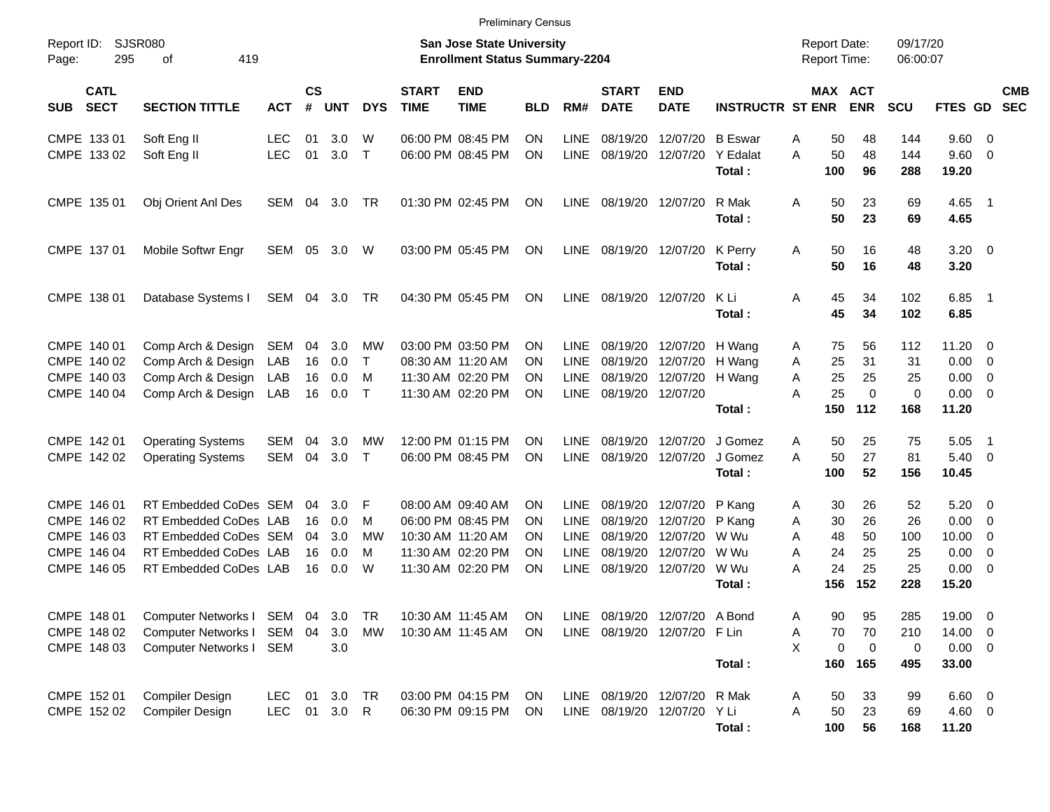Preliminary Census

Report ID: SJSR080
Page: 295 of 419

**San Jose State University**
**Enrollment Status Summary-2204**

Report Date: 09/17/20
Report Time: 06:00:07

| SUB | CATL SECT | SECTION TITTLE | ACT | CS # | UNT | DYS | START TIME | END TIME | BLD | RM# | START DATE | END DATE | INSTRUCTR | ST | MAX ENR | ACT ENR | SCU | FTES | GD | CMB SEC |
|---|---|---|---|---|---|---|---|---|---|---|---|---|---|---|---|---|---|---|---|---|
| CMPE | 133 01 | Soft Eng II | LEC | 01 | 3.0 | W | 06:00 PM | 08:45 PM | ON | LINE | 08/19/20 | 12/07/20 | B Eswar | A | 50 | 48 | 144 | 9.60 | 0 | |
| CMPE | 133 02 | Soft Eng II | LEC | 01 | 3.0 | T | 06:00 PM | 08:45 PM | ON | LINE | 08/19/20 | 12/07/20 | Y Edalat | A | 50 | 48 | 144 | 9.60 | 0 | |
| | | | | | | | | | | | | | **Total :** | | **100** | **96** | **288** | **19.20** | | |
| CMPE | 135 01 | Obj Orient Anl Des | SEM | 04 | 3.0 | TR | 01:30 PM | 02:45 PM | ON | LINE | 08/19/20 | 12/07/20 | R Mak | A | 50 | 23 | 69 | 4.65 | 1 | |
| | | | | | | | | | | | | | **Total :** | | **50** | **23** | **69** | **4.65** | | |
| CMPE | 137 01 | Mobile Softwr Engr | SEM | 05 | 3.0 | W | 03:00 PM | 05:45 PM | ON | LINE | 08/19/20 | 12/07/20 | K Perry | A | 50 | 16 | 48 | 3.20 | 0 | |
| | | | | | | | | | | | | | **Total :** | | **50** | **16** | **48** | **3.20** | | |
| CMPE | 138 01 | Database Systems I | SEM | 04 | 3.0 | TR | 04:30 PM | 05:45 PM | ON | LINE | 08/19/20 | 12/07/20 | K Li | A | 45 | 34 | 102 | 6.85 | 1 | |
| | | | | | | | | | | | | | **Total :** | | **45** | **34** | **102** | **6.85** | | |
| CMPE | 140 01 | Comp Arch & Design | SEM | 04 | 3.0 | MW | 03:00 PM | 03:50 PM | ON | LINE | 08/19/20 | 12/07/20 | H Wang | A | 75 | 56 | 112 | 11.20 | 0 | |
| CMPE | 140 02 | Comp Arch & Design | LAB | 16 | 0.0 | T | 08:30 AM | 11:20 AM | ON | LINE | 08/19/20 | 12/07/20 | H Wang | A | 25 | 31 | 31 | 0.00 | 0 | |
| CMPE | 140 03 | Comp Arch & Design | LAB | 16 | 0.0 | M | 11:30 AM | 02:20 PM | ON | LINE | 08/19/20 | 12/07/20 | H Wang | A | 25 | 25 | 25 | 0.00 | 0 | |
| CMPE | 140 04 | Comp Arch & Design | LAB | 16 | 0.0 | T | 11:30 AM | 02:20 PM | ON | LINE | 08/19/20 | 12/07/20 | | A | 25 | 0 | 0 | 0.00 | 0 | |
| | | | | | | | | | | | | | **Total :** | | **150** | **112** | **168** | **11.20** | | |
| CMPE | 142 01 | Operating Systems | SEM | 04 | 3.0 | MW | 12:00 PM | 01:15 PM | ON | LINE | 08/19/20 | 12/07/20 | J Gomez | A | 50 | 25 | 75 | 5.05 | 1 | |
| CMPE | 142 02 | Operating Systems | SEM | 04 | 3.0 | T | 06:00 PM | 08:45 PM | ON | LINE | 08/19/20 | 12/07/20 | J Gomez | A | 50 | 27 | 81 | 5.40 | 0 | |
| | | | | | | | | | | | | | **Total :** | | **100** | **52** | **156** | **10.45** | | |
| CMPE | 146 01 | RT Embedded CoDes | SEM | 04 | 3.0 | F | 08:00 AM | 09:40 AM | ON | LINE | 08/19/20 | 12/07/20 | P Kang | A | 30 | 26 | 52 | 5.20 | 0 | |
| CMPE | 146 02 | RT Embedded CoDes | LAB | 16 | 0.0 | M | 06:00 PM | 08:45 PM | ON | LINE | 08/19/20 | 12/07/20 | P Kang | A | 30 | 26 | 26 | 0.00 | 0 | |
| CMPE | 146 03 | RT Embedded CoDes | SEM | 04 | 3.0 | MW | 10:30 AM | 11:20 AM | ON | LINE | 08/19/20 | 12/07/20 | W Wu | A | 48 | 50 | 100 | 10.00 | 0 | |
| CMPE | 146 04 | RT Embedded CoDes | LAB | 16 | 0.0 | M | 11:30 AM | 02:20 PM | ON | LINE | 08/19/20 | 12/07/20 | W Wu | A | 24 | 25 | 25 | 0.00 | 0 | |
| CMPE | 146 05 | RT Embedded CoDes | LAB | 16 | 0.0 | W | 11:30 AM | 02:20 PM | ON | LINE | 08/19/20 | 12/07/20 | W Wu | A | 24 | 25 | 25 | 0.00 | 0 | |
| | | | | | | | | | | | | | **Total :** | | **156** | **152** | **228** | **15.20** | | |
| CMPE | 148 01 | Computer Networks I | SEM | 04 | 3.0 | TR | 10:30 AM | 11:45 AM | ON | LINE | 08/19/20 | 12/07/20 | A Bond | A | 90 | 95 | 285 | 19.00 | 0 | |
| CMPE | 148 02 | Computer Networks I | SEM | 04 | 3.0 | MW | 10:30 AM | 11:45 AM | ON | LINE | 08/19/20 | 12/07/20 | F Lin | A | 70 | 70 | 210 | 14.00 | 0 | |
| CMPE | 148 03 | Computer Networks I | SEM | | 3.0 | | | | | | | | | X | 0 | 0 | 0 | 0.00 | 0 | |
| | | | | | | | | | | | | | **Total :** | | **160** | **165** | **495** | **33.00** | | |
| CMPE | 152 01 | Compiler Design | LEC | 01 | 3.0 | TR | 03:00 PM | 04:15 PM | ON | LINE | 08/19/20 | 12/07/20 | R Mak | A | 50 | 33 | 99 | 6.60 | 0 | |
| CMPE | 152 02 | Compiler Design | LEC | 01 | 3.0 | R | 06:30 PM | 09:15 PM | ON | LINE | 08/19/20 | 12/07/20 | Y Li | A | 50 | 23 | 69 | 4.60 | 0 | |
| | | | | | | | | | | | | | **Total :** | | **100** | **56** | **168** | **11.20** | | |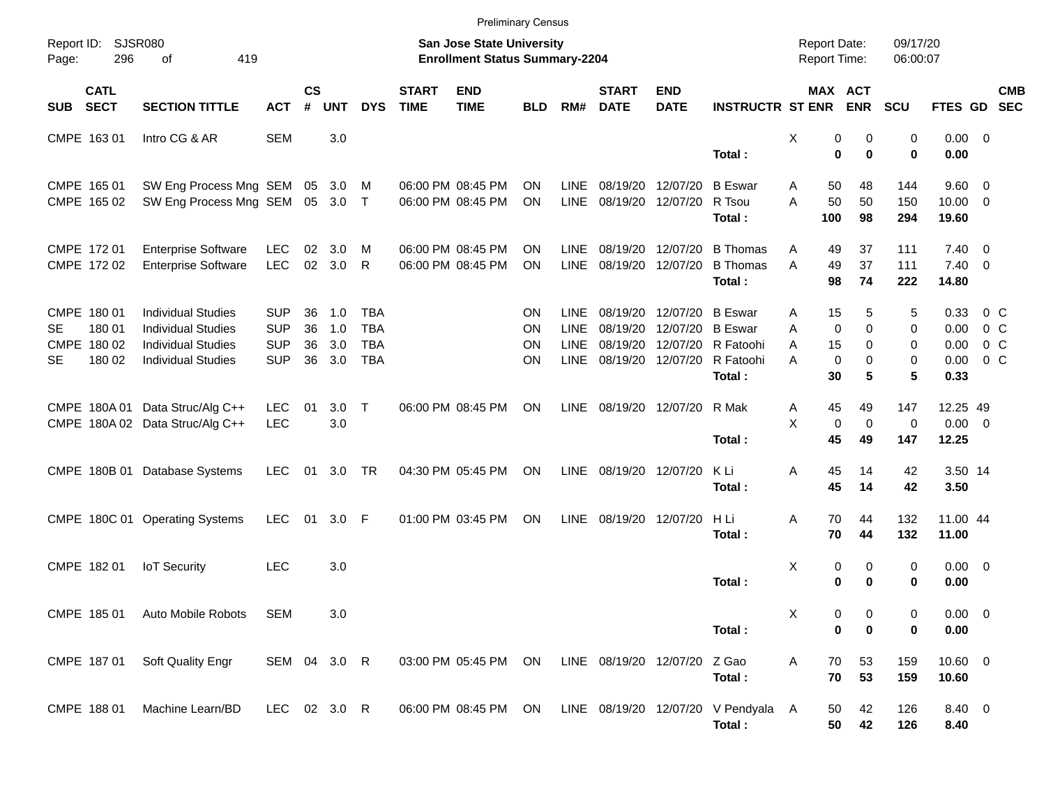Preliminary Census

Report ID: SJSR080 | San Jose State University | Report Date: 09/17/20
Page: 296 of 419 | Enrollment Status Summary-2204 | Report Time: 06:00:07

| SUB | CATL SECT | SECTION TITTLE | ACT | CS # | UNT | DYS | START TIME | END TIME | BLD | RM# | START DATE | END DATE | INSTRUCTR | ST | MAX ENR | ACT ENR | SCU | FTES | GD | CMB SEC |
|---|---|---|---|---|---|---|---|---|---|---|---|---|---|---|---|---|---|---|---|---|
| CMPE | 163 01 | Intro CG & AR | SEM | | 3.0 | | | | | | | | | X | 0 | 0 | 0 | 0.00 | 0 | |
| | | | | | | | | | | | | | **Total :** | | **0** | **0** | **0** | **0.00** | | |
| CMPE | 165 01 | SW Eng Process Mng | SEM | 05 | 3.0 | M | 06:00 PM | 08:45 PM | ON | LINE | 08/19/20 | 12/07/20 | B Eswar | A | 50 | 48 | 144 | 9.60 | 0 | |
| CMPE | 165 02 | SW Eng Process Mng | SEM | 05 | 3.0 | T | 06:00 PM | 08:45 PM | ON | LINE | 08/19/20 | 12/07/20 | R Tsou | A | 50 | 50 | 150 | 10.00 | 0 | |
| | | | | | | | | | | | | | **Total :** | | **100** | **98** | **294** | **19.60** | | |
| CMPE | 172 01 | Enterprise Software | LEC | 02 | 3.0 | M | 06:00 PM | 08:45 PM | ON | LINE | 08/19/20 | 12/07/20 | B Thomas | A | 49 | 37 | 111 | 7.40 | 0 | |
| CMPE | 172 02 | Enterprise Software | LEC | 02 | 3.0 | R | 06:00 PM | 08:45 PM | ON | LINE | 08/19/20 | 12/07/20 | B Thomas | A | 49 | 37 | 111 | 7.40 | 0 | |
| | | | | | | | | | | | | | **Total :** | | **98** | **74** | **222** | **14.80** | | |
| CMPE | 180 01 | Individual Studies | SUP | 36 | 1.0 | TBA | | | ON | LINE | 08/19/20 | 12/07/20 | B Eswar | A | 15 | 5 | 5 | 0.33 | 0 | C |
| SE | 180 01 | Individual Studies | SUP | 36 | 1.0 | TBA | | | ON | LINE | 08/19/20 | 12/07/20 | B Eswar | A | 0 | 0 | 0 | 0.00 | 0 | C |
| CMPE | 180 02 | Individual Studies | SUP | 36 | 3.0 | TBA | | | ON | LINE | 08/19/20 | 12/07/20 | R Fatoohi | A | 15 | 0 | 0 | 0.00 | 0 | C |
| SE | 180 02 | Individual Studies | SUP | 36 | 3.0 | TBA | | | ON | LINE | 08/19/20 | 12/07/20 | R Fatoohi | A | 0 | 0 | 0 | 0.00 | 0 | C |
| | | | | | | | | | | | | | **Total :** | | **30** | **5** | **5** | **0.33** | | |
| CMPE | 180A 01 | Data Struc/Alg C++ | LEC | 01 | 3.0 | T | 06:00 PM | 08:45 PM | ON | LINE | 08/19/20 | 12/07/20 | R Mak | A | 45 | 49 | 147 | 12.25 | 49 | |
| CMPE | 180A 02 | Data Struc/Alg C++ | LEC | | 3.0 | | | | | | | | | X | 0 | 0 | 0 | 0.00 | 0 | |
| | | | | | | | | | | | | | **Total :** | | **45** | **49** | **147** | **12.25** | | |
| CMPE | 180B 01 | Database Systems | LEC | 01 | 3.0 | TR | 04:30 PM | 05:45 PM | ON | LINE | 08/19/20 | 12/07/20 | K Li | A | 45 | 14 | 42 | 3.50 | 14 | |
| | | | | | | | | | | | | | **Total :** | | **45** | **14** | **42** | **3.50** | | |
| CMPE | 180C 01 | Operating Systems | LEC | 01 | 3.0 | F | 01:00 PM | 03:45 PM | ON | LINE | 08/19/20 | 12/07/20 | H Li | A | 70 | 44 | 132 | 11.00 | 44 | |
| | | | | | | | | | | | | | **Total :** | | **70** | **44** | **132** | **11.00** | | |
| CMPE | 182 01 | IoT Security | LEC | | 3.0 | | | | | | | | | X | 0 | 0 | 0 | 0.00 | 0 | |
| | | | | | | | | | | | | | **Total :** | | **0** | **0** | **0** | **0.00** | | |
| CMPE | 185 01 | Auto Mobile Robots | SEM | | 3.0 | | | | | | | | | X | 0 | 0 | 0 | 0.00 | 0 | |
| | | | | | | | | | | | | | **Total :** | | **0** | **0** | **0** | **0.00** | | |
| CMPE | 187 01 | Soft Quality Engr | SEM | 04 | 3.0 | R | 03:00 PM | 05:45 PM | ON | LINE | 08/19/20 | 12/07/20 | Z Gao | A | 70 | 53 | 159 | 10.60 | 0 | |
| | | | | | | | | | | | | | **Total :** | | **70** | **53** | **159** | **10.60** | | |
| CMPE | 188 01 | Machine Learn/BD | LEC | 02 | 3.0 | R | 06:00 PM | 08:45 PM | ON | LINE | 08/19/20 | 12/07/20 | V Pendyala | A | 50 | 42 | 126 | 8.40 | 0 | |
| | | | | | | | | | | | | | **Total :** | | **50** | **42** | **126** | **8.40** | | |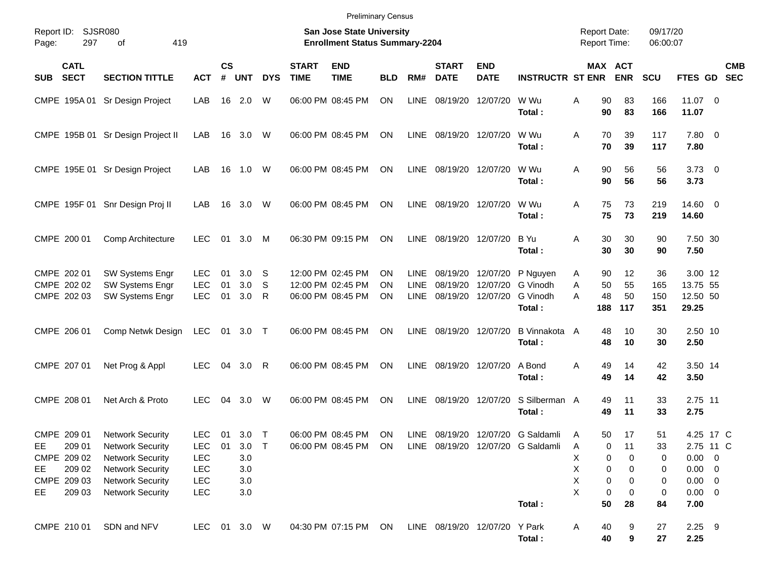Preliminary Census

Report ID: SJSR080

**San Jose State University**
**Enrollment Status Summary-2204**

Report Date: 09/17/20
Report Time: 06:00:07

| SUB | CATL SECT | SECTION TITTLE | ACT | CS # | UNT | DYS | START TIME | END TIME | BLD | RM# | START DATE | END DATE | INSTRUCTR | ST | MAX ENR | ACT ENR | SCU | FTES | GD | CMB SEC |
|---|---|---|---|---|---|---|---|---|---|---|---|---|---|---|---|---|---|---|---|---|
| CMPE | 195A 01 | Sr Design Project | LAB | 16 | 2.0 | W | 06:00 PM | 08:45 PM | ON | LINE | 08/19/20 | 12/07/20 | W Wu | A | 90 | 83 | 166 | 11.07 | 0 | |
| | | | | | | | | | | | | | **Total :** | | **90** | **83** | **166** | **11.07** | | |
| CMPE | 195B 01 | Sr Design Project II | LAB | 16 | 3.0 | W | 06:00 PM | 08:45 PM | ON | LINE | 08/19/20 | 12/07/20 | W Wu | A | 70 | 39 | 117 | 7.80 | 0 | |
| | | | | | | | | | | | | | **Total :** | | **70** | **39** | **117** | **7.80** | | |
| CMPE | 195E 01 | Sr Design Project | LAB | 16 | 1.0 | W | 06:00 PM | 08:45 PM | ON | LINE | 08/19/20 | 12/07/20 | W Wu | A | 90 | 56 | 56 | 3.73 | 0 | |
| | | | | | | | | | | | | | **Total :** | | **90** | **56** | **56** | **3.73** | | |
| CMPE | 195F 01 | Snr Design Proj II | LAB | 16 | 3.0 | W | 06:00 PM | 08:45 PM | ON | LINE | 08/19/20 | 12/07/20 | W Wu | A | 75 | 73 | 219 | 14.60 | 0 | |
| | | | | | | | | | | | | | **Total :** | | **75** | **73** | **219** | **14.60** | | |
| CMPE | 200 01 | Comp Architecture | LEC | 01 | 3.0 | M | 06:30 PM | 09:15 PM | ON | LINE | 08/19/20 | 12/07/20 | B Yu | A | 30 | 30 | 90 | 7.50 | 30 | |
| | | | | | | | | | | | | | **Total :** | | **30** | **30** | **90** | **7.50** | | |
| CMPE | 202 01 | SW Systems Engr | LEC | 01 | 3.0 | S | 12:00 PM | 02:45 PM | ON | LINE | 08/19/20 | 12/07/20 | P Nguyen | A | 90 | 12 | 36 | 3.00 | 12 | |
| CMPE | 202 02 | SW Systems Engr | LEC | 01 | 3.0 | S | 12:00 PM | 02:45 PM | ON | LINE | 08/19/20 | 12/07/20 | G Vinodh | A | 50 | 55 | 165 | 13.75 | 55 | |
| CMPE | 202 03 | SW Systems Engr | LEC | 01 | 3.0 | R | 06:00 PM | 08:45 PM | ON | LINE | 08/19/20 | 12/07/20 | G Vinodh | A | 48 | 50 | 150 | 12.50 | 50 | |
| | | | | | | | | | | | | | **Total :** | | **188** | **117** | **351** | **29.25** | | |
| CMPE | 206 01 | Comp Netwk Design | LEC | 01 | 3.0 | T | 06:00 PM | 08:45 PM | ON | LINE | 08/19/20 | 12/07/20 | B Vinnakota | A | 48 | 10 | 30 | 2.50 | 10 | |
| | | | | | | | | | | | | | **Total :** | | **48** | **10** | **30** | **2.50** | | |
| CMPE | 207 01 | Net Prog & Appl | LEC | 04 | 3.0 | R | 06:00 PM | 08:45 PM | ON | LINE | 08/19/20 | 12/07/20 | A Bond | A | 49 | 14 | 42 | 3.50 | 14 | |
| | | | | | | | | | | | | | **Total :** | | **49** | **14** | **42** | **3.50** | | |
| CMPE | 208 01 | Net Arch & Proto | LEC | 04 | 3.0 | W | 06:00 PM | 08:45 PM | ON | LINE | 08/19/20 | 12/07/20 | S Silberman | A | 49 | 11 | 33 | 2.75 | 11 | |
| | | | | | | | | | | | | | **Total :** | | **49** | **11** | **33** | **2.75** | | |
| CMPE | 209 01 | Network Security | LEC | 01 | 3.0 | T | 06:00 PM | 08:45 PM | ON | LINE | 08/19/20 | 12/07/20 | G Saldamli | A | 50 | 17 | 51 | 4.25 | 17 | C |
| EE | 209 01 | Network Security | LEC | 01 | 3.0 | T | 06:00 PM | 08:45 PM | ON | LINE | 08/19/20 | 12/07/20 | G Saldamli | A | 0 | 11 | 33 | 2.75 | 11 | C |
| CMPE | 209 02 | Network Security | LEC | | 3.0 | | | | | | | | | X | 0 | 0 | 0 | 0.00 | 0 | |
| EE | 209 02 | Network Security | LEC | | 3.0 | | | | | | | | | X | 0 | 0 | 0 | 0.00 | 0 | |
| CMPE | 209 03 | Network Security | LEC | | 3.0 | | | | | | | | | X | 0 | 0 | 0 | 0.00 | 0 | |
| EE | 209 03 | Network Security | LEC | | 3.0 | | | | | | | | | X | 0 | 0 | 0 | 0.00 | 0 | |
| | | | | | | | | | | | | | **Total :** | | **50** | **28** | **84** | **7.00** | | |
| CMPE | 210 01 | SDN and NFV | LEC | 01 | 3.0 | W | 04:30 PM | 07:15 PM | ON | LINE | 08/19/20 | 12/07/20 | Y Park | A | 40 | 9 | 27 | 2.25 | 9 | |
| | | | | | | | | | | | | | **Total :** | | **40** | **9** | **27** | **2.25** | | |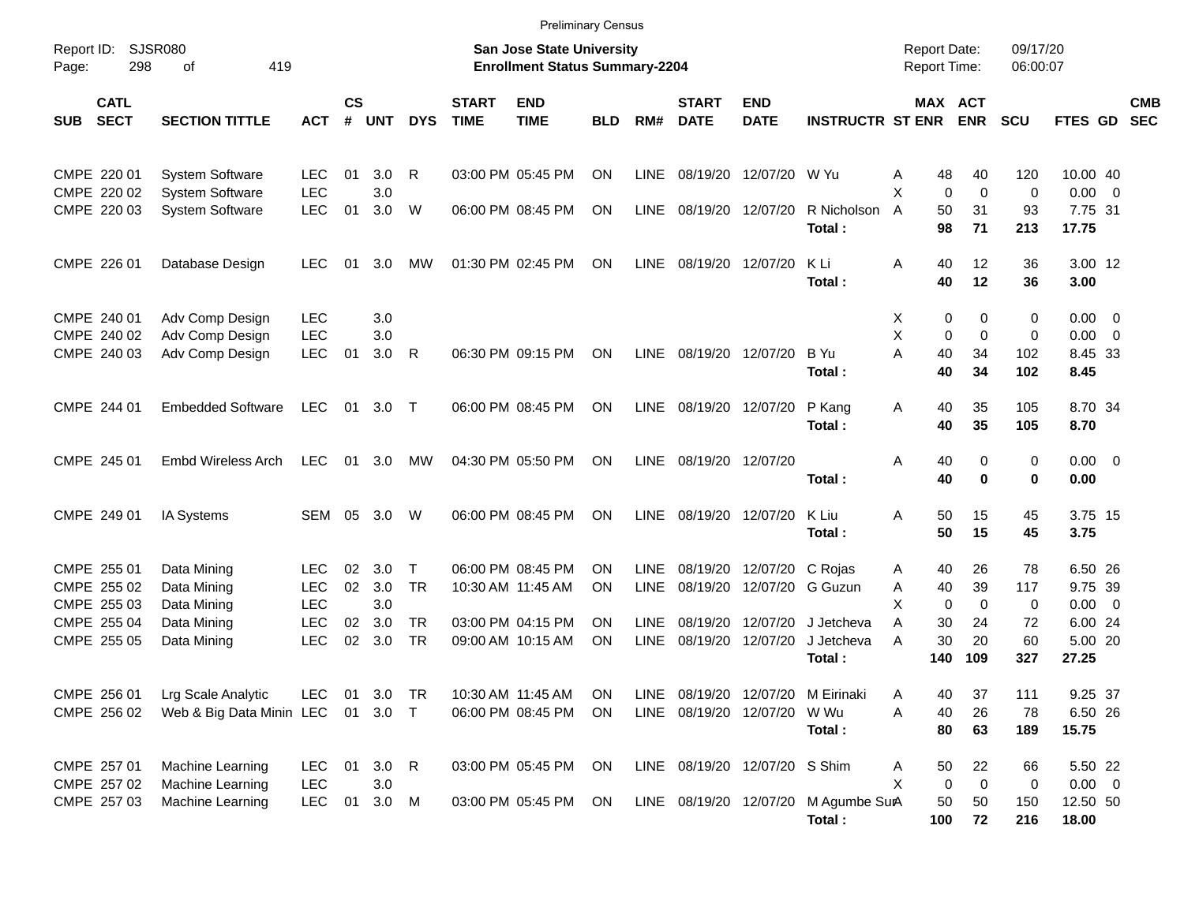Preliminary Census

Report ID: SJSR080

**San Jose State University**
**Enrollment Status Summary-2204**

Report Date: 09/17/20
Report Time: 06:00:07

| SUB | CATL SECT | SECTION TITTLE | ACT | CS # | UNT | DYS | START TIME | END TIME | BLD | RM# | START DATE | END DATE | INSTRUCTR | ST | MAX ENR | ACT ENR | SCU | FTES | GD | CMB SEC |
|---|---|---|---|---|---|---|---|---|---|---|---|---|---|---|---|---|---|---|---|---|
| CMPE | 220 01 | System Software | LEC | 01 | 3.0 | R | 03:00 PM | 05:45 PM | ON | LINE | 08/19/20 | 12/07/20 | W Yu | A | 48 | 40 | 120 | 10.00 | 40 | |
| CMPE | 220 02 | System Software | LEC | | 3.0 | | | | | | | | | X | 0 | 0 | 0 | 0.00 | 0 | |
| CMPE | 220 03 | System Software | LEC | 01 | 3.0 | W | 06:00 PM | 08:45 PM | ON | LINE | 08/19/20 | 12/07/20 | R Nicholson | A | 50 | 31 | 93 | 7.75 | 31 | |
| | | | | | | | | | | | | | **Total :** | | **98** | **71** | **213** | **17.75** | | |
| CMPE | 226 01 | Database Design | LEC | 01 | 3.0 | MW | 01:30 PM | 02:45 PM | ON | LINE | 08/19/20 | 12/07/20 | K Li | A | 40 | 12 | 36 | 3.00 | 12 | |
| | | | | | | | | | | | | | **Total :** | | **40** | **12** | **36** | **3.00** | | |
| CMPE | 240 01 | Adv Comp Design | LEC | | 3.0 | | | | | | | | | X | 0 | 0 | 0 | 0.00 | 0 | |
| CMPE | 240 02 | Adv Comp Design | LEC | | 3.0 | | | | | | | | | X | 0 | 0 | 0 | 0.00 | 0 | |
| CMPE | 240 03 | Adv Comp Design | LEC | 01 | 3.0 | R | 06:30 PM | 09:15 PM | ON | LINE | 08/19/20 | 12/07/20 | B Yu | A | 40 | 34 | 102 | 8.45 | 33 | |
| | | | | | | | | | | | | | **Total :** | | **40** | **34** | **102** | **8.45** | | |
| CMPE | 244 01 | Embedded Software | LEC | 01 | 3.0 | T | 06:00 PM | 08:45 PM | ON | LINE | 08/19/20 | 12/07/20 | P Kang | A | 40 | 35 | 105 | 8.70 | 34 | |
| | | | | | | | | | | | | | **Total :** | | **40** | **35** | **105** | **8.70** | | |
| CMPE | 245 01 | Embd Wireless Arch | LEC | 01 | 3.0 | MW | 04:30 PM | 05:50 PM | ON | LINE | 08/19/20 | 12/07/20 | | A | 40 | 0 | 0 | 0.00 | 0 | |
| | | | | | | | | | | | | | **Total :** | | **40** | **0** | **0** | **0.00** | | |
| CMPE | 249 01 | IA Systems | SEM | 05 | 3.0 | W | 06:00 PM | 08:45 PM | ON | LINE | 08/19/20 | 12/07/20 | K Liu | A | 50 | 15 | 45 | 3.75 | 15 | |
| | | | | | | | | | | | | | **Total :** | | **50** | **15** | **45** | **3.75** | | |
| CMPE | 255 01 | Data Mining | LEC | 02 | 3.0 | T | 06:00 PM | 08:45 PM | ON | LINE | 08/19/20 | 12/07/20 | C Rojas | A | 40 | 26 | 78 | 6.50 | 26 | |
| CMPE | 255 02 | Data Mining | LEC | 02 | 3.0 | TR | 10:30 AM | 11:45 AM | ON | LINE | 08/19/20 | 12/07/20 | G Guzun | A | 40 | 39 | 117 | 9.75 | 39 | |
| CMPE | 255 03 | Data Mining | LEC | | 3.0 | | | | | | | | | X | 0 | 0 | 0 | 0.00 | 0 | |
| CMPE | 255 04 | Data Mining | LEC | 02 | 3.0 | TR | 03:00 PM | 04:15 PM | ON | LINE | 08/19/20 | 12/07/20 | J Jetcheva | A | 30 | 24 | 72 | 6.00 | 24 | |
| CMPE | 255 05 | Data Mining | LEC | 02 | 3.0 | TR | 09:00 AM | 10:15 AM | ON | LINE | 08/19/20 | 12/07/20 | J Jetcheva | A | 30 | 20 | 60 | 5.00 | 20 | |
| | | | | | | | | | | | | | **Total :** | | **140** | **109** | **327** | **27.25** | | |
| CMPE | 256 01 | Lrg Scale Analytic | LEC | 01 | 3.0 | TR | 10:30 AM | 11:45 AM | ON | LINE | 08/19/20 | 12/07/20 | M Eirinaki | A | 40 | 37 | 111 | 9.25 | 37 | |
| CMPE | 256 02 | Web & Big Data Minin | LEC | 01 | 3.0 | T | 06:00 PM | 08:45 PM | ON | LINE | 08/19/20 | 12/07/20 | W Wu | A | 40 | 26 | 78 | 6.50 | 26 | |
| | | | | | | | | | | | | | **Total :** | | **80** | **63** | **189** | **15.75** | | |
| CMPE | 257 01 | Machine Learning | LEC | 01 | 3.0 | R | 03:00 PM | 05:45 PM | ON | LINE | 08/19/20 | 12/07/20 | S Shim | A | 50 | 22 | 66 | 5.50 | 22 | |
| CMPE | 257 02 | Machine Learning | LEC | | 3.0 | | | | | | | | | X | 0 | 0 | 0 | 0.00 | 0 | |
| CMPE | 257 03 | Machine Learning | LEC | 01 | 3.0 | M | 03:00 PM | 05:45 PM | ON | LINE | 08/19/20 | 12/07/20 | M Agumbe Sur | A | 50 | 50 | 150 | 12.50 | 50 | |
| | | | | | | | | | | | | | **Total :** | | **100** | **72** | **216** | **18.00** | | |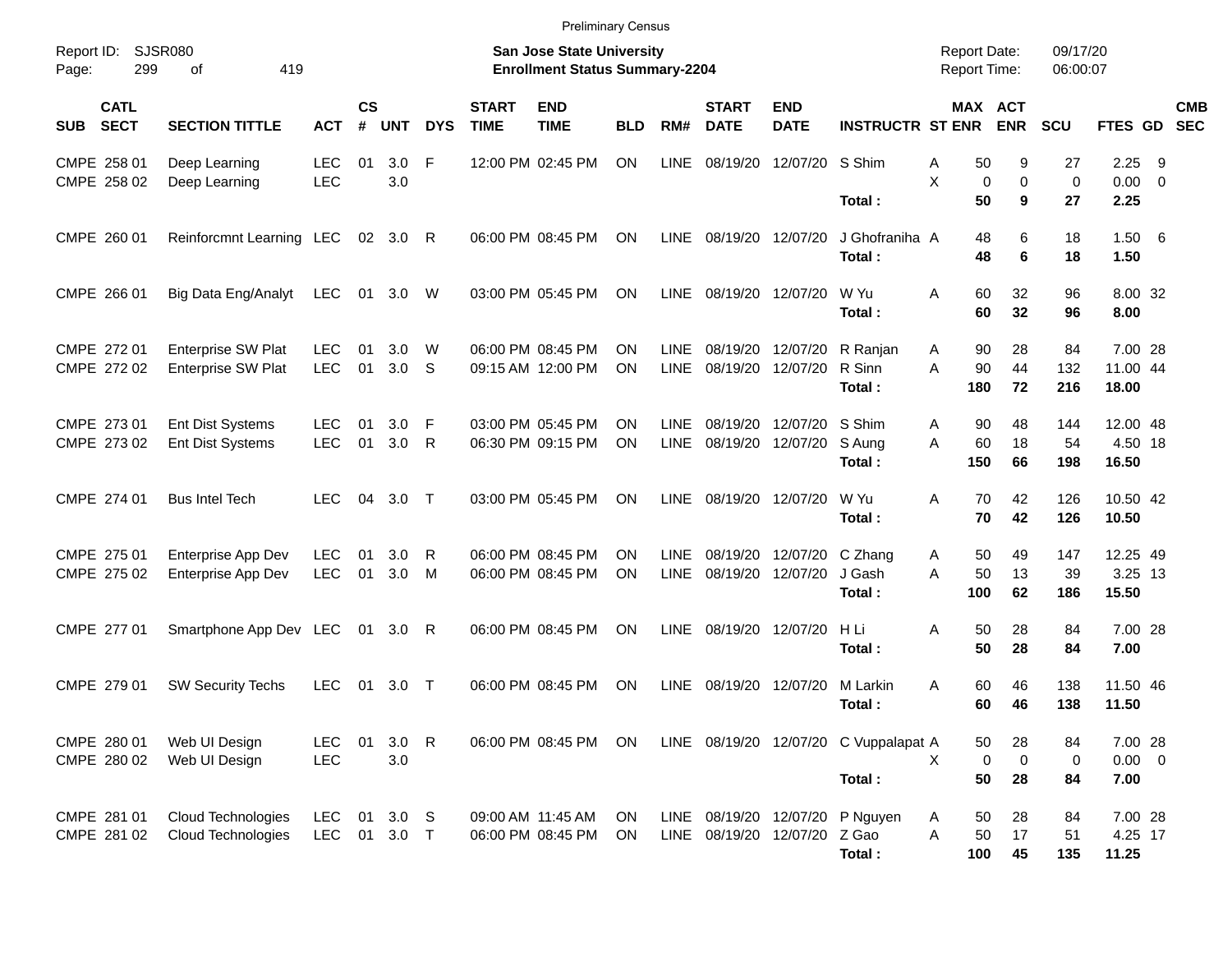Preliminary Census

Report ID: SJSR080

**San Jose State University**
**Enrollment Status Summary-2204**

Report Date: 09/17/20
Report Time: 06:00:07

| SUB | CATL SECT | SECTION TITTLE | ACT | CS # | UNT | DYS | START TIME | END TIME | BLD | RM# | START DATE | END DATE | INSTRUCTR | ST | MAX ENR | ACT ENR | SCU | FTES | GD | CMB SEC |
|---|---|---|---|---|---|---|---|---|---|---|---|---|---|---|---|---|---|---|---|---|
| CMPE | 258 01 | Deep Learning | LEC | 01 | 3.0 | F | 12:00 PM | 02:45 PM | ON | LINE | 08/19/20 | 12/07/20 | S Shim | A | 50 | 9 | 27 | 2.25 | 9 | |
| CMPE | 258 02 | Deep Learning | LEC | | 3.0 | | | | | | | | | X | 0 | 0 | 0 | 0.00 | 0 | |
| | | | | | | | | | | | | | **Total :** | | **50** | **9** | **27** | **2.25** | | |
| CMPE | 260 01 | Reinforcmnt Learning | LEC | 02 | 3.0 | R | 06:00 PM | 08:45 PM | ON | LINE | 08/19/20 | 12/07/20 | J Ghofraniha | A | 48 | 6 | 18 | 1.50 | 6 | |
| | | | | | | | | | | | | | **Total :** | | **48** | **6** | **18** | **1.50** | | |
| CMPE | 266 01 | Big Data Eng/Analyt | LEC | 01 | 3.0 | W | 03:00 PM | 05:45 PM | ON | LINE | 08/19/20 | 12/07/20 | W Yu | A | 60 | 32 | 96 | 8.00 | 32 | |
| | | | | | | | | | | | | | **Total :** | | **60** | **32** | **96** | **8.00** | | |
| CMPE | 272 01 | Enterprise SW Plat | LEC | 01 | 3.0 | W | 06:00 PM | 08:45 PM | ON | LINE | 08/19/20 | 12/07/20 | R Ranjan | A | 90 | 28 | 84 | 7.00 | 28 | |
| CMPE | 272 02 | Enterprise SW Plat | LEC | 01 | 3.0 | S | 09:15 AM | 12:00 PM | ON | LINE | 08/19/20 | 12/07/20 | R Sinn | A | 90 | 44 | 132 | 11.00 | 44 | |
| | | | | | | | | | | | | | **Total :** | | **180** | **72** | **216** | **18.00** | | |
| CMPE | 273 01 | Ent Dist Systems | LEC | 01 | 3.0 | F | 03:00 PM | 05:45 PM | ON | LINE | 08/19/20 | 12/07/20 | S Shim | A | 90 | 48 | 144 | 12.00 | 48 | |
| CMPE | 273 02 | Ent Dist Systems | LEC | 01 | 3.0 | R | 06:30 PM | 09:15 PM | ON | LINE | 08/19/20 | 12/07/20 | S Aung | A | 60 | 18 | 54 | 4.50 | 18 | |
| | | | | | | | | | | | | | **Total :** | | **150** | **66** | **198** | **16.50** | | |
| CMPE | 274 01 | Bus Intel Tech | LEC | 04 | 3.0 | T | 03:00 PM | 05:45 PM | ON | LINE | 08/19/20 | 12/07/20 | W Yu | A | 70 | 42 | 126 | 10.50 | 42 | |
| | | | | | | | | | | | | | **Total :** | | **70** | **42** | **126** | **10.50** | | |
| CMPE | 275 01 | Enterprise App Dev | LEC | 01 | 3.0 | R | 06:00 PM | 08:45 PM | ON | LINE | 08/19/20 | 12/07/20 | C Zhang | A | 50 | 49 | 147 | 12.25 | 49 | |
| CMPE | 275 02 | Enterprise App Dev | LEC | 01 | 3.0 | M | 06:00 PM | 08:45 PM | ON | LINE | 08/19/20 | 12/07/20 | J Gash | A | 50 | 13 | 39 | 3.25 | 13 | |
| | | | | | | | | | | | | | **Total :** | | **100** | **62** | **186** | **15.50** | | |
| CMPE | 277 01 | Smartphone App Dev | LEC | 01 | 3.0 | R | 06:00 PM | 08:45 PM | ON | LINE | 08/19/20 | 12/07/20 | H Li | A | 50 | 28 | 84 | 7.00 | 28 | |
| | | | | | | | | | | | | | **Total :** | | **50** | **28** | **84** | **7.00** | | |
| CMPE | 279 01 | SW Security Techs | LEC | 01 | 3.0 | T | 06:00 PM | 08:45 PM | ON | LINE | 08/19/20 | 12/07/20 | M Larkin | A | 60 | 46 | 138 | 11.50 | 46 | |
| | | | | | | | | | | | | | **Total :** | | **60** | **46** | **138** | **11.50** | | |
| CMPE | 280 01 | Web UI Design | LEC | 01 | 3.0 | R | 06:00 PM | 08:45 PM | ON | LINE | 08/19/20 | 12/07/20 | C Vuppalapat | A | 50 | 28 | 84 | 7.00 | 28 | |
| CMPE | 280 02 | Web UI Design | LEC | | 3.0 | | | | | | | | | X | 0 | 0 | 0 | 0.00 | 0 | |
| | | | | | | | | | | | | | **Total :** | | **50** | **28** | **84** | **7.00** | | |
| CMPE | 281 01 | Cloud Technologies | LEC | 01 | 3.0 | S | 09:00 AM | 11:45 AM | ON | LINE | 08/19/20 | 12/07/20 | P Nguyen | A | 50 | 28 | 84 | 7.00 | 28 | |
| CMPE | 281 02 | Cloud Technologies | LEC | 01 | 3.0 | T | 06:00 PM | 08:45 PM | ON | LINE | 08/19/20 | 12/07/20 | Z Gao | A | 50 | 17 | 51 | 4.25 | 17 | |
| | | | | | | | | | | | | | **Total :** | | **100** | **45** | **135** | **11.25** | | |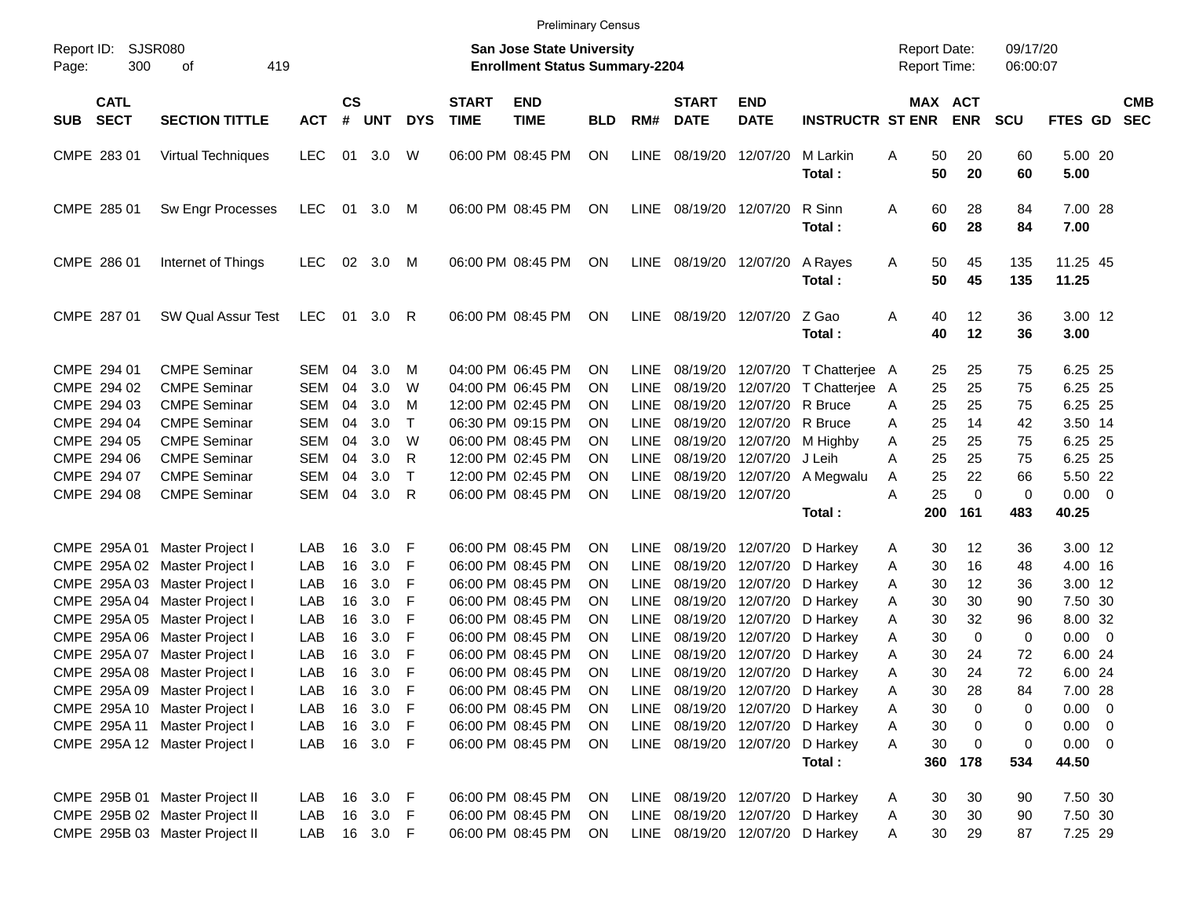Preliminary Census

Report ID: SJSR080
Page: 300 of 419

**San Jose State University**
**Enrollment Status Summary-2204**

Report Date: 09/17/20
Report Time: 06:00:07

| SUB | CATL SECT | SECTION TITTLE | ACT | CS # | UNT | DYS | START TIME | END TIME | BLD | RM# | START DATE | END DATE | INSTRUCTR | ST | MAX ENR | ACT ENR | SCU | FTES | GD | CMB SEC |
|---|---|---|---|---|---|---|---|---|---|---|---|---|---|---|---|---|---|---|---|---|
| CMPE | 283 01 | Virtual Techniques | LEC | 01 | 3.0 | W | 06:00 PM | 08:45 PM | ON | LINE | 08/19/20 | 12/07/20 | M Larkin | A | 50 | 20 | 60 | 5.00 | 20 | |
| | | | | | | | | | | | | | **Total :** | | **50** | **20** | **60** | **5.00** | | |
| CMPE | 285 01 | Sw Engr Processes | LEC | 01 | 3.0 | M | 06:00 PM | 08:45 PM | ON | LINE | 08/19/20 | 12/07/20 | R Sinn | A | 60 | 28 | 84 | 7.00 | 28 | |
| | | | | | | | | | | | | | **Total :** | | **60** | **28** | **84** | **7.00** | | |
| CMPE | 286 01 | Internet of Things | LEC | 02 | 3.0 | M | 06:00 PM | 08:45 PM | ON | LINE | 08/19/20 | 12/07/20 | A Rayes | A | 50 | 45 | 135 | 11.25 | 45 | |
| | | | | | | | | | | | | | **Total :** | | **50** | **45** | **135** | **11.25** | | |
| CMPE | 287 01 | SW Qual Assur Test | LEC | 01 | 3.0 | R | 06:00 PM | 08:45 PM | ON | LINE | 08/19/20 | 12/07/20 | Z Gao | A | 40 | 12 | 36 | 3.00 | 12 | |
| | | | | | | | | | | | | | **Total :** | | **40** | **12** | **36** | **3.00** | | |
| CMPE | 294 01 | CMPE Seminar | SEM | 04 | 3.0 | M | 04:00 PM | 06:45 PM | ON | LINE | 08/19/20 | 12/07/20 | T Chatterjee | A | 25 | 25 | 75 | 6.25 | 25 | |
| CMPE | 294 02 | CMPE Seminar | SEM | 04 | 3.0 | W | 04:00 PM | 06:45 PM | ON | LINE | 08/19/20 | 12/07/20 | T Chatterjee | A | 25 | 25 | 75 | 6.25 | 25 | |
| CMPE | 294 03 | CMPE Seminar | SEM | 04 | 3.0 | M | 12:00 PM | 02:45 PM | ON | LINE | 08/19/20 | 12/07/20 | R Bruce | A | 25 | 25 | 75 | 6.25 | 25 | |
| CMPE | 294 04 | CMPE Seminar | SEM | 04 | 3.0 | T | 06:30 PM | 09:15 PM | ON | LINE | 08/19/20 | 12/07/20 | R Bruce | A | 25 | 14 | 42 | 3.50 | 14 | |
| CMPE | 294 05 | CMPE Seminar | SEM | 04 | 3.0 | W | 06:00 PM | 08:45 PM | ON | LINE | 08/19/20 | 12/07/20 | M Highby | A | 25 | 25 | 75 | 6.25 | 25 | |
| CMPE | 294 06 | CMPE Seminar | SEM | 04 | 3.0 | R | 12:00 PM | 02:45 PM | ON | LINE | 08/19/20 | 12/07/20 | J Leih | A | 25 | 25 | 75 | 6.25 | 25 | |
| CMPE | 294 07 | CMPE Seminar | SEM | 04 | 3.0 | T | 12:00 PM | 02:45 PM | ON | LINE | 08/19/20 | 12/07/20 | A Megwalu | A | 25 | 22 | 66 | 5.50 | 22 | |
| CMPE | 294 08 | CMPE Seminar | SEM | 04 | 3.0 | R | 06:00 PM | 08:45 PM | ON | LINE | 08/19/20 | 12/07/20 | | A | 25 | 0 | 0 | 0.00 | 0 | |
| | | | | | | | | | | | | | **Total :** | | **200** | **161** | **483** | **40.25** | | |
| CMPE | 295A 01 | Master Project I | LAB | 16 | 3.0 | F | 06:00 PM | 08:45 PM | ON | LINE | 08/19/20 | 12/07/20 | D Harkey | A | 30 | 12 | 36 | 3.00 | 12 | |
| CMPE | 295A 02 | Master Project I | LAB | 16 | 3.0 | F | 06:00 PM | 08:45 PM | ON | LINE | 08/19/20 | 12/07/20 | D Harkey | A | 30 | 16 | 48 | 4.00 | 16 | |
| CMPE | 295A 03 | Master Project I | LAB | 16 | 3.0 | F | 06:00 PM | 08:45 PM | ON | LINE | 08/19/20 | 12/07/20 | D Harkey | A | 30 | 12 | 36 | 3.00 | 12 | |
| CMPE | 295A 04 | Master Project I | LAB | 16 | 3.0 | F | 06:00 PM | 08:45 PM | ON | LINE | 08/19/20 | 12/07/20 | D Harkey | A | 30 | 30 | 90 | 7.50 | 30 | |
| CMPE | 295A 05 | Master Project I | LAB | 16 | 3.0 | F | 06:00 PM | 08:45 PM | ON | LINE | 08/19/20 | 12/07/20 | D Harkey | A | 30 | 32 | 96 | 8.00 | 32 | |
| CMPE | 295A 06 | Master Project I | LAB | 16 | 3.0 | F | 06:00 PM | 08:45 PM | ON | LINE | 08/19/20 | 12/07/20 | D Harkey | A | 30 | 0 | 0 | 0.00 | 0 | |
| CMPE | 295A 07 | Master Project I | LAB | 16 | 3.0 | F | 06:00 PM | 08:45 PM | ON | LINE | 08/19/20 | 12/07/20 | D Harkey | A | 30 | 24 | 72 | 6.00 | 24 | |
| CMPE | 295A 08 | Master Project I | LAB | 16 | 3.0 | F | 06:00 PM | 08:45 PM | ON | LINE | 08/19/20 | 12/07/20 | D Harkey | A | 30 | 24 | 72 | 6.00 | 24 | |
| CMPE | 295A 09 | Master Project I | LAB | 16 | 3.0 | F | 06:00 PM | 08:45 PM | ON | LINE | 08/19/20 | 12/07/20 | D Harkey | A | 30 | 28 | 84 | 7.00 | 28 | |
| CMPE | 295A 10 | Master Project I | LAB | 16 | 3.0 | F | 06:00 PM | 08:45 PM | ON | LINE | 08/19/20 | 12/07/20 | D Harkey | A | 30 | 0 | 0 | 0.00 | 0 | |
| CMPE | 295A 11 | Master Project I | LAB | 16 | 3.0 | F | 06:00 PM | 08:45 PM | ON | LINE | 08/19/20 | 12/07/20 | D Harkey | A | 30 | 0 | 0 | 0.00 | 0 | |
| CMPE | 295A 12 | Master Project I | LAB | 16 | 3.0 | F | 06:00 PM | 08:45 PM | ON | LINE | 08/19/20 | 12/07/20 | D Harkey | A | 30 | 0 | 0 | 0.00 | 0 | |
| | | | | | | | | | | | | | **Total :** | | **360** | **178** | **534** | **44.50** | | |
| CMPE | 295B 01 | Master Project II | LAB | 16 | 3.0 | F | 06:00 PM | 08:45 PM | ON | LINE | 08/19/20 | 12/07/20 | D Harkey | A | 30 | 30 | 90 | 7.50 | 30 | |
| CMPE | 295B 02 | Master Project II | LAB | 16 | 3.0 | F | 06:00 PM | 08:45 PM | ON | LINE | 08/19/20 | 12/07/20 | D Harkey | A | 30 | 30 | 90 | 7.50 | 30 | |
| CMPE | 295B 03 | Master Project II | LAB | 16 | 3.0 | F | 06:00 PM | 08:45 PM | ON | LINE | 08/19/20 | 12/07/20 | D Harkey | A | 30 | 29 | 87 | 7.25 | 29 | |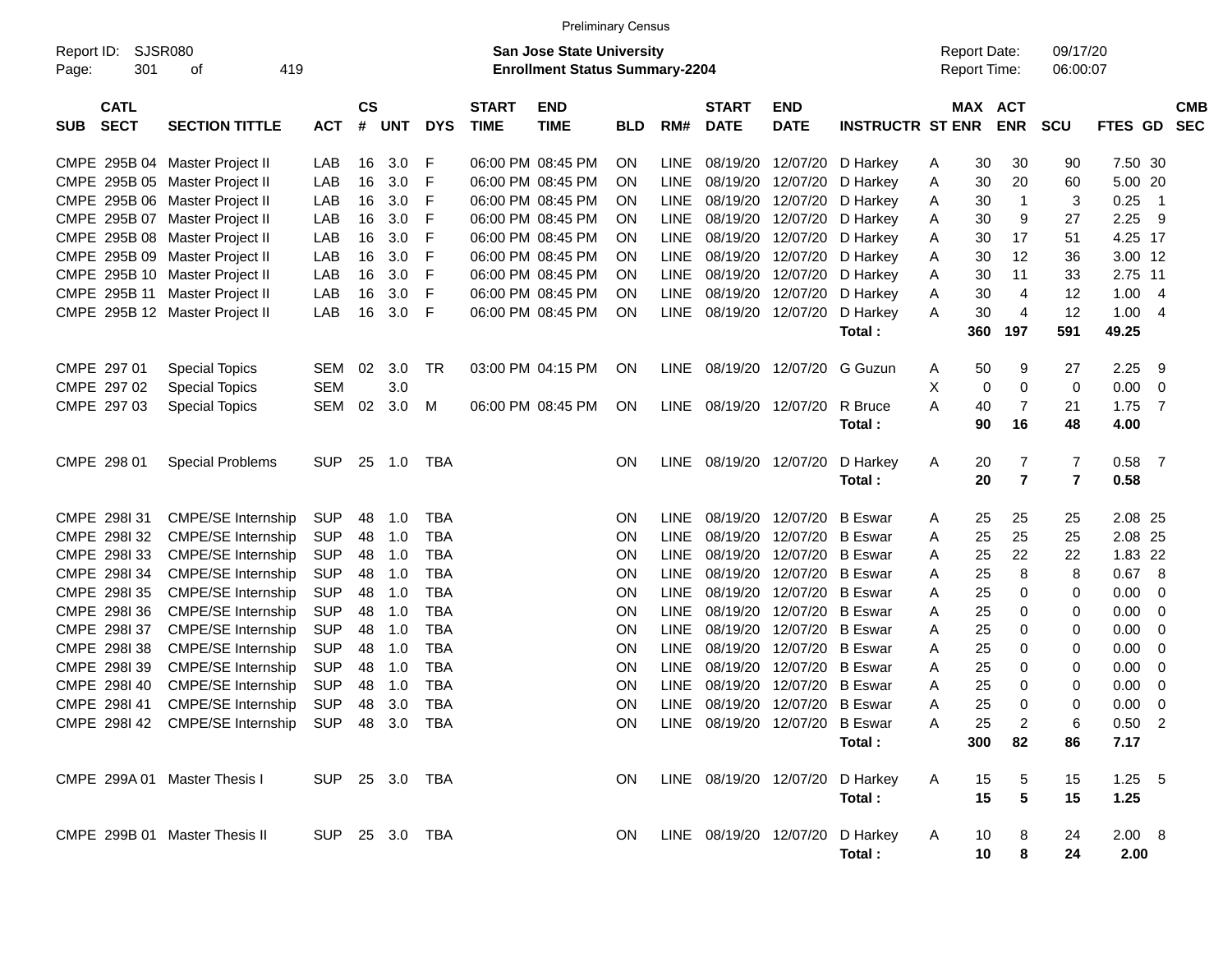Preliminary Census

Report ID: SJSR080
Page: 301 of 419

**San Jose State University**
**Enrollment Status Summary-2204**

Report Date: 09/17/20
Report Time: 06:00:07

| SUB | CATL SECT | SECTION TITTLE | ACT | CS # | UNT | DYS | START TIME | END TIME | BLD | RM# | START DATE | END DATE | INSTRUCTR | ST | MAX ENR | ACT ENR | SCU | FTES | GD | CMB SEC |
|---|---|---|---|---|---|---|---|---|---|---|---|---|---|---|---|---|---|---|---|---|
| CMPE | 295B 04 | Master Project II | LAB | 16 | 3.0 | F | 06:00 PM | 08:45 PM | ON | LINE | 08/19/20 | 12/07/20 | D Harkey | A | 30 | 30 | 90 | 7.50 | 30 | |
| CMPE | 295B 05 | Master Project II | LAB | 16 | 3.0 | F | 06:00 PM | 08:45 PM | ON | LINE | 08/19/20 | 12/07/20 | D Harkey | A | 30 | 20 | 60 | 5.00 | 20 | |
| CMPE | 295B 06 | Master Project II | LAB | 16 | 3.0 | F | 06:00 PM | 08:45 PM | ON | LINE | 08/19/20 | 12/07/20 | D Harkey | A | 30 | 1 | 3 | 0.25 | 1 | |
| CMPE | 295B 07 | Master Project II | LAB | 16 | 3.0 | F | 06:00 PM | 08:45 PM | ON | LINE | 08/19/20 | 12/07/20 | D Harkey | A | 30 | 9 | 27 | 2.25 | 9 | |
| CMPE | 295B 08 | Master Project II | LAB | 16 | 3.0 | F | 06:00 PM | 08:45 PM | ON | LINE | 08/19/20 | 12/07/20 | D Harkey | A | 30 | 17 | 51 | 4.25 | 17 | |
| CMPE | 295B 09 | Master Project II | LAB | 16 | 3.0 | F | 06:00 PM | 08:45 PM | ON | LINE | 08/19/20 | 12/07/20 | D Harkey | A | 30 | 12 | 36 | 3.00 | 12 | |
| CMPE | 295B 10 | Master Project II | LAB | 16 | 3.0 | F | 06:00 PM | 08:45 PM | ON | LINE | 08/19/20 | 12/07/20 | D Harkey | A | 30 | 11 | 33 | 2.75 | 11 | |
| CMPE | 295B 11 | Master Project II | LAB | 16 | 3.0 | F | 06:00 PM | 08:45 PM | ON | LINE | 08/19/20 | 12/07/20 | D Harkey | A | 30 | 4 | 12 | 1.00 | 4 | |
| CMPE | 295B 12 | Master Project II | LAB | 16 | 3.0 | F | 06:00 PM | 08:45 PM | ON | LINE | 08/19/20 | 12/07/20 | D Harkey | A | 30 | 4 | 12 | 1.00 | 4 | |
| | | | | | | | | | | | | | **Total :** | | **360** | **197** | **591** | **49.25** | | |
| CMPE | 297 01 | Special Topics | SEM | 02 | 3.0 | TR | 03:00 PM | 04:15 PM | ON | LINE | 08/19/20 | 12/07/20 | G Guzun | A | 50 | 9 | 27 | 2.25 | 9 | |
| CMPE | 297 02 | Special Topics | SEM | | 3.0 | | | | | | | | | X | 0 | 0 | 0 | 0.00 | 0 | |
| CMPE | 297 03 | Special Topics | SEM | 02 | 3.0 | M | 06:00 PM | 08:45 PM | ON | LINE | 08/19/20 | 12/07/20 | R Bruce | A | 40 | 7 | 21 | 1.75 | 7 | |
| | | | | | | | | | | | | | **Total :** | | **90** | **16** | **48** | **4.00** | | |
| CMPE | 298 01 | Special Problems | SUP | 25 | 1.0 | TBA | | | ON | LINE | 08/19/20 | 12/07/20 | D Harkey | A | 20 | 7 | 7 | 0.58 | 7 | |
| | | | | | | | | | | | | | **Total :** | | **20** | **7** | **7** | **0.58** | | |
| CMPE | 298I 31 | CMPE/SE Internship | SUP | 48 | 1.0 | TBA | | | ON | LINE | 08/19/20 | 12/07/20 | B Eswar | A | 25 | 25 | 25 | 2.08 | 25 | |
| CMPE | 298I 32 | CMPE/SE Internship | SUP | 48 | 1.0 | TBA | | | ON | LINE | 08/19/20 | 12/07/20 | B Eswar | A | 25 | 25 | 25 | 2.08 | 25 | |
| CMPE | 298I 33 | CMPE/SE Internship | SUP | 48 | 1.0 | TBA | | | ON | LINE | 08/19/20 | 12/07/20 | B Eswar | A | 25 | 22 | 22 | 1.83 | 22 | |
| CMPE | 298I 34 | CMPE/SE Internship | SUP | 48 | 1.0 | TBA | | | ON | LINE | 08/19/20 | 12/07/20 | B Eswar | A | 25 | 8 | 8 | 0.67 | 8 | |
| CMPE | 298I 35 | CMPE/SE Internship | SUP | 48 | 1.0 | TBA | | | ON | LINE | 08/19/20 | 12/07/20 | B Eswar | A | 25 | 0 | 0 | 0.00 | 0 | |
| CMPE | 298I 36 | CMPE/SE Internship | SUP | 48 | 1.0 | TBA | | | ON | LINE | 08/19/20 | 12/07/20 | B Eswar | A | 25 | 0 | 0 | 0.00 | 0 | |
| CMPE | 298I 37 | CMPE/SE Internship | SUP | 48 | 1.0 | TBA | | | ON | LINE | 08/19/20 | 12/07/20 | B Eswar | A | 25 | 0 | 0 | 0.00 | 0 | |
| CMPE | 298I 38 | CMPE/SE Internship | SUP | 48 | 1.0 | TBA | | | ON | LINE | 08/19/20 | 12/07/20 | B Eswar | A | 25 | 0 | 0 | 0.00 | 0 | |
| CMPE | 298I 39 | CMPE/SE Internship | SUP | 48 | 1.0 | TBA | | | ON | LINE | 08/19/20 | 12/07/20 | B Eswar | A | 25 | 0 | 0 | 0.00 | 0 | |
| CMPE | 298I 40 | CMPE/SE Internship | SUP | 48 | 1.0 | TBA | | | ON | LINE | 08/19/20 | 12/07/20 | B Eswar | A | 25 | 0 | 0 | 0.00 | 0 | |
| CMPE | 298I 41 | CMPE/SE Internship | SUP | 48 | 3.0 | TBA | | | ON | LINE | 08/19/20 | 12/07/20 | B Eswar | A | 25 | 0 | 0 | 0.00 | 0 | |
| CMPE | 298I 42 | CMPE/SE Internship | SUP | 48 | 3.0 | TBA | | | ON | LINE | 08/19/20 | 12/07/20 | B Eswar | A | 25 | 2 | 6 | 0.50 | 2 | |
| | | | | | | | | | | | | | **Total :** | | **300** | **82** | **86** | **7.17** | | |
| CMPE | 299A 01 | Master Thesis I | SUP | 25 | 3.0 | TBA | | | ON | LINE | 08/19/20 | 12/07/20 | D Harkey | A | 15 | 5 | 15 | 1.25 | 5 | |
| | | | | | | | | | | | | | **Total :** | | **15** | **5** | **15** | **1.25** | | |
| CMPE | 299B 01 | Master Thesis II | SUP | 25 | 3.0 | TBA | | | ON | LINE | 08/19/20 | 12/07/20 | D Harkey | A | 10 | 8 | 24 | 2.00 | 8 | |
| | | | | | | | | | | | | | **Total :** | | **10** | **8** | **24** | **2.00** | | |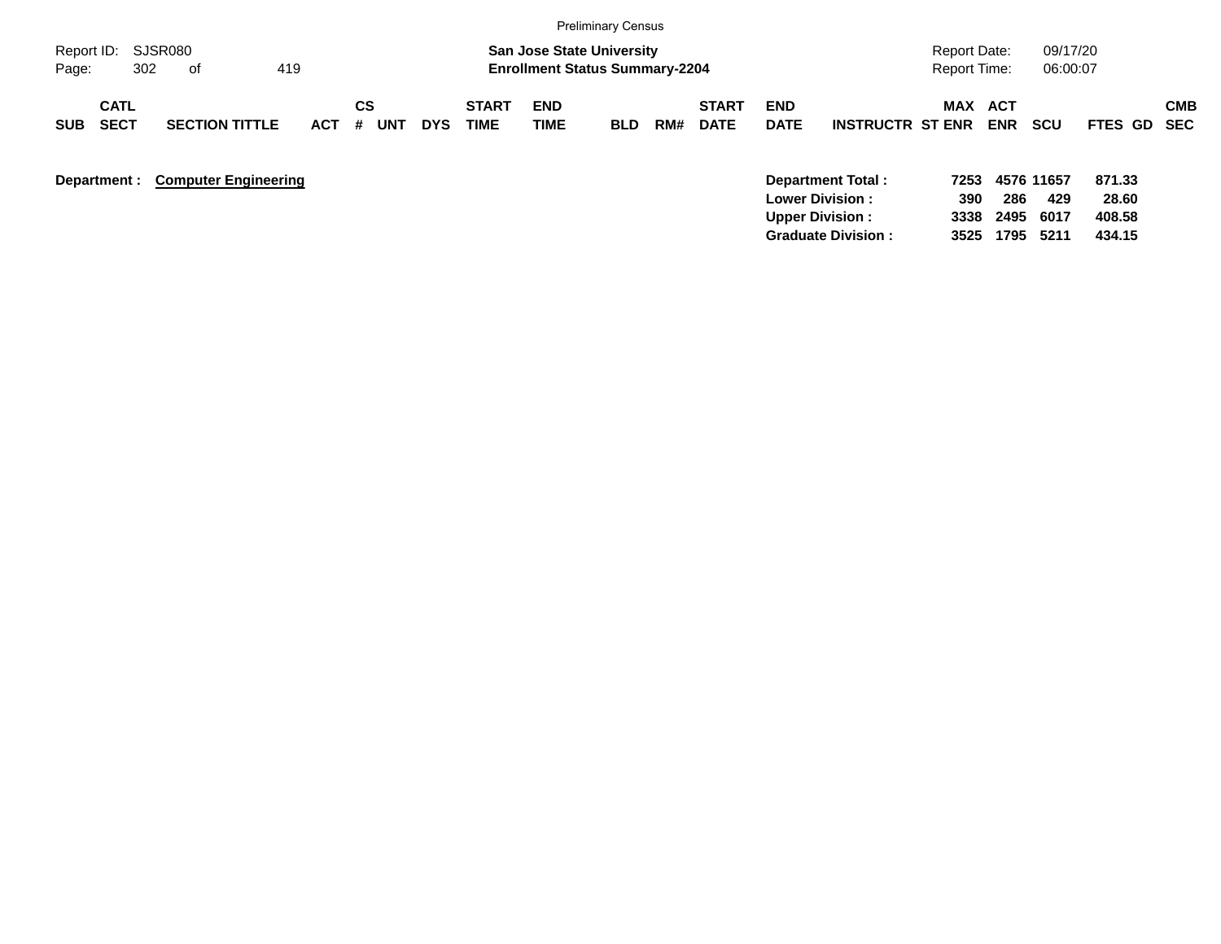Preliminary Census

Report ID: SJSR080
Page: 302 of 419

**San Jose State University**
**Enrollment Status Summary-2204**

Report Date: 09/17/20
Report Time: 06:00:07

| SUB | CATL SECT | SECTION TITTLE | ACT | CS # | UNT | DYS | START TIME | END TIME | BLD | RM# | START DATE | END DATE | INSTRUCTR | MAX ST ENR | ACT ENR | SCU | FTES | GD | CMB SEC |
|---|---|---|---|---|---|---|---|---|---|---|---|---|---|---|---|---|---|---|---|

**Department :** **Computer Engineering**

| | | | | |
|---|---|---|---|---|
| **Department Total :** | **7253** | **4576** | **11657** | **871.33** |
| **Lower Division :** | **390** | **286** | **429** | **28.60** |
| **Upper Division :** | **3338** | **2495** | **6017** | **408.58** |
| **Graduate Division :** | **3525** | **1795** | **5211** | **434.15** |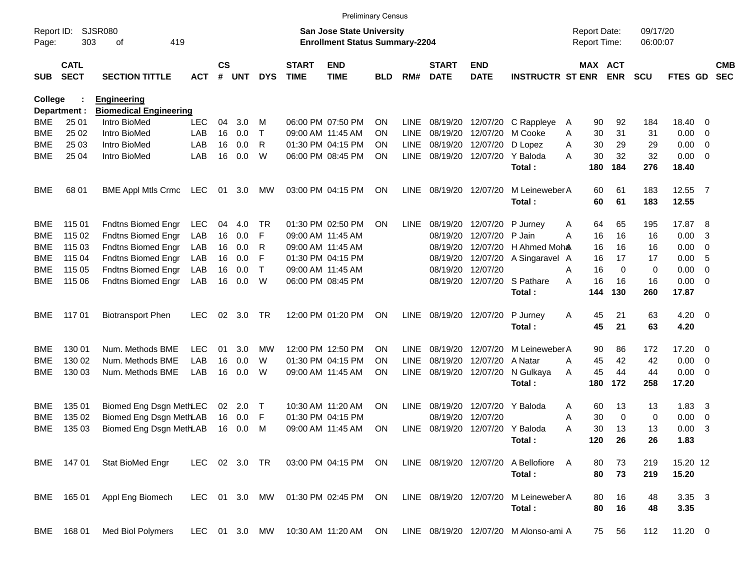Preliminary Census

Report ID: SJSR080
Page: 303 of 419

**San Jose State University**
**Enrollment Status Summary-2204**

Report Date: 09/17/20
Report Time: 06:00:07

| SUB | CATL SECT | SECTION TITTLE | ACT | CS # | UNT | DYS | START TIME | END TIME | BLD | RM# | START DATE | END DATE | INSTRUCTR | ST | MAX ENR | ACT ENR | SCU | FTES | GD | CMB SEC |
|---|---|---|---|---|---|---|---|---|---|---|---|---|---|---|---|---|---|---|---|---|
| **College :** | | **Engineering** | | | | | | | | | | | | | | | | | | |
| **Department :** | | **Biomedical Engineering** | | | | | | | | | | | | | | | | | | |
| BME | 25 01 | Intro BioMed | LEC | 04 | 3.0 | M | 06:00 PM | 07:50 PM | ON | LINE | 08/19/20 | 12/07/20 | C Rappleye | A | 90 | 92 | 184 | 18.40 | 0 | |
| BME | 25 02 | Intro BioMed | LAB | 16 | 0.0 | T | 09:00 AM | 11:45 AM | ON | LINE | 08/19/20 | 12/07/20 | M Cooke | A | 30 | 31 | 31 | 0.00 | 0 | |
| BME | 25 03 | Intro BioMed | LAB | 16 | 0.0 | R | 01:30 PM | 04:15 PM | ON | LINE | 08/19/20 | 12/07/20 | D Lopez | A | 30 | 29 | 29 | 0.00 | 0 | |
| BME | 25 04 | Intro BioMed | LAB | 16 | 0.0 | W | 06:00 PM | 08:45 PM | ON | LINE | 08/19/20 | 12/07/20 | Y Baloda | A | 30 | 32 | 32 | 0.00 | 0 | |
| | | | | | | | | | | | | | **Total :** | | **180** | **184** | **276** | **18.40** | | |
| BME | 68 01 | BME Appl Mtls Crmc | LEC | 01 | 3.0 | MW | 03:00 PM | 04:15 PM | ON | LINE | 08/19/20 | 12/07/20 | M Leineweber | A | 60 | 61 | 183 | 12.55 | 7 | |
| | | | | | | | | | | | | | **Total :** | | **60** | **61** | **183** | **12.55** | | |
| BME | 115 01 | Fndtns Biomed Engr | LEC | 04 | 4.0 | TR | 01:30 PM | 02:50 PM | ON | LINE | 08/19/20 | 12/07/20 | P Jurney | A | 64 | 65 | 195 | 17.87 | 8 | |
| BME | 115 02 | Fndtns Biomed Engr | LAB | 16 | 0.0 | F | 09:00 AM | 11:45 AM | | | 08/19/20 | 12/07/20 | P Jain | A | 16 | 16 | 16 | 0.00 | 3 | |
| BME | 115 03 | Fndtns Biomed Engr | LAB | 16 | 0.0 | R | 09:00 AM | 11:45 AM | | | 08/19/20 | 12/07/20 | H Ahmed Moha | A | 16 | 16 | 16 | 0.00 | 0 | |
| BME | 115 04 | Fndtns Biomed Engr | LAB | 16 | 0.0 | F | 01:30 PM | 04:15 PM | | | 08/19/20 | 12/07/20 | A Singaravel | A | 16 | 17 | 17 | 0.00 | 5 | |
| BME | 115 05 | Fndtns Biomed Engr | LAB | 16 | 0.0 | T | 09:00 AM | 11:45 AM | | | 08/19/20 | 12/07/20 | | A | 16 | 0 | 0 | 0.00 | 0 | |
| BME | 115 06 | Fndtns Biomed Engr | LAB | 16 | 0.0 | W | 06:00 PM | 08:45 PM | | | 08/19/20 | 12/07/20 | S Pathare | A | 16 | 16 | 16 | 0.00 | 0 | |
| | | | | | | | | | | | | | **Total :** | | **144** | **130** | **260** | **17.87** | | |
| BME | 117 01 | Biotransport Phen | LEC | 02 | 3.0 | TR | 12:00 PM | 01:20 PM | ON | LINE | 08/19/20 | 12/07/20 | P Jurney | A | 45 | 21 | 63 | 4.20 | 0 | |
| | | | | | | | | | | | | | **Total :** | | **45** | **21** | **63** | **4.20** | | |
| BME | 130 01 | Num. Methods BME | LEC | 01 | 3.0 | MW | 12:00 PM | 12:50 PM | ON | LINE | 08/19/20 | 12/07/20 | M Leineweber | A | 90 | 86 | 172 | 17.20 | 0 | |
| BME | 130 02 | Num. Methods BME | LAB | 16 | 0.0 | W | 01:30 PM | 04:15 PM | ON | LINE | 08/19/20 | 12/07/20 | A Natar | A | 45 | 42 | 42 | 0.00 | 0 | |
| BME | 130 03 | Num. Methods BME | LAB | 16 | 0.0 | W | 09:00 AM | 11:45 AM | ON | LINE | 08/19/20 | 12/07/20 | N Gulkaya | A | 45 | 44 | 44 | 0.00 | 0 | |
| | | | | | | | | | | | | | **Total :** | | **180** | **172** | **258** | **17.20** | | |
| BME | 135 01 | Biomed Eng Dsgn Meth | LEC | 02 | 2.0 | T | 10:30 AM | 11:20 AM | ON | LINE | 08/19/20 | 12/07/20 | Y Baloda | A | 60 | 13 | 13 | 1.83 | 3 | |
| BME | 135 02 | Biomed Eng Dsgn Meth | LAB | 16 | 0.0 | F | 01:30 PM | 04:15 PM | | | 08/19/20 | 12/07/20 | | A | 30 | 0 | 0 | 0.00 | 0 | |
| BME | 135 03 | Biomed Eng Dsgn Meth | LAB | 16 | 0.0 | M | 09:00 AM | 11:45 AM | ON | LINE | 08/19/20 | 12/07/20 | Y Baloda | A | 30 | 13 | 13 | 0.00 | 3 | |
| | | | | | | | | | | | | | **Total :** | | **120** | **26** | **26** | **1.83** | | |
| BME | 147 01 | Stat BioMed Engr | LEC | 02 | 3.0 | TR | 03:00 PM | 04:15 PM | ON | LINE | 08/19/20 | 12/07/20 | A Bellofiore | A | 80 | 73 | 219 | 15.20 | 12 | |
| | | | | | | | | | | | | | **Total :** | | **80** | **73** | **219** | **15.20** | | |
| BME | 165 01 | Appl Eng Biomech | LEC | 01 | 3.0 | MW | 01:30 PM | 02:45 PM | ON | LINE | 08/19/20 | 12/07/20 | M Leineweber | A | 80 | 16 | 48 | 3.35 | 3 | |
| | | | | | | | | | | | | | **Total :** | | **80** | **16** | **48** | **3.35** | | |
| BME | 168 01 | Med Biol Polymers | LEC | 01 | 3.0 | MW | 10:30 AM | 11:20 AM | ON | LINE | 08/19/20 | 12/07/20 | M Alonso-ami | A | 75 | 56 | 112 | 11.20 | 0 | |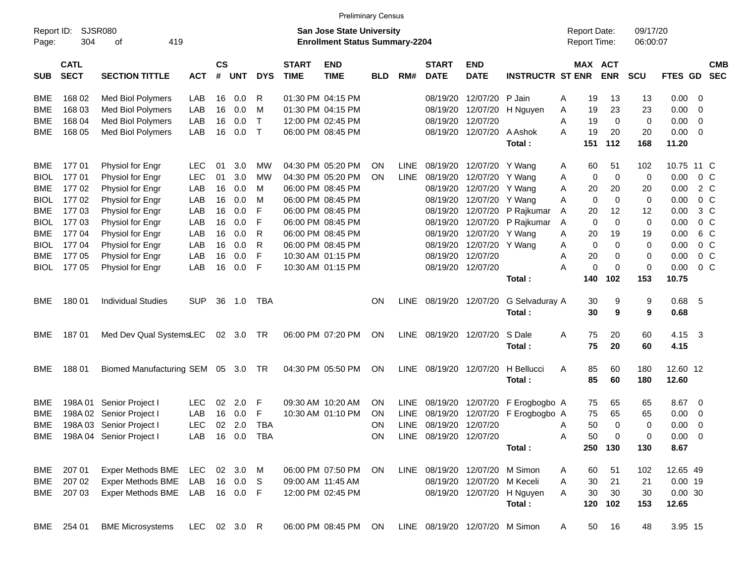Preliminary Census

Report ID: SJSR080
Page: 304 of 419

**San Jose State University**
**Enrollment Status Summary-2204**

Report Date: 09/17/20
Report Time: 06:00:07

| SUB | CATL SECT | SECTION TITTLE | ACT | CS # | UNT | DYS | START TIME | END TIME | BLD | RM# | START DATE | END DATE | INSTRUCTR | ST | MAX ENR | ACT ENR | SCU | FTES | GD | CMB SEC |
|---|---|---|---|---|---|---|---|---|---|---|---|---|---|---|---|---|---|---|---|---|
| BME | 168 02 | Med Biol Polymers | LAB | 16 | 0.0 | R | 01:30 PM | 04:15 PM | | | 08/19/20 | 12/07/20 | P Jain | A | 19 | 13 | 13 | 0.00 | 0 | |
| BME | 168 03 | Med Biol Polymers | LAB | 16 | 0.0 | M | 01:30 PM | 04:15 PM | | | 08/19/20 | 12/07/20 | H Nguyen | A | 19 | 23 | 23 | 0.00 | 0 | |
| BME | 168 04 | Med Biol Polymers | LAB | 16 | 0.0 | T | 12:00 PM | 02:45 PM | | | 08/19/20 | 12/07/20 | | A | 19 | 0 | 0 | 0.00 | 0 | |
| BME | 168 05 | Med Biol Polymers | LAB | 16 | 0.0 | T | 06:00 PM | 08:45 PM | | | 08/19/20 | 12/07/20 | A Ashok | A | 19 | 20 | 20 | 0.00 | 0 | |
| | | | | | | | | | | | | | **Total :** | | **151** | **112** | **168** | **11.20** | | |
| BME | 177 01 | Physiol for Engr | LEC | 01 | 3.0 | MW | 04:30 PM | 05:20 PM | ON | LINE | 08/19/20 | 12/07/20 | Y Wang | A | 60 | 51 | 102 | 10.75 | 11 | C |
| BIOL | 177 01 | Physiol for Engr | LEC | 01 | 3.0 | MW | 04:30 PM | 05:20 PM | ON | LINE | 08/19/20 | 12/07/20 | Y Wang | A | 0 | 0 | 0 | 0.00 | 0 | C |
| BME | 177 02 | Physiol for Engr | LAB | 16 | 0.0 | M | 06:00 PM | 08:45 PM | | | 08/19/20 | 12/07/20 | Y Wang | A | 20 | 20 | 20 | 0.00 | 2 | C |
| BIOL | 177 02 | Physiol for Engr | LAB | 16 | 0.0 | M | 06:00 PM | 08:45 PM | | | 08/19/20 | 12/07/20 | Y Wang | A | 0 | 0 | 0 | 0.00 | 0 | C |
| BME | 177 03 | Physiol for Engr | LAB | 16 | 0.0 | F | 06:00 PM | 08:45 PM | | | 08/19/20 | 12/07/20 | P Rajkumar | A | 20 | 12 | 12 | 0.00 | 3 | C |
| BIOL | 177 03 | Physiol for Engr | LAB | 16 | 0.0 | F | 06:00 PM | 08:45 PM | | | 08/19/20 | 12/07/20 | P Rajkumar | A | 0 | 0 | 0 | 0.00 | 0 | C |
| BME | 177 04 | Physiol for Engr | LAB | 16 | 0.0 | R | 06:00 PM | 08:45 PM | | | 08/19/20 | 12/07/20 | Y Wang | A | 20 | 19 | 19 | 0.00 | 6 | C |
| BIOL | 177 04 | Physiol for Engr | LAB | 16 | 0.0 | R | 06:00 PM | 08:45 PM | | | 08/19/20 | 12/07/20 | Y Wang | A | 0 | 0 | 0 | 0.00 | 0 | C |
| BME | 177 05 | Physiol for Engr | LAB | 16 | 0.0 | F | 10:30 AM | 01:15 PM | | | 08/19/20 | 12/07/20 | | A | 20 | 0 | 0 | 0.00 | 0 | C |
| BIOL | 177 05 | Physiol for Engr | LAB | 16 | 0.0 | F | 10:30 AM | 01:15 PM | | | 08/19/20 | 12/07/20 | | A | 0 | 0 | 0 | 0.00 | 0 | C |
| | | | | | | | | | | | | | **Total :** | | **140** | **102** | **153** | **10.75** | | |
| BME | 180 01 | Individual Studies | SUP | 36 | 1.0 | TBA | | | ON | LINE | 08/19/20 | 12/07/20 | G Selvaduray | A | 30 | 9 | 9 | 0.68 | 5 | |
| | | | | | | | | | | | | | **Total :** | | **30** | **9** | **9** | **0.68** | | |
| BME | 187 01 | Med Dev Qual Systems | LEC | 02 | 3.0 | TR | 06:00 PM | 07:20 PM | ON | LINE | 08/19/20 | 12/07/20 | S Dale | A | 75 | 20 | 60 | 4.15 | 3 | |
| | | | | | | | | | | | | | **Total :** | | **75** | **20** | **60** | **4.15** | | |
| BME | 188 01 | Biomed Manufacturing | SEM | 05 | 3.0 | TR | 04:30 PM | 05:50 PM | ON | LINE | 08/19/20 | 12/07/20 | H Bellucci | A | 85 | 60 | 180 | 12.60 | 12 | |
| | | | | | | | | | | | | | **Total :** | | **85** | **60** | **180** | **12.60** | | |
| BME | 198A 01 | Senior Project I | LEC | 02 | 2.0 | F | 09:30 AM | 10:20 AM | ON | LINE | 08/19/20 | 12/07/20 | F Erogbogbo | A | 75 | 65 | 65 | 8.67 | 0 | |
| BME | 198A 02 | Senior Project I | LAB | 16 | 0.0 | F | 10:30 AM | 01:10 PM | ON | LINE | 08/19/20 | 12/07/20 | F Erogbogbo | A | 75 | 65 | 65 | 0.00 | 0 | |
| BME | 198A 03 | Senior Project I | LEC | 02 | 2.0 | TBA | | | ON | LINE | 08/19/20 | 12/07/20 | | A | 50 | 0 | 0 | 0.00 | 0 | |
| BME | 198A 04 | Senior Project I | LAB | 16 | 0.0 | TBA | | | ON | LINE | 08/19/20 | 12/07/20 | | A | 50 | 0 | 0 | 0.00 | 0 | |
| | | | | | | | | | | | | | **Total :** | | **250** | **130** | **130** | **8.67** | | |
| BME | 207 01 | Exper Methods BME | LEC | 02 | 3.0 | M | 06:00 PM | 07:50 PM | ON | LINE | 08/19/20 | 12/07/20 | M Simon | A | 60 | 51 | 102 | 12.65 | 49 | |
| BME | 207 02 | Exper Methods BME | LAB | 16 | 0.0 | S | 09:00 AM | 11:45 AM | | | 08/19/20 | 12/07/20 | M Keceli | A | 30 | 21 | 21 | 0.00 | 19 | |
| BME | 207 03 | Exper Methods BME | LAB | 16 | 0.0 | F | 12:00 PM | 02:45 PM | | | 08/19/20 | 12/07/20 | H Nguyen | A | 30 | 30 | 30 | 0.00 | 30 | |
| | | | | | | | | | | | | | **Total :** | | **120** | **102** | **153** | **12.65** | | |
| BME | 254 01 | BME Microsystems | LEC | 02 | 3.0 | R | 06:00 PM | 08:45 PM | ON | LINE | 08/19/20 | 12/07/20 | M Simon | A | 50 | 16 | 48 | 3.95 | 15 | |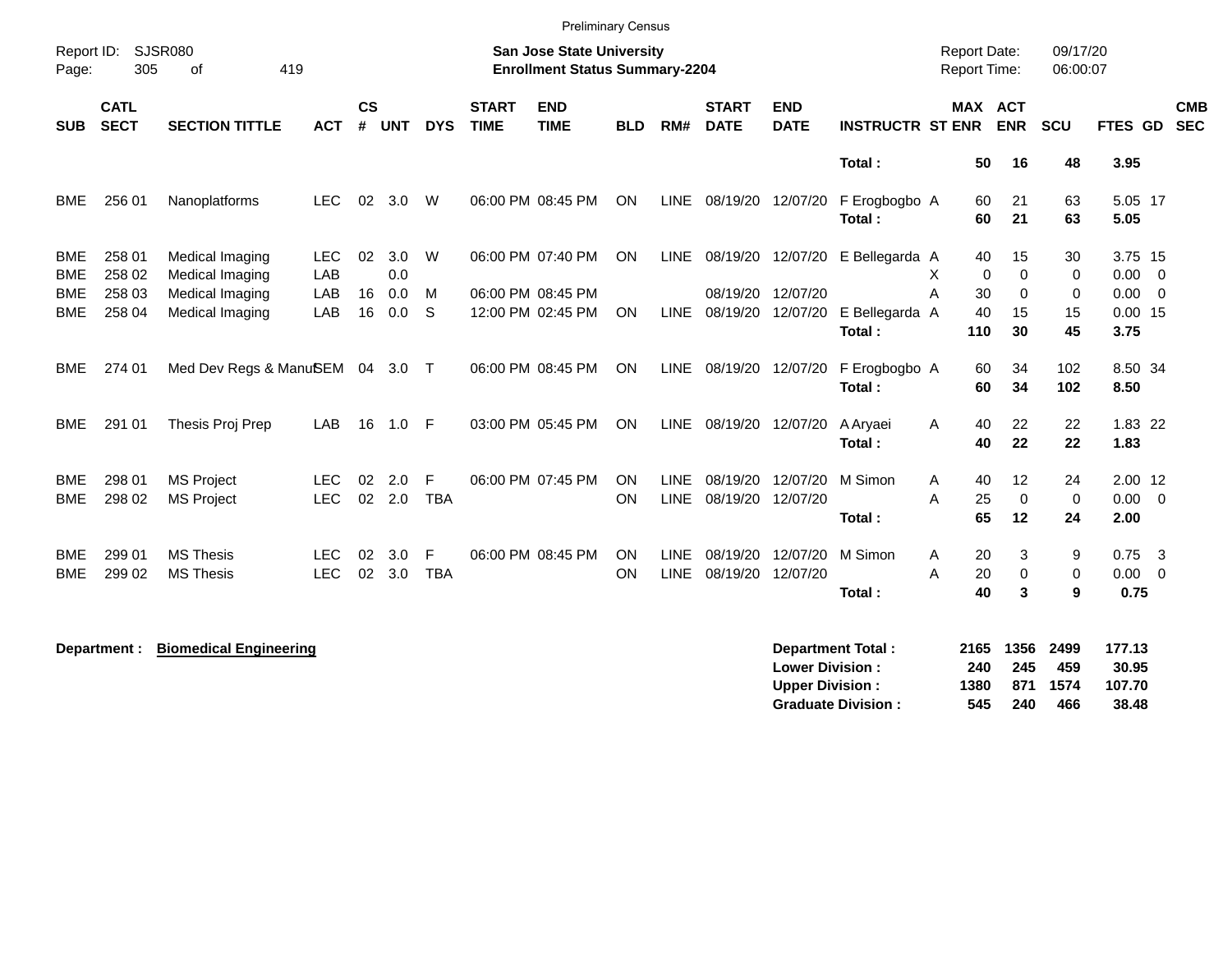Preliminary Census

Report ID: SJSR080

**San Jose State University**
**Enrollment Status Summary-2204**

Report Date: 09/17/20
Report Time: 06:00:07

| SUB | CATL SECT | SECTION TITTLE | ACT | CS # | UNT | DYS | START TIME | END TIME | BLD | RM# | START DATE | END DATE | INSTRUCTR | ST | MAX ENR | ACT ENR | SCU | FTES | GD | CMB SEC |
|---|---|---|---|---|---|---|---|---|---|---|---|---|---|---|---|---|---|---|---|---|
| | | | | | | | | | | | | | **Total :** | | **50** | **16** | **48** | **3.95** | | |
| BME | 256 01 | Nanoplatforms | LEC | 02 | 3.0 | W | 06:00 PM | 08:45 PM | ON | LINE | 08/19/20 | 12/07/20 | F Erogbogbo | A | 60 | 21 | 63 | 5.05 | 17 | |
| | | | | | | | | | | | | | **Total :** | | **60** | **21** | **63** | **5.05** | | |
| BME | 258 01 | Medical Imaging | LEC | 02 | 3.0 | W | 06:00 PM | 07:40 PM | ON | LINE | 08/19/20 | 12/07/20 | E Bellegarda | A | 40 | 15 | 30 | 3.75 | 15 | |
| BME | 258 02 | Medical Imaging | LAB | | 0.0 | | | | | | | | | X | 0 | 0 | 0 | 0.00 | 0 | |
| BME | 258 03 | Medical Imaging | LAB | 16 | 0.0 | M | 06:00 PM | 08:45 PM | | | 08/19/20 | 12/07/20 | | A | 30 | 0 | 0 | 0.00 | 0 | |
| BME | 258 04 | Medical Imaging | LAB | 16 | 0.0 | S | 12:00 PM | 02:45 PM | ON | LINE | 08/19/20 | 12/07/20 | E Bellegarda | A | 40 | 15 | 15 | 0.00 | 15 | |
| | | | | | | | | | | | | | **Total :** | | **110** | **30** | **45** | **3.75** | | |
| BME | 274 01 | Med Dev Regs & Manuf | SEM | 04 | 3.0 | T | 06:00 PM | 08:45 PM | ON | LINE | 08/19/20 | 12/07/20 | F Erogbogbo | A | 60 | 34 | 102 | 8.50 | 34 | |
| | | | | | | | | | | | | | **Total :** | | **60** | **34** | **102** | **8.50** | | |
| BME | 291 01 | Thesis Proj Prep | LAB | 16 | 1.0 | F | 03:00 PM | 05:45 PM | ON | LINE | 08/19/20 | 12/07/20 | A Aryaei | A | 40 | 22 | 22 | 1.83 | 22 | |
| | | | | | | | | | | | | | **Total :** | | **40** | **22** | **22** | **1.83** | | |
| BME | 298 01 | MS Project | LEC | 02 | 2.0 | F | 06:00 PM | 07:45 PM | ON | LINE | 08/19/20 | 12/07/20 | M Simon | A | 40 | 12 | 24 | 2.00 | 12 | |
| BME | 298 02 | MS Project | LEC | 02 | 2.0 | TBA | | | ON | LINE | 08/19/20 | 12/07/20 | | A | 25 | 0 | 0 | 0.00 | 0 | |
| | | | | | | | | | | | | | **Total :** | | **65** | **12** | **24** | **2.00** | | |
| BME | 299 01 | MS Thesis | LEC | 02 | 3.0 | F | 06:00 PM | 08:45 PM | ON | LINE | 08/19/20 | 12/07/20 | M Simon | A | 20 | 3 | 9 | 0.75 | 3 | |
| BME | 299 02 | MS Thesis | LEC | 02 | 3.0 | TBA | | | ON | LINE | 08/19/20 | 12/07/20 | | A | 20 | 0 | 0 | 0.00 | 0 | |
| | | | | | | | | | | | | | **Total :** | | **40** | **3** | **9** | **0.75** | | |

**Department :** **Biomedical Engineering**

| | MAX ENR | ACT ENR | SCU | FTES |
|---|---|---|---|---|
| **Department Total :** | **2165** | **1356** | **2499** | **177.13** |
| **Lower Division :** | **240** | **245** | **459** | **30.95** |
| **Upper Division :** | **1380** | **871** | **1574** | **107.70** |
| **Graduate Division :** | **545** | **240** | **466** | **38.48** |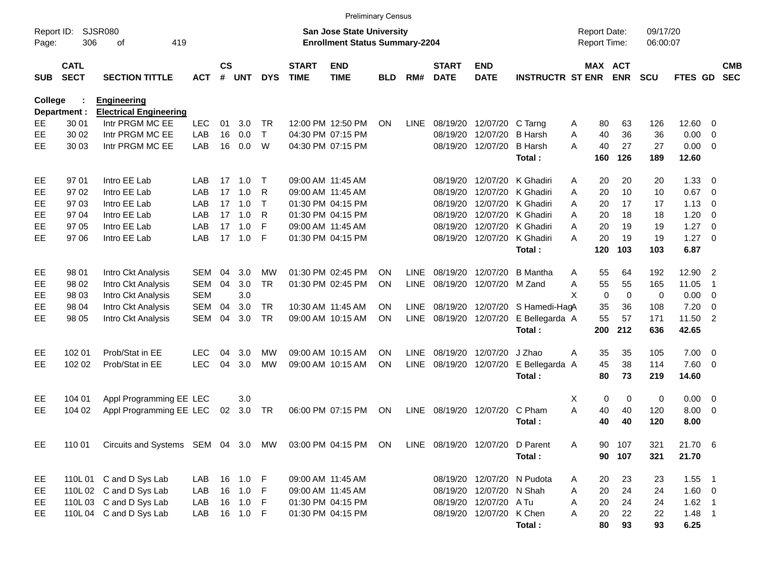Preliminary Census

Report ID: SJSR080
Page: 306 of 419

**San Jose State University**
**Enrollment Status Summary-2204**

Report Date: 09/17/20
Report Time: 06:00:07

| SUB | CATL SECT | SECTION TITTLE | ACT | CS # | UNT | DYS | START TIME | END TIME | BLD | RM# | START DATE | END DATE | INSTRUCTR | ST | MAX ENR | ACT ENR | SCU | FTES | GD | CMB SEC |
|---|---|---|---|---|---|---|---|---|---|---|---|---|---|---|---|---|---|---|---|---|
| **College :** | | **Engineering** | | | | | | | | | | | | | | | | | | |
| **Department :** | | **Electrical Engineering** | | | | | | | | | | | | | | | | | | |
| EE | 30 01 | Intr PRGM MC EE | LEC | 01 | 3.0 | TR | 12:00 PM | 12:50 PM | ON | LINE | 08/19/20 | 12/07/20 | C Tarng | A | 80 | 63 | 126 | 12.60 | 0 | |
| EE | 30 02 | Intr PRGM MC EE | LAB | 16 | 0.0 | T | 04:30 PM | 07:15 PM | | | 08/19/20 | 12/07/20 | B Harsh | A | 40 | 36 | 36 | 0.00 | 0 | |
| EE | 30 03 | Intr PRGM MC EE | LAB | 16 | 0.0 | W | 04:30 PM | 07:15 PM | | | 08/19/20 | 12/07/20 | B Harsh | A | 40 | 27 | 27 | 0.00 | 0 | |
| | | | | | | | | | | | | | **Total :** | | **160** | **126** | **189** | **12.60** | | |
| EE | 97 01 | Intro EE Lab | LAB | 17 | 1.0 | T | 09:00 AM | 11:45 AM | | | 08/19/20 | 12/07/20 | K Ghadiri | A | 20 | 20 | 20 | 1.33 | 0 | |
| EE | 97 02 | Intro EE Lab | LAB | 17 | 1.0 | R | 09:00 AM | 11:45 AM | | | 08/19/20 | 12/07/20 | K Ghadiri | A | 20 | 10 | 10 | 0.67 | 0 | |
| EE | 97 03 | Intro EE Lab | LAB | 17 | 1.0 | T | 01:30 PM | 04:15 PM | | | 08/19/20 | 12/07/20 | K Ghadiri | A | 20 | 17 | 17 | 1.13 | 0 | |
| EE | 97 04 | Intro EE Lab | LAB | 17 | 1.0 | R | 01:30 PM | 04:15 PM | | | 08/19/20 | 12/07/20 | K Ghadiri | A | 20 | 18 | 18 | 1.20 | 0 | |
| EE | 97 05 | Intro EE Lab | LAB | 17 | 1.0 | F | 09:00 AM | 11:45 AM | | | 08/19/20 | 12/07/20 | K Ghadiri | A | 20 | 19 | 19 | 1.27 | 0 | |
| EE | 97 06 | Intro EE Lab | LAB | 17 | 1.0 | F | 01:30 PM | 04:15 PM | | | 08/19/20 | 12/07/20 | K Ghadiri | A | 20 | 19 | 19 | 1.27 | 0 | |
| | | | | | | | | | | | | | **Total :** | | **120** | **103** | **103** | **6.87** | | |
| EE | 98 01 | Intro Ckt Analysis | SEM | 04 | 3.0 | MW | 01:30 PM | 02:45 PM | ON | LINE | 08/19/20 | 12/07/20 | B Mantha | A | 55 | 64 | 192 | 12.90 | 2 | |
| EE | 98 02 | Intro Ckt Analysis | SEM | 04 | 3.0 | TR | 01:30 PM | 02:45 PM | ON | LINE | 08/19/20 | 12/07/20 | M Zand | A | 55 | 55 | 165 | 11.05 | 1 | |
| EE | 98 03 | Intro Ckt Analysis | SEM | | 3.0 | | | | | | | | | X | 0 | 0 | 0 | 0.00 | 0 | |
| EE | 98 04 | Intro Ckt Analysis | SEM | 04 | 3.0 | TR | 10:30 AM | 11:45 AM | ON | LINE | 08/19/20 | 12/07/20 | S Hamedi-Hag | A | 35 | 36 | 108 | 7.20 | 0 | |
| EE | 98 05 | Intro Ckt Analysis | SEM | 04 | 3.0 | TR | 09:00 AM | 10:15 AM | ON | LINE | 08/19/20 | 12/07/20 | E Bellegarda | A | 55 | 57 | 171 | 11.50 | 2 | |
| | | | | | | | | | | | | | **Total :** | | **200** | **212** | **636** | **42.65** | | |
| EE | 102 01 | Prob/Stat in EE | LEC | 04 | 3.0 | MW | 09:00 AM | 10:15 AM | ON | LINE | 08/19/20 | 12/07/20 | J Zhao | A | 35 | 35 | 105 | 7.00 | 0 | |
| EE | 102 02 | Prob/Stat in EE | LEC | 04 | 3.0 | MW | 09:00 AM | 10:15 AM | ON | LINE | 08/19/20 | 12/07/20 | E Bellegarda | A | 45 | 38 | 114 | 7.60 | 0 | |
| | | | | | | | | | | | | | **Total :** | | **80** | **73** | **219** | **14.60** | | |
| EE | 104 01 | Appl Programming EE | LEC | | 3.0 | | | | | | | | | X | 0 | 0 | 0 | 0.00 | 0 | |
| EE | 104 02 | Appl Programming EE | LEC | 02 | 3.0 | TR | 06:00 PM | 07:15 PM | ON | LINE | 08/19/20 | 12/07/20 | C Pham | A | 40 | 40 | 120 | 8.00 | 0 | |
| | | | | | | | | | | | | | **Total :** | | **40** | **40** | **120** | **8.00** | | |
| EE | 110 01 | Circuits and Systems | SEM | 04 | 3.0 | MW | 03:00 PM | 04:15 PM | ON | LINE | 08/19/20 | 12/07/20 | D Parent | A | 90 | 107 | 321 | 21.70 | 6 | |
| | | | | | | | | | | | | | **Total :** | | **90** | **107** | **321** | **21.70** | | |
| EE | 110L 01 | C and D Sys Lab | LAB | 16 | 1.0 | F | 09:00 AM | 11:45 AM | | | 08/19/20 | 12/07/20 | N Pudota | A | 20 | 23 | 23 | 1.55 | 1 | |
| EE | 110L 02 | C and D Sys Lab | LAB | 16 | 1.0 | F | 09:00 AM | 11:45 AM | | | 08/19/20 | 12/07/20 | N Shah | A | 20 | 24 | 24 | 1.60 | 0 | |
| EE | 110L 03 | C and D Sys Lab | LAB | 16 | 1.0 | F | 01:30 PM | 04:15 PM | | | 08/19/20 | 12/07/20 | A Tu | A | 20 | 24 | 24 | 1.62 | 1 | |
| EE | 110L 04 | C and D Sys Lab | LAB | 16 | 1.0 | F | 01:30 PM | 04:15 PM | | | 08/19/20 | 12/07/20 | K Chen | A | 20 | 22 | 22 | 1.48 | 1 | |
| | | | | | | | | | | | | | **Total :** | | **80** | **93** | **93** | **6.25** | | |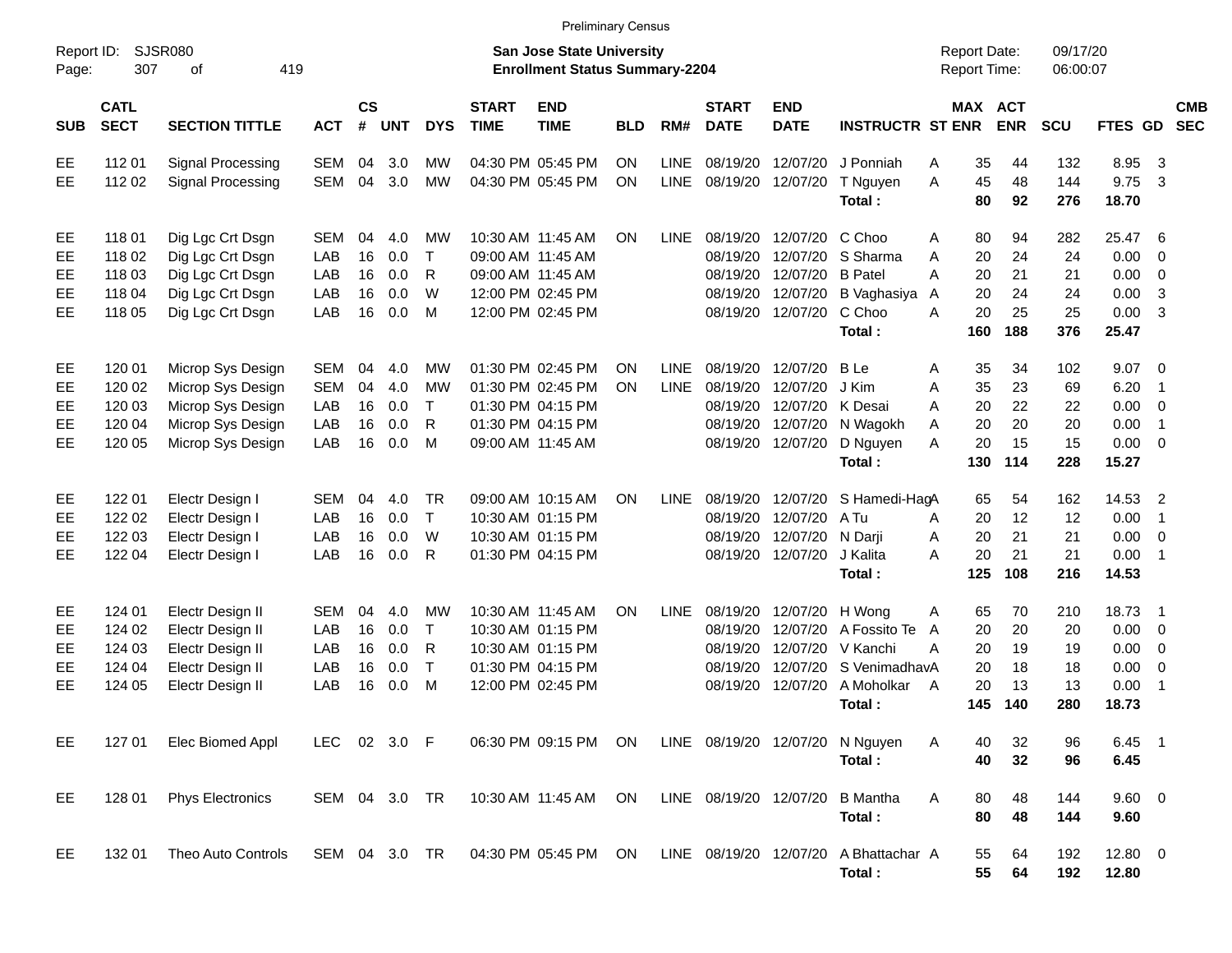Preliminary Census

Report ID: SJSR080

**San Jose State University**
**Enrollment Status Summary-2204**

Report Date: 09/17/20
Report Time: 06:00:07

| SUB | CATL SECT | SECTION TITTLE | ACT | CS # | UNT | DYS | START TIME | END TIME | BLD | RM# | START DATE | END DATE | INSTRUCTR | ST | MAX ENR | ACT ENR | SCU | FTES | GD | CMB SEC |
|---|---|---|---|---|---|---|---|---|---|---|---|---|---|---|---|---|---|---|---|---|
| EE | 112 01 | Signal Processing | SEM | 04 | 3.0 | MW | 04:30 PM | 05:45 PM | ON | LINE | 08/19/20 | 12/07/20 | J Ponniah | A | 35 | 44 | 132 | 8.95 | 3 | |
| EE | 112 02 | Signal Processing | SEM | 04 | 3.0 | MW | 04:30 PM | 05:45 PM | ON | LINE | 08/19/20 | 12/07/20 | T Nguyen | A | 45 | 48 | 144 | 9.75 | 3 | |
| | | | | | | | | | | | | | **Total :** | | **80** | **92** | **276** | **18.70** | | |
| EE | 118 01 | Dig Lgc Crt Dsgn | SEM | 04 | 4.0 | MW | 10:30 AM | 11:45 AM | ON | LINE | 08/19/20 | 12/07/20 | C Choo | A | 80 | 94 | 282 | 25.47 | 6 | |
| EE | 118 02 | Dig Lgc Crt Dsgn | LAB | 16 | 0.0 | T | 09:00 AM | 11:45 AM | | | 08/19/20 | 12/07/20 | S Sharma | A | 20 | 24 | 24 | 0.00 | 0 | |
| EE | 118 03 | Dig Lgc Crt Dsgn | LAB | 16 | 0.0 | R | 09:00 AM | 11:45 AM | | | 08/19/20 | 12/07/20 | B Patel | A | 20 | 21 | 21 | 0.00 | 0 | |
| EE | 118 04 | Dig Lgc Crt Dsgn | LAB | 16 | 0.0 | W | 12:00 PM | 02:45 PM | | | 08/19/20 | 12/07/20 | B Vaghasiya | A | 20 | 24 | 24 | 0.00 | 3 | |
| EE | 118 05 | Dig Lgc Crt Dsgn | LAB | 16 | 0.0 | M | 12:00 PM | 02:45 PM | | | 08/19/20 | 12/07/20 | C Choo | A | 20 | 25 | 25 | 0.00 | 3 | |
| | | | | | | | | | | | | | **Total :** | | **160** | **188** | **376** | **25.47** | | |
| EE | 120 01 | Microp Sys Design | SEM | 04 | 4.0 | MW | 01:30 PM | 02:45 PM | ON | LINE | 08/19/20 | 12/07/20 | B Le | A | 35 | 34 | 102 | 9.07 | 0 | |
| EE | 120 02 | Microp Sys Design | SEM | 04 | 4.0 | MW | 01:30 PM | 02:45 PM | ON | LINE | 08/19/20 | 12/07/20 | J Kim | A | 35 | 23 | 69 | 6.20 | 1 | |
| EE | 120 03 | Microp Sys Design | LAB | 16 | 0.0 | T | 01:30 PM | 04:15 PM | | | 08/19/20 | 12/07/20 | K Desai | A | 20 | 22 | 22 | 0.00 | 0 | |
| EE | 120 04 | Microp Sys Design | LAB | 16 | 0.0 | R | 01:30 PM | 04:15 PM | | | 08/19/20 | 12/07/20 | N Wagokh | A | 20 | 20 | 20 | 0.00 | 1 | |
| EE | 120 05 | Microp Sys Design | LAB | 16 | 0.0 | M | 09:00 AM | 11:45 AM | | | 08/19/20 | 12/07/20 | D Nguyen | A | 20 | 15 | 15 | 0.00 | 0 | |
| | | | | | | | | | | | | | **Total :** | | **130** | **114** | **228** | **15.27** | | |
| EE | 122 01 | Electr Design I | SEM | 04 | 4.0 | TR | 09:00 AM | 10:15 AM | ON | LINE | 08/19/20 | 12/07/20 | S Hamedi-Hag | A | 65 | 54 | 162 | 14.53 | 2 | |
| EE | 122 02 | Electr Design I | LAB | 16 | 0.0 | T | 10:30 AM | 01:15 PM | | | 08/19/20 | 12/07/20 | A Tu | A | 20 | 12 | 12 | 0.00 | 1 | |
| EE | 122 03 | Electr Design I | LAB | 16 | 0.0 | W | 10:30 AM | 01:15 PM | | | 08/19/20 | 12/07/20 | N Darji | A | 20 | 21 | 21 | 0.00 | 0 | |
| EE | 122 04 | Electr Design I | LAB | 16 | 0.0 | R | 01:30 PM | 04:15 PM | | | 08/19/20 | 12/07/20 | J Kalita | A | 20 | 21 | 21 | 0.00 | 1 | |
| | | | | | | | | | | | | | **Total :** | | **125** | **108** | **216** | **14.53** | | |
| EE | 124 01 | Electr Design II | SEM | 04 | 4.0 | MW | 10:30 AM | 11:45 AM | ON | LINE | 08/19/20 | 12/07/20 | H Wong | A | 65 | 70 | 210 | 18.73 | 1 | |
| EE | 124 02 | Electr Design II | LAB | 16 | 0.0 | T | 10:30 AM | 01:15 PM | | | 08/19/20 | 12/07/20 | A Fossito Te | A | 20 | 20 | 20 | 0.00 | 0 | |
| EE | 124 03 | Electr Design II | LAB | 16 | 0.0 | R | 10:30 AM | 01:15 PM | | | 08/19/20 | 12/07/20 | V Kanchi | A | 20 | 19 | 19 | 0.00 | 0 | |
| EE | 124 04 | Electr Design II | LAB | 16 | 0.0 | T | 01:30 PM | 04:15 PM | | | 08/19/20 | 12/07/20 | S Venimadhav | A | 20 | 18 | 18 | 0.00 | 0 | |
| EE | 124 05 | Electr Design II | LAB | 16 | 0.0 | M | 12:00 PM | 02:45 PM | | | 08/19/20 | 12/07/20 | A Moholkar | A | 20 | 13 | 13 | 0.00 | 1 | |
| | | | | | | | | | | | | | **Total :** | | **145** | **140** | **280** | **18.73** | | |
| EE | 127 01 | Elec Biomed Appl | LEC | 02 | 3.0 | F | 06:30 PM | 09:15 PM | ON | LINE | 08/19/20 | 12/07/20 | N Nguyen | A | 40 | 32 | 96 | 6.45 | 1 | |
| | | | | | | | | | | | | | **Total :** | | **40** | **32** | **96** | **6.45** | | |
| EE | 128 01 | Phys Electronics | SEM | 04 | 3.0 | TR | 10:30 AM | 11:45 AM | ON | LINE | 08/19/20 | 12/07/20 | B Mantha | A | 80 | 48 | 144 | 9.60 | 0 | |
| | | | | | | | | | | | | | **Total :** | | **80** | **48** | **144** | **9.60** | | |
| EE | 132 01 | Theo Auto Controls | SEM | 04 | 3.0 | TR | 04:30 PM | 05:45 PM | ON | LINE | 08/19/20 | 12/07/20 | A Bhattachar | A | 55 | 64 | 192 | 12.80 | 0 | |
| | | | | | | | | | | | | | **Total :** | | **55** | **64** | **192** | **12.80** | | |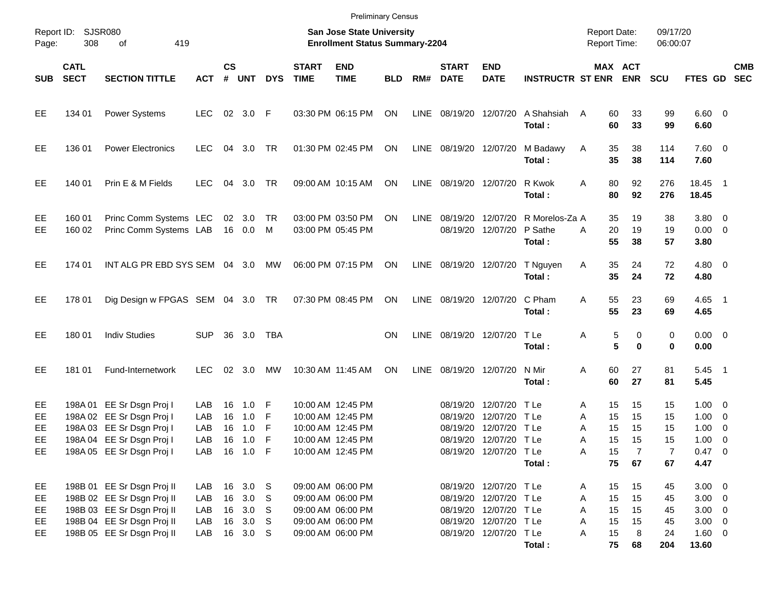Preliminary Census

Report ID: SJSR080

**San Jose State University**
**Enrollment Status Summary-2204**

Report Date: 09/17/20
Report Time: 06:00:07

| SUB | CATL SECT | SECTION TITTLE | ACT | CS # | UNT | DYS | START TIME | END TIME | BLD | RM# | START DATE | END DATE | INSTRUCTR | ST | MAX ENR | ACT ENR | SCU | FTES | GD | CMB SEC |
|---|---|---|---|---|---|---|---|---|---|---|---|---|---|---|---|---|---|---|---|---|
| EE | 134 01 | Power Systems | LEC | 02 | 3.0 | F | 03:30 PM | 06:15 PM | ON | LINE | 08/19/20 | 12/07/20 | A Shahsiah | A | 60 | 33 | 99 | 6.60 | 0 | |
| | | | | | | | | | | | | | **Total :** | | **60** | **33** | **99** | **6.60** | | |
| EE | 136 01 | Power Electronics | LEC | 04 | 3.0 | TR | 01:30 PM | 02:45 PM | ON | LINE | 08/19/20 | 12/07/20 | M Badawy | A | 35 | 38 | 114 | 7.60 | 0 | |
| | | | | | | | | | | | | | **Total :** | | **35** | **38** | **114** | **7.60** | | |
| EE | 140 01 | Prin E & M Fields | LEC | 04 | 3.0 | TR | 09:00 AM | 10:15 AM | ON | LINE | 08/19/20 | 12/07/20 | R Kwok | A | 80 | 92 | 276 | 18.45 | 1 | |
| | | | | | | | | | | | | | **Total :** | | **80** | **92** | **276** | **18.45** | | |
| EE | 160 01 | Princ Comm Systems | LEC | 02 | 3.0 | TR | 03:00 PM | 03:50 PM | ON | LINE | 08/19/20 | 12/07/20 | R Morelos-Za | A | 35 | 19 | 38 | 3.80 | 0 | |
| EE | 160 02 | Princ Comm Systems | LAB | 16 | 0.0 | M | 03:00 PM | 05:45 PM | | | 08/19/20 | 12/07/20 | P Sathe | A | 20 | 19 | 19 | 0.00 | 0 | |
| | | | | | | | | | | | | | **Total :** | | **55** | **38** | **57** | **3.80** | | |
| EE | 174 01 | INT ALG PR EBD SYS | SEM | 04 | 3.0 | MW | 06:00 PM | 07:15 PM | ON | LINE | 08/19/20 | 12/07/20 | T Nguyen | A | 35 | 24 | 72 | 4.80 | 0 | |
| | | | | | | | | | | | | | **Total :** | | **35** | **24** | **72** | **4.80** | | |
| EE | 178 01 | Dig Design w FPGAS | SEM | 04 | 3.0 | TR | 07:30 PM | 08:45 PM | ON | LINE | 08/19/20 | 12/07/20 | C Pham | A | 55 | 23 | 69 | 4.65 | 1 | |
| | | | | | | | | | | | | | **Total :** | | **55** | **23** | **69** | **4.65** | | |
| EE | 180 01 | Indiv Studies | SUP | 36 | 3.0 | TBA | | | ON | LINE | 08/19/20 | 12/07/20 | T Le | A | 5 | 0 | 0 | 0.00 | 0 | |
| | | | | | | | | | | | | | **Total :** | | **5** | **0** | **0** | **0.00** | | |
| EE | 181 01 | Fund-Internetwork | LEC | 02 | 3.0 | MW | 10:30 AM | 11:45 AM | ON | LINE | 08/19/20 | 12/07/20 | N Mir | A | 60 | 27 | 81 | 5.45 | 1 | |
| | | | | | | | | | | | | | **Total :** | | **60** | **27** | **81** | **5.45** | | |
| EE | 198A 01 | EE Sr Dsgn Proj I | LAB | 16 | 1.0 | F | 10:00 AM | 12:45 PM | | | 08/19/20 | 12/07/20 | T Le | A | 15 | 15 | 15 | 1.00 | 0 | |
| EE | 198A 02 | EE Sr Dsgn Proj I | LAB | 16 | 1.0 | F | 10:00 AM | 12:45 PM | | | 08/19/20 | 12/07/20 | T Le | A | 15 | 15 | 15 | 1.00 | 0 | |
| EE | 198A 03 | EE Sr Dsgn Proj I | LAB | 16 | 1.0 | F | 10:00 AM | 12:45 PM | | | 08/19/20 | 12/07/20 | T Le | A | 15 | 15 | 15 | 1.00 | 0 | |
| EE | 198A 04 | EE Sr Dsgn Proj I | LAB | 16 | 1.0 | F | 10:00 AM | 12:45 PM | | | 08/19/20 | 12/07/20 | T Le | A | 15 | 15 | 15 | 1.00 | 0 | |
| EE | 198A 05 | EE Sr Dsgn Proj I | LAB | 16 | 1.0 | F | 10:00 AM | 12:45 PM | | | 08/19/20 | 12/07/20 | T Le | A | 15 | 7 | 7 | 0.47 | 0 | |
| | | | | | | | | | | | | | **Total :** | | **75** | **67** | **67** | **4.47** | | |
| EE | 198B 01 | EE Sr Dsgn Proj II | LAB | 16 | 3.0 | S | 09:00 AM | 06:00 PM | | | 08/19/20 | 12/07/20 | T Le | A | 15 | 15 | 45 | 3.00 | 0 | |
| EE | 198B 02 | EE Sr Dsgn Proj II | LAB | 16 | 3.0 | S | 09:00 AM | 06:00 PM | | | 08/19/20 | 12/07/20 | T Le | A | 15 | 15 | 45 | 3.00 | 0 | |
| EE | 198B 03 | EE Sr Dsgn Proj II | LAB | 16 | 3.0 | S | 09:00 AM | 06:00 PM | | | 08/19/20 | 12/07/20 | T Le | A | 15 | 15 | 45 | 3.00 | 0 | |
| EE | 198B 04 | EE Sr Dsgn Proj II | LAB | 16 | 3.0 | S | 09:00 AM | 06:00 PM | | | 08/19/20 | 12/07/20 | T Le | A | 15 | 15 | 45 | 3.00 | 0 | |
| EE | 198B 05 | EE Sr Dsgn Proj II | LAB | 16 | 3.0 | S | 09:00 AM | 06:00 PM | | | 08/19/20 | 12/07/20 | T Le | A | 15 | 8 | 24 | 1.60 | 0 | |
| | | | | | | | | | | | | | **Total :** | | **75** | **68** | **204** | **13.60** | | |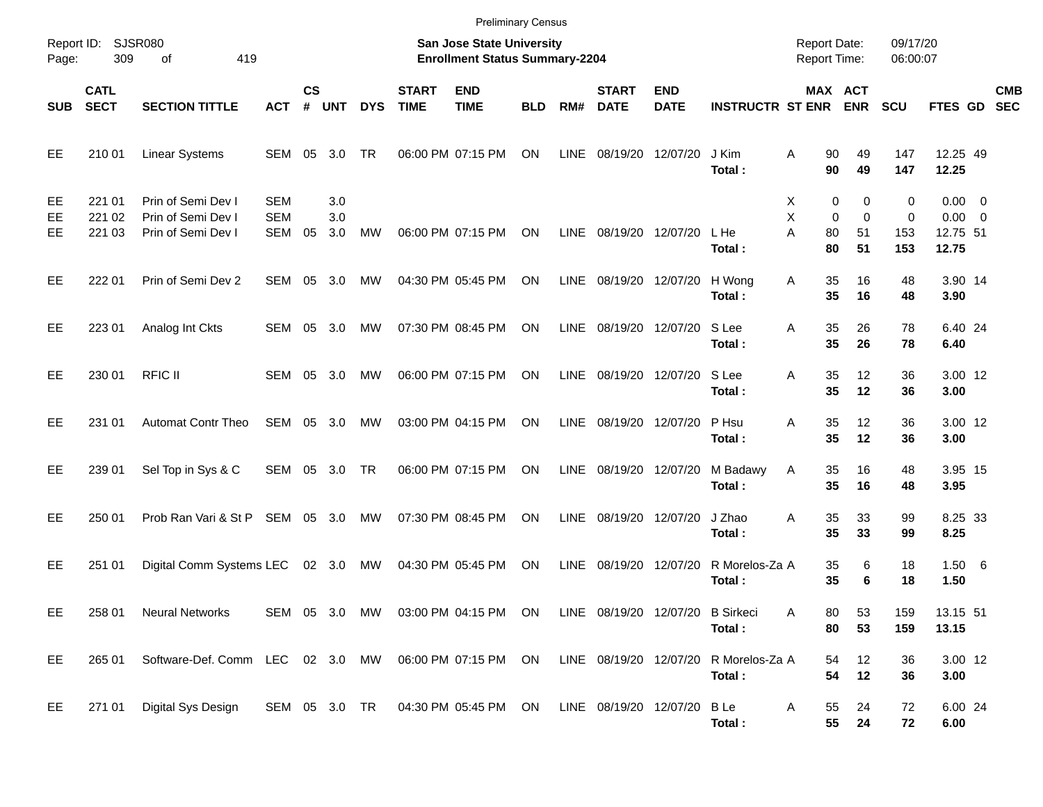Preliminary Census

Report ID: SJSR080

**San Jose State University**
**Enrollment Status Summary-2204**

Report Date: 09/17/20
Report Time: 06:00:07

| SUB | CATL SECT | SECTION TITTLE | ACT | CS # | UNT | DYS | START TIME | END TIME | BLD | RM# | START DATE | END DATE | INSTRUCTR | ST | MAX ENR | ACT ENR | SCU | FTES | GD | CMB SEC |
|---|---|---|---|---|---|---|---|---|---|---|---|---|---|---|---|---|---|---|---|---|
| EE | 210 01 | Linear Systems | SEM | 05 | 3.0 | TR | 06:00 PM | 07:15 PM | ON | LINE | 08/19/20 | 12/07/20 | J Kim | A | 90 | 49 | 147 | 12.25 | 49 | |
| | | | | | | | | | | | | | **Total :** | | **90** | **49** | **147** | **12.25** | | |
| EE | 221 01 | Prin of Semi Dev I | SEM | | 3.0 | | | | | | | | | X | 0 | 0 | 0 | 0.00 | 0 | |
| EE | 221 02 | Prin of Semi Dev I | SEM | | 3.0 | | | | | | | | | X | 0 | 0 | 0 | 0.00 | 0 | |
| EE | 221 03 | Prin of Semi Dev I | SEM | 05 | 3.0 | MW | 06:00 PM | 07:15 PM | ON | LINE | 08/19/20 | 12/07/20 | L He | A | 80 | 51 | 153 | 12.75 | 51 | |
| | | | | | | | | | | | | | **Total :** | | **80** | **51** | **153** | **12.75** | | |
| EE | 222 01 | Prin of Semi Dev 2 | SEM | 05 | 3.0 | MW | 04:30 PM | 05:45 PM | ON | LINE | 08/19/20 | 12/07/20 | H Wong | A | 35 | 16 | 48 | 3.90 | 14 | |
| | | | | | | | | | | | | | **Total :** | | **35** | **16** | **48** | **3.90** | | |
| EE | 223 01 | Analog Int Ckts | SEM | 05 | 3.0 | MW | 07:30 PM | 08:45 PM | ON | LINE | 08/19/20 | 12/07/20 | S Lee | A | 35 | 26 | 78 | 6.40 | 24 | |
| | | | | | | | | | | | | | **Total :** | | **35** | **26** | **78** | **6.40** | | |
| EE | 230 01 | RFIC II | SEM | 05 | 3.0 | MW | 06:00 PM | 07:15 PM | ON | LINE | 08/19/20 | 12/07/20 | S Lee | A | 35 | 12 | 36 | 3.00 | 12 | |
| | | | | | | | | | | | | | **Total :** | | **35** | **12** | **36** | **3.00** | | |
| EE | 231 01 | Automat Contr Theo | SEM | 05 | 3.0 | MW | 03:00 PM | 04:15 PM | ON | LINE | 08/19/20 | 12/07/20 | P Hsu | A | 35 | 12 | 36 | 3.00 | 12 | |
| | | | | | | | | | | | | | **Total :** | | **35** | **12** | **36** | **3.00** | | |
| EE | 239 01 | Sel Top in Sys & C | SEM | 05 | 3.0 | TR | 06:00 PM | 07:15 PM | ON | LINE | 08/19/20 | 12/07/20 | M Badawy | A | 35 | 16 | 48 | 3.95 | 15 | |
| | | | | | | | | | | | | | **Total :** | | **35** | **16** | **48** | **3.95** | | |
| EE | 250 01 | Prob Ran Vari & St P | SEM | 05 | 3.0 | MW | 07:30 PM | 08:45 PM | ON | LINE | 08/19/20 | 12/07/20 | J Zhao | A | 35 | 33 | 99 | 8.25 | 33 | |
| | | | | | | | | | | | | | **Total :** | | **35** | **33** | **99** | **8.25** | | |
| EE | 251 01 | Digital Comm Systems | LEC | 02 | 3.0 | MW | 04:30 PM | 05:45 PM | ON | LINE | 08/19/20 | 12/07/20 | R Morelos-Za | A | 35 | 6 | 18 | 1.50 | 6 | |
| | | | | | | | | | | | | | **Total :** | | **35** | **6** | **18** | **1.50** | | |
| EE | 258 01 | Neural Networks | SEM | 05 | 3.0 | MW | 03:00 PM | 04:15 PM | ON | LINE | 08/19/20 | 12/07/20 | B Sirkeci | A | 80 | 53 | 159 | 13.15 | 51 | |
| | | | | | | | | | | | | | **Total :** | | **80** | **53** | **159** | **13.15** | | |
| EE | 265 01 | Software-Def. Comm | LEC | 02 | 3.0 | MW | 06:00 PM | 07:15 PM | ON | LINE | 08/19/20 | 12/07/20 | R Morelos-Za | A | 54 | 12 | 36 | 3.00 | 12 | |
| | | | | | | | | | | | | | **Total :** | | **54** | **12** | **36** | **3.00** | | |
| EE | 271 01 | Digital Sys Design | SEM | 05 | 3.0 | TR | 04:30 PM | 05:45 PM | ON | LINE | 08/19/20 | 12/07/20 | B Le | A | 55 | 24 | 72 | 6.00 | 24 | |
| | | | | | | | | | | | | | **Total :** | | **55** | **24** | **72** | **6.00** | | |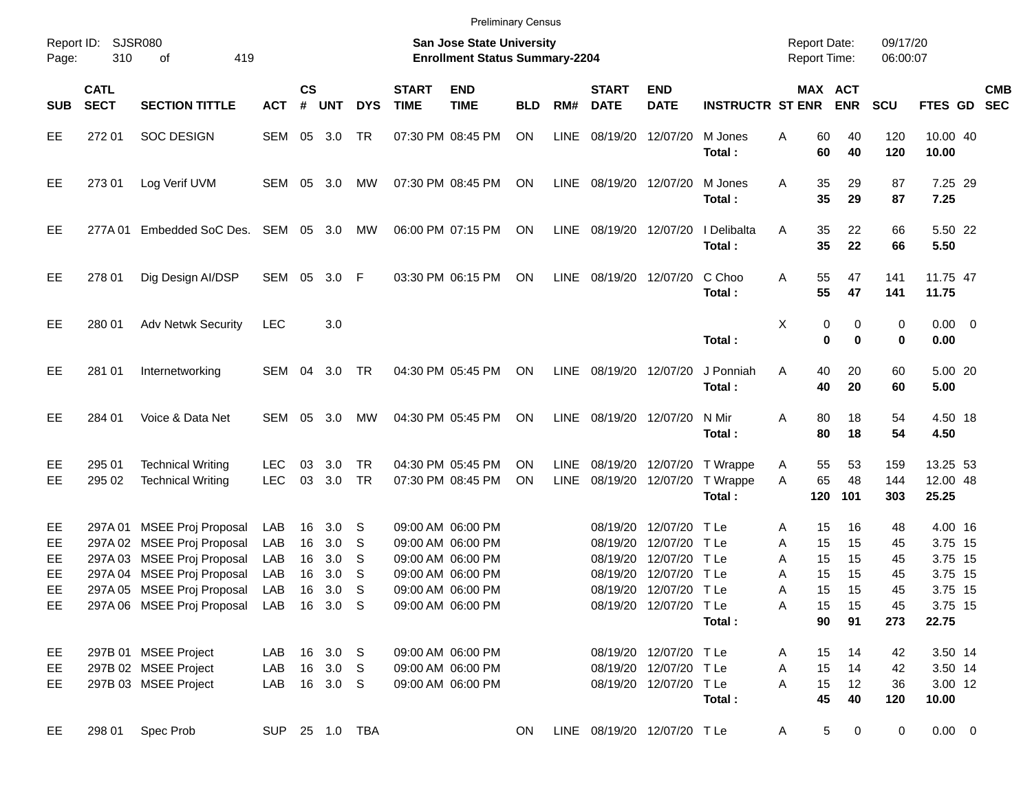Preliminary Census

Report ID: SJSR080

**San Jose State University**
**Enrollment Status Summary-2204**

Report Date: 09/17/20
Report Time: 06:00:07

| SUB | CATL SECT | SECTION TITTLE | ACT | CS # | UNT | DYS | START TIME | END TIME | BLD | RM# | START DATE | END DATE | INSTRUCTR | ST | MAX ENR | ACT ENR | SCU | FTES | GD | CMB SEC |
|---|---|---|---|---|---|---|---|---|---|---|---|---|---|---|---|---|---|---|---|---|
| EE | 272 01 | SOC DESIGN | SEM | 05 | 3.0 | TR | 07:30 PM | 08:45 PM | ON | LINE | 08/19/20 | 12/07/20 | M Jones | A | 60 | 40 | 120 | 10.00 | 40 | |
| | | | | | | | | | | | | | **Total :** | | **60** | **40** | **120** | **10.00** | | |
| EE | 273 01 | Log Verif UVM | SEM | 05 | 3.0 | MW | 07:30 PM | 08:45 PM | ON | LINE | 08/19/20 | 12/07/20 | M Jones | A | 35 | 29 | 87 | 7.25 | 29 | |
| | | | | | | | | | | | | | **Total :** | | **35** | **29** | **87** | **7.25** | | |
| EE | 277A 01 | Embedded SoC Des. | SEM | 05 | 3.0 | MW | 06:00 PM | 07:15 PM | ON | LINE | 08/19/20 | 12/07/20 | I Delibalta | A | 35 | 22 | 66 | 5.50 | 22 | |
| | | | | | | | | | | | | | **Total :** | | **35** | **22** | **66** | **5.50** | | |
| EE | 278 01 | Dig Design AI/DSP | SEM | 05 | 3.0 | F | 03:30 PM | 06:15 PM | ON | LINE | 08/19/20 | 12/07/20 | C Choo | A | 55 | 47 | 141 | 11.75 | 47 | |
| | | | | | | | | | | | | | **Total :** | | **55** | **47** | **141** | **11.75** | | |
| EE | 280 01 | Adv Netwk Security | LEC | | 3.0 | | | | | | | | | X | 0 | 0 | 0 | 0.00 | 0 | |
| | | | | | | | | | | | | | **Total :** | | **0** | **0** | **0** | **0.00** | | |
| EE | 281 01 | Internetworking | SEM | 04 | 3.0 | TR | 04:30 PM | 05:45 PM | ON | LINE | 08/19/20 | 12/07/20 | J Ponniah | A | 40 | 20 | 60 | 5.00 | 20 | |
| | | | | | | | | | | | | | **Total :** | | **40** | **20** | **60** | **5.00** | | |
| EE | 284 01 | Voice & Data Net | SEM | 05 | 3.0 | MW | 04:30 PM | 05:45 PM | ON | LINE | 08/19/20 | 12/07/20 | N Mir | A | 80 | 18 | 54 | 4.50 | 18 | |
| | | | | | | | | | | | | | **Total :** | | **80** | **18** | **54** | **4.50** | | |
| EE | 295 01 | Technical Writing | LEC | 03 | 3.0 | TR | 04:30 PM | 05:45 PM | ON | LINE | 08/19/20 | 12/07/20 | T Wrappe | A | 55 | 53 | 159 | 13.25 | 53 | |
| EE | 295 02 | Technical Writing | LEC | 03 | 3.0 | TR | 07:30 PM | 08:45 PM | ON | LINE | 08/19/20 | 12/07/20 | T Wrappe | A | 65 | 48 | 144 | 12.00 | 48 | |
| | | | | | | | | | | | | | **Total :** | | **120** | **101** | **303** | **25.25** | | |
| EE | 297A 01 | MSEE Proj Proposal | LAB | 16 | 3.0 | S | 09:00 AM | 06:00 PM | | | 08/19/20 | 12/07/20 | T Le | A | 15 | 16 | 48 | 4.00 | 16 | |
| EE | 297A 02 | MSEE Proj Proposal | LAB | 16 | 3.0 | S | 09:00 AM | 06:00 PM | | | 08/19/20 | 12/07/20 | T Le | A | 15 | 15 | 45 | 3.75 | 15 | |
| EE | 297A 03 | MSEE Proj Proposal | LAB | 16 | 3.0 | S | 09:00 AM | 06:00 PM | | | 08/19/20 | 12/07/20 | T Le | A | 15 | 15 | 45 | 3.75 | 15 | |
| EE | 297A 04 | MSEE Proj Proposal | LAB | 16 | 3.0 | S | 09:00 AM | 06:00 PM | | | 08/19/20 | 12/07/20 | T Le | A | 15 | 15 | 45 | 3.75 | 15 | |
| EE | 297A 05 | MSEE Proj Proposal | LAB | 16 | 3.0 | S | 09:00 AM | 06:00 PM | | | 08/19/20 | 12/07/20 | T Le | A | 15 | 15 | 45 | 3.75 | 15 | |
| EE | 297A 06 | MSEE Proj Proposal | LAB | 16 | 3.0 | S | 09:00 AM | 06:00 PM | | | 08/19/20 | 12/07/20 | T Le | A | 15 | 15 | 45 | 3.75 | 15 | |
| | | | | | | | | | | | | | **Total :** | | **90** | **91** | **273** | **22.75** | | |
| EE | 297B 01 | MSEE Project | LAB | 16 | 3.0 | S | 09:00 AM | 06:00 PM | | | 08/19/20 | 12/07/20 | T Le | A | 15 | 14 | 42 | 3.50 | 14 | |
| EE | 297B 02 | MSEE Project | LAB | 16 | 3.0 | S | 09:00 AM | 06:00 PM | | | 08/19/20 | 12/07/20 | T Le | A | 15 | 14 | 42 | 3.50 | 14 | |
| EE | 297B 03 | MSEE Project | LAB | 16 | 3.0 | S | 09:00 AM | 06:00 PM | | | 08/19/20 | 12/07/20 | T Le | A | 15 | 12 | 36 | 3.00 | 12 | |
| | | | | | | | | | | | | | **Total :** | | **45** | **40** | **120** | **10.00** | | |
| EE | 298 01 | Spec Prob | SUP | 25 | 1.0 | TBA | | | ON | LINE | 08/19/20 | 12/07/20 | T Le | A | 5 | 0 | 0 | 0.00 | 0 | |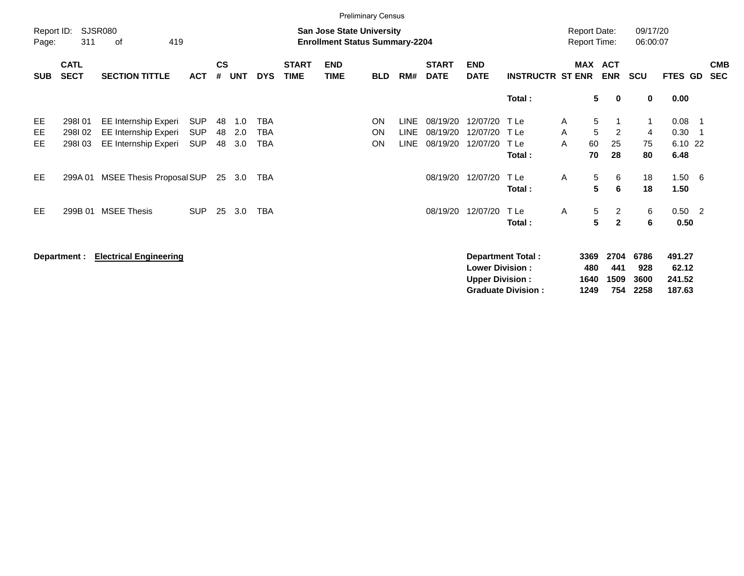Preliminary Census

Report ID: SJSR080
Page: 311 of 419

**San Jose State University**
**Enrollment Status Summary-2204**

Report Date: 09/17/20
Report Time: 06:00:07

| SUB | CATL SECT | SECTION TITTLE | ACT | CS # | UNT | DYS | START TIME | END TIME | BLD | RM# | START DATE | END DATE | INSTRUCTR | ST | MAX ENR | ACT ENR | SCU | FTES | GD | CMB SEC |
|---|---|---|---|---|---|---|---|---|---|---|---|---|---|---|---|---|---|---|---|---|
| | | | | | | | | | | | | | **Total :** | | **5** | **0** | **0** | **0.00** | | |
| EE | 298I 01 | EE Internship Experi | SUP | 48 | 1.0 | TBA | | | ON | LINE | 08/19/20 | 12/07/20 | T Le | A | 5 | 1 | 1 | 0.08 | 1 | |
| EE | 298I 02 | EE Internship Experi | SUP | 48 | 2.0 | TBA | | | ON | LINE | 08/19/20 | 12/07/20 | T Le | A | 5 | 2 | 4 | 0.30 | 1 | |
| EE | 298I 03 | EE Internship Experi | SUP | 48 | 3.0 | TBA | | | ON | LINE | 08/19/20 | 12/07/20 | T Le | A | 60 | 25 | 75 | 6.10 | 22 | |
| | | | | | | | | | | | | | **Total :** | | **70** | **28** | **80** | **6.48** | | |
| EE | 299A 01 | MSEE Thesis Proposal | SUP | 25 | 3.0 | TBA | | | | | 08/19/20 | 12/07/20 | T Le | A | 5 | 6 | 18 | 1.50 | 6 | |
| | | | | | | | | | | | | | **Total :** | | **5** | **6** | **18** | **1.50** | | |
| EE | 299B 01 | MSEE Thesis | SUP | 25 | 3.0 | TBA | | | | | 08/19/20 | 12/07/20 | T Le | A | 5 | 2 | 6 | 0.50 | 2 | |
| | | | | | | | | | | | | | **Total :** | | **5** | **2** | **6** | **0.50** | | |

**Department :** **Electrical Engineering**

| | MAX ENR | ACT ENR | SCU | FTES |
|---|---|---|---|---|
| **Department Total :** | **3369** | **2704** | **6786** | **491.27** |
| **Lower Division :** | **480** | **441** | **928** | **62.12** |
| **Upper Division :** | **1640** | **1509** | **3600** | **241.52** |
| **Graduate Division :** | **1249** | **754** | **2258** | **187.63** |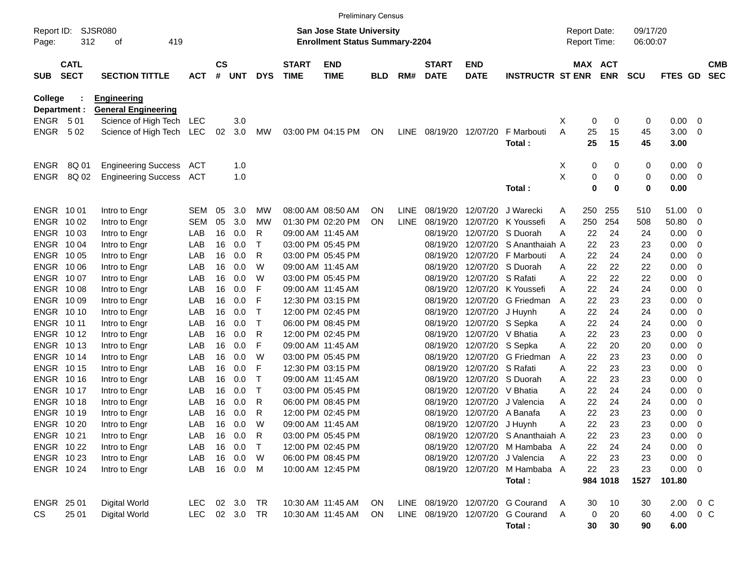Preliminary Census

Report ID: SJSR080
Page: 312 of 419

**San Jose State University**
**Enrollment Status Summary-2204**

Report Date: 09/17/20
Report Time: 06:00:07

College : **Engineering**
Department : **General Engineering**

| SUB | CATL SECT | SECTION TITTLE | ACT | CS # | UNT | DYS | START TIME | END TIME | BLD | RM# | START DATE | END DATE | INSTRUCTR | ST | MAX ENR | ACT ENR | SCU | FTES | GD | CMB SEC |
|---|---|---|---|---|---|---|---|---|---|---|---|---|---|---|---|---|---|---|---|---|
| ENGR | 5 01 | Science of High Tech | LEC | | 3.0 | | | | | | | | | X | 0 | 0 | 0 | 0.00 | 0 | |
| ENGR | 5 02 | Science of High Tech | LEC | 02 | 3.0 | MW | 03:00 PM | 04:15 PM | ON | LINE | 08/19/20 | 12/07/20 | F Marbouti | A | 25 | 15 | 45 | 3.00 | 0 | |
| | | | | | | | | | | | | | **Total :** | | **25** | **15** | **45** | **3.00** | | |
| ENGR | 8Q 01 | Engineering Success | ACT | | 1.0 | | | | | | | | | X | 0 | 0 | 0 | 0.00 | 0 | |
| ENGR | 8Q 02 | Engineering Success | ACT | | 1.0 | | | | | | | | | X | 0 | 0 | 0 | 0.00 | 0 | |
| | | | | | | | | | | | | | **Total :** | | **0** | **0** | **0** | **0.00** | | |
| ENGR | 10 01 | Intro to Engr | SEM | 05 | 3.0 | MW | 08:00 AM | 08:50 AM | ON | LINE | 08/19/20 | 12/07/20 | J Warecki | A | 250 | 255 | 510 | 51.00 | 0 | |
| ENGR | 10 02 | Intro to Engr | SEM | 05 | 3.0 | MW | 01:30 PM | 02:20 PM | ON | LINE | 08/19/20 | 12/07/20 | K Youssefi | A | 250 | 254 | 508 | 50.80 | 0 | |
| ENGR | 10 03 | Intro to Engr | LAB | 16 | 0.0 | R | 09:00 AM | 11:45 AM | | | 08/19/20 | 12/07/20 | S Duorah | A | 22 | 24 | 24 | 0.00 | 0 | |
| ENGR | 10 04 | Intro to Engr | LAB | 16 | 0.0 | T | 03:00 PM | 05:45 PM | | | 08/19/20 | 12/07/20 | S Ananthaiah | A | 22 | 23 | 23 | 0.00 | 0 | |
| ENGR | 10 05 | Intro to Engr | LAB | 16 | 0.0 | R | 03:00 PM | 05:45 PM | | | 08/19/20 | 12/07/20 | F Marbouti | A | 22 | 24 | 24 | 0.00 | 0 | |
| ENGR | 10 06 | Intro to Engr | LAB | 16 | 0.0 | W | 09:00 AM | 11:45 AM | | | 08/19/20 | 12/07/20 | S Duorah | A | 22 | 22 | 22 | 0.00 | 0 | |
| ENGR | 10 07 | Intro to Engr | LAB | 16 | 0.0 | W | 03:00 PM | 05:45 PM | | | 08/19/20 | 12/07/20 | S Rafati | A | 22 | 22 | 22 | 0.00 | 0 | |
| ENGR | 10 08 | Intro to Engr | LAB | 16 | 0.0 | F | 09:00 AM | 11:45 AM | | | 08/19/20 | 12/07/20 | K Youssefi | A | 22 | 24 | 24 | 0.00 | 0 | |
| ENGR | 10 09 | Intro to Engr | LAB | 16 | 0.0 | F | 12:30 PM | 03:15 PM | | | 08/19/20 | 12/07/20 | G Friedman | A | 22 | 23 | 23 | 0.00 | 0 | |
| ENGR | 10 10 | Intro to Engr | LAB | 16 | 0.0 | T | 12:00 PM | 02:45 PM | | | 08/19/20 | 12/07/20 | J Huynh | A | 22 | 24 | 24 | 0.00 | 0 | |
| ENGR | 10 11 | Intro to Engr | LAB | 16 | 0.0 | T | 06:00 PM | 08:45 PM | | | 08/19/20 | 12/07/20 | S Sepka | A | 22 | 24 | 24 | 0.00 | 0 | |
| ENGR | 10 12 | Intro to Engr | LAB | 16 | 0.0 | R | 12:00 PM | 02:45 PM | | | 08/19/20 | 12/07/20 | V Bhatia | A | 22 | 23 | 23 | 0.00 | 0 | |
| ENGR | 10 13 | Intro to Engr | LAB | 16 | 0.0 | F | 09:00 AM | 11:45 AM | | | 08/19/20 | 12/07/20 | S Sepka | A | 22 | 20 | 20 | 0.00 | 0 | |
| ENGR | 10 14 | Intro to Engr | LAB | 16 | 0.0 | W | 03:00 PM | 05:45 PM | | | 08/19/20 | 12/07/20 | G Friedman | A | 22 | 23 | 23 | 0.00 | 0 | |
| ENGR | 10 15 | Intro to Engr | LAB | 16 | 0.0 | F | 12:30 PM | 03:15 PM | | | 08/19/20 | 12/07/20 | S Rafati | A | 22 | 23 | 23 | 0.00 | 0 | |
| ENGR | 10 16 | Intro to Engr | LAB | 16 | 0.0 | T | 09:00 AM | 11:45 AM | | | 08/19/20 | 12/07/20 | S Duorah | A | 22 | 23 | 23 | 0.00 | 0 | |
| ENGR | 10 17 | Intro to Engr | LAB | 16 | 0.0 | T | 03:00 PM | 05:45 PM | | | 08/19/20 | 12/07/20 | V Bhatia | A | 22 | 24 | 24 | 0.00 | 0 | |
| ENGR | 10 18 | Intro to Engr | LAB | 16 | 0.0 | R | 06:00 PM | 08:45 PM | | | 08/19/20 | 12/07/20 | J Valencia | A | 22 | 24 | 24 | 0.00 | 0 | |
| ENGR | 10 19 | Intro to Engr | LAB | 16 | 0.0 | R | 12:00 PM | 02:45 PM | | | 08/19/20 | 12/07/20 | A Banafa | A | 22 | 23 | 23 | 0.00 | 0 | |
| ENGR | 10 20 | Intro to Engr | LAB | 16 | 0.0 | W | 09:00 AM | 11:45 AM | | | 08/19/20 | 12/07/20 | J Huynh | A | 22 | 23 | 23 | 0.00 | 0 | |
| ENGR | 10 21 | Intro to Engr | LAB | 16 | 0.0 | R | 03:00 PM | 05:45 PM | | | 08/19/20 | 12/07/20 | S Ananthaiah | A | 22 | 23 | 23 | 0.00 | 0 | |
| ENGR | 10 22 | Intro to Engr | LAB | 16 | 0.0 | T | 12:00 PM | 02:45 PM | | | 08/19/20 | 12/07/20 | M Hambaba | A | 22 | 24 | 24 | 0.00 | 0 | |
| ENGR | 10 23 | Intro to Engr | LAB | 16 | 0.0 | W | 06:00 PM | 08:45 PM | | | 08/19/20 | 12/07/20 | J Valencia | A | 22 | 23 | 23 | 0.00 | 0 | |
| ENGR | 10 24 | Intro to Engr | LAB | 16 | 0.0 | M | 10:00 AM | 12:45 PM | | | 08/19/20 | 12/07/20 | M Hambaba | A | 22 | 23 | 23 | 0.00 | 0 | |
| | | | | | | | | | | | | | **Total :** | | **984** | **1018** | **1527** | **101.80** | | |
| ENGR | 25 01 | Digital World | LEC | 02 | 3.0 | TR | 10:30 AM | 11:45 AM | ON | LINE | 08/19/20 | 12/07/20 | G Courand | A | 30 | 10 | 30 | 2.00 | 0 | C |
| CS | 25 01 | Digital World | LEC | 02 | 3.0 | TR | 10:30 AM | 11:45 AM | ON | LINE | 08/19/20 | 12/07/20 | G Courand | A | 0 | 20 | 60 | 4.00 | 0 | C |
| | | | | | | | | | | | | | **Total :** | | **30** | **30** | **90** | **6.00** | | |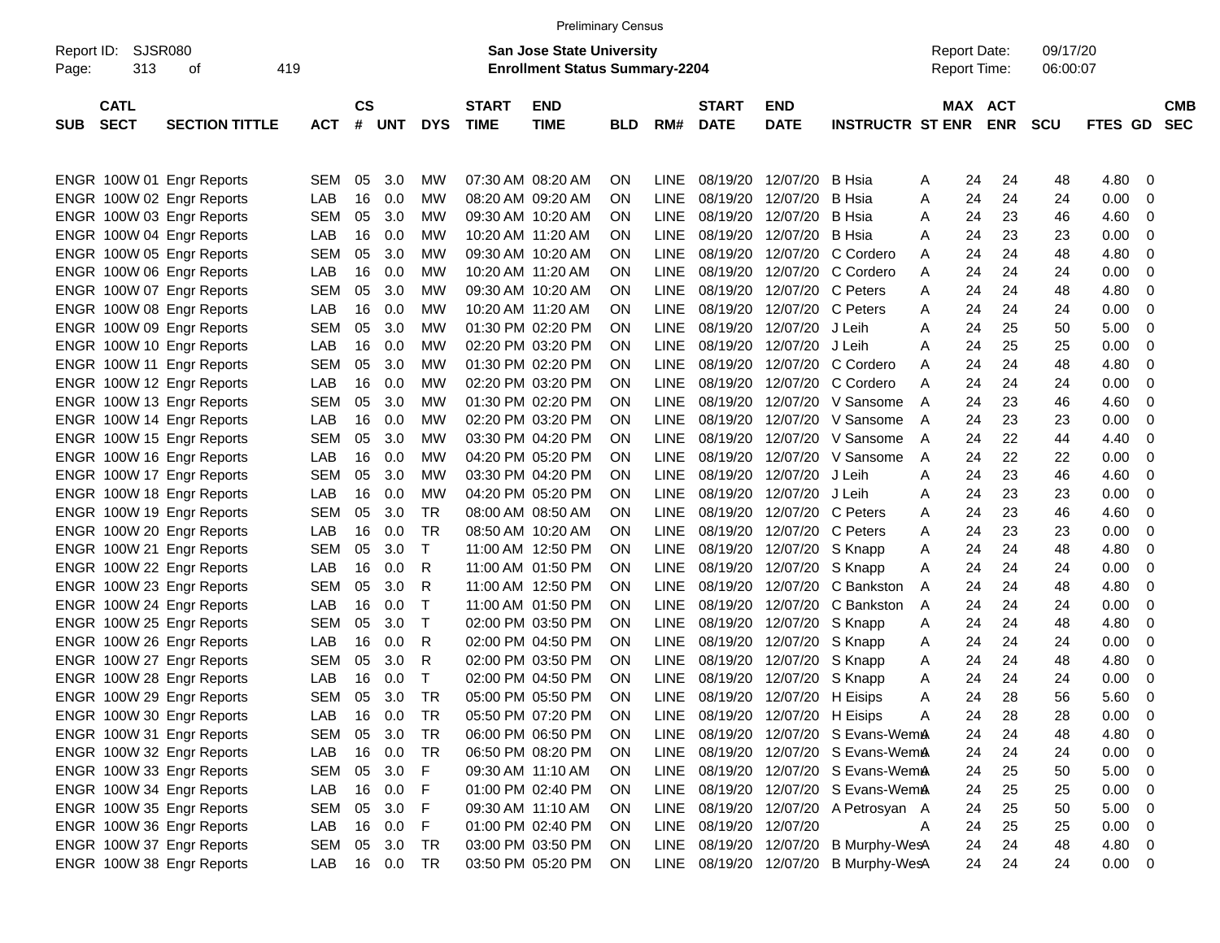Preliminary Census

Report ID: SJSR080
Page: 313 of 419

**San Jose State University**
**Enrollment Status Summary-2204**

Report Date: 09/17/20
Report Time: 06:00:07

| SUB | CATL SECT | SECTION TITTLE | ACT | CS # | UNT | DYS | START TIME | END TIME | BLD | RM# | START DATE | END DATE | INSTRUCTR | ST | MAX ENR | ACT ENR | SCU | FTES | GD | CMB SEC |
|---|---|---|---|---|---|---|---|---|---|---|---|---|---|---|---|---|---|---|---|---|
| ENGR | 100W 01 | Engr Reports | SEM | 05 | 3.0 | MW | 07:30 AM | 08:20 AM | ON | LINE | 08/19/20 | 12/07/20 | B Hsia | A | 24 | 24 | 48 | 4.80 | 0 | |
| ENGR | 100W 02 | Engr Reports | LAB | 16 | 0.0 | MW | 08:20 AM | 09:20 AM | ON | LINE | 08/19/20 | 12/07/20 | B Hsia | A | 24 | 24 | 24 | 0.00 | 0 | |
| ENGR | 100W 03 | Engr Reports | SEM | 05 | 3.0 | MW | 09:30 AM | 10:20 AM | ON | LINE | 08/19/20 | 12/07/20 | B Hsia | A | 24 | 23 | 46 | 4.60 | 0 | |
| ENGR | 100W 04 | Engr Reports | LAB | 16 | 0.0 | MW | 10:20 AM | 11:20 AM | ON | LINE | 08/19/20 | 12/07/20 | B Hsia | A | 24 | 23 | 23 | 0.00 | 0 | |
| ENGR | 100W 05 | Engr Reports | SEM | 05 | 3.0 | MW | 09:30 AM | 10:20 AM | ON | LINE | 08/19/20 | 12/07/20 | C Cordero | A | 24 | 24 | 48 | 4.80 | 0 | |
| ENGR | 100W 06 | Engr Reports | LAB | 16 | 0.0 | MW | 10:20 AM | 11:20 AM | ON | LINE | 08/19/20 | 12/07/20 | C Cordero | A | 24 | 24 | 24 | 0.00 | 0 | |
| ENGR | 100W 07 | Engr Reports | SEM | 05 | 3.0 | MW | 09:30 AM | 10:20 AM | ON | LINE | 08/19/20 | 12/07/20 | C Peters | A | 24 | 24 | 48 | 4.80 | 0 | |
| ENGR | 100W 08 | Engr Reports | LAB | 16 | 0.0 | MW | 10:20 AM | 11:20 AM | ON | LINE | 08/19/20 | 12/07/20 | C Peters | A | 24 | 24 | 24 | 0.00 | 0 | |
| ENGR | 100W 09 | Engr Reports | SEM | 05 | 3.0 | MW | 01:30 PM | 02:20 PM | ON | LINE | 08/19/20 | 12/07/20 | J Leih | A | 24 | 25 | 50 | 5.00 | 0 | |
| ENGR | 100W 10 | Engr Reports | LAB | 16 | 0.0 | MW | 02:20 PM | 03:20 PM | ON | LINE | 08/19/20 | 12/07/20 | J Leih | A | 24 | 25 | 25 | 0.00 | 0 | |
| ENGR | 100W 11 | Engr Reports | SEM | 05 | 3.0 | MW | 01:30 PM | 02:20 PM | ON | LINE | 08/19/20 | 12/07/20 | C Cordero | A | 24 | 24 | 48 | 4.80 | 0 | |
| ENGR | 100W 12 | Engr Reports | LAB | 16 | 0.0 | MW | 02:20 PM | 03:20 PM | ON | LINE | 08/19/20 | 12/07/20 | C Cordero | A | 24 | 24 | 24 | 0.00 | 0 | |
| ENGR | 100W 13 | Engr Reports | SEM | 05 | 3.0 | MW | 01:30 PM | 02:20 PM | ON | LINE | 08/19/20 | 12/07/20 | V Sansome | A | 24 | 23 | 46 | 4.60 | 0 | |
| ENGR | 100W 14 | Engr Reports | LAB | 16 | 0.0 | MW | 02:20 PM | 03:20 PM | ON | LINE | 08/19/20 | 12/07/20 | V Sansome | A | 24 | 23 | 23 | 0.00 | 0 | |
| ENGR | 100W 15 | Engr Reports | SEM | 05 | 3.0 | MW | 03:30 PM | 04:20 PM | ON | LINE | 08/19/20 | 12/07/20 | V Sansome | A | 24 | 22 | 44 | 4.40 | 0 | |
| ENGR | 100W 16 | Engr Reports | LAB | 16 | 0.0 | MW | 04:20 PM | 05:20 PM | ON | LINE | 08/19/20 | 12/07/20 | V Sansome | A | 24 | 22 | 22 | 0.00 | 0 | |
| ENGR | 100W 17 | Engr Reports | SEM | 05 | 3.0 | MW | 03:30 PM | 04:20 PM | ON | LINE | 08/19/20 | 12/07/20 | J Leih | A | 24 | 23 | 46 | 4.60 | 0 | |
| ENGR | 100W 18 | Engr Reports | LAB | 16 | 0.0 | MW | 04:20 PM | 05:20 PM | ON | LINE | 08/19/20 | 12/07/20 | J Leih | A | 24 | 23 | 23 | 0.00 | 0 | |
| ENGR | 100W 19 | Engr Reports | SEM | 05 | 3.0 | TR | 08:00 AM | 08:50 AM | ON | LINE | 08/19/20 | 12/07/20 | C Peters | A | 24 | 23 | 46 | 4.60 | 0 | |
| ENGR | 100W 20 | Engr Reports | LAB | 16 | 0.0 | TR | 08:50 AM | 10:20 AM | ON | LINE | 08/19/20 | 12/07/20 | C Peters | A | 24 | 23 | 23 | 0.00 | 0 | |
| ENGR | 100W 21 | Engr Reports | SEM | 05 | 3.0 | T | 11:00 AM | 12:50 PM | ON | LINE | 08/19/20 | 12/07/20 | S Knapp | A | 24 | 24 | 48 | 4.80 | 0 | |
| ENGR | 100W 22 | Engr Reports | LAB | 16 | 0.0 | R | 11:00 AM | 01:50 PM | ON | LINE | 08/19/20 | 12/07/20 | S Knapp | A | 24 | 24 | 24 | 0.00 | 0 | |
| ENGR | 100W 23 | Engr Reports | SEM | 05 | 3.0 | R | 11:00 AM | 12:50 PM | ON | LINE | 08/19/20 | 12/07/20 | C Bankston | A | 24 | 24 | 48 | 4.80 | 0 | |
| ENGR | 100W 24 | Engr Reports | LAB | 16 | 0.0 | T | 11:00 AM | 01:50 PM | ON | LINE | 08/19/20 | 12/07/20 | C Bankston | A | 24 | 24 | 24 | 0.00 | 0 | |
| ENGR | 100W 25 | Engr Reports | SEM | 05 | 3.0 | T | 02:00 PM | 03:50 PM | ON | LINE | 08/19/20 | 12/07/20 | S Knapp | A | 24 | 24 | 48 | 4.80 | 0 | |
| ENGR | 100W 26 | Engr Reports | LAB | 16 | 0.0 | R | 02:00 PM | 04:50 PM | ON | LINE | 08/19/20 | 12/07/20 | S Knapp | A | 24 | 24 | 24 | 0.00 | 0 | |
| ENGR | 100W 27 | Engr Reports | SEM | 05 | 3.0 | R | 02:00 PM | 03:50 PM | ON | LINE | 08/19/20 | 12/07/20 | S Knapp | A | 24 | 24 | 48 | 4.80 | 0 | |
| ENGR | 100W 28 | Engr Reports | LAB | 16 | 0.0 | T | 02:00 PM | 04:50 PM | ON | LINE | 08/19/20 | 12/07/20 | S Knapp | A | 24 | 24 | 24 | 0.00 | 0 | |
| ENGR | 100W 29 | Engr Reports | SEM | 05 | 3.0 | TR | 05:00 PM | 05:50 PM | ON | LINE | 08/19/20 | 12/07/20 | H Eisips | A | 24 | 28 | 56 | 5.60 | 0 | |
| ENGR | 100W 30 | Engr Reports | LAB | 16 | 0.0 | TR | 05:50 PM | 07:20 PM | ON | LINE | 08/19/20 | 12/07/20 | H Eisips | A | 24 | 28 | 28 | 0.00 | 0 | |
| ENGR | 100W 31 | Engr Reports | SEM | 05 | 3.0 | TR | 06:00 PM | 06:50 PM | ON | LINE | 08/19/20 | 12/07/20 | S Evans-Wem | A | 24 | 24 | 48 | 4.80 | 0 | |
| ENGR | 100W 32 | Engr Reports | LAB | 16 | 0.0 | TR | 06:50 PM | 08:20 PM | ON | LINE | 08/19/20 | 12/07/20 | S Evans-Wem | A | 24 | 24 | 24 | 0.00 | 0 | |
| ENGR | 100W 33 | Engr Reports | SEM | 05 | 3.0 | F | 09:30 AM | 11:10 AM | ON | LINE | 08/19/20 | 12/07/20 | S Evans-Wem | A | 24 | 25 | 50 | 5.00 | 0 | |
| ENGR | 100W 34 | Engr Reports | LAB | 16 | 0.0 | F | 01:00 PM | 02:40 PM | ON | LINE | 08/19/20 | 12/07/20 | S Evans-Wem | A | 24 | 25 | 25 | 0.00 | 0 | |
| ENGR | 100W 35 | Engr Reports | SEM | 05 | 3.0 | F | 09:30 AM | 11:10 AM | ON | LINE | 08/19/20 | 12/07/20 | A Petrosyan | A | 24 | 25 | 50 | 5.00 | 0 | |
| ENGR | 100W 36 | Engr Reports | LAB | 16 | 0.0 | F | 01:00 PM | 02:40 PM | ON | LINE | 08/19/20 | 12/07/20 | | A | 24 | 25 | 25 | 0.00 | 0 | |
| ENGR | 100W 37 | Engr Reports | SEM | 05 | 3.0 | TR | 03:00 PM | 03:50 PM | ON | LINE | 08/19/20 | 12/07/20 | B Murphy-Wes | A | 24 | 24 | 48 | 4.80 | 0 | |
| ENGR | 100W 38 | Engr Reports | LAB | 16 | 0.0 | TR | 03:50 PM | 05:20 PM | ON | LINE | 08/19/20 | 12/07/20 | B Murphy-Wes | A | 24 | 24 | 24 | 0.00 | 0 | |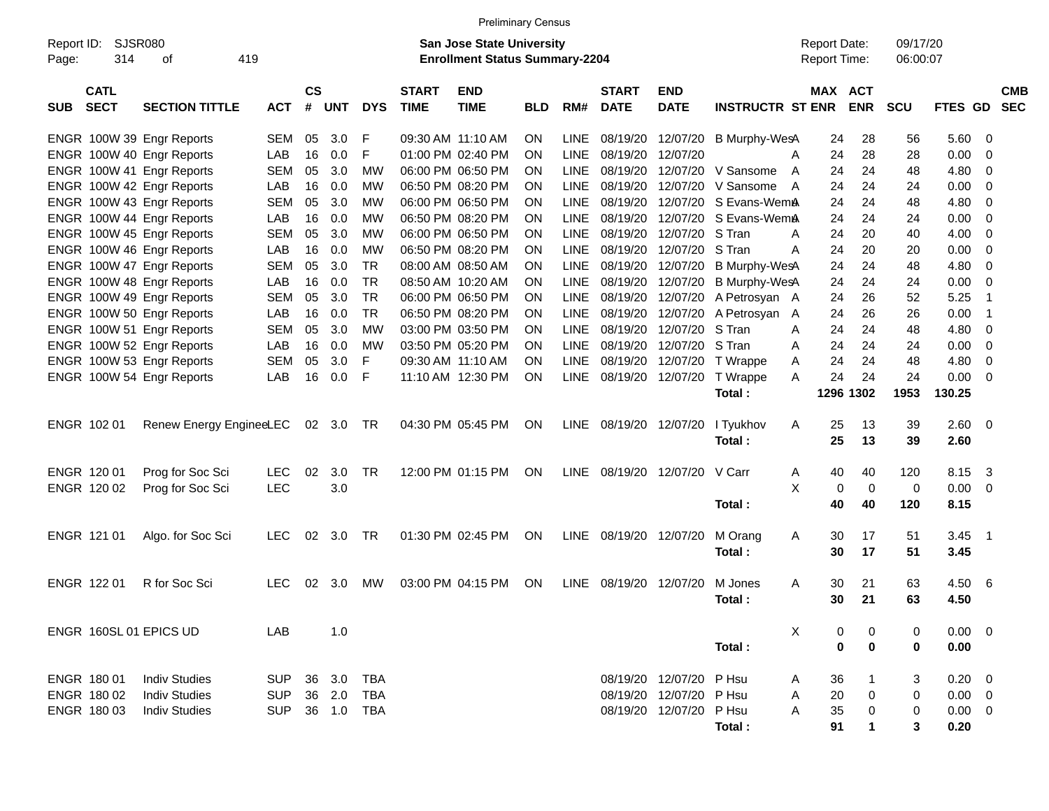Preliminary Census

Report ID: SJSR080

**San Jose State University**
**Enrollment Status Summary-2204**

Report Date: 09/17/20
Report Time: 06:00:07

| SUB | CATL SECT | SECTION TITTLE | ACT | CS # | UNT | DYS | START TIME | END TIME | BLD | RM# | START DATE | END DATE | INSTRUCTR | ST | MAX ENR | ACT ENR | SCU | FTES | GD | CMB SEC |
|---|---|---|---|---|---|---|---|---|---|---|---|---|---|---|---|---|---|---|---|---|
| ENGR | 100W 39 | Engr Reports | SEM | 05 | 3.0 | F | 09:30 AM | 11:10 AM | ON | LINE | 08/19/20 | 12/07/20 | B Murphy-Wes | A | 24 | 28 | 56 | 5.60 | 0 | |
| ENGR | 100W 40 | Engr Reports | LAB | 16 | 0.0 | F | 01:00 PM | 02:40 PM | ON | LINE | 08/19/20 | 12/07/20 | | A | 24 | 28 | 28 | 0.00 | 0 | |
| ENGR | 100W 41 | Engr Reports | SEM | 05 | 3.0 | MW | 06:00 PM | 06:50 PM | ON | LINE | 08/19/20 | 12/07/20 | V Sansome | A | 24 | 24 | 48 | 4.80 | 0 | |
| ENGR | 100W 42 | Engr Reports | LAB | 16 | 0.0 | MW | 06:50 PM | 08:20 PM | ON | LINE | 08/19/20 | 12/07/20 | V Sansome | A | 24 | 24 | 24 | 0.00 | 0 | |
| ENGR | 100W 43 | Engr Reports | SEM | 05 | 3.0 | MW | 06:00 PM | 06:50 PM | ON | LINE | 08/19/20 | 12/07/20 | S Evans-Wem | A | 24 | 24 | 48 | 4.80 | 0 | |
| ENGR | 100W 44 | Engr Reports | LAB | 16 | 0.0 | MW | 06:50 PM | 08:20 PM | ON | LINE | 08/19/20 | 12/07/20 | S Evans-Wem | A | 24 | 24 | 24 | 0.00 | 0 | |
| ENGR | 100W 45 | Engr Reports | SEM | 05 | 3.0 | MW | 06:00 PM | 06:50 PM | ON | LINE | 08/19/20 | 12/07/20 | S Tran | A | 24 | 20 | 40 | 4.00 | 0 | |
| ENGR | 100W 46 | Engr Reports | LAB | 16 | 0.0 | MW | 06:50 PM | 08:20 PM | ON | LINE | 08/19/20 | 12/07/20 | S Tran | A | 24 | 20 | 20 | 0.00 | 0 | |
| ENGR | 100W 47 | Engr Reports | SEM | 05 | 3.0 | TR | 08:00 AM | 08:50 AM | ON | LINE | 08/19/20 | 12/07/20 | B Murphy-Wes | A | 24 | 24 | 48 | 4.80 | 0 | |
| ENGR | 100W 48 | Engr Reports | LAB | 16 | 0.0 | TR | 08:50 AM | 10:20 AM | ON | LINE | 08/19/20 | 12/07/20 | B Murphy-Wes | A | 24 | 24 | 24 | 0.00 | 0 | |
| ENGR | 100W 49 | Engr Reports | SEM | 05 | 3.0 | TR | 06:00 PM | 06:50 PM | ON | LINE | 08/19/20 | 12/07/20 | A Petrosyan | A | 24 | 26 | 52 | 5.25 | 1 | |
| ENGR | 100W 50 | Engr Reports | LAB | 16 | 0.0 | TR | 06:50 PM | 08:20 PM | ON | LINE | 08/19/20 | 12/07/20 | A Petrosyan | A | 24 | 26 | 26 | 0.00 | 1 | |
| ENGR | 100W 51 | Engr Reports | SEM | 05 | 3.0 | MW | 03:00 PM | 03:50 PM | ON | LINE | 08/19/20 | 12/07/20 | S Tran | A | 24 | 24 | 48 | 4.80 | 0 | |
| ENGR | 100W 52 | Engr Reports | LAB | 16 | 0.0 | MW | 03:50 PM | 05:20 PM | ON | LINE | 08/19/20 | 12/07/20 | S Tran | A | 24 | 24 | 24 | 0.00 | 0 | |
| ENGR | 100W 53 | Engr Reports | SEM | 05 | 3.0 | F | 09:30 AM | 11:10 AM | ON | LINE | 08/19/20 | 12/07/20 | T Wrappe | A | 24 | 24 | 48 | 4.80 | 0 | |
| ENGR | 100W 54 | Engr Reports | LAB | 16 | 0.0 | F | 11:10 AM | 12:30 PM | ON | LINE | 08/19/20 | 12/07/20 | T Wrappe | A | 24 | 24 | 24 | 0.00 | 0 | |
| | | | | | | | | | | | | | **Total :** | | **1296** | **1302** | **1953** | **130.25** | | |
| ENGR | 102 01 | Renew Energy Enginee | LEC | 02 | 3.0 | TR | 04:30 PM | 05:45 PM | ON | LINE | 08/19/20 | 12/07/20 | I Tyukhov | A | 25 | 13 | 39 | 2.60 | 0 | |
| | | | | | | | | | | | | | **Total :** | | **25** | **13** | **39** | **2.60** | | |
| ENGR | 120 01 | Prog for Soc Sci | LEC | 02 | 3.0 | TR | 12:00 PM | 01:15 PM | ON | LINE | 08/19/20 | 12/07/20 | V Carr | A | 40 | 40 | 120 | 8.15 | 3 | |
| ENGR | 120 02 | Prog for Soc Sci | LEC | | 3.0 | | | | | | | | | X | 0 | 0 | 0 | 0.00 | 0 | |
| | | | | | | | | | | | | | **Total :** | | **40** | **40** | **120** | **8.15** | | |
| ENGR | 121 01 | Algo. for Soc Sci | LEC | 02 | 3.0 | TR | 01:30 PM | 02:45 PM | ON | LINE | 08/19/20 | 12/07/20 | M Orang | A | 30 | 17 | 51 | 3.45 | 1 | |
| | | | | | | | | | | | | | **Total :** | | **30** | **17** | **51** | **3.45** | | |
| ENGR | 122 01 | R for Soc Sci | LEC | 02 | 3.0 | MW | 03:00 PM | 04:15 PM | ON | LINE | 08/19/20 | 12/07/20 | M Jones | A | 30 | 21 | 63 | 4.50 | 6 | |
| | | | | | | | | | | | | | **Total :** | | **30** | **21** | **63** | **4.50** | | |
| ENGR | 160SL 01 | EPICS UD | LAB | | 1.0 | | | | | | | | | X | 0 | 0 | 0 | 0.00 | 0 | |
| | | | | | | | | | | | | | **Total :** | | **0** | **0** | **0** | **0.00** | | |
| ENGR | 180 01 | Indiv Studies | SUP | 36 | 3.0 | TBA | | | | | 08/19/20 | 12/07/20 | P Hsu | A | 36 | 1 | 3 | 0.20 | 0 | |
| ENGR | 180 02 | Indiv Studies | SUP | 36 | 2.0 | TBA | | | | | 08/19/20 | 12/07/20 | P Hsu | A | 20 | 0 | 0 | 0.00 | 0 | |
| ENGR | 180 03 | Indiv Studies | SUP | 36 | 1.0 | TBA | | | | | 08/19/20 | 12/07/20 | P Hsu | A | 35 | 0 | 0 | 0.00 | 0 | |
| | | | | | | | | | | | | | **Total :** | | **91** | **1** | **3** | **0.20** | | |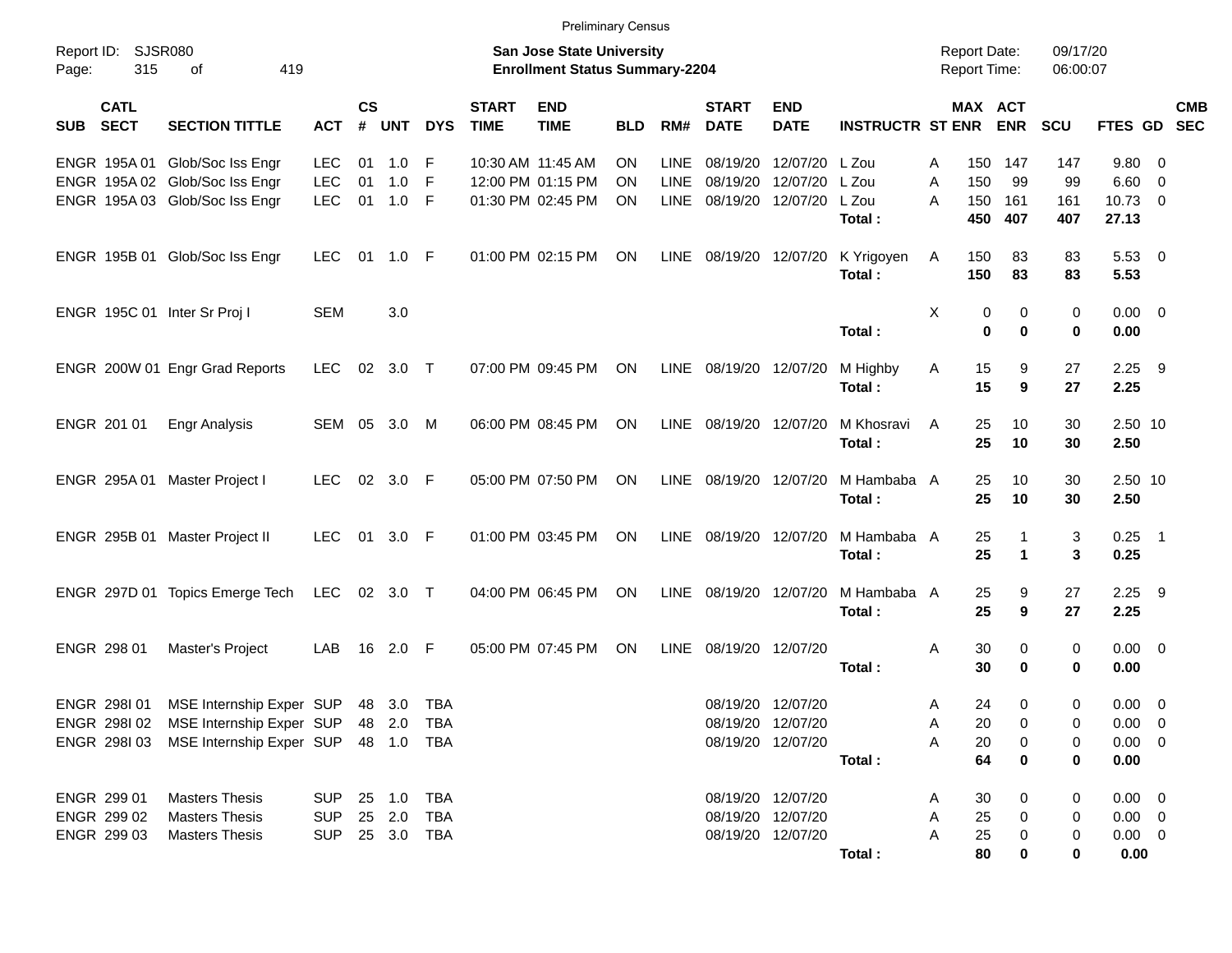Preliminary Census

Report ID: SJSR080
Page: 315 of 419

**San Jose State University**
**Enrollment Status Summary-2204**

Report Date: 09/17/20
Report Time: 06:00:07

| SUB | CATL SECT | SECTION TITTLE | ACT | CS # | UNT | DYS | START TIME | END TIME | BLD | RM# | START DATE | END DATE | INSTRUCTR | ST | MAX ENR | ACT ENR | SCU | FTES | GD | CMB SEC |
|---|---|---|---|---|---|---|---|---|---|---|---|---|---|---|---|---|---|---|---|---|
| ENGR | 195A 01 | Glob/Soc Iss Engr | LEC | 01 | 1.0 | F | 10:30 AM | 11:45 AM | ON | LINE | 08/19/20 | 12/07/20 | L Zou | A | 150 | 147 | 147 | 9.80 | 0 | |
| ENGR | 195A 02 | Glob/Soc Iss Engr | LEC | 01 | 1.0 | F | 12:00 PM | 01:15 PM | ON | LINE | 08/19/20 | 12/07/20 | L Zou | A | 150 | 99 | 99 | 6.60 | 0 | |
| ENGR | 195A 03 | Glob/Soc Iss Engr | LEC | 01 | 1.0 | F | 01:30 PM | 02:45 PM | ON | LINE | 08/19/20 | 12/07/20 | L Zou | A | 150 | 161 | 161 | 10.73 | 0 | |
| | | | | | | | | | | | | | **Total :** | | **450** | **407** | **407** | **27.13** | | |
| ENGR | 195B 01 | Glob/Soc Iss Engr | LEC | 01 | 1.0 | F | 01:00 PM | 02:15 PM | ON | LINE | 08/19/20 | 12/07/20 | K Yrigoyen | A | 150 | 83 | 83 | 5.53 | 0 | |
| | | | | | | | | | | | | | **Total :** | | **150** | **83** | **83** | **5.53** | | |
| ENGR | 195C 01 | Inter Sr Proj I | SEM | | 3.0 | | | | | | | | | X | 0 | 0 | 0 | 0.00 | 0 | |
| | | | | | | | | | | | | | **Total :** | | **0** | **0** | **0** | **0.00** | | |
| ENGR | 200W 01 | Engr Grad Reports | LEC | 02 | 3.0 | T | 07:00 PM | 09:45 PM | ON | LINE | 08/19/20 | 12/07/20 | M Highby | A | 15 | 9 | 27 | 2.25 | 9 | |
| | | | | | | | | | | | | | **Total :** | | **15** | **9** | **27** | **2.25** | | |
| ENGR | 201 01 | Engr Analysis | SEM | 05 | 3.0 | M | 06:00 PM | 08:45 PM | ON | LINE | 08/19/20 | 12/07/20 | M Khosravi | A | 25 | 10 | 30 | 2.50 | 10 | |
| | | | | | | | | | | | | | **Total :** | | **25** | **10** | **30** | **2.50** | | |
| ENGR | 295A 01 | Master Project I | LEC | 02 | 3.0 | F | 05:00 PM | 07:50 PM | ON | LINE | 08/19/20 | 12/07/20 | M Hambaba | A | 25 | 10 | 30 | 2.50 | 10 | |
| | | | | | | | | | | | | | **Total :** | | **25** | **10** | **30** | **2.50** | | |
| ENGR | 295B 01 | Master Project II | LEC | 01 | 3.0 | F | 01:00 PM | 03:45 PM | ON | LINE | 08/19/20 | 12/07/20 | M Hambaba | A | 25 | 1 | 3 | 0.25 | 1 | |
| | | | | | | | | | | | | | **Total :** | | **25** | **1** | **3** | **0.25** | | |
| ENGR | 297D 01 | Topics Emerge Tech | LEC | 02 | 3.0 | T | 04:00 PM | 06:45 PM | ON | LINE | 08/19/20 | 12/07/20 | M Hambaba | A | 25 | 9 | 27 | 2.25 | 9 | |
| | | | | | | | | | | | | | **Total :** | | **25** | **9** | **27** | **2.25** | | |
| ENGR | 298 01 | Master's Project | LAB | 16 | 2.0 | F | 05:00 PM | 07:45 PM | ON | LINE | 08/19/20 | 12/07/20 | | A | 30 | 0 | 0 | 0.00 | 0 | |
| | | | | | | | | | | | | | **Total :** | | **30** | **0** | **0** | **0.00** | | |
| ENGR | 298I 01 | MSE Internship Exper | SUP | 48 | 3.0 | TBA | | | | | 08/19/20 | 12/07/20 | | A | 24 | 0 | 0 | 0.00 | 0 | |
| ENGR | 298I 02 | MSE Internship Exper | SUP | 48 | 2.0 | TBA | | | | | 08/19/20 | 12/07/20 | | A | 20 | 0 | 0 | 0.00 | 0 | |
| ENGR | 298I 03 | MSE Internship Exper | SUP | 48 | 1.0 | TBA | | | | | 08/19/20 | 12/07/20 | | A | 20 | 0 | 0 | 0.00 | 0 | |
| | | | | | | | | | | | | | **Total :** | | **64** | **0** | **0** | **0.00** | | |
| ENGR | 299 01 | Masters Thesis | SUP | 25 | 1.0 | TBA | | | | | 08/19/20 | 12/07/20 | | A | 30 | 0 | 0 | 0.00 | 0 | |
| ENGR | 299 02 | Masters Thesis | SUP | 25 | 2.0 | TBA | | | | | 08/19/20 | 12/07/20 | | A | 25 | 0 | 0 | 0.00 | 0 | |
| ENGR | 299 03 | Masters Thesis | SUP | 25 | 3.0 | TBA | | | | | 08/19/20 | 12/07/20 | | A | 25 | 0 | 0 | 0.00 | 0 | |
| | | | | | | | | | | | | | **Total :** | | **80** | **0** | **0** | **0.00** | | |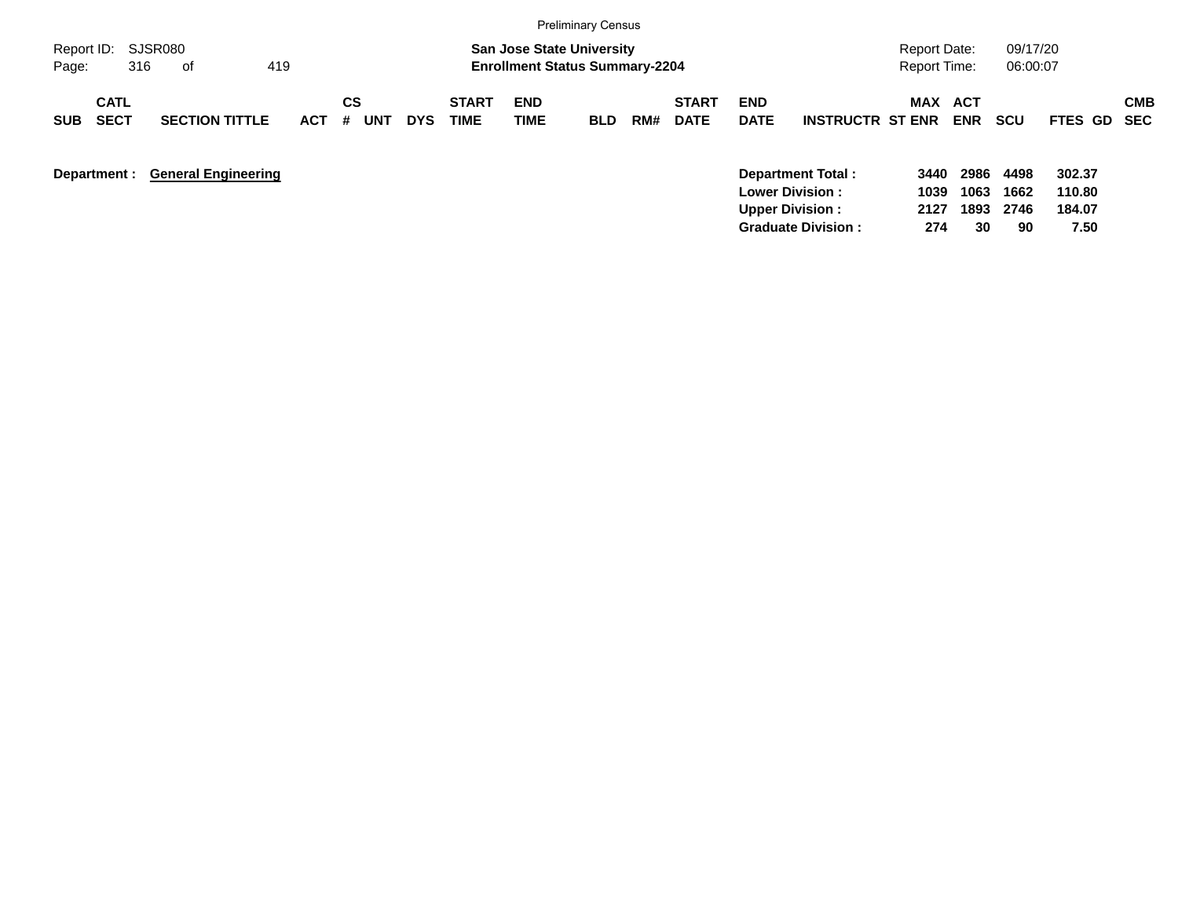Preliminary Census

Report ID: SJSR080

**San Jose State University**
**Enrollment Status Summary-2204**

Report Date: 09/17/20
Report Time: 06:00:07

| SUB | CATL SECT | SECTION TITTLE | ACT | CS # | UNT | DYS | START TIME | END TIME | BLD | RM# | START DATE | END DATE | INSTRUCTR | ST | MAX ENR | ACT ENR | SCU | FTES | GD | CMB SEC |
|---|---|---|---|---|---|---|---|---|---|---|---|---|---|---|---|---|---|---|---|---|

**Department : General Engineering**

| | MAX ENR | ACT ENR | SCU | FTES |
|---|---|---|---|---|
| **Department Total :** | **3440** | **2986** | **4498** | **302.37** |
| **Lower Division :** | **1039** | **1063** | **1662** | **110.80** |
| **Upper Division :** | **2127** | **1893** | **2746** | **184.07** |
| **Graduate Division :** | **274** | **30** | **90** | **7.50** |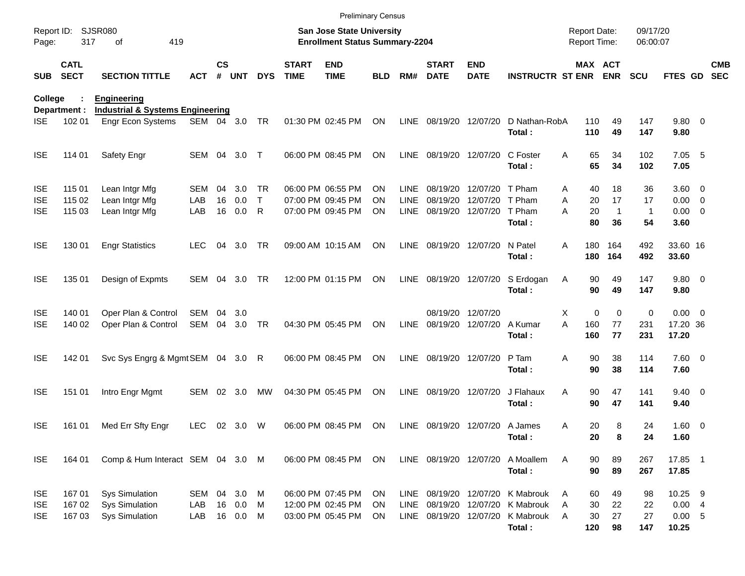Preliminary Census

Report ID: SJSR080

**San Jose State University**
**Enrollment Status Summary-2204**

Report Date: 09/17/20
Report Time: 06:00:07

| SUB | CATL SECT | SECTION TITTLE | ACT | CS # | UNT | DYS | START TIME | END TIME | BLD | RM# | START DATE | END DATE | INSTRUCTR | ST | MAX ENR | ACT ENR | SCU | FTES | GD | CMB SEC |
|---|---|---|---|---|---|---|---|---|---|---|---|---|---|---|---|---|---|---|---|---|
| **College :** | | **Engineering** | | | | | | | | | | | | | | | | | | |
| **Department :** | | **Industrial & Systems Engineering** | | | | | | | | | | | | | | | | | | |
| ISE | 102 01 | Engr Econ Systems | SEM | 04 | 3.0 | TR | 01:30 PM | 02:45 PM | ON | LINE | 08/19/20 | 12/07/20 | D Nathan-Rob | A | 110 | 49 | 147 | 9.80 | 0 | |
| | | | | | | | | | | | | | **Total :** | | **110** | **49** | **147** | **9.80** | | |
| ISE | 114 01 | Safety Engr | SEM | 04 | 3.0 | T | 06:00 PM | 08:45 PM | ON | LINE | 08/19/20 | 12/07/20 | C Foster | A | 65 | 34 | 102 | 7.05 | 5 | |
| | | | | | | | | | | | | | **Total :** | | **65** | **34** | **102** | **7.05** | | |
| ISE | 115 01 | Lean Intgr Mfg | SEM | 04 | 3.0 | TR | 06:00 PM | 06:55 PM | ON | LINE | 08/19/20 | 12/07/20 | T Pham | A | 40 | 18 | 36 | 3.60 | 0 | |
| ISE | 115 02 | Lean Intgr Mfg | LAB | 16 | 0.0 | T | 07:00 PM | 09:45 PM | ON | LINE | 08/19/20 | 12/07/20 | T Pham | A | 20 | 17 | 17 | 0.00 | 0 | |
| ISE | 115 03 | Lean Intgr Mfg | LAB | 16 | 0.0 | R | 07:00 PM | 09:45 PM | ON | LINE | 08/19/20 | 12/07/20 | T Pham | A | 20 | 1 | 1 | 0.00 | 0 | |
| | | | | | | | | | | | | | **Total :** | | **80** | **36** | **54** | **3.60** | | |
| ISE | 130 01 | Engr Statistics | LEC | 04 | 3.0 | TR | 09:00 AM | 10:15 AM | ON | LINE | 08/19/20 | 12/07/20 | N Patel | A | 180 | 164 | 492 | 33.60 | 16 | |
| | | | | | | | | | | | | | **Total :** | | **180** | **164** | **492** | **33.60** | | |
| ISE | 135 01 | Design of Expmts | SEM | 04 | 3.0 | TR | 12:00 PM | 01:15 PM | ON | LINE | 08/19/20 | 12/07/20 | S Erdogan | A | 90 | 49 | 147 | 9.80 | 0 | |
| | | | | | | | | | | | | | **Total :** | | **90** | **49** | **147** | **9.80** | | |
| ISE | 140 01 | Oper Plan & Control | SEM | 04 | 3.0 | | | | | | 08/19/20 | 12/07/20 | | X | 0 | 0 | 0 | 0.00 | 0 | |
| ISE | 140 02 | Oper Plan & Control | SEM | 04 | 3.0 | TR | 04:30 PM | 05:45 PM | ON | LINE | 08/19/20 | 12/07/20 | A Kumar | A | 160 | 77 | 231 | 17.20 | 36 | |
| | | | | | | | | | | | | | **Total :** | | **160** | **77** | **231** | **17.20** | | |
| ISE | 142 01 | Svc Sys Engrg & Mgmt | SEM | 04 | 3.0 | R | 06:00 PM | 08:45 PM | ON | LINE | 08/19/20 | 12/07/20 | P Tam | A | 90 | 38 | 114 | 7.60 | 0 | |
| | | | | | | | | | | | | | **Total :** | | **90** | **38** | **114** | **7.60** | | |
| ISE | 151 01 | Intro Engr Mgmt | SEM | 02 | 3.0 | MW | 04:30 PM | 05:45 PM | ON | LINE | 08/19/20 | 12/07/20 | J Flahaux | A | 90 | 47 | 141 | 9.40 | 0 | |
| | | | | | | | | | | | | | **Total :** | | **90** | **47** | **141** | **9.40** | | |
| ISE | 161 01 | Med Err Sfty Engr | LEC | 02 | 3.0 | W | 06:00 PM | 08:45 PM | ON | LINE | 08/19/20 | 12/07/20 | A James | A | 20 | 8 | 24 | 1.60 | 0 | |
| | | | | | | | | | | | | | **Total :** | | **20** | **8** | **24** | **1.60** | | |
| ISE | 164 01 | Comp & Hum Interact | SEM | 04 | 3.0 | M | 06:00 PM | 08:45 PM | ON | LINE | 08/19/20 | 12/07/20 | A Moallem | A | 90 | 89 | 267 | 17.85 | 1 | |
| | | | | | | | | | | | | | **Total :** | | **90** | **89** | **267** | **17.85** | | |
| ISE | 167 01 | Sys Simulation | SEM | 04 | 3.0 | M | 06:00 PM | 07:45 PM | ON | LINE | 08/19/20 | 12/07/20 | K Mabrouk | A | 60 | 49 | 98 | 10.25 | 9 | |
| ISE | 167 02 | Sys Simulation | LAB | 16 | 0.0 | M | 12:00 PM | 02:45 PM | ON | LINE | 08/19/20 | 12/07/20 | K Mabrouk | A | 30 | 22 | 22 | 0.00 | 4 | |
| ISE | 167 03 | Sys Simulation | LAB | 16 | 0.0 | M | 03:00 PM | 05:45 PM | ON | LINE | 08/19/20 | 12/07/20 | K Mabrouk | A | 30 | 27 | 27 | 0.00 | 5 | |
| | | | | | | | | | | | | | **Total :** | | **120** | **98** | **147** | **10.25** | | |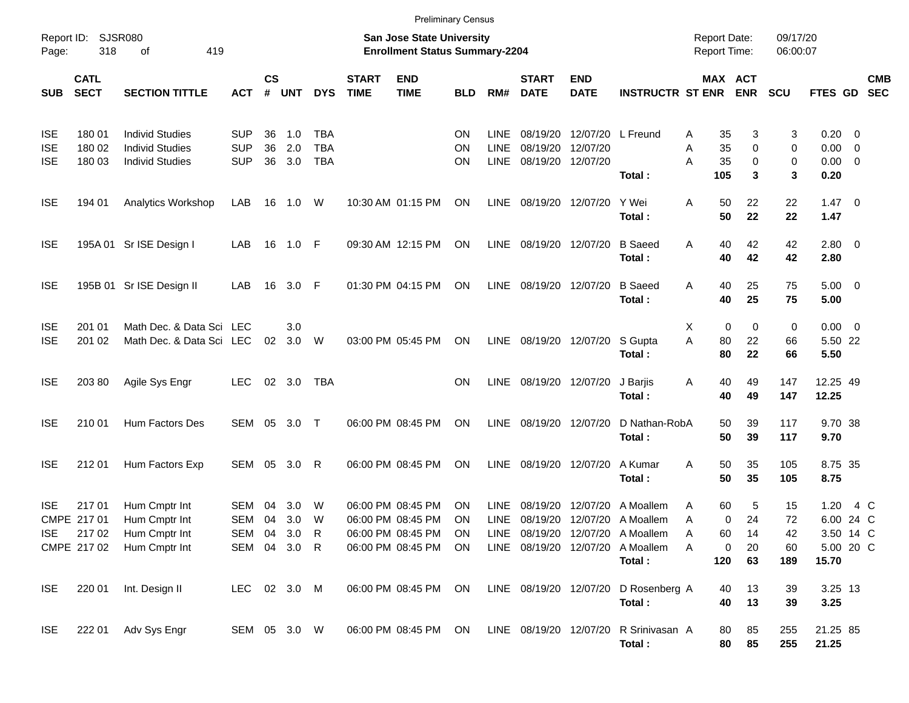Preliminary Census

Report ID: SJSR080
Page: 318 of 419

**San Jose State University**
**Enrollment Status Summary-2204**

Report Date: 09/17/20
Report Time: 06:00:07

| SUB | CATL SECT | SECTION TITTLE | ACT | CS # | UNT | DYS | START TIME | END TIME | BLD | RM# | START DATE | END DATE | INSTRUCTR | ST | MAX ENR | ACT ENR | SCU | FTES | GD | CMB SEC |
|---|---|---|---|---|---|---|---|---|---|---|---|---|---|---|---|---|---|---|---|---|
| ISE | 180 01 | Individ Studies | SUP | 36 | 1.0 | TBA | | | ON | LINE | 08/19/20 | 12/07/20 | L Freund | A | 35 | 3 | 3 | 0.20 | 0 | |
| ISE | 180 02 | Individ Studies | SUP | 36 | 2.0 | TBA | | | ON | LINE | 08/19/20 | 12/07/20 | | A | 35 | 0 | 0 | 0.00 | 0 | |
| ISE | 180 03 | Individ Studies | SUP | 36 | 3.0 | TBA | | | ON | LINE | 08/19/20 | 12/07/20 | | A | 35 | 0 | 0 | 0.00 | 0 | |
| | | | | | | | | | | | | | **Total :** | | **105** | **3** | **3** | **0.20** | | |
| ISE | 194 01 | Analytics Workshop | LAB | 16 | 1.0 | W | 10:30 AM | 01:15 PM | ON | LINE | 08/19/20 | 12/07/20 | Y Wei | A | 50 | 22 | 22 | 1.47 | 0 | |
| | | | | | | | | | | | | | **Total :** | | **50** | **22** | **22** | **1.47** | | |
| ISE | 195A 01 | Sr ISE Design I | LAB | 16 | 1.0 | F | 09:30 AM | 12:15 PM | ON | LINE | 08/19/20 | 12/07/20 | B Saeed | A | 40 | 42 | 42 | 2.80 | 0 | |
| | | | | | | | | | | | | | **Total :** | | **40** | **42** | **42** | **2.80** | | |
| ISE | 195B 01 | Sr ISE Design II | LAB | 16 | 3.0 | F | 01:30 PM | 04:15 PM | ON | LINE | 08/19/20 | 12/07/20 | B Saeed | A | 40 | 25 | 75 | 5.00 | 0 | |
| | | | | | | | | | | | | | **Total :** | | **40** | **25** | **75** | **5.00** | | |
| ISE | 201 01 | Math Dec. & Data Sci | LEC | | 3.0 | | | | | | | | | X | 0 | 0 | 0 | 0.00 | 0 | |
| ISE | 201 02 | Math Dec. & Data Sci | LEC | 02 | 3.0 | W | 03:00 PM | 05:45 PM | ON | LINE | 08/19/20 | 12/07/20 | S Gupta | A | 80 | 22 | 66 | 5.50 | 22 | |
| | | | | | | | | | | | | | **Total :** | | **80** | **22** | **66** | **5.50** | | |
| ISE | 203 80 | Agile Sys Engr | LEC | 02 | 3.0 | TBA | | | ON | LINE | 08/19/20 | 12/07/20 | J Barjis | A | 40 | 49 | 147 | 12.25 | 49 | |
| | | | | | | | | | | | | | **Total :** | | **40** | **49** | **147** | **12.25** | | |
| ISE | 210 01 | Hum Factors Des | SEM | 05 | 3.0 | T | 06:00 PM | 08:45 PM | ON | LINE | 08/19/20 | 12/07/20 | D Nathan-Rob | A | 50 | 39 | 117 | 9.70 | 38 | |
| | | | | | | | | | | | | | **Total :** | | **50** | **39** | **117** | **9.70** | | |
| ISE | 212 01 | Hum Factors Exp | SEM | 05 | 3.0 | R | 06:00 PM | 08:45 PM | ON | LINE | 08/19/20 | 12/07/20 | A Kumar | A | 50 | 35 | 105 | 8.75 | 35 | |
| | | | | | | | | | | | | | **Total :** | | **50** | **35** | **105** | **8.75** | | |
| ISE | 217 01 | Hum Cmptr Int | SEM | 04 | 3.0 | W | 06:00 PM | 08:45 PM | ON | LINE | 08/19/20 | 12/07/20 | A Moallem | A | 60 | 5 | 15 | 1.20 | 4 | C |
| CMPE | 217 01 | Hum Cmptr Int | SEM | 04 | 3.0 | W | 06:00 PM | 08:45 PM | ON | LINE | 08/19/20 | 12/07/20 | A Moallem | A | 0 | 24 | 72 | 6.00 | 24 | C |
| ISE | 217 02 | Hum Cmptr Int | SEM | 04 | 3.0 | R | 06:00 PM | 08:45 PM | ON | LINE | 08/19/20 | 12/07/20 | A Moallem | A | 60 | 14 | 42 | 3.50 | 14 | C |
| CMPE | 217 02 | Hum Cmptr Int | SEM | 04 | 3.0 | R | 06:00 PM | 08:45 PM | ON | LINE | 08/19/20 | 12/07/20 | A Moallem | A | 0 | 20 | 60 | 5.00 | 20 | C |
| | | | | | | | | | | | | | **Total :** | | **120** | **63** | **189** | **15.70** | | |
| ISE | 220 01 | Int. Design II | LEC | 02 | 3.0 | M | 06:00 PM | 08:45 PM | ON | LINE | 08/19/20 | 12/07/20 | D Rosenberg | A | 40 | 13 | 39 | 3.25 | 13 | |
| | | | | | | | | | | | | | **Total :** | | **40** | **13** | **39** | **3.25** | | |
| ISE | 222 01 | Adv Sys Engr | SEM | 05 | 3.0 | W | 06:00 PM | 08:45 PM | ON | LINE | 08/19/20 | 12/07/20 | R Srinivasan | A | 80 | 85 | 255 | 21.25 | 85 | |
| | | | | | | | | | | | | | **Total :** | | **80** | **85** | **255** | **21.25** | | |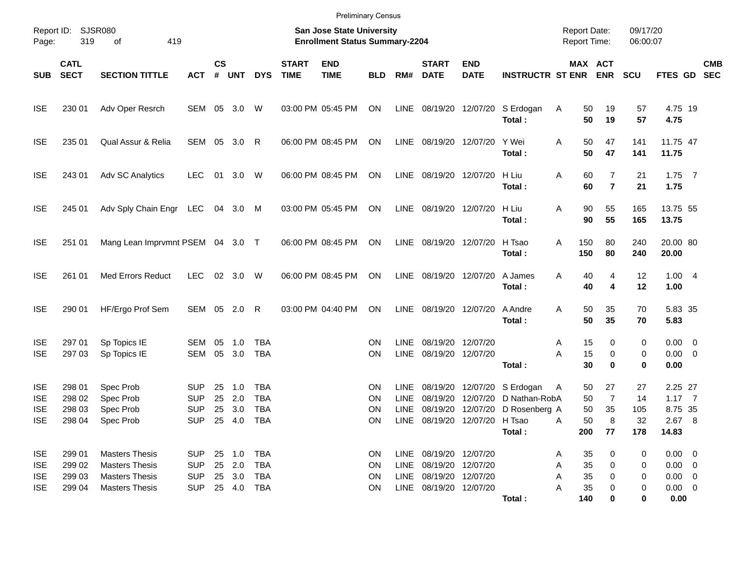Preliminary Census

Report ID: SJSR080
Page: 319 of 419

**San Jose State University**
**Enrollment Status Summary-2204**

Report Date: 09/17/20
Report Time: 06:00:07

| SUB | CATL SECT | SECTION TITTLE | ACT | CS # | UNT | DYS | START TIME | END TIME | BLD | RM# | START DATE | END DATE | INSTRUCTR | ST | MAX ENR | ACT ENR | SCU | FTES | GD | CMB SEC |
|---|---|---|---|---|---|---|---|---|---|---|---|---|---|---|---|---|---|---|---|---|
| ISE | 230 01 | Adv Oper Resrch | SEM | 05 | 3.0 | W | 03:00 PM | 05:45 PM | ON | LINE | 08/19/20 | 12/07/20 | S Erdogan | A | 50 | 19 | 57 | 4.75 | 19 | |
| | | | | | | | | | | | | | **Total :** | | **50** | **19** | **57** | **4.75** | | |
| ISE | 235 01 | Qual Assur & Relia | SEM | 05 | 3.0 | R | 06:00 PM | 08:45 PM | ON | LINE | 08/19/20 | 12/07/20 | Y Wei | A | 50 | 47 | 141 | 11.75 | 47 | |
| | | | | | | | | | | | | | **Total :** | | **50** | **47** | **141** | **11.75** | | |
| ISE | 243 01 | Adv SC Analytics | LEC | 01 | 3.0 | W | 06:00 PM | 08:45 PM | ON | LINE | 08/19/20 | 12/07/20 | H Liu | A | 60 | 7 | 21 | 1.75 | 7 | |
| | | | | | | | | | | | | | **Total :** | | **60** | **7** | **21** | **1.75** | | |
| ISE | 245 01 | Adv Sply Chain Engr | LEC | 04 | 3.0 | M | 03:00 PM | 05:45 PM | ON | LINE | 08/19/20 | 12/07/20 | H Liu | A | 90 | 55 | 165 | 13.75 | 55 | |
| | | | | | | | | | | | | | **Total :** | | **90** | **55** | **165** | **13.75** | | |
| ISE | 251 01 | Mang Lean Imprvmnt P | SEM | 04 | 3.0 | T | 06:00 PM | 08:45 PM | ON | LINE | 08/19/20 | 12/07/20 | H Tsao | A | 150 | 80 | 240 | 20.00 | 80 | |
| | | | | | | | | | | | | | **Total :** | | **150** | **80** | **240** | **20.00** | | |
| ISE | 261 01 | Med Errors Reduct | LEC | 02 | 3.0 | W | 06:00 PM | 08:45 PM | ON | LINE | 08/19/20 | 12/07/20 | A James | A | 40 | 4 | 12 | 1.00 | 4 | |
| | | | | | | | | | | | | | **Total :** | | **40** | **4** | **12** | **1.00** | | |
| ISE | 290 01 | HF/Ergo Prof Sem | SEM | 05 | 2.0 | R | 03:00 PM | 04:40 PM | ON | LINE | 08/19/20 | 12/07/20 | A Andre | A | 50 | 35 | 70 | 5.83 | 35 | |
| | | | | | | | | | | | | | **Total :** | | **50** | **35** | **70** | **5.83** | | |
| ISE | 297 01 | Sp Topics IE | SEM | 05 | 1.0 | TBA | | | ON | LINE | 08/19/20 | 12/07/20 | | A | 15 | 0 | 0 | 0.00 | 0 | |
| ISE | 297 03 | Sp Topics IE | SEM | 05 | 3.0 | TBA | | | ON | LINE | 08/19/20 | 12/07/20 | | A | 15 | 0 | 0 | 0.00 | 0 | |
| | | | | | | | | | | | | | **Total :** | | **30** | **0** | **0** | **0.00** | | |
| ISE | 298 01 | Spec Prob | SUP | 25 | 1.0 | TBA | | | ON | LINE | 08/19/20 | 12/07/20 | S Erdogan | A | 50 | 27 | 27 | 2.25 | 27 | |
| ISE | 298 02 | Spec Prob | SUP | 25 | 2.0 | TBA | | | ON | LINE | 08/19/20 | 12/07/20 | D Nathan-Rob | A | 50 | 7 | 14 | 1.17 | 7 | |
| ISE | 298 03 | Spec Prob | SUP | 25 | 3.0 | TBA | | | ON | LINE | 08/19/20 | 12/07/20 | D Rosenberg | A | 50 | 35 | 105 | 8.75 | 35 | |
| ISE | 298 04 | Spec Prob | SUP | 25 | 4.0 | TBA | | | ON | LINE | 08/19/20 | 12/07/20 | H Tsao | A | 50 | 8 | 32 | 2.67 | 8 | |
| | | | | | | | | | | | | | **Total :** | | **200** | **77** | **178** | **14.83** | | |
| ISE | 299 01 | Masters Thesis | SUP | 25 | 1.0 | TBA | | | ON | LINE | 08/19/20 | 12/07/20 | | A | 35 | 0 | 0 | 0.00 | 0 | |
| ISE | 299 02 | Masters Thesis | SUP | 25 | 2.0 | TBA | | | ON | LINE | 08/19/20 | 12/07/20 | | A | 35 | 0 | 0 | 0.00 | 0 | |
| ISE | 299 03 | Masters Thesis | SUP | 25 | 3.0 | TBA | | | ON | LINE | 08/19/20 | 12/07/20 | | A | 35 | 0 | 0 | 0.00 | 0 | |
| ISE | 299 04 | Masters Thesis | SUP | 25 | 4.0 | TBA | | | ON | LINE | 08/19/20 | 12/07/20 | | A | 35 | 0 | 0 | 0.00 | 0 | |
| | | | | | | | | | | | | | **Total :** | | **140** | **0** | **0** | **0.00** | | |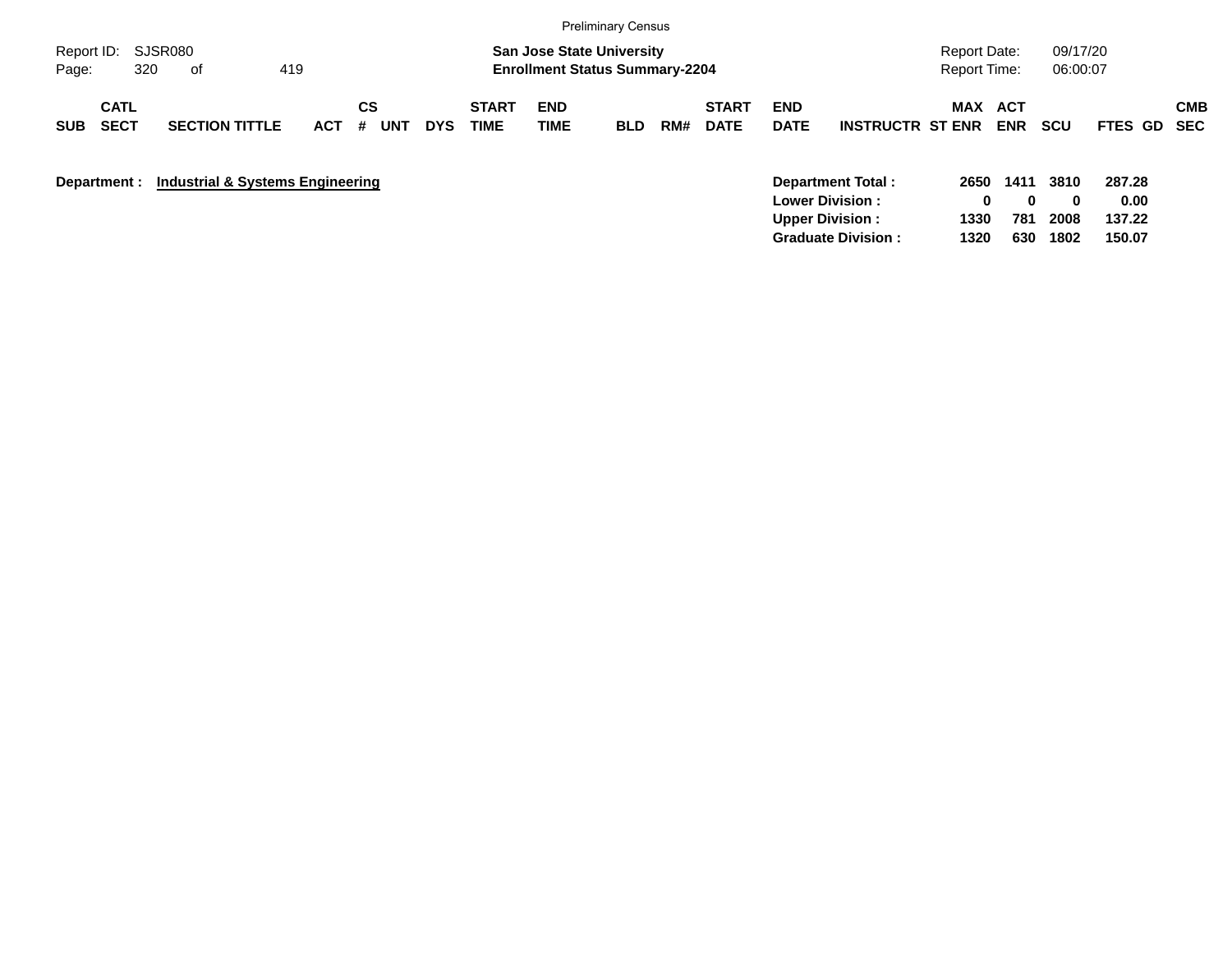Preliminary Census

Report ID: SJSR080

**San Jose State University**
**Enrollment Status Summary-2204**

Report Date: 09/17/20
Report Time: 06:00:07

| SUB | CATL SECT | SECTION TITTLE | ACT | CS # | UNT | DYS | START TIME | END TIME | BLD | RM# | START DATE | END DATE | INSTRUCTR | ST | MAX ENR | ACT ENR | SCU | FTES | GD | CMB SEC |
|---|---|---|---|---|---|---|---|---|---|---|---|---|---|---|---|---|---|---|---|---|

**Department : Industrial & Systems Engineering**

| | MAX ENR | ACT ENR | SCU | FTES |
|---|---|---|---|---|
| **Department Total :** | **2650** | **1411** | **3810** | **287.28** |
| **Lower Division :** | **0** | **0** | **0** | **0.00** |
| **Upper Division :** | **1330** | **781** | **2008** | **137.22** |
| **Graduate Division :** | **1320** | **630** | **1802** | **150.07** |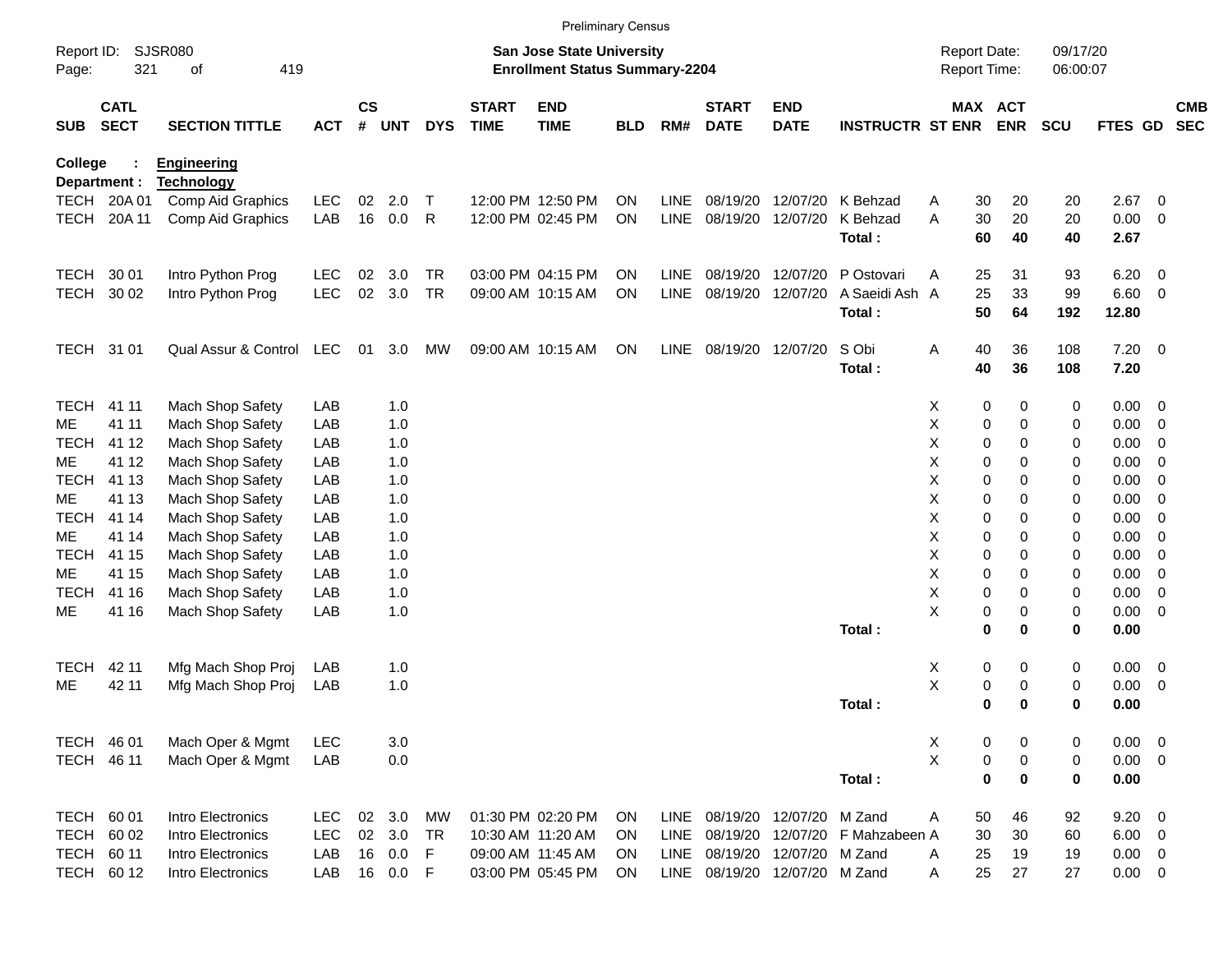Preliminary Census

Report ID: SJSR080
Page: 321 of 419

**San Jose State University**
**Enrollment Status Summary-2204**

Report Date: 09/17/20
Report Time: 06:00:07

**College : Engineering**
**Department : Technology**

| SUB | CATL SECT | SECTION TITTLE | ACT | CS # | UNT | DYS | START TIME | END TIME | BLD | RM# | START DATE | END DATE | INSTRUCTR | ST | MAX ENR | ACT ENR | SCU | FTES | GD | CMB SEC |
|---|---|---|---|---|---|---|---|---|---|---|---|---|---|---|---|---|---|---|---|---|
| TECH | 20A 01 | Comp Aid Graphics | LEC | 02 | 2.0 | T | 12:00 PM | 12:50 PM | ON | LINE | 08/19/20 | 12/07/20 | K Behzad | A | 30 | 20 | 20 | 2.67 | 0 | |
| TECH | 20A 11 | Comp Aid Graphics | LAB | 16 | 0.0 | R | 12:00 PM | 02:45 PM | ON | LINE | 08/19/20 | 12/07/20 | K Behzad | A | 30 | 20 | 20 | 0.00 | 0 | |
| | | | | | | | | | | | | | **Total :** | | **60** | **40** | **40** | **2.67** | | |
| TECH | 30 01 | Intro Python Prog | LEC | 02 | 3.0 | TR | 03:00 PM | 04:15 PM | ON | LINE | 08/19/20 | 12/07/20 | P Ostovari | A | 25 | 31 | 93 | 6.20 | 0 | |
| TECH | 30 02 | Intro Python Prog | LEC | 02 | 3.0 | TR | 09:00 AM | 10:15 AM | ON | LINE | 08/19/20 | 12/07/20 | A Saeidi Ash | A | 25 | 33 | 99 | 6.60 | 0 | |
| | | | | | | | | | | | | | **Total :** | | **50** | **64** | **192** | **12.80** | | |
| TECH | 31 01 | Qual Assur & Control | LEC | 01 | 3.0 | MW | 09:00 AM | 10:15 AM | ON | LINE | 08/19/20 | 12/07/20 | S Obi | A | 40 | 36 | 108 | 7.20 | 0 | |
| | | | | | | | | | | | | | **Total :** | | **40** | **36** | **108** | **7.20** | | |
| TECH | 41 11 | Mach Shop Safety | LAB | | 1.0 | | | | | | | | | X | 0 | 0 | 0 | 0.00 | 0 | |
| ME | 41 11 | Mach Shop Safety | LAB | | 1.0 | | | | | | | | | X | 0 | 0 | 0 | 0.00 | 0 | |
| TECH | 41 12 | Mach Shop Safety | LAB | | 1.0 | | | | | | | | | X | 0 | 0 | 0 | 0.00 | 0 | |
| ME | 41 12 | Mach Shop Safety | LAB | | 1.0 | | | | | | | | | X | 0 | 0 | 0 | 0.00 | 0 | |
| TECH | 41 13 | Mach Shop Safety | LAB | | 1.0 | | | | | | | | | X | 0 | 0 | 0 | 0.00 | 0 | |
| ME | 41 13 | Mach Shop Safety | LAB | | 1.0 | | | | | | | | | X | 0 | 0 | 0 | 0.00 | 0 | |
| TECH | 41 14 | Mach Shop Safety | LAB | | 1.0 | | | | | | | | | X | 0 | 0 | 0 | 0.00 | 0 | |
| ME | 41 14 | Mach Shop Safety | LAB | | 1.0 | | | | | | | | | X | 0 | 0 | 0 | 0.00 | 0 | |
| TECH | 41 15 | Mach Shop Safety | LAB | | 1.0 | | | | | | | | | X | 0 | 0 | 0 | 0.00 | 0 | |
| ME | 41 15 | Mach Shop Safety | LAB | | 1.0 | | | | | | | | | X | 0 | 0 | 0 | 0.00 | 0 | |
| TECH | 41 16 | Mach Shop Safety | LAB | | 1.0 | | | | | | | | | X | 0 | 0 | 0 | 0.00 | 0 | |
| ME | 41 16 | Mach Shop Safety | LAB | | 1.0 | | | | | | | | | X | 0 | 0 | 0 | 0.00 | 0 | |
| | | | | | | | | | | | | | **Total :** | | **0** | **0** | **0** | **0.00** | | |
| TECH | 42 11 | Mfg Mach Shop Proj | LAB | | 1.0 | | | | | | | | | X | 0 | 0 | 0 | 0.00 | 0 | |
| ME | 42 11 | Mfg Mach Shop Proj | LAB | | 1.0 | | | | | | | | | X | 0 | 0 | 0 | 0.00 | 0 | |
| | | | | | | | | | | | | | **Total :** | | **0** | **0** | **0** | **0.00** | | |
| TECH | 46 01 | Mach Oper & Mgmt | LEC | | 3.0 | | | | | | | | | X | 0 | 0 | 0 | 0.00 | 0 | |
| TECH | 46 11 | Mach Oper & Mgmt | LAB | | 0.0 | | | | | | | | | X | 0 | 0 | 0 | 0.00 | 0 | |
| | | | | | | | | | | | | | **Total :** | | **0** | **0** | **0** | **0.00** | | |
| TECH | 60 01 | Intro Electronics | LEC | 02 | 3.0 | MW | 01:30 PM | 02:20 PM | ON | LINE | 08/19/20 | 12/07/20 | M Zand | A | 50 | 46 | 92 | 9.20 | 0 | |
| TECH | 60 02 | Intro Electronics | LEC | 02 | 3.0 | TR | 10:30 AM | 11:20 AM | ON | LINE | 08/19/20 | 12/07/20 | F Mahzabeen | A | 30 | 30 | 60 | 6.00 | 0 | |
| TECH | 60 11 | Intro Electronics | LAB | 16 | 0.0 | F | 09:00 AM | 11:45 AM | ON | LINE | 08/19/20 | 12/07/20 | M Zand | A | 25 | 19 | 19 | 0.00 | 0 | |
| TECH | 60 12 | Intro Electronics | LAB | 16 | 0.0 | F | 03:00 PM | 05:45 PM | ON | LINE | 08/19/20 | 12/07/20 | M Zand | A | 25 | 27 | 27 | 0.00 | 0 | |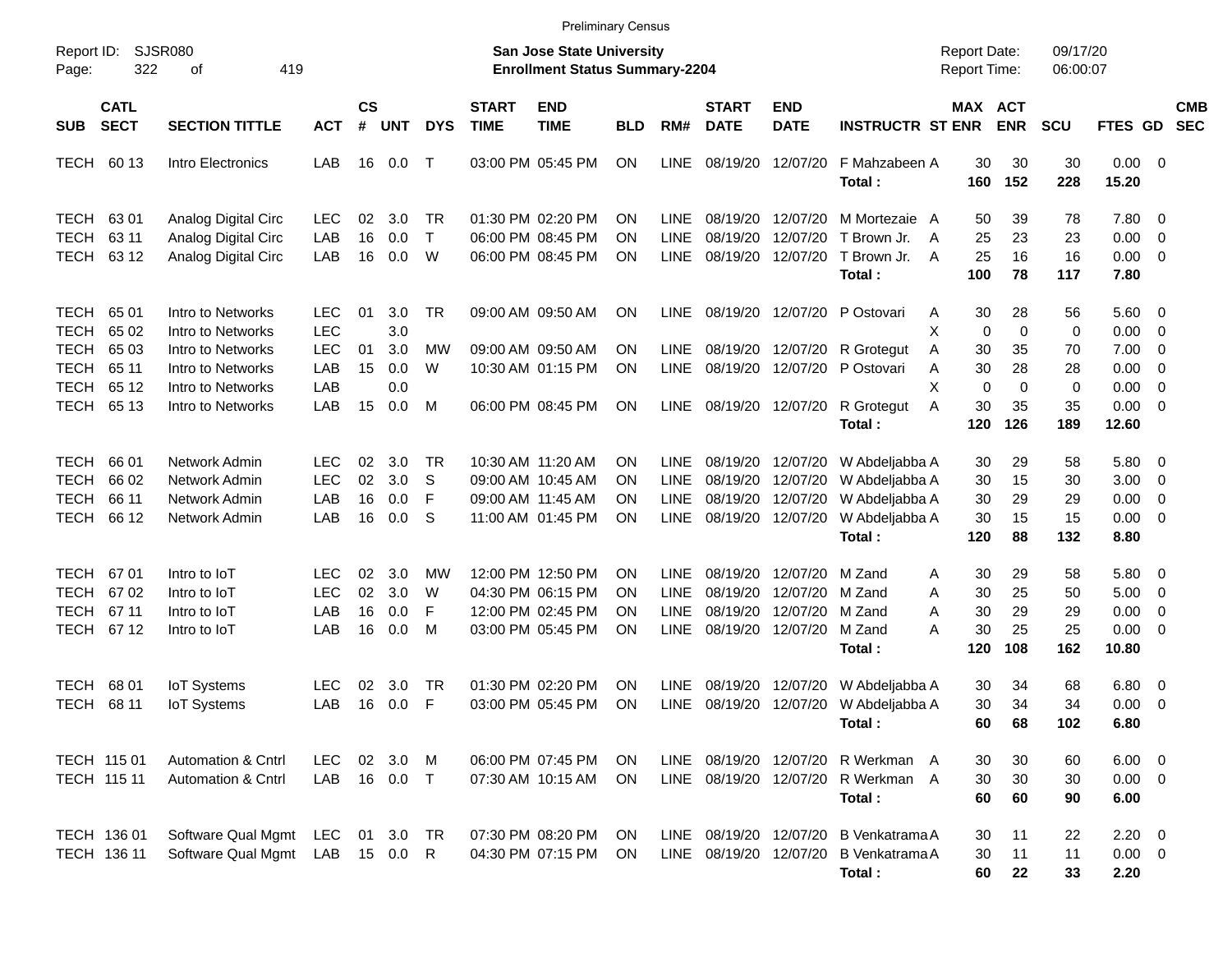Preliminary Census

Report ID: SJSR080
Page: 322 of 419

**San Jose State University**
**Enrollment Status Summary-2204**

Report Date: 09/17/20
Report Time: 06:00:07

| SUB | CATL SECT | SECTION TITTLE | ACT | CS # | UNT | DYS | START TIME | END TIME | BLD | RM# | START DATE | END DATE | INSTRUCTR | ST | MAX ENR | ACT ENR | SCU | FTES | GD | CMB SEC |
|---|---|---|---|---|---|---|---|---|---|---|---|---|---|---|---|---|---|---|---|---|
| TECH | 60 13 | Intro Electronics | LAB | 16 | 0.0 | T | 03:00 PM | 05:45 PM | ON | LINE | 08/19/20 | 12/07/20 | F Mahzabeen | A | 30 | 30 | 30 | 0.00 | 0 | |
| | | | | | | | | | | | | | **Total :** | | **160** | **152** | **228** | **15.20** | | |
| TECH | 63 01 | Analog Digital Circ | LEC | 02 | 3.0 | TR | 01:30 PM | 02:20 PM | ON | LINE | 08/19/20 | 12/07/20 | M Mortezaie | A | 50 | 39 | 78 | 7.80 | 0 | |
| TECH | 63 11 | Analog Digital Circ | LAB | 16 | 0.0 | T | 06:00 PM | 08:45 PM | ON | LINE | 08/19/20 | 12/07/20 | T Brown Jr. | A | 25 | 23 | 23 | 0.00 | 0 | |
| TECH | 63 12 | Analog Digital Circ | LAB | 16 | 0.0 | W | 06:00 PM | 08:45 PM | ON | LINE | 08/19/20 | 12/07/20 | T Brown Jr. | A | 25 | 16 | 16 | 0.00 | 0 | |
| | | | | | | | | | | | | | **Total :** | | **100** | **78** | **117** | **7.80** | | |
| TECH | 65 01 | Intro to Networks | LEC | 01 | 3.0 | TR | 09:00 AM | 09:50 AM | ON | LINE | 08/19/20 | 12/07/20 | P Ostovari | A | 30 | 28 | 56 | 5.60 | 0 | |
| TECH | 65 02 | Intro to Networks | LEC | | 3.0 | | | | | | | | | X | 0 | 0 | 0 | 0.00 | 0 | |
| TECH | 65 03 | Intro to Networks | LEC | 01 | 3.0 | MW | 09:00 AM | 09:50 AM | ON | LINE | 08/19/20 | 12/07/20 | R Grotegut | A | 30 | 35 | 70 | 7.00 | 0 | |
| TECH | 65 11 | Intro to Networks | LAB | 15 | 0.0 | W | 10:30 AM | 01:15 PM | ON | LINE | 08/19/20 | 12/07/20 | P Ostovari | A | 30 | 28 | 28 | 0.00 | 0 | |
| TECH | 65 12 | Intro to Networks | LAB | | 0.0 | | | | | | | | | X | 0 | 0 | 0 | 0.00 | 0 | |
| TECH | 65 13 | Intro to Networks | LAB | 15 | 0.0 | M | 06:00 PM | 08:45 PM | ON | LINE | 08/19/20 | 12/07/20 | R Grotegut | A | 30 | 35 | 35 | 0.00 | 0 | |
| | | | | | | | | | | | | | **Total :** | | **120** | **126** | **189** | **12.60** | | |
| TECH | 66 01 | Network Admin | LEC | 02 | 3.0 | TR | 10:30 AM | 11:20 AM | ON | LINE | 08/19/20 | 12/07/20 | W Abdeljabba | A | 30 | 29 | 58 | 5.80 | 0 | |
| TECH | 66 02 | Network Admin | LEC | 02 | 3.0 | S | 09:00 AM | 10:45 AM | ON | LINE | 08/19/20 | 12/07/20 | W Abdeljabba | A | 30 | 15 | 30 | 3.00 | 0 | |
| TECH | 66 11 | Network Admin | LAB | 16 | 0.0 | F | 09:00 AM | 11:45 AM | ON | LINE | 08/19/20 | 12/07/20 | W Abdeljabba | A | 30 | 29 | 29 | 0.00 | 0 | |
| TECH | 66 12 | Network Admin | LAB | 16 | 0.0 | S | 11:00 AM | 01:45 PM | ON | LINE | 08/19/20 | 12/07/20 | W Abdeljabba | A | 30 | 15 | 15 | 0.00 | 0 | |
| | | | | | | | | | | | | | **Total :** | | **120** | **88** | **132** | **8.80** | | |
| TECH | 67 01 | Intro to IoT | LEC | 02 | 3.0 | MW | 12:00 PM | 12:50 PM | ON | LINE | 08/19/20 | 12/07/20 | M Zand | A | 30 | 29 | 58 | 5.80 | 0 | |
| TECH | 67 02 | Intro to IoT | LEC | 02 | 3.0 | W | 04:30 PM | 06:15 PM | ON | LINE | 08/19/20 | 12/07/20 | M Zand | A | 30 | 25 | 50 | 5.00 | 0 | |
| TECH | 67 11 | Intro to IoT | LAB | 16 | 0.0 | F | 12:00 PM | 02:45 PM | ON | LINE | 08/19/20 | 12/07/20 | M Zand | A | 30 | 29 | 29 | 0.00 | 0 | |
| TECH | 67 12 | Intro to IoT | LAB | 16 | 0.0 | M | 03:00 PM | 05:45 PM | ON | LINE | 08/19/20 | 12/07/20 | M Zand | A | 30 | 25 | 25 | 0.00 | 0 | |
| | | | | | | | | | | | | | **Total :** | | **120** | **108** | **162** | **10.80** | | |
| TECH | 68 01 | IoT Systems | LEC | 02 | 3.0 | TR | 01:30 PM | 02:20 PM | ON | LINE | 08/19/20 | 12/07/20 | W Abdeljabba | A | 30 | 34 | 68 | 6.80 | 0 | |
| TECH | 68 11 | IoT Systems | LAB | 16 | 0.0 | F | 03:00 PM | 05:45 PM | ON | LINE | 08/19/20 | 12/07/20 | W Abdeljabba | A | 30 | 34 | 34 | 0.00 | 0 | |
| | | | | | | | | | | | | | **Total :** | | **60** | **68** | **102** | **6.80** | | |
| TECH | 115 01 | Automation & Cntrl | LEC | 02 | 3.0 | M | 06:00 PM | 07:45 PM | ON | LINE | 08/19/20 | 12/07/20 | R Werkman | A | 30 | 30 | 60 | 6.00 | 0 | |
| TECH | 115 11 | Automation & Cntrl | LAB | 16 | 0.0 | T | 07:30 AM | 10:15 AM | ON | LINE | 08/19/20 | 12/07/20 | R Werkman | A | 30 | 30 | 30 | 0.00 | 0 | |
| | | | | | | | | | | | | | **Total :** | | **60** | **60** | **90** | **6.00** | | |
| TECH | 136 01 | Software Qual Mgmt | LEC | 01 | 3.0 | TR | 07:30 PM | 08:20 PM | ON | LINE | 08/19/20 | 12/07/20 | B Venkatrama | A | 30 | 11 | 22 | 2.20 | 0 | |
| TECH | 136 11 | Software Qual Mgmt | LAB | 15 | 0.0 | R | 04:30 PM | 07:15 PM | ON | LINE | 08/19/20 | 12/07/20 | B Venkatrama | A | 30 | 11 | 11 | 0.00 | 0 | |
| | | | | | | | | | | | | | **Total :** | | **60** | **22** | **33** | **2.20** | | |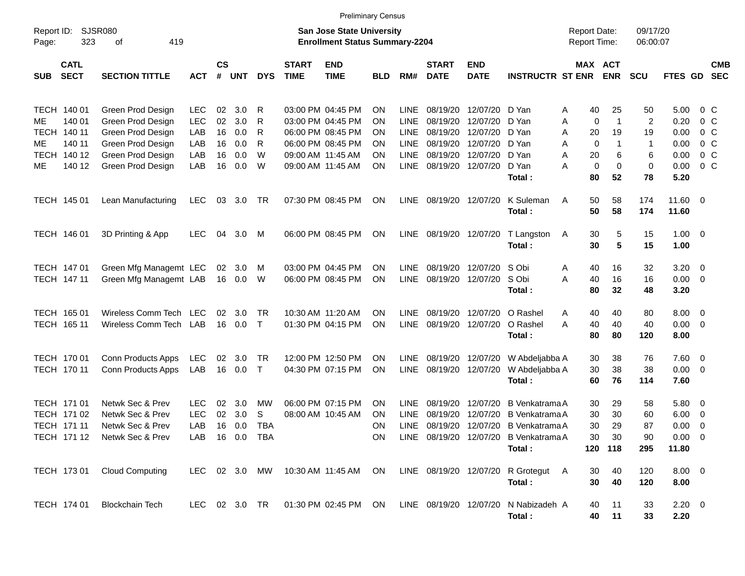Preliminary Census

Report ID: SJSR080
Page: 323 of 419

**San Jose State University**
**Enrollment Status Summary-2204**

Report Date: 09/17/20
Report Time: 06:00:07

| SUB | CATL SECT | SECTION TITTLE | ACT | CS # | UNT | DYS | START TIME | END TIME | BLD | RM# | START DATE | END DATE | INSTRUCTR | ST | MAX ENR | ACT ENR | SCU | FTES | GD | CMB SEC |
|---|---|---|---|---|---|---|---|---|---|---|---|---|---|---|---|---|---|---|---|---|
| TECH | 140 01 | Green Prod Design | LEC | 02 | 3.0 | R | 03:00 PM | 04:45 PM | ON | LINE | 08/19/20 | 12/07/20 | D Yan | A | 40 | 25 | 50 | 5.00 | 0 | C |
| ME | 140 01 | Green Prod Design | LEC | 02 | 3.0 | R | 03:00 PM | 04:45 PM | ON | LINE | 08/19/20 | 12/07/20 | D Yan | A | 0 | 1 | 2 | 0.20 | 0 | C |
| TECH | 140 11 | Green Prod Design | LAB | 16 | 0.0 | R | 06:00 PM | 08:45 PM | ON | LINE | 08/19/20 | 12/07/20 | D Yan | A | 20 | 19 | 19 | 0.00 | 0 | C |
| ME | 140 11 | Green Prod Design | LAB | 16 | 0.0 | R | 06:00 PM | 08:45 PM | ON | LINE | 08/19/20 | 12/07/20 | D Yan | A | 0 | 1 | 1 | 0.00 | 0 | C |
| TECH | 140 12 | Green Prod Design | LAB | 16 | 0.0 | W | 09:00 AM | 11:45 AM | ON | LINE | 08/19/20 | 12/07/20 | D Yan | A | 20 | 6 | 6 | 0.00 | 0 | C |
| ME | 140 12 | Green Prod Design | LAB | 16 | 0.0 | W | 09:00 AM | 11:45 AM | ON | LINE | 08/19/20 | 12/07/20 | D Yan | A | 0 | 0 | 0 | 0.00 | 0 | C |
| | | | | | | | | | | | | | **Total :** | | **80** | **52** | **78** | **5.20** | | |
| TECH | 145 01 | Lean Manufacturing | LEC | 03 | 3.0 | TR | 07:30 PM | 08:45 PM | ON | LINE | 08/19/20 | 12/07/20 | K Suleman | A | 50 | 58 | 174 | 11.60 | 0 | |
| | | | | | | | | | | | | | **Total :** | | **50** | **58** | **174** | **11.60** | | |
| TECH | 146 01 | 3D Printing & App | LEC | 04 | 3.0 | M | 06:00 PM | 08:45 PM | ON | LINE | 08/19/20 | 12/07/20 | T Langston | A | 30 | 5 | 15 | 1.00 | 0 | |
| | | | | | | | | | | | | | **Total :** | | **30** | **5** | **15** | **1.00** | | |
| TECH | 147 01 | Green Mfg Managemt | LEC | 02 | 3.0 | M | 03:00 PM | 04:45 PM | ON | LINE | 08/19/20 | 12/07/20 | S Obi | A | 40 | 16 | 32 | 3.20 | 0 | |
| TECH | 147 11 | Green Mfg Managemt | LAB | 16 | 0.0 | W | 06:00 PM | 08:45 PM | ON | LINE | 08/19/20 | 12/07/20 | S Obi | A | 40 | 16 | 16 | 0.00 | 0 | |
| | | | | | | | | | | | | | **Total :** | | **80** | **32** | **48** | **3.20** | | |
| TECH | 165 01 | Wireless Comm Tech | LEC | 02 | 3.0 | TR | 10:30 AM | 11:20 AM | ON | LINE | 08/19/20 | 12/07/20 | O Rashel | A | 40 | 40 | 80 | 8.00 | 0 | |
| TECH | 165 11 | Wireless Comm Tech | LAB | 16 | 0.0 | T | 01:30 PM | 04:15 PM | ON | LINE | 08/19/20 | 12/07/20 | O Rashel | A | 40 | 40 | 40 | 0.00 | 0 | |
| | | | | | | | | | | | | | **Total :** | | **80** | **80** | **120** | **8.00** | | |
| TECH | 170 01 | Conn Products Apps | LEC | 02 | 3.0 | TR | 12:00 PM | 12:50 PM | ON | LINE | 08/19/20 | 12/07/20 | W Abdeljabba | A | 30 | 38 | 76 | 7.60 | 0 | |
| TECH | 170 11 | Conn Products Apps | LAB | 16 | 0.0 | T | 04:30 PM | 07:15 PM | ON | LINE | 08/19/20 | 12/07/20 | W Abdeljabba | A | 30 | 38 | 38 | 0.00 | 0 | |
| | | | | | | | | | | | | | **Total :** | | **60** | **76** | **114** | **7.60** | | |
| TECH | 171 01 | Netwk Sec & Prev | LEC | 02 | 3.0 | MW | 06:00 PM | 07:15 PM | ON | LINE | 08/19/20 | 12/07/20 | B Venkatrama | A | 30 | 29 | 58 | 5.80 | 0 | |
| TECH | 171 02 | Netwk Sec & Prev | LEC | 02 | 3.0 | S | 08:00 AM | 10:45 AM | ON | LINE | 08/19/20 | 12/07/20 | B Venkatrama | A | 30 | 30 | 60 | 6.00 | 0 | |
| TECH | 171 11 | Netwk Sec & Prev | LAB | 16 | 0.0 | TBA | | | ON | LINE | 08/19/20 | 12/07/20 | B Venkatrama | A | 30 | 29 | 87 | 0.00 | 0 | |
| TECH | 171 12 | Netwk Sec & Prev | LAB | 16 | 0.0 | TBA | | | ON | LINE | 08/19/20 | 12/07/20 | B Venkatrama | A | 30 | 30 | 90 | 0.00 | 0 | |
| | | | | | | | | | | | | | **Total :** | | **120** | **118** | **295** | **11.80** | | |
| TECH | 173 01 | Cloud Computing | LEC | 02 | 3.0 | MW | 10:30 AM | 11:45 AM | ON | LINE | 08/19/20 | 12/07/20 | R Grotegut | A | 30 | 40 | 120 | 8.00 | 0 | |
| | | | | | | | | | | | | | **Total :** | | **30** | **40** | **120** | **8.00** | | |
| TECH | 174 01 | Blockchain Tech | LEC | 02 | 3.0 | TR | 01:30 PM | 02:45 PM | ON | LINE | 08/19/20 | 12/07/20 | N Nabizadeh | A | 40 | 11 | 33 | 2.20 | 0 | |
| | | | | | | | | | | | | | **Total :** | | **40** | **11** | **33** | **2.20** | | |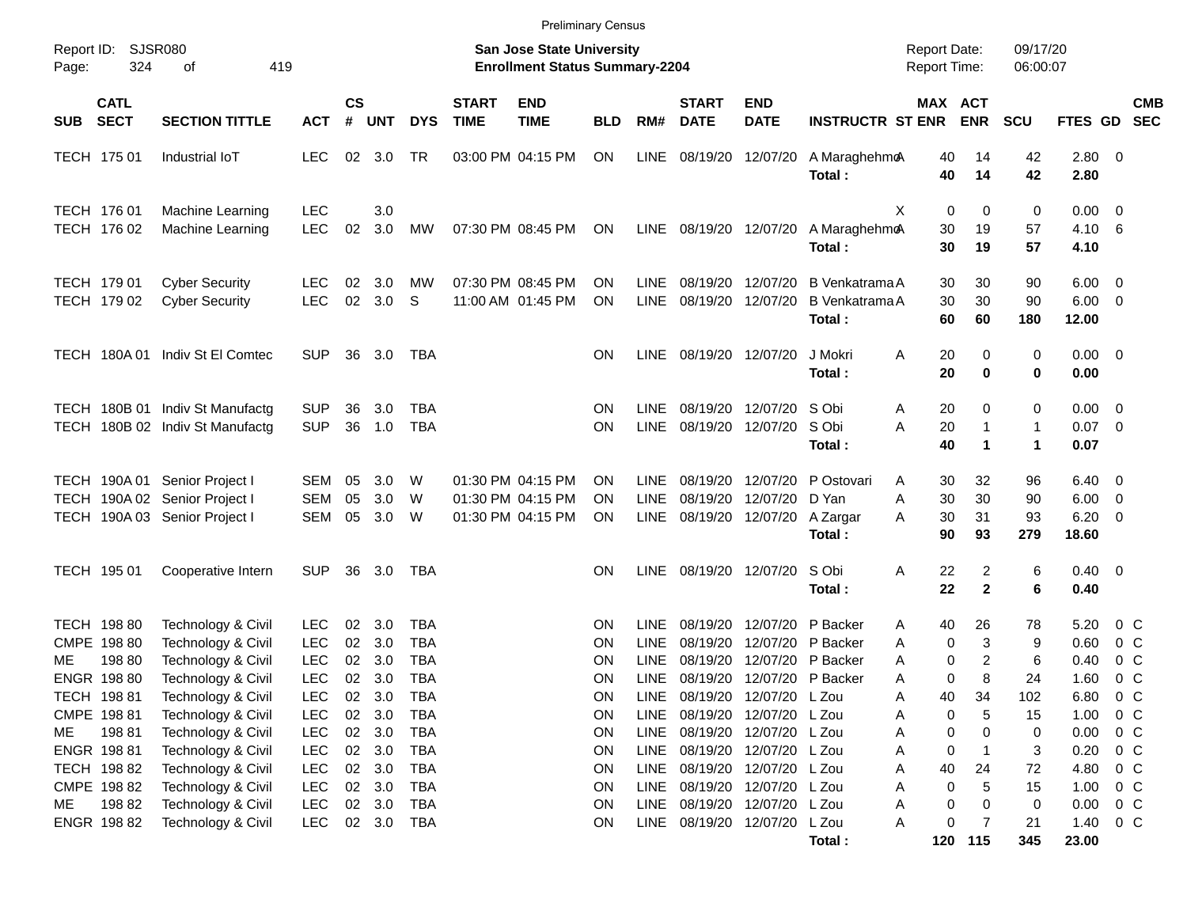Preliminary Census

Report ID: SJSR080
Page: 324 of 419

**San Jose State University**
**Enrollment Status Summary-2204**

Report Date: 09/17/20
Report Time: 06:00:07

| SUB | CATL SECT | SECTION TITTLE | ACT | CS # | UNT | DYS | START TIME | END TIME | BLD | RM# | START DATE | END DATE | INSTRUCTR | ST | MAX ENR | ACT ENR | SCU | FTES | GD | CMB SEC |
|---|---|---|---|---|---|---|---|---|---|---|---|---|---|---|---|---|---|---|---|---|
| TECH | 175 01 | Industrial IoT | LEC | 02 | 3.0 | TR | 03:00 PM | 04:15 PM | ON | LINE | 08/19/20 | 12/07/20 | A Maraghehmo | A | 40 | 14 | 42 | 2.80 | 0 | |
| | | | | | | | | | | | | | **Total :** | | **40** | **14** | **42** | **2.80** | | |
| TECH | 176 01 | Machine Learning | LEC | | 3.0 | | | | | | | | | X | 0 | 0 | 0 | 0.00 | 0 | |
| TECH | 176 02 | Machine Learning | LEC | 02 | 3.0 | MW | 07:30 PM | 08:45 PM | ON | LINE | 08/19/20 | 12/07/20 | A Maraghehmo | A | 30 | 19 | 57 | 4.10 | 6 | |
| | | | | | | | | | | | | | **Total :** | | **30** | **19** | **57** | **4.10** | | |
| TECH | 179 01 | Cyber Security | LEC | 02 | 3.0 | MW | 07:30 PM | 08:45 PM | ON | LINE | 08/19/20 | 12/07/20 | B Venkatrama | A | 30 | 30 | 90 | 6.00 | 0 | |
| TECH | 179 02 | Cyber Security | LEC | 02 | 3.0 | S | 11:00 AM | 01:45 PM | ON | LINE | 08/19/20 | 12/07/20 | B Venkatrama | A | 30 | 30 | 90 | 6.00 | 0 | |
| | | | | | | | | | | | | | **Total :** | | **60** | **60** | **180** | **12.00** | | |
| TECH | 180A 01 | Indiv St El Comtec | SUP | 36 | 3.0 | TBA | | | ON | LINE | 08/19/20 | 12/07/20 | J Mokri | A | 20 | 0 | 0 | 0.00 | 0 | |
| | | | | | | | | | | | | | **Total :** | | **20** | **0** | **0** | **0.00** | | |
| TECH | 180B 01 | Indiv St Manufactg | SUP | 36 | 3.0 | TBA | | | ON | LINE | 08/19/20 | 12/07/20 | S Obi | A | 20 | 0 | 0 | 0.00 | 0 | |
| TECH | 180B 02 | Indiv St Manufactg | SUP | 36 | 1.0 | TBA | | | ON | LINE | 08/19/20 | 12/07/20 | S Obi | A | 20 | 1 | 1 | 0.07 | 0 | |
| | | | | | | | | | | | | | **Total :** | | **40** | **1** | **1** | **0.07** | | |
| TECH | 190A 01 | Senior Project I | SEM | 05 | 3.0 | W | 01:30 PM | 04:15 PM | ON | LINE | 08/19/20 | 12/07/20 | P Ostovari | A | 30 | 32 | 96 | 6.40 | 0 | |
| TECH | 190A 02 | Senior Project I | SEM | 05 | 3.0 | W | 01:30 PM | 04:15 PM | ON | LINE | 08/19/20 | 12/07/20 | D Yan | A | 30 | 30 | 90 | 6.00 | 0 | |
| TECH | 190A 03 | Senior Project I | SEM | 05 | 3.0 | W | 01:30 PM | 04:15 PM | ON | LINE | 08/19/20 | 12/07/20 | A Zargar | A | 30 | 31 | 93 | 6.20 | 0 | |
| | | | | | | | | | | | | | **Total :** | | **90** | **93** | **279** | **18.60** | | |
| TECH | 195 01 | Cooperative Intern | SUP | 36 | 3.0 | TBA | | | ON | LINE | 08/19/20 | 12/07/20 | S Obi | A | 22 | 2 | 6 | 0.40 | 0 | |
| | | | | | | | | | | | | | **Total :** | | **22** | **2** | **6** | **0.40** | | |
| TECH | 198 80 | Technology & Civil | LEC | 02 | 3.0 | TBA | | | ON | LINE | 08/19/20 | 12/07/20 | P Backer | A | 40 | 26 | 78 | 5.20 | 0 | C |
| CMPE | 198 80 | Technology & Civil | LEC | 02 | 3.0 | TBA | | | ON | LINE | 08/19/20 | 12/07/20 | P Backer | A | 0 | 3 | 9 | 0.60 | 0 | C |
| ME | 198 80 | Technology & Civil | LEC | 02 | 3.0 | TBA | | | ON | LINE | 08/19/20 | 12/07/20 | P Backer | A | 0 | 2 | 6 | 0.40 | 0 | C |
| ENGR | 198 80 | Technology & Civil | LEC | 02 | 3.0 | TBA | | | ON | LINE | 08/19/20 | 12/07/20 | P Backer | A | 0 | 8 | 24 | 1.60 | 0 | C |
| TECH | 198 81 | Technology & Civil | LEC | 02 | 3.0 | TBA | | | ON | LINE | 08/19/20 | 12/07/20 | L Zou | A | 40 | 34 | 102 | 6.80 | 0 | C |
| CMPE | 198 81 | Technology & Civil | LEC | 02 | 3.0 | TBA | | | ON | LINE | 08/19/20 | 12/07/20 | L Zou | A | 0 | 5 | 15 | 1.00 | 0 | C |
| ME | 198 81 | Technology & Civil | LEC | 02 | 3.0 | TBA | | | ON | LINE | 08/19/20 | 12/07/20 | L Zou | A | 0 | 0 | 0 | 0.00 | 0 | C |
| ENGR | 198 81 | Technology & Civil | LEC | 02 | 3.0 | TBA | | | ON | LINE | 08/19/20 | 12/07/20 | L Zou | A | 0 | 1 | 3 | 0.20 | 0 | C |
| TECH | 198 82 | Technology & Civil | LEC | 02 | 3.0 | TBA | | | ON | LINE | 08/19/20 | 12/07/20 | L Zou | A | 40 | 24 | 72 | 4.80 | 0 | C |
| CMPE | 198 82 | Technology & Civil | LEC | 02 | 3.0 | TBA | | | ON | LINE | 08/19/20 | 12/07/20 | L Zou | A | 0 | 5 | 15 | 1.00 | 0 | C |
| ME | 198 82 | Technology & Civil | LEC | 02 | 3.0 | TBA | | | ON | LINE | 08/19/20 | 12/07/20 | L Zou | A | 0 | 0 | 0 | 0.00 | 0 | C |
| ENGR | 198 82 | Technology & Civil | LEC | 02 | 3.0 | TBA | | | ON | LINE | 08/19/20 | 12/07/20 | L Zou | A | 0 | 7 | 21 | 1.40 | 0 | C |
| | | | | | | | | | | | | | **Total :** | | **120** | **115** | **345** | **23.00** | | |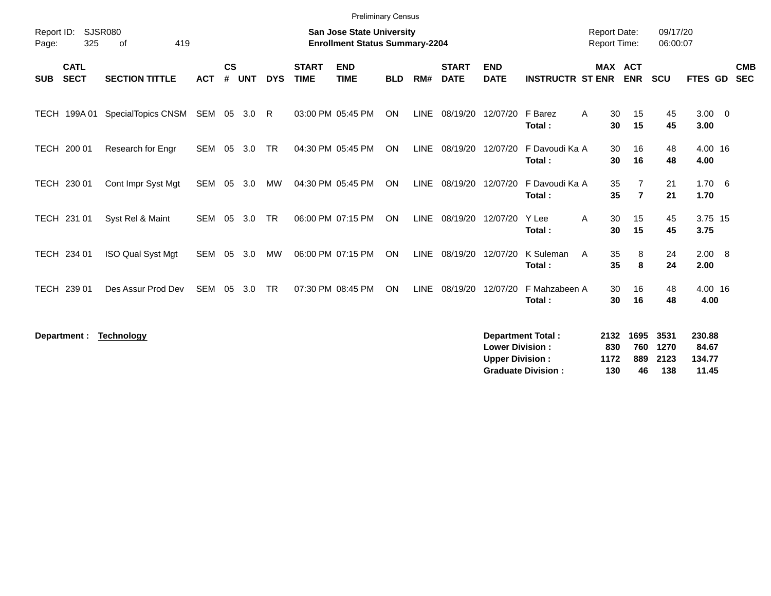Preliminary Census

Report ID: SJSR080

**San Jose State University**
**Enrollment Status Summary-2204**

Report Date: 09/17/20
Report Time: 06:00:07

| SUB | CATL SECT | SECTION TITTLE | ACT | CS # | UNT | DYS | START TIME | END TIME | BLD | RM# | START DATE | END DATE | INSTRUCTR | ST | MAX ENR | ACT ENR | SCU | FTES | GD | CMB SEC |
|---|---|---|---|---|---|---|---|---|---|---|---|---|---|---|---|---|---|---|---|---|
| TECH | 199A 01 | SpecialTopics CNSM | SEM | 05 | 3.0 | R | 03:00 PM | 05:45 PM | ON | LINE | 08/19/20 | 12/07/20 | F Barez | A | 30 | 15 | 45 | 3.00 | 0 | |
| | | | | | | | | | | | | | **Total :** | | **30** | **15** | **45** | **3.00** | | |
| TECH | 200 01 | Research for Engr | SEM | 05 | 3.0 | TR | 04:30 PM | 05:45 PM | ON | LINE | 08/19/20 | 12/07/20 | F Davoudi Ka | A | 30 | 16 | 48 | 4.00 | 16 | |
| | | | | | | | | | | | | | **Total :** | | **30** | **16** | **48** | **4.00** | | |
| TECH | 230 01 | Cont Impr Syst Mgt | SEM | 05 | 3.0 | MW | 04:30 PM | 05:45 PM | ON | LINE | 08/19/20 | 12/07/20 | F Davoudi Ka | A | 35 | 7 | 21 | 1.70 | 6 | |
| | | | | | | | | | | | | | **Total :** | | **35** | **7** | **21** | **1.70** | | |
| TECH | 231 01 | Syst Rel & Maint | SEM | 05 | 3.0 | TR | 06:00 PM | 07:15 PM | ON | LINE | 08/19/20 | 12/07/20 | Y Lee | A | 30 | 15 | 45 | 3.75 | 15 | |
| | | | | | | | | | | | | | **Total :** | | **30** | **15** | **45** | **3.75** | | |
| TECH | 234 01 | ISO Qual Syst Mgt | SEM | 05 | 3.0 | MW | 06:00 PM | 07:15 PM | ON | LINE | 08/19/20 | 12/07/20 | K Suleman | A | 35 | 8 | 24 | 2.00 | 8 | |
| | | | | | | | | | | | | | **Total :** | | **35** | **8** | **24** | **2.00** | | |
| TECH | 239 01 | Des Assur Prod Dev | SEM | 05 | 3.0 | TR | 07:30 PM | 08:45 PM | ON | LINE | 08/19/20 | 12/07/20 | F Mahzabeen | A | 30 | 16 | 48 | 4.00 | 16 | |
| | | | | | | | | | | | | | **Total :** | | **30** | **16** | **48** | **4.00** | | |

**Department :** **Technology**

| | MAX ENR | ACT ENR | SCU | FTES |
|---|---|---|---|---|
| **Department Total :** | **2132** | **1695** | **3531** | **230.88** |
| **Lower Division :** | **830** | **760** | **1270** | **84.67** |
| **Upper Division :** | **1172** | **889** | **2123** | **134.77** |
| **Graduate Division :** | **130** | **46** | **138** | **11.45** |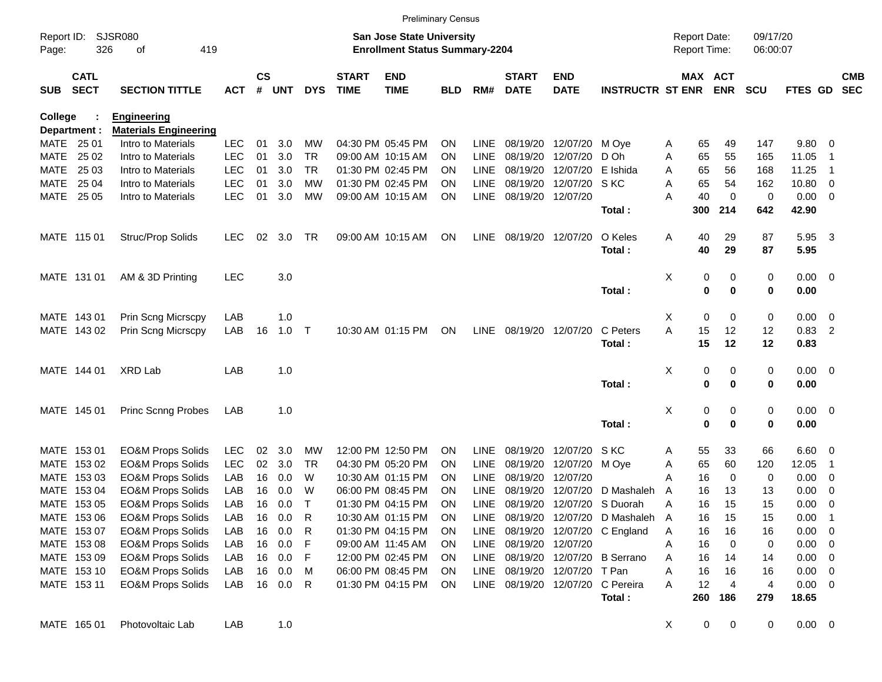Preliminary Census

Report ID: SJSR080

**San Jose State University**
**Enrollment Status Summary-2204**

Report Date: 09/17/20
Report Time: 06:00:07

| SUB | CATL SECT | SECTION TITTLE | ACT | CS # | UNT | DYS | START TIME | END TIME | BLD | RM# | START DATE | END DATE | INSTRUCTR | ST | MAX ENR | ACT ENR | SCU | FTES | GD | CMB SEC |
|---|---|---|---|---|---|---|---|---|---|---|---|---|---|---|---|---|---|---|---|---|
| **College :** | | **Engineering** | | | | | | | | | | | | | | | | | | |
| **Department :** | | **Materials Engineering** | | | | | | | | | | | | | | | | | | |
| MATE | 25 01 | Intro to Materials | LEC | 01 | 3.0 | MW | 04:30 PM | 05:45 PM | ON | LINE | 08/19/20 | 12/07/20 | M Oye | A | 65 | 49 | 147 | 9.80 | 0 | |
| MATE | 25 02 | Intro to Materials | LEC | 01 | 3.0 | TR | 09:00 AM | 10:15 AM | ON | LINE | 08/19/20 | 12/07/20 | D Oh | A | 65 | 55 | 165 | 11.05 | 1 | |
| MATE | 25 03 | Intro to Materials | LEC | 01 | 3.0 | TR | 01:30 PM | 02:45 PM | ON | LINE | 08/19/20 | 12/07/20 | E Ishida | A | 65 | 56 | 168 | 11.25 | 1 | |
| MATE | 25 04 | Intro to Materials | LEC | 01 | 3.0 | MW | 01:30 PM | 02:45 PM | ON | LINE | 08/19/20 | 12/07/20 | S KC | A | 65 | 54 | 162 | 10.80 | 0 | |
| MATE | 25 05 | Intro to Materials | LEC | 01 | 3.0 | MW | 09:00 AM | 10:15 AM | ON | LINE | 08/19/20 | 12/07/20 | | A | 40 | 0 | 0 | 0.00 | 0 | |
| | | | | | | | | | | | | | **Total :** | | **300** | **214** | **642** | **42.90** | | |
| MATE | 115 01 | Struc/Prop Solids | LEC | 02 | 3.0 | TR | 09:00 AM | 10:15 AM | ON | LINE | 08/19/20 | 12/07/20 | O Keles | A | 40 | 29 | 87 | 5.95 | 3 | |
| | | | | | | | | | | | | | **Total :** | | **40** | **29** | **87** | **5.95** | | |
| MATE | 131 01 | AM & 3D Printing | LEC | | 3.0 | | | | | | | | | X | 0 | 0 | 0 | 0.00 | 0 | |
| | | | | | | | | | | | | | **Total :** | | **0** | **0** | **0** | **0.00** | | |
| MATE | 143 01 | Prin Scng Micrscpy | LAB | | 1.0 | | | | | | | | | X | 0 | 0 | 0 | 0.00 | 0 | |
| MATE | 143 02 | Prin Scng Micrscpy | LAB | 16 | 1.0 | T | 10:30 AM | 01:15 PM | ON | LINE | 08/19/20 | 12/07/20 | C Peters | A | 15 | 12 | 12 | 0.83 | 2 | |
| | | | | | | | | | | | | | **Total :** | | **15** | **12** | **12** | **0.83** | | |
| MATE | 144 01 | XRD Lab | LAB | | 1.0 | | | | | | | | | X | 0 | 0 | 0 | 0.00 | 0 | |
| | | | | | | | | | | | | | **Total :** | | **0** | **0** | **0** | **0.00** | | |
| MATE | 145 01 | Princ Scnng Probes | LAB | | 1.0 | | | | | | | | | X | 0 | 0 | 0 | 0.00 | 0 | |
| | | | | | | | | | | | | | **Total :** | | **0** | **0** | **0** | **0.00** | | |
| MATE | 153 01 | EO&M Props Solids | LEC | 02 | 3.0 | MW | 12:00 PM | 12:50 PM | ON | LINE | 08/19/20 | 12/07/20 | S KC | A | 55 | 33 | 66 | 6.60 | 0 | |
| MATE | 153 02 | EO&M Props Solids | LEC | 02 | 3.0 | TR | 04:30 PM | 05:20 PM | ON | LINE | 08/19/20 | 12/07/20 | M Oye | A | 65 | 60 | 120 | 12.05 | 1 | |
| MATE | 153 03 | EO&M Props Solids | LAB | 16 | 0.0 | W | 10:30 AM | 01:15 PM | ON | LINE | 08/19/20 | 12/07/20 | | A | 16 | 0 | 0 | 0.00 | 0 | |
| MATE | 153 04 | EO&M Props Solids | LAB | 16 | 0.0 | W | 06:00 PM | 08:45 PM | ON | LINE | 08/19/20 | 12/07/20 | D Mashaleh | A | 16 | 13 | 13 | 0.00 | 0 | |
| MATE | 153 05 | EO&M Props Solids | LAB | 16 | 0.0 | T | 01:30 PM | 04:15 PM | ON | LINE | 08/19/20 | 12/07/20 | S Duorah | A | 16 | 15 | 15 | 0.00 | 0 | |
| MATE | 153 06 | EO&M Props Solids | LAB | 16 | 0.0 | R | 10:30 AM | 01:15 PM | ON | LINE | 08/19/20 | 12/07/20 | D Mashaleh | A | 16 | 15 | 15 | 0.00 | 1 | |
| MATE | 153 07 | EO&M Props Solids | LAB | 16 | 0.0 | R | 01:30 PM | 04:15 PM | ON | LINE | 08/19/20 | 12/07/20 | C England | A | 16 | 16 | 16 | 0.00 | 0 | |
| MATE | 153 08 | EO&M Props Solids | LAB | 16 | 0.0 | F | 09:00 AM | 11:45 AM | ON | LINE | 08/19/20 | 12/07/20 | | A | 16 | 0 | 0 | 0.00 | 0 | |
| MATE | 153 09 | EO&M Props Solids | LAB | 16 | 0.0 | F | 12:00 PM | 02:45 PM | ON | LINE | 08/19/20 | 12/07/20 | B Serrano | A | 16 | 14 | 14 | 0.00 | 0 | |
| MATE | 153 10 | EO&M Props Solids | LAB | 16 | 0.0 | M | 06:00 PM | 08:45 PM | ON | LINE | 08/19/20 | 12/07/20 | T Pan | A | 16 | 16 | 16 | 0.00 | 0 | |
| MATE | 153 11 | EO&M Props Solids | LAB | 16 | 0.0 | R | 01:30 PM | 04:15 PM | ON | LINE | 08/19/20 | 12/07/20 | C Pereira | A | 12 | 4 | 4 | 0.00 | 0 | |
| | | | | | | | | | | | | | **Total :** | | **260** | **186** | **279** | **18.65** | | |
| MATE | 165 01 | Photovoltaic Lab | LAB | | 1.0 | | | | | | | | | X | 0 | 0 | 0 | 0.00 | 0 | |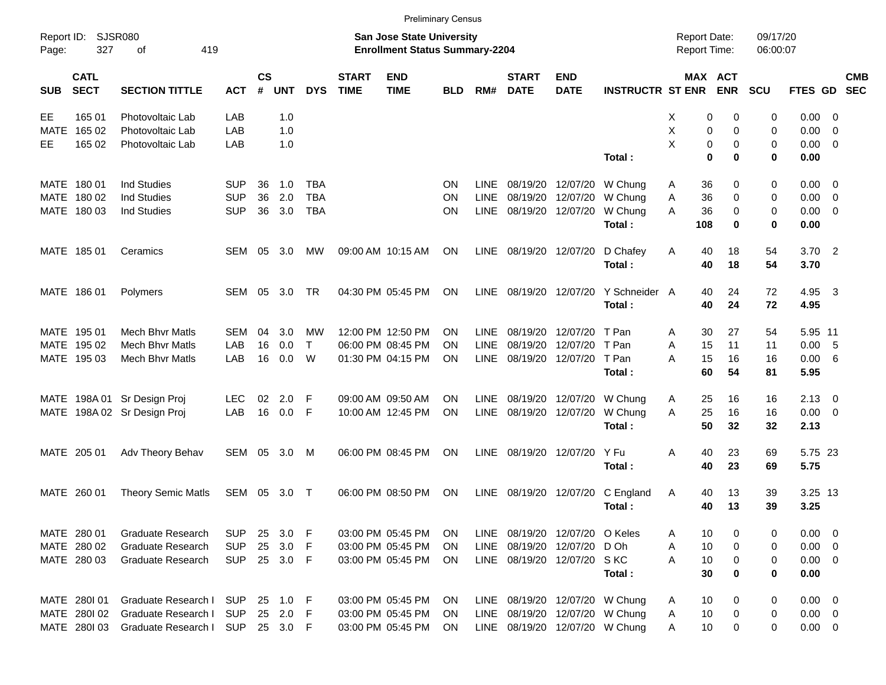Preliminary Census

Report ID: SJSR080
Page: 327 of 419

**San Jose State University**
**Enrollment Status Summary-2204**

Report Date: 09/17/20
Report Time: 06:00:07

| SUB | CATL SECT | SECTION TITTLE | ACT | CS # | UNT | DYS | START TIME | END TIME | BLD | RM# | START DATE | END DATE | INSTRUCTR | ST | MAX ENR | ACT ENR | SCU | FTES | GD | CMB SEC |
|---|---|---|---|---|---|---|---|---|---|---|---|---|---|---|---|---|---|---|---|---|
| EE | 165 01 | Photovoltaic Lab | LAB | | 1.0 | | | | | | | | | X | 0 | 0 | 0 | 0.00 | 0 | |
| MATE | 165 02 | Photovoltaic Lab | LAB | | 1.0 | | | | | | | | | X | 0 | 0 | 0 | 0.00 | 0 | |
| EE | 165 02 | Photovoltaic Lab | LAB | | 1.0 | | | | | | | | | X | 0 | 0 | 0 | 0.00 | 0 | |
| | | | | | | | | | | | | | **Total :** | | **0** | **0** | **0** | **0.00** | | |
| MATE | 180 01 | Ind Studies | SUP | 36 | 1.0 | TBA | | | ON | LINE | 08/19/20 | 12/07/20 | W Chung | A | 36 | 0 | 0 | 0.00 | 0 | |
| MATE | 180 02 | Ind Studies | SUP | 36 | 2.0 | TBA | | | ON | LINE | 08/19/20 | 12/07/20 | W Chung | A | 36 | 0 | 0 | 0.00 | 0 | |
| MATE | 180 03 | Ind Studies | SUP | 36 | 3.0 | TBA | | | ON | LINE | 08/19/20 | 12/07/20 | W Chung | A | 36 | 0 | 0 | 0.00 | 0 | |
| | | | | | | | | | | | | | **Total :** | | **108** | **0** | **0** | **0.00** | | |
| MATE | 185 01 | Ceramics | SEM | 05 | 3.0 | MW | 09:00 AM | 10:15 AM | ON | LINE | 08/19/20 | 12/07/20 | D Chafey | A | 40 | 18 | 54 | 3.70 | 2 | |
| | | | | | | | | | | | | | **Total :** | | **40** | **18** | **54** | **3.70** | | |
| MATE | 186 01 | Polymers | SEM | 05 | 3.0 | TR | 04:30 PM | 05:45 PM | ON | LINE | 08/19/20 | 12/07/20 | Y Schneider | A | 40 | 24 | 72 | 4.95 | 3 | |
| | | | | | | | | | | | | | **Total :** | | **40** | **24** | **72** | **4.95** | | |
| MATE | 195 01 | Mech Bhvr Matls | SEM | 04 | 3.0 | MW | 12:00 PM | 12:50 PM | ON | LINE | 08/19/20 | 12/07/20 | T Pan | A | 30 | 27 | 54 | 5.95 | 11 | |
| MATE | 195 02 | Mech Bhvr Matls | LAB | 16 | 0.0 | T | 06:00 PM | 08:45 PM | ON | LINE | 08/19/20 | 12/07/20 | T Pan | A | 15 | 11 | 11 | 0.00 | 5 | |
| MATE | 195 03 | Mech Bhvr Matls | LAB | 16 | 0.0 | W | 01:30 PM | 04:15 PM | ON | LINE | 08/19/20 | 12/07/20 | T Pan | A | 15 | 16 | 16 | 0.00 | 6 | |
| | | | | | | | | | | | | | **Total :** | | **60** | **54** | **81** | **5.95** | | |
| MATE | 198A 01 | Sr Design Proj | LEC | 02 | 2.0 | F | 09:00 AM | 09:50 AM | ON | LINE | 08/19/20 | 12/07/20 | W Chung | A | 25 | 16 | 16 | 2.13 | 0 | |
| MATE | 198A 02 | Sr Design Proj | LAB | 16 | 0.0 | F | 10:00 AM | 12:45 PM | ON | LINE | 08/19/20 | 12/07/20 | W Chung | A | 25 | 16 | 16 | 0.00 | 0 | |
| | | | | | | | | | | | | | **Total :** | | **50** | **32** | **32** | **2.13** | | |
| MATE | 205 01 | Adv Theory Behav | SEM | 05 | 3.0 | M | 06:00 PM | 08:45 PM | ON | LINE | 08/19/20 | 12/07/20 | Y Fu | A | 40 | 23 | 69 | 5.75 | 23 | |
| | | | | | | | | | | | | | **Total :** | | **40** | **23** | **69** | **5.75** | | |
| MATE | 260 01 | Theory Semic Matls | SEM | 05 | 3.0 | T | 06:00 PM | 08:50 PM | ON | LINE | 08/19/20 | 12/07/20 | C England | A | 40 | 13 | 39 | 3.25 | 13 | |
| | | | | | | | | | | | | | **Total :** | | **40** | **13** | **39** | **3.25** | | |
| MATE | 280 01 | Graduate Research | SUP | 25 | 3.0 | F | 03:00 PM | 05:45 PM | ON | LINE | 08/19/20 | 12/07/20 | O Keles | A | 10 | 0 | 0 | 0.00 | 0 | |
| MATE | 280 02 | Graduate Research | SUP | 25 | 3.0 | F | 03:00 PM | 05:45 PM | ON | LINE | 08/19/20 | 12/07/20 | D Oh | A | 10 | 0 | 0 | 0.00 | 0 | |
| MATE | 280 03 | Graduate Research | SUP | 25 | 3.0 | F | 03:00 PM | 05:45 PM | ON | LINE | 08/19/20 | 12/07/20 | S KC | A | 10 | 0 | 0 | 0.00 | 0 | |
| | | | | | | | | | | | | | **Total :** | | **30** | **0** | **0** | **0.00** | | |
| MATE | 280I 01 | Graduate Research I | SUP | 25 | 1.0 | F | 03:00 PM | 05:45 PM | ON | LINE | 08/19/20 | 12/07/20 | W Chung | A | 10 | 0 | 0 | 0.00 | 0 | |
| MATE | 280I 02 | Graduate Research I | SUP | 25 | 2.0 | F | 03:00 PM | 05:45 PM | ON | LINE | 08/19/20 | 12/07/20 | W Chung | A | 10 | 0 | 0 | 0.00 | 0 | |
| MATE | 280I 03 | Graduate Research I | SUP | 25 | 3.0 | F | 03:00 PM | 05:45 PM | ON | LINE | 08/19/20 | 12/07/20 | W Chung | A | 10 | 0 | 0 | 0.00 | 0 | |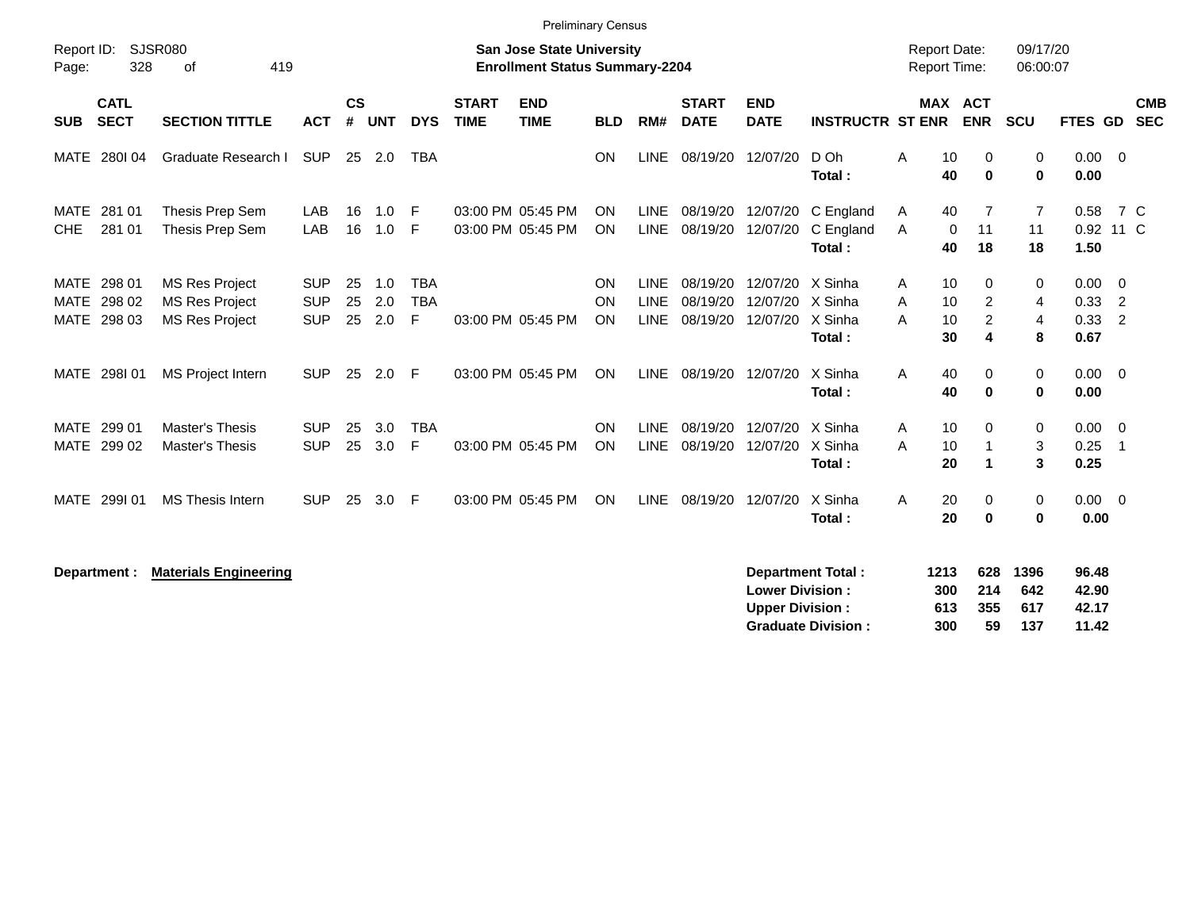Preliminary Census

Report ID: SJSR080

**San Jose State University**
**Enrollment Status Summary-2204**

Report Date: 09/17/20
Report Time: 06:00:07

| SUB | CATL SECT | SECTION TITTLE | ACT | CS # | UNT | DYS | START TIME | END TIME | BLD | RM# | START DATE | END DATE | INSTRUCTR | ST | MAX ENR | ACT ENR | SCU | FTES | GD | CMB SEC |
|---|---|---|---|---|---|---|---|---|---|---|---|---|---|---|---|---|---|---|---|---|
| MATE | 280I 04 | Graduate Research I | SUP | 25 | 2.0 | TBA | | | ON | LINE | 08/19/20 | 12/07/20 | D Oh | A | 10 | 0 | 0 | 0.00 | 0 | |
| | | | | | | | | | | | | | **Total :** | | **40** | **0** | **0** | **0.00** | | |
| MATE | 281 01 | Thesis Prep Sem | LAB | 16 | 1.0 | F | 03:00 PM | 05:45 PM | ON | LINE | 08/19/20 | 12/07/20 | C England | A | 40 | 7 | 7 | 0.58 | 7 | C |
| CHE | 281 01 | Thesis Prep Sem | LAB | 16 | 1.0 | F | 03:00 PM | 05:45 PM | ON | LINE | 08/19/20 | 12/07/20 | C England | A | 0 | 11 | 11 | 0.92 | 11 | C |
| | | | | | | | | | | | | | **Total :** | | **40** | **18** | **18** | **1.50** | | |
| MATE | 298 01 | MS Res Project | SUP | 25 | 1.0 | TBA | | | ON | LINE | 08/19/20 | 12/07/20 | X Sinha | A | 10 | 0 | 0 | 0.00 | 0 | |
| MATE | 298 02 | MS Res Project | SUP | 25 | 2.0 | TBA | | | ON | LINE | 08/19/20 | 12/07/20 | X Sinha | A | 10 | 2 | 4 | 0.33 | 2 | |
| MATE | 298 03 | MS Res Project | SUP | 25 | 2.0 | F | 03:00 PM | 05:45 PM | ON | LINE | 08/19/20 | 12/07/20 | X Sinha | A | 10 | 2 | 4 | 0.33 | 2 | |
| | | | | | | | | | | | | | **Total :** | | **30** | **4** | **8** | **0.67** | | |
| MATE | 298I 01 | MS Project Intern | SUP | 25 | 2.0 | F | 03:00 PM | 05:45 PM | ON | LINE | 08/19/20 | 12/07/20 | X Sinha | A | 40 | 0 | 0 | 0.00 | 0 | |
| | | | | | | | | | | | | | **Total :** | | **40** | **0** | **0** | **0.00** | | |
| MATE | 299 01 | Master's Thesis | SUP | 25 | 3.0 | TBA | | | ON | LINE | 08/19/20 | 12/07/20 | X Sinha | A | 10 | 0 | 0 | 0.00 | 0 | |
| MATE | 299 02 | Master's Thesis | SUP | 25 | 3.0 | F | 03:00 PM | 05:45 PM | ON | LINE | 08/19/20 | 12/07/20 | X Sinha | A | 10 | 1 | 3 | 0.25 | 1 | |
| | | | | | | | | | | | | | **Total :** | | **20** | **1** | **3** | **0.25** | | |
| MATE | 299I 01 | MS Thesis Intern | SUP | 25 | 3.0 | F | 03:00 PM | 05:45 PM | ON | LINE | 08/19/20 | 12/07/20 | X Sinha | A | 20 | 0 | 0 | 0.00 | 0 | |
| | | | | | | | | | | | | | **Total :** | | **20** | **0** | **0** | **0.00** | | |

**Department : Materials Engineering**

| | MAX ENR | ACT ENR | SCU | FTES |
|---|---|---|---|---|
| **Department Total :** | **1213** | **628** | **1396** | **96.48** |
| **Lower Division :** | **300** | **214** | **642** | **42.90** |
| **Upper Division :** | **613** | **355** | **617** | **42.17** |
| **Graduate Division :** | **300** | **59** | **137** | **11.42** |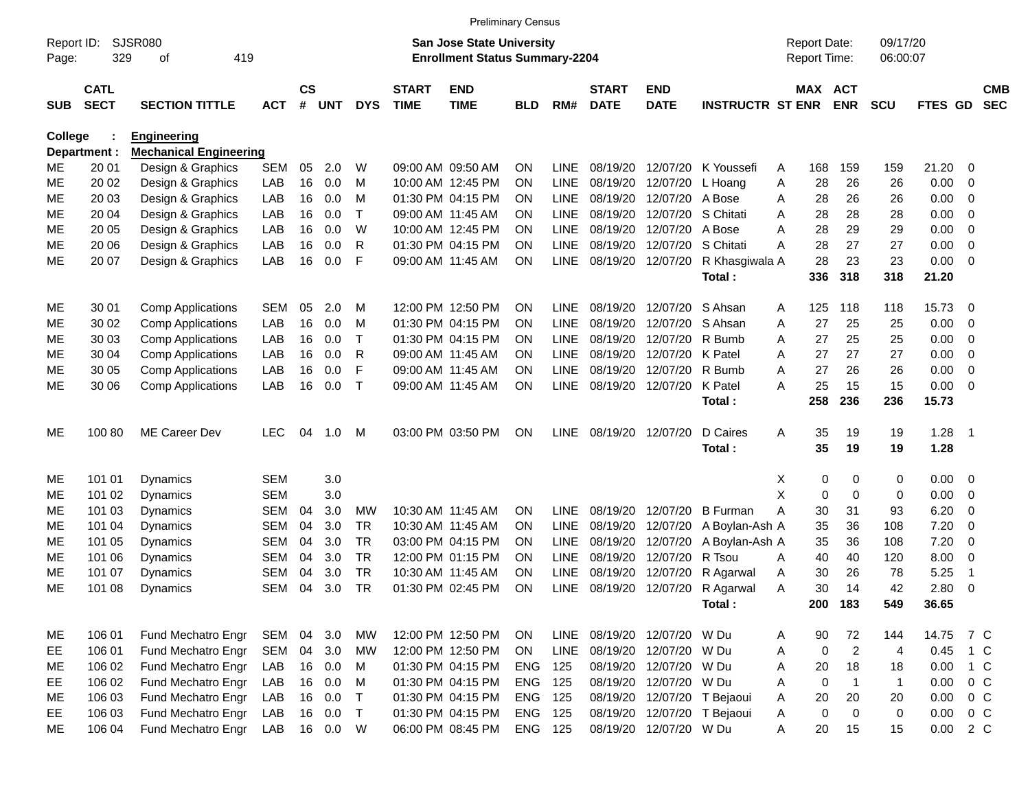Preliminary Census

Report ID: SJSR080
Page: 329 of 419

**San Jose State University**
**Enrollment Status Summary-2204**

Report Date: 09/17/20
Report Time: 06:00:07

College : **Engineering**
Department : **Mechanical Engineering**

| SUB | CATL SECT | SECTION TITTLE | ACT | CS # | UNT | DYS | START TIME | END TIME | BLD | RM# | START DATE | END DATE | INSTRUCTR | ST | MAX ENR | ACT ENR | SCU | FTES | GD | CMB SEC |
|---|---|---|---|---|---|---|---|---|---|---|---|---|---|---|---|---|---|---|---|---|
| ME | 20 01 | Design & Graphics | SEM | 05 | 2.0 | W | 09:00 AM | 09:50 AM | ON | LINE | 08/19/20 | 12/07/20 | K Youssefi | A | 168 | 159 | 159 | 21.20 | 0 | |
| ME | 20 02 | Design & Graphics | LAB | 16 | 0.0 | M | 10:00 AM | 12:45 PM | ON | LINE | 08/19/20 | 12/07/20 | L Hoang | A | 28 | 26 | 26 | 0.00 | 0 | |
| ME | 20 03 | Design & Graphics | LAB | 16 | 0.0 | M | 01:30 PM | 04:15 PM | ON | LINE | 08/19/20 | 12/07/20 | A Bose | A | 28 | 26 | 26 | 0.00 | 0 | |
| ME | 20 04 | Design & Graphics | LAB | 16 | 0.0 | T | 09:00 AM | 11:45 AM | ON | LINE | 08/19/20 | 12/07/20 | S Chitati | A | 28 | 28 | 28 | 0.00 | 0 | |
| ME | 20 05 | Design & Graphics | LAB | 16 | 0.0 | W | 10:00 AM | 12:45 PM | ON | LINE | 08/19/20 | 12/07/20 | A Bose | A | 28 | 29 | 29 | 0.00 | 0 | |
| ME | 20 06 | Design & Graphics | LAB | 16 | 0.0 | R | 01:30 PM | 04:15 PM | ON | LINE | 08/19/20 | 12/07/20 | S Chitati | A | 28 | 27 | 27 | 0.00 | 0 | |
| ME | 20 07 | Design & Graphics | LAB | 16 | 0.0 | F | 09:00 AM | 11:45 AM | ON | LINE | 08/19/20 | 12/07/20 | R Khasgiwala | A | 28 | 23 | 23 | 0.00 | 0 | |
| | | | | | | | | | | | | | **Total :** | | **336** | **318** | **318** | **21.20** | | |
| ME | 30 01 | Comp Applications | SEM | 05 | 2.0 | M | 12:00 PM | 12:50 PM | ON | LINE | 08/19/20 | 12/07/20 | S Ahsan | A | 125 | 118 | 118 | 15.73 | 0 | |
| ME | 30 02 | Comp Applications | LAB | 16 | 0.0 | M | 01:30 PM | 04:15 PM | ON | LINE | 08/19/20 | 12/07/20 | S Ahsan | A | 27 | 25 | 25 | 0.00 | 0 | |
| ME | 30 03 | Comp Applications | LAB | 16 | 0.0 | T | 01:30 PM | 04:15 PM | ON | LINE | 08/19/20 | 12/07/20 | R Bumb | A | 27 | 25 | 25 | 0.00 | 0 | |
| ME | 30 04 | Comp Applications | LAB | 16 | 0.0 | R | 09:00 AM | 11:45 AM | ON | LINE | 08/19/20 | 12/07/20 | K Patel | A | 27 | 27 | 27 | 0.00 | 0 | |
| ME | 30 05 | Comp Applications | LAB | 16 | 0.0 | F | 09:00 AM | 11:45 AM | ON | LINE | 08/19/20 | 12/07/20 | R Bumb | A | 27 | 26 | 26 | 0.00 | 0 | |
| ME | 30 06 | Comp Applications | LAB | 16 | 0.0 | T | 09:00 AM | 11:45 AM | ON | LINE | 08/19/20 | 12/07/20 | K Patel | A | 25 | 15 | 15 | 0.00 | 0 | |
| | | | | | | | | | | | | | **Total :** | | **258** | **236** | **236** | **15.73** | | |
| ME | 100 80 | ME Career Dev | LEC | 04 | 1.0 | M | 03:00 PM | 03:50 PM | ON | LINE | 08/19/20 | 12/07/20 | D Caires | A | 35 | 19 | 19 | 1.28 | 1 | |
| | | | | | | | | | | | | | **Total :** | | **35** | **19** | **19** | **1.28** | | |
| ME | 101 01 | Dynamics | SEM | | 3.0 | | | | | | | | | X | 0 | 0 | 0 | 0.00 | 0 | |
| ME | 101 02 | Dynamics | SEM | | 3.0 | | | | | | | | | X | 0 | 0 | 0 | 0.00 | 0 | |
| ME | 101 03 | Dynamics | SEM | 04 | 3.0 | MW | 10:30 AM | 11:45 AM | ON | LINE | 08/19/20 | 12/07/20 | B Furman | A | 30 | 31 | 93 | 6.20 | 0 | |
| ME | 101 04 | Dynamics | SEM | 04 | 3.0 | TR | 10:30 AM | 11:45 AM | ON | LINE | 08/19/20 | 12/07/20 | A Boylan-Ash | A | 35 | 36 | 108 | 7.20 | 0 | |
| ME | 101 05 | Dynamics | SEM | 04 | 3.0 | TR | 03:00 PM | 04:15 PM | ON | LINE | 08/19/20 | 12/07/20 | A Boylan-Ash | A | 35 | 36 | 108 | 7.20 | 0 | |
| ME | 101 06 | Dynamics | SEM | 04 | 3.0 | TR | 12:00 PM | 01:15 PM | ON | LINE | 08/19/20 | 12/07/20 | R Tsou | A | 40 | 40 | 120 | 8.00 | 0 | |
| ME | 101 07 | Dynamics | SEM | 04 | 3.0 | TR | 10:30 AM | 11:45 AM | ON | LINE | 08/19/20 | 12/07/20 | R Agarwal | A | 30 | 26 | 78 | 5.25 | 1 | |
| ME | 101 08 | Dynamics | SEM | 04 | 3.0 | TR | 01:30 PM | 02:45 PM | ON | LINE | 08/19/20 | 12/07/20 | R Agarwal | A | 30 | 14 | 42 | 2.80 | 0 | |
| | | | | | | | | | | | | | **Total :** | | **200** | **183** | **549** | **36.65** | | |
| ME | 106 01 | Fund Mechatro Engr | SEM | 04 | 3.0 | MW | 12:00 PM | 12:50 PM | ON | LINE | 08/19/20 | 12/07/20 | W Du | A | 90 | 72 | 144 | 14.75 | 7 | C |
| EE | 106 01 | Fund Mechatro Engr | SEM | 04 | 3.0 | MW | 12:00 PM | 12:50 PM | ON | LINE | 08/19/20 | 12/07/20 | W Du | A | 0 | 2 | 4 | 0.45 | 1 | C |
| ME | 106 02 | Fund Mechatro Engr | LAB | 16 | 0.0 | M | 01:30 PM | 04:15 PM | ENG | 125 | 08/19/20 | 12/07/20 | W Du | A | 20 | 18 | 18 | 0.00 | 1 | C |
| EE | 106 02 | Fund Mechatro Engr | LAB | 16 | 0.0 | M | 01:30 PM | 04:15 PM | ENG | 125 | 08/19/20 | 12/07/20 | W Du | A | 0 | 1 | 1 | 0.00 | 0 | C |
| ME | 106 03 | Fund Mechatro Engr | LAB | 16 | 0.0 | T | 01:30 PM | 04:15 PM | ENG | 125 | 08/19/20 | 12/07/20 | T Bejaoui | A | 20 | 20 | 20 | 0.00 | 0 | C |
| EE | 106 03 | Fund Mechatro Engr | LAB | 16 | 0.0 | T | 01:30 PM | 04:15 PM | ENG | 125 | 08/19/20 | 12/07/20 | T Bejaoui | A | 0 | 0 | 0 | 0.00 | 0 | C |
| ME | 106 04 | Fund Mechatro Engr | LAB | 16 | 0.0 | W | 06:00 PM | 08:45 PM | ENG | 125 | 08/19/20 | 12/07/20 | W Du | A | 20 | 15 | 15 | 0.00 | 2 | C |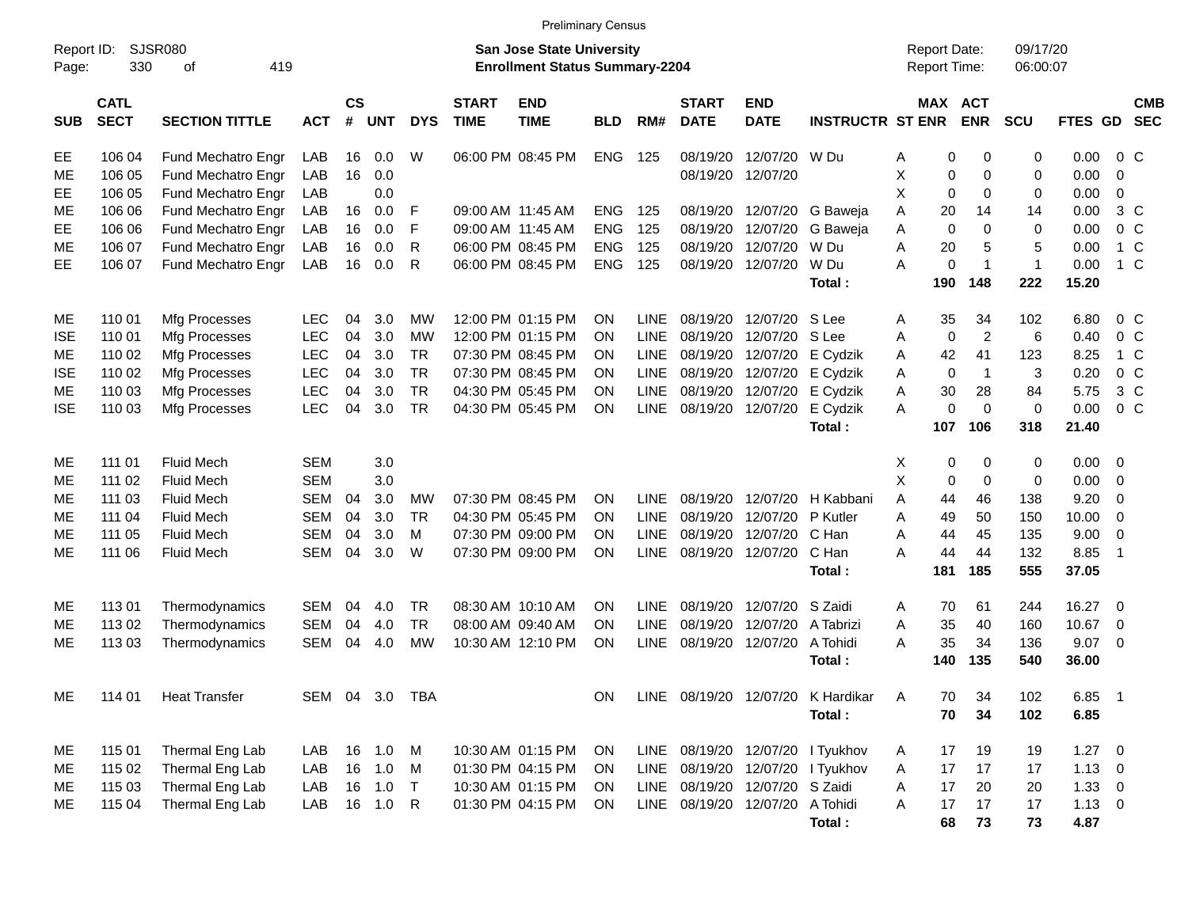Preliminary Census

Report ID: SJSR080
Page: 330 of 419

**San Jose State University**
**Enrollment Status Summary-2204**

Report Date: 09/17/20
Report Time: 06:00:07

| SUB | CATL SECT | SECTION TITTLE | ACT | CS # | UNT | DYS | START TIME | END TIME | BLD | RM# | START DATE | END DATE | INSTRUCTR | ST | MAX ENR | ACT ENR | SCU | FTES | GD | CMB SEC |
|---|---|---|---|---|---|---|---|---|---|---|---|---|---|---|---|---|---|---|---|---|
| EE | 106 04 | Fund Mechatro Engr | LAB | 16 | 0.0 | W | 06:00 PM | 08:45 PM | ENG | 125 | 08/19/20 | 12/07/20 | W Du | A | 0 | 0 | 0 | 0.00 | 0 | C |
| ME | 106 05 | Fund Mechatro Engr | LAB | 16 | 0.0 | | | | | | 08/19/20 | 12/07/20 | | X | 0 | 0 | 0 | 0.00 | 0 | |
| EE | 106 05 | Fund Mechatro Engr | LAB | | 0.0 | | | | | | | | | X | 0 | 0 | 0 | 0.00 | 0 | |
| ME | 106 06 | Fund Mechatro Engr | LAB | 16 | 0.0 | F | 09:00 AM | 11:45 AM | ENG | 125 | 08/19/20 | 12/07/20 | G Baweja | A | 20 | 14 | 14 | 0.00 | 3 | C |
| EE | 106 06 | Fund Mechatro Engr | LAB | 16 | 0.0 | F | 09:00 AM | 11:45 AM | ENG | 125 | 08/19/20 | 12/07/20 | G Baweja | A | 0 | 0 | 0 | 0.00 | 0 | C |
| ME | 106 07 | Fund Mechatro Engr | LAB | 16 | 0.0 | R | 06:00 PM | 08:45 PM | ENG | 125 | 08/19/20 | 12/07/20 | W Du | A | 20 | 5 | 5 | 0.00 | 1 | C |
| EE | 106 07 | Fund Mechatro Engr | LAB | 16 | 0.0 | R | 06:00 PM | 08:45 PM | ENG | 125 | 08/19/20 | 12/07/20 | W Du | A | 0 | 1 | 1 | 0.00 | 1 | C |
| | | | | | | | | | | | | | **Total :** | | **190** | **148** | **222** | **15.20** | | |
| ME | 110 01 | Mfg Processes | LEC | 04 | 3.0 | MW | 12:00 PM | 01:15 PM | ON | LINE | 08/19/20 | 12/07/20 | S Lee | A | 35 | 34 | 102 | 6.80 | 0 | C |
| ISE | 110 01 | Mfg Processes | LEC | 04 | 3.0 | MW | 12:00 PM | 01:15 PM | ON | LINE | 08/19/20 | 12/07/20 | S Lee | A | 0 | 2 | 6 | 0.40 | 0 | C |
| ME | 110 02 | Mfg Processes | LEC | 04 | 3.0 | TR | 07:30 PM | 08:45 PM | ON | LINE | 08/19/20 | 12/07/20 | E Cydzik | A | 42 | 41 | 123 | 8.25 | 1 | C |
| ISE | 110 02 | Mfg Processes | LEC | 04 | 3.0 | TR | 07:30 PM | 08:45 PM | ON | LINE | 08/19/20 | 12/07/20 | E Cydzik | A | 0 | 1 | 3 | 0.20 | 0 | C |
| ME | 110 03 | Mfg Processes | LEC | 04 | 3.0 | TR | 04:30 PM | 05:45 PM | ON | LINE | 08/19/20 | 12/07/20 | E Cydzik | A | 30 | 28 | 84 | 5.75 | 3 | C |
| ISE | 110 03 | Mfg Processes | LEC | 04 | 3.0 | TR | 04:30 PM | 05:45 PM | ON | LINE | 08/19/20 | 12/07/20 | E Cydzik | A | 0 | 0 | 0 | 0.00 | 0 | C |
| | | | | | | | | | | | | | **Total :** | | **107** | **106** | **318** | **21.40** | | |
| ME | 111 01 | Fluid Mech | SEM | | 3.0 | | | | | | | | | X | 0 | 0 | 0 | 0.00 | 0 | |
| ME | 111 02 | Fluid Mech | SEM | | 3.0 | | | | | | | | | X | 0 | 0 | 0 | 0.00 | 0 | |
| ME | 111 03 | Fluid Mech | SEM | 04 | 3.0 | MW | 07:30 PM | 08:45 PM | ON | LINE | 08/19/20 | 12/07/20 | H Kabbani | A | 44 | 46 | 138 | 9.20 | 0 | |
| ME | 111 04 | Fluid Mech | SEM | 04 | 3.0 | TR | 04:30 PM | 05:45 PM | ON | LINE | 08/19/20 | 12/07/20 | P Kutler | A | 49 | 50 | 150 | 10.00 | 0 | |
| ME | 111 05 | Fluid Mech | SEM | 04 | 3.0 | M | 07:30 PM | 09:00 PM | ON | LINE | 08/19/20 | 12/07/20 | C Han | A | 44 | 45 | 135 | 9.00 | 0 | |
| ME | 111 06 | Fluid Mech | SEM | 04 | 3.0 | W | 07:30 PM | 09:00 PM | ON | LINE | 08/19/20 | 12/07/20 | C Han | A | 44 | 44 | 132 | 8.85 | 1 | |
| | | | | | | | | | | | | | **Total :** | | **181** | **185** | **555** | **37.05** | | |
| ME | 113 01 | Thermodynamics | SEM | 04 | 4.0 | TR | 08:30 AM | 10:10 AM | ON | LINE | 08/19/20 | 12/07/20 | S Zaidi | A | 70 | 61 | 244 | 16.27 | 0 | |
| ME | 113 02 | Thermodynamics | SEM | 04 | 4.0 | TR | 08:00 AM | 09:40 AM | ON | LINE | 08/19/20 | 12/07/20 | A Tabrizi | A | 35 | 40 | 160 | 10.67 | 0 | |
| ME | 113 03 | Thermodynamics | SEM | 04 | 4.0 | MW | 10:30 AM | 12:10 PM | ON | LINE | 08/19/20 | 12/07/20 | A Tohidi | A | 35 | 34 | 136 | 9.07 | 0 | |
| | | | | | | | | | | | | | **Total :** | | **140** | **135** | **540** | **36.00** | | |
| ME | 114 01 | Heat Transfer | SEM | 04 | 3.0 | TBA | | | ON | LINE | 08/19/20 | 12/07/20 | K Hardikar | A | 70 | 34 | 102 | 6.85 | 1 | |
| | | | | | | | | | | | | | **Total :** | | **70** | **34** | **102** | **6.85** | | |
| ME | 115 01 | Thermal Eng Lab | LAB | 16 | 1.0 | M | 10:30 AM | 01:15 PM | ON | LINE | 08/19/20 | 12/07/20 | I Tyukhov | A | 17 | 19 | 19 | 1.27 | 0 | |
| ME | 115 02 | Thermal Eng Lab | LAB | 16 | 1.0 | M | 01:30 PM | 04:15 PM | ON | LINE | 08/19/20 | 12/07/20 | I Tyukhov | A | 17 | 17 | 17 | 1.13 | 0 | |
| ME | 115 03 | Thermal Eng Lab | LAB | 16 | 1.0 | T | 10:30 AM | 01:15 PM | ON | LINE | 08/19/20 | 12/07/20 | S Zaidi | A | 17 | 20 | 20 | 1.33 | 0 | |
| ME | 115 04 | Thermal Eng Lab | LAB | 16 | 1.0 | R | 01:30 PM | 04:15 PM | ON | LINE | 08/19/20 | 12/07/20 | A Tohidi | A | 17 | 17 | 17 | 1.13 | 0 | |
| | | | | | | | | | | | | | **Total :** | | **68** | **73** | **73** | **4.87** | | |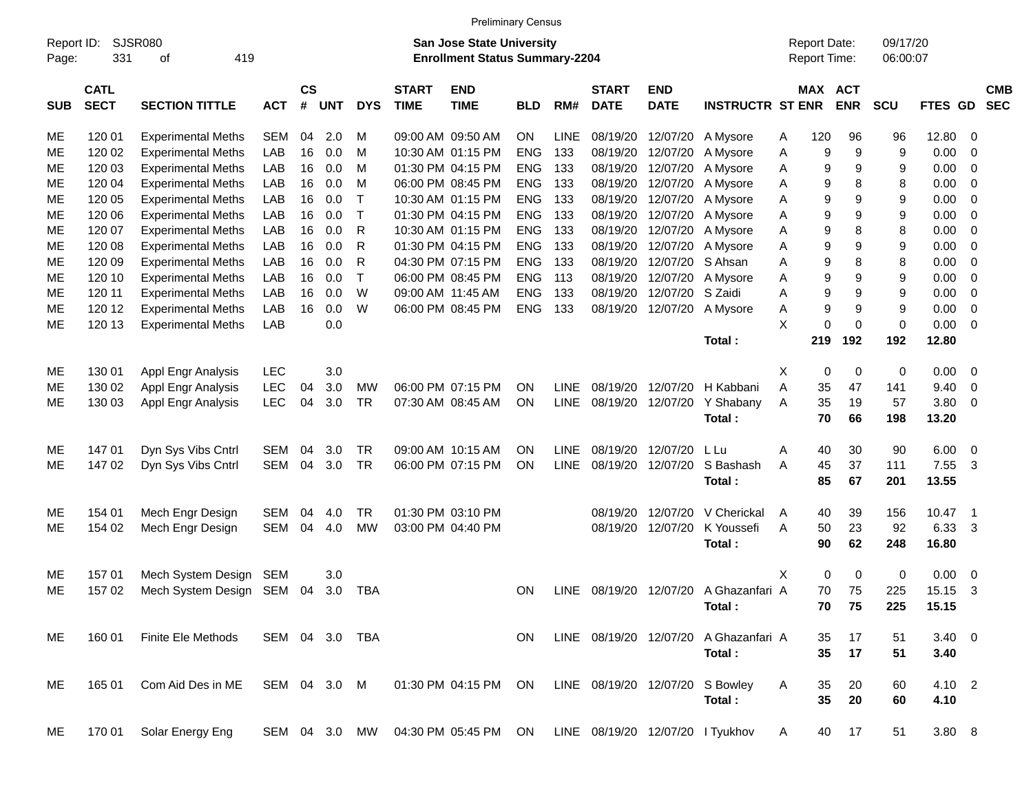Preliminary Census

Report ID: SJSR080
Page: 331 of 419

**San Jose State University**
**Enrollment Status Summary-2204**

Report Date: 09/17/20
Report Time: 06:00:07

| SUB | CATL SECT | SECTION TITTLE | ACT | CS # | UNT | DYS | START TIME | END TIME | BLD | RM# | START DATE | END DATE | INSTRUCTR | ST | MAX ENR | ACT ENR | SCU | FTES | GD | CMB SEC |
|---|---|---|---|---|---|---|---|---|---|---|---|---|---|---|---|---|---|---|---|---|
| ME | 120 01 | Experimental Meths | SEM | 04 | 2.0 | M | 09:00 AM | 09:50 AM | ON | LINE | 08/19/20 | 12/07/20 | A Mysore | A | 120 | 96 | 96 | 12.80 | 0 | |
| ME | 120 02 | Experimental Meths | LAB | 16 | 0.0 | M | 10:30 AM | 01:15 PM | ENG | 133 | 08/19/20 | 12/07/20 | A Mysore | A | 9 | 9 | 9 | 0.00 | 0 | |
| ME | 120 03 | Experimental Meths | LAB | 16 | 0.0 | M | 01:30 PM | 04:15 PM | ENG | 133 | 08/19/20 | 12/07/20 | A Mysore | A | 9 | 9 | 9 | 0.00 | 0 | |
| ME | 120 04 | Experimental Meths | LAB | 16 | 0.0 | M | 06:00 PM | 08:45 PM | ENG | 133 | 08/19/20 | 12/07/20 | A Mysore | A | 9 | 8 | 8 | 0.00 | 0 | |
| ME | 120 05 | Experimental Meths | LAB | 16 | 0.0 | T | 10:30 AM | 01:15 PM | ENG | 133 | 08/19/20 | 12/07/20 | A Mysore | A | 9 | 9 | 9 | 0.00 | 0 | |
| ME | 120 06 | Experimental Meths | LAB | 16 | 0.0 | T | 01:30 PM | 04:15 PM | ENG | 133 | 08/19/20 | 12/07/20 | A Mysore | A | 9 | 9 | 9 | 0.00 | 0 | |
| ME | 120 07 | Experimental Meths | LAB | 16 | 0.0 | R | 10:30 AM | 01:15 PM | ENG | 133 | 08/19/20 | 12/07/20 | A Mysore | A | 9 | 8 | 8 | 0.00 | 0 | |
| ME | 120 08 | Experimental Meths | LAB | 16 | 0.0 | R | 01:30 PM | 04:15 PM | ENG | 133 | 08/19/20 | 12/07/20 | A Mysore | A | 9 | 9 | 9 | 0.00 | 0 | |
| ME | 120 09 | Experimental Meths | LAB | 16 | 0.0 | R | 04:30 PM | 07:15 PM | ENG | 133 | 08/19/20 | 12/07/20 | S Ahsan | A | 9 | 8 | 8 | 0.00 | 0 | |
| ME | 120 10 | Experimental Meths | LAB | 16 | 0.0 | T | 06:00 PM | 08:45 PM | ENG | 113 | 08/19/20 | 12/07/20 | A Mysore | A | 9 | 9 | 9 | 0.00 | 0 | |
| ME | 120 11 | Experimental Meths | LAB | 16 | 0.0 | W | 09:00 AM | 11:45 AM | ENG | 133 | 08/19/20 | 12/07/20 | S Zaidi | A | 9 | 9 | 9 | 0.00 | 0 | |
| ME | 120 12 | Experimental Meths | LAB | 16 | 0.0 | W | 06:00 PM | 08:45 PM | ENG | 133 | 08/19/20 | 12/07/20 | A Mysore | A | 9 | 9 | 9 | 0.00 | 0 | |
| ME | 120 13 | Experimental Meths | LAB | | 0.0 | | | | | | | | | X | 0 | 0 | 0 | 0.00 | 0 | |
| | | | | | | | | | | | | | **Total :** | | **219** | **192** | **192** | **12.80** | | |
| ME | 130 01 | Appl Engr Analysis | LEC | | 3.0 | | | | | | | | | X | 0 | 0 | 0 | 0.00 | 0 | |
| ME | 130 02 | Appl Engr Analysis | LEC | 04 | 3.0 | MW | 06:00 PM | 07:15 PM | ON | LINE | 08/19/20 | 12/07/20 | H Kabbani | A | 35 | 47 | 141 | 9.40 | 0 | |
| ME | 130 03 | Appl Engr Analysis | LEC | 04 | 3.0 | TR | 07:30 AM | 08:45 AM | ON | LINE | 08/19/20 | 12/07/20 | Y Shabany | A | 35 | 19 | 57 | 3.80 | 0 | |
| | | | | | | | | | | | | | **Total :** | | **70** | **66** | **198** | **13.20** | | |
| ME | 147 01 | Dyn Sys Vibs Cntrl | SEM | 04 | 3.0 | TR | 09:00 AM | 10:15 AM | ON | LINE | 08/19/20 | 12/07/20 | L Lu | A | 40 | 30 | 90 | 6.00 | 0 | |
| ME | 147 02 | Dyn Sys Vibs Cntrl | SEM | 04 | 3.0 | TR | 06:00 PM | 07:15 PM | ON | LINE | 08/19/20 | 12/07/20 | S Bashash | A | 45 | 37 | 111 | 7.55 | 3 | |
| | | | | | | | | | | | | | **Total :** | | **85** | **67** | **201** | **13.55** | | |
| ME | 154 01 | Mech Engr Design | SEM | 04 | 4.0 | TR | 01:30 PM | 03:10 PM | | | 08/19/20 | 12/07/20 | V Cherickal | A | 40 | 39 | 156 | 10.47 | 1 | |
| ME | 154 02 | Mech Engr Design | SEM | 04 | 4.0 | MW | 03:00 PM | 04:40 PM | | | 08/19/20 | 12/07/20 | K Youssefi | A | 50 | 23 | 92 | 6.33 | 3 | |
| | | | | | | | | | | | | | **Total :** | | **90** | **62** | **248** | **16.80** | | |
| ME | 157 01 | Mech System Design | SEM | | 3.0 | | | | | | | | | X | 0 | 0 | 0 | 0.00 | 0 | |
| ME | 157 02 | Mech System Design | SEM | 04 | 3.0 | TBA | | | ON | LINE | 08/19/20 | 12/07/20 | A Ghazanfari | A | 70 | 75 | 225 | 15.15 | 3 | |
| | | | | | | | | | | | | | **Total :** | | **70** | **75** | **225** | **15.15** | | |
| ME | 160 01 | Finite Ele Methods | SEM | 04 | 3.0 | TBA | | | ON | LINE | 08/19/20 | 12/07/20 | A Ghazanfari | A | 35 | 17 | 51 | 3.40 | 0 | |
| | | | | | | | | | | | | | **Total :** | | **35** | **17** | **51** | **3.40** | | |
| ME | 165 01 | Com Aid Des in ME | SEM | 04 | 3.0 | M | 01:30 PM | 04:15 PM | ON | LINE | 08/19/20 | 12/07/20 | S Bowley | A | 35 | 20 | 60 | 4.10 | 2 | |
| | | | | | | | | | | | | | **Total :** | | **35** | **20** | **60** | **4.10** | | |
| ME | 170 01 | Solar Energy Eng | SEM | 04 | 3.0 | MW | 04:30 PM | 05:45 PM | ON | LINE | 08/19/20 | 12/07/20 | I Tyukhov | A | 40 | 17 | 51 | 3.80 | 8 | |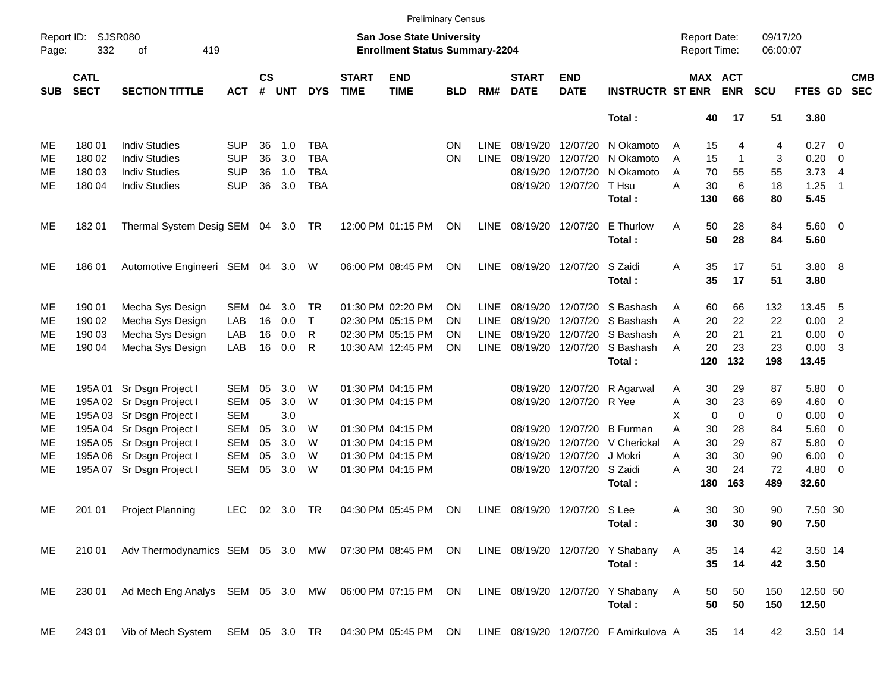Preliminary Census

Report ID: SJSR080 | Page: 332 of 419

**San Jose State University**
**Enrollment Status Summary-2204**

Report Date: 09/17/20
Report Time: 06:00:07

| SUB | CATL SECT | SECTION TITTLE | ACT | CS # | UNT | DYS | START TIME | END TIME | BLD | RM# | START DATE | END DATE | INSTRUCTR | ST | MAX ENR | ACT ENR | SCU | FTES | GD | CMB SEC |
|---|---|---|---|---|---|---|---|---|---|---|---|---|---|---|---|---|---|---|---|---|
| | | | | | | | | | | | | | Total : | | 40 | 17 | 51 | 3.80 | | |
| ME | 180 01 | Indiv Studies | SUP | 36 | 1.0 | TBA | | | ON | LINE | 08/19/20 | 12/07/20 | N Okamoto | A | 15 | 4 | 4 | 0.27 | 0 | |
| ME | 180 02 | Indiv Studies | SUP | 36 | 3.0 | TBA | | | ON | LINE | 08/19/20 | 12/07/20 | N Okamoto | A | 15 | 1 | 3 | 0.20 | 0 | |
| ME | 180 03 | Indiv Studies | SUP | 36 | 1.0 | TBA | | | | | 08/19/20 | 12/07/20 | N Okamoto | A | 70 | 55 | 55 | 3.73 | 4 | |
| ME | 180 04 | Indiv Studies | SUP | 36 | 3.0 | TBA | | | | | 08/19/20 | 12/07/20 | T Hsu | A | 30 | 6 | 18 | 1.25 | 1 | |
| | | | | | | | | | | | | | Total : | | 130 | 66 | 80 | 5.45 | | |
| ME | 182 01 | Thermal System Desig | SEM | 04 | 3.0 | TR | 12:00 PM | 01:15 PM | ON | LINE | 08/19/20 | 12/07/20 | E Thurlow | A | 50 | 28 | 84 | 5.60 | 0 | |
| | | | | | | | | | | | | | Total : | | 50 | 28 | 84 | 5.60 | | |
| ME | 186 01 | Automotive Engineeri | SEM | 04 | 3.0 | W | 06:00 PM | 08:45 PM | ON | LINE | 08/19/20 | 12/07/20 | S Zaidi | A | 35 | 17 | 51 | 3.80 | 8 | |
| | | | | | | | | | | | | | Total : | | 35 | 17 | 51 | 3.80 | | |
| ME | 190 01 | Mecha Sys Design | SEM | 04 | 3.0 | TR | 01:30 PM | 02:20 PM | ON | LINE | 08/19/20 | 12/07/20 | S Bashash | A | 60 | 66 | 132 | 13.45 | 5 | |
| ME | 190 02 | Mecha Sys Design | LAB | 16 | 0.0 | T | 02:30 PM | 05:15 PM | ON | LINE | 08/19/20 | 12/07/20 | S Bashash | A | 20 | 22 | 22 | 0.00 | 2 | |
| ME | 190 03 | Mecha Sys Design | LAB | 16 | 0.0 | R | 02:30 PM | 05:15 PM | ON | LINE | 08/19/20 | 12/07/20 | S Bashash | A | 20 | 21 | 21 | 0.00 | 0 | |
| ME | 190 04 | Mecha Sys Design | LAB | 16 | 0.0 | R | 10:30 AM | 12:45 PM | ON | LINE | 08/19/20 | 12/07/20 | S Bashash | A | 20 | 23 | 23 | 0.00 | 3 | |
| | | | | | | | | | | | | | Total : | | 120 | 132 | 198 | 13.45 | | |
| ME | 195A 01 | Sr Dsgn Project I | SEM | 05 | 3.0 | W | 01:30 PM | 04:15 PM | | | 08/19/20 | 12/07/20 | R Agarwal | A | 30 | 29 | 87 | 5.80 | 0 | |
| ME | 195A 02 | Sr Dsgn Project I | SEM | 05 | 3.0 | W | 01:30 PM | 04:15 PM | | | 08/19/20 | 12/07/20 | R Yee | A | 30 | 23 | 69 | 4.60 | 0 | |
| ME | 195A 03 | Sr Dsgn Project I | SEM | | 3.0 | | | | | | | | | X | 0 | 0 | 0 | 0.00 | 0 | |
| ME | 195A 04 | Sr Dsgn Project I | SEM | 05 | 3.0 | W | 01:30 PM | 04:15 PM | | | 08/19/20 | 12/07/20 | B Furman | A | 30 | 28 | 84 | 5.60 | 0 | |
| ME | 195A 05 | Sr Dsgn Project I | SEM | 05 | 3.0 | W | 01:30 PM | 04:15 PM | | | 08/19/20 | 12/07/20 | V Cherickal | A | 30 | 29 | 87 | 5.80 | 0 | |
| ME | 195A 06 | Sr Dsgn Project I | SEM | 05 | 3.0 | W | 01:30 PM | 04:15 PM | | | 08/19/20 | 12/07/20 | J Mokri | A | 30 | 30 | 90 | 6.00 | 0 | |
| ME | 195A 07 | Sr Dsgn Project I | SEM | 05 | 3.0 | W | 01:30 PM | 04:15 PM | | | 08/19/20 | 12/07/20 | S Zaidi | A | 30 | 24 | 72 | 4.80 | 0 | |
| | | | | | | | | | | | | | Total : | | 180 | 163 | 489 | 32.60 | | |
| ME | 201 01 | Project Planning | LEC | 02 | 3.0 | TR | 04:30 PM | 05:45 PM | ON | LINE | 08/19/20 | 12/07/20 | S Lee | A | 30 | 30 | 90 | 7.50 | 30 | |
| | | | | | | | | | | | | | Total : | | 30 | 30 | 90 | 7.50 | | |
| ME | 210 01 | Adv Thermodynamics | SEM | 05 | 3.0 | MW | 07:30 PM | 08:45 PM | ON | LINE | 08/19/20 | 12/07/20 | Y Shabany | A | 35 | 14 | 42 | 3.50 | 14 | |
| | | | | | | | | | | | | | Total : | | 35 | 14 | 42 | 3.50 | | |
| ME | 230 01 | Ad Mech Eng Analys | SEM | 05 | 3.0 | MW | 06:00 PM | 07:15 PM | ON | LINE | 08/19/20 | 12/07/20 | Y Shabany | A | 50 | 50 | 150 | 12.50 | 50 | |
| | | | | | | | | | | | | | Total : | | 50 | 50 | 150 | 12.50 | | |
| ME | 243 01 | Vib of Mech System | SEM | 05 | 3.0 | TR | 04:30 PM | 05:45 PM | ON | LINE | 08/19/20 | 12/07/20 | F Amirkulova | A | 35 | 14 | 42 | 3.50 | 14 | |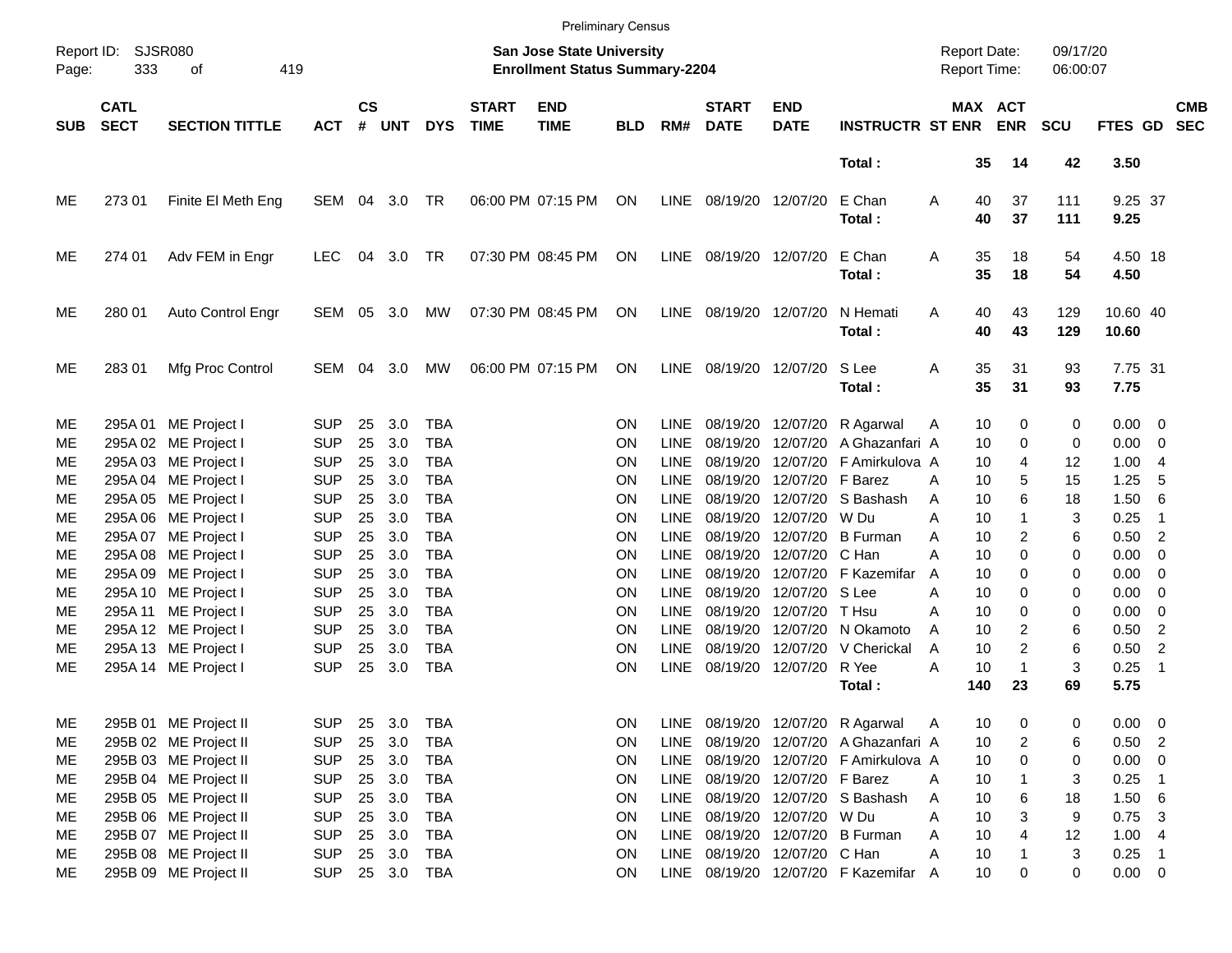Preliminary Census

Report ID: SJSR080
Page: 333 of 419

**San Jose State University**
**Enrollment Status Summary-2204**

Report Date: 09/17/20
Report Time: 06:00:07

| SUB | CATL SECT | SECTION TITTLE | ACT | CS # | UNT | DYS | START TIME | END TIME | BLD | RM# | START DATE | END DATE | INSTRUCTR | ST | MAX ENR | ACT ENR | SCU | FTES | GD | CMB SEC |
|---|---|---|---|---|---|---|---|---|---|---|---|---|---|---|---|---|---|---|---|---|
| | | | | | | | | | | | | | **Total :** | | **35** | **14** | **42** | **3.50** | | |
| ME | 273 01 | Finite El Meth Eng | SEM | 04 | 3.0 | TR | 06:00 PM | 07:15 PM | ON | LINE | 08/19/20 | 12/07/20 | E Chan | A | 40 | 37 | 111 | 9.25 | 37 | |
| | | | | | | | | | | | | | **Total :** | | **40** | **37** | **111** | **9.25** | | |
| ME | 274 01 | Adv FEM in Engr | LEC | 04 | 3.0 | TR | 07:30 PM | 08:45 PM | ON | LINE | 08/19/20 | 12/07/20 | E Chan | A | 35 | 18 | 54 | 4.50 | 18 | |
| | | | | | | | | | | | | | **Total :** | | **35** | **18** | **54** | **4.50** | | |
| ME | 280 01 | Auto Control Engr | SEM | 05 | 3.0 | MW | 07:30 PM | 08:45 PM | ON | LINE | 08/19/20 | 12/07/20 | N Hemati | A | 40 | 43 | 129 | 10.60 | 40 | |
| | | | | | | | | | | | | | **Total :** | | **40** | **43** | **129** | **10.60** | | |
| ME | 283 01 | Mfg Proc Control | SEM | 04 | 3.0 | MW | 06:00 PM | 07:15 PM | ON | LINE | 08/19/20 | 12/07/20 | S Lee | A | 35 | 31 | 93 | 7.75 | 31 | |
| | | | | | | | | | | | | | **Total :** | | **35** | **31** | **93** | **7.75** | | |
| ME | 295A 01 | ME Project I | SUP | 25 | 3.0 | TBA | | | ON | LINE | 08/19/20 | 12/07/20 | R Agarwal | A | 10 | 0 | 0 | 0.00 | 0 | |
| ME | 295A 02 | ME Project I | SUP | 25 | 3.0 | TBA | | | ON | LINE | 08/19/20 | 12/07/20 | A Ghazanfari | A | 10 | 0 | 0 | 0.00 | 0 | |
| ME | 295A 03 | ME Project I | SUP | 25 | 3.0 | TBA | | | ON | LINE | 08/19/20 | 12/07/20 | F Amirkulova | A | 10 | 4 | 12 | 1.00 | 4 | |
| ME | 295A 04 | ME Project I | SUP | 25 | 3.0 | TBA | | | ON | LINE | 08/19/20 | 12/07/20 | F Barez | A | 10 | 5 | 15 | 1.25 | 5 | |
| ME | 295A 05 | ME Project I | SUP | 25 | 3.0 | TBA | | | ON | LINE | 08/19/20 | 12/07/20 | S Bashash | A | 10 | 6 | 18 | 1.50 | 6 | |
| ME | 295A 06 | ME Project I | SUP | 25 | 3.0 | TBA | | | ON | LINE | 08/19/20 | 12/07/20 | W Du | A | 10 | 1 | 3 | 0.25 | 1 | |
| ME | 295A 07 | ME Project I | SUP | 25 | 3.0 | TBA | | | ON | LINE | 08/19/20 | 12/07/20 | B Furman | A | 10 | 2 | 6 | 0.50 | 2 | |
| ME | 295A 08 | ME Project I | SUP | 25 | 3.0 | TBA | | | ON | LINE | 08/19/20 | 12/07/20 | C Han | A | 10 | 0 | 0 | 0.00 | 0 | |
| ME | 295A 09 | ME Project I | SUP | 25 | 3.0 | TBA | | | ON | LINE | 08/19/20 | 12/07/20 | F Kazemifar | A | 10 | 0 | 0 | 0.00 | 0 | |
| ME | 295A 10 | ME Project I | SUP | 25 | 3.0 | TBA | | | ON | LINE | 08/19/20 | 12/07/20 | S Lee | A | 10 | 0 | 0 | 0.00 | 0 | |
| ME | 295A 11 | ME Project I | SUP | 25 | 3.0 | TBA | | | ON | LINE | 08/19/20 | 12/07/20 | T Hsu | A | 10 | 0 | 0 | 0.00 | 0 | |
| ME | 295A 12 | ME Project I | SUP | 25 | 3.0 | TBA | | | ON | LINE | 08/19/20 | 12/07/20 | N Okamoto | A | 10 | 2 | 6 | 0.50 | 2 | |
| ME | 295A 13 | ME Project I | SUP | 25 | 3.0 | TBA | | | ON | LINE | 08/19/20 | 12/07/20 | V Cherickal | A | 10 | 2 | 6 | 0.50 | 2 | |
| ME | 295A 14 | ME Project I | SUP | 25 | 3.0 | TBA | | | ON | LINE | 08/19/20 | 12/07/20 | R Yee | A | 10 | 1 | 3 | 0.25 | 1 | |
| | | | | | | | | | | | | | **Total :** | | **140** | **23** | **69** | **5.75** | | |
| ME | 295B 01 | ME Project II | SUP | 25 | 3.0 | TBA | | | ON | LINE | 08/19/20 | 12/07/20 | R Agarwal | A | 10 | 0 | 0 | 0.00 | 0 | |
| ME | 295B 02 | ME Project II | SUP | 25 | 3.0 | TBA | | | ON | LINE | 08/19/20 | 12/07/20 | A Ghazanfari | A | 10 | 2 | 6 | 0.50 | 2 | |
| ME | 295B 03 | ME Project II | SUP | 25 | 3.0 | TBA | | | ON | LINE | 08/19/20 | 12/07/20 | F Amirkulova | A | 10 | 0 | 0 | 0.00 | 0 | |
| ME | 295B 04 | ME Project II | SUP | 25 | 3.0 | TBA | | | ON | LINE | 08/19/20 | 12/07/20 | F Barez | A | 10 | 1 | 3 | 0.25 | 1 | |
| ME | 295B 05 | ME Project II | SUP | 25 | 3.0 | TBA | | | ON | LINE | 08/19/20 | 12/07/20 | S Bashash | A | 10 | 6 | 18 | 1.50 | 6 | |
| ME | 295B 06 | ME Project II | SUP | 25 | 3.0 | TBA | | | ON | LINE | 08/19/20 | 12/07/20 | W Du | A | 10 | 3 | 9 | 0.75 | 3 | |
| ME | 295B 07 | ME Project II | SUP | 25 | 3.0 | TBA | | | ON | LINE | 08/19/20 | 12/07/20 | B Furman | A | 10 | 4 | 12 | 1.00 | 4 | |
| ME | 295B 08 | ME Project II | SUP | 25 | 3.0 | TBA | | | ON | LINE | 08/19/20 | 12/07/20 | C Han | A | 10 | 1 | 3 | 0.25 | 1 | |
| ME | 295B 09 | ME Project II | SUP | 25 | 3.0 | TBA | | | ON | LINE | 08/19/20 | 12/07/20 | F Kazemifar | A | 10 | 0 | 0 | 0.00 | 0 | |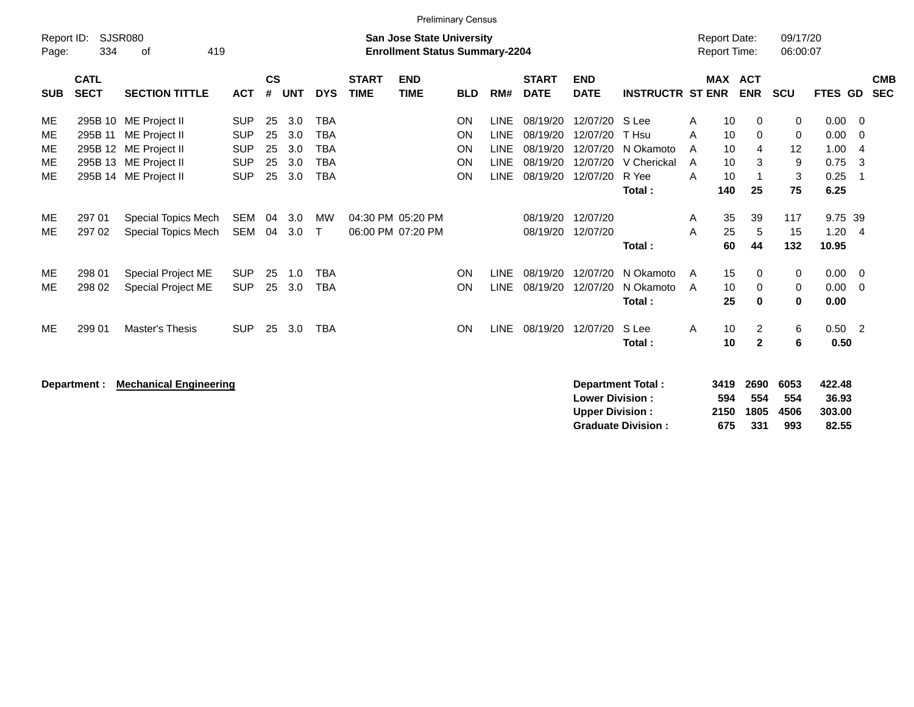Preliminary Census

Report ID: SJSR080

**San Jose State University**
**Enrollment Status Summary-2204**

Report Date: 09/17/20
Report Time: 06:00:07

| SUB | CATL SECT | SECTION TITTLE | ACT | CS # | UNT | DYS | START TIME | END TIME | BLD | RM# | START DATE | END DATE | INSTRUCTR | ST | MAX ENR | ACT ENR | SCU | FTES | GD | CMB SEC |
|---|---|---|---|---|---|---|---|---|---|---|---|---|---|---|---|---|---|---|---|---|
| ME | 295B 10 | ME Project II | SUP | 25 | 3.0 | TBA | | | ON | LINE | 08/19/20 | 12/07/20 | S Lee | A | 10 | 0 | 0 | 0.00 | 0 | |
| ME | 295B 11 | ME Project II | SUP | 25 | 3.0 | TBA | | | ON | LINE | 08/19/20 | 12/07/20 | T Hsu | A | 10 | 0 | 0 | 0.00 | 0 | |
| ME | 295B 12 | ME Project II | SUP | 25 | 3.0 | TBA | | | ON | LINE | 08/19/20 | 12/07/20 | N Okamoto | A | 10 | 4 | 12 | 1.00 | 4 | |
| ME | 295B 13 | ME Project II | SUP | 25 | 3.0 | TBA | | | ON | LINE | 08/19/20 | 12/07/20 | V Cherickal | A | 10 | 3 | 9 | 0.75 | 3 | |
| ME | 295B 14 | ME Project II | SUP | 25 | 3.0 | TBA | | | ON | LINE | 08/19/20 | 12/07/20 | R Yee | A | 10 | 1 | 3 | 0.25 | 1 | |
| | | | | | | | | | | | | | **Total :** | | **140** | **25** | **75** | **6.25** | | |
| ME | 297 01 | Special Topics Mech | SEM | 04 | 3.0 | MW | 04:30 PM | 05:20 PM | | | 08/19/20 | 12/07/20 | | A | 35 | 39 | 117 | 9.75 | 39 | |
| ME | 297 02 | Special Topics Mech | SEM | 04 | 3.0 | T | 06:00 PM | 07:20 PM | | | 08/19/20 | 12/07/20 | | A | 25 | 5 | 15 | 1.20 | 4 | |
| | | | | | | | | | | | | | **Total :** | | **60** | **44** | **132** | **10.95** | | |
| ME | 298 01 | Special Project ME | SUP | 25 | 1.0 | TBA | | | ON | LINE | 08/19/20 | 12/07/20 | N Okamoto | A | 15 | 0 | 0 | 0.00 | 0 | |
| ME | 298 02 | Special Project ME | SUP | 25 | 3.0 | TBA | | | ON | LINE | 08/19/20 | 12/07/20 | N Okamoto | A | 10 | 0 | 0 | 0.00 | 0 | |
| | | | | | | | | | | | | | **Total :** | | **25** | **0** | **0** | **0.00** | | |
| ME | 299 01 | Master's Thesis | SUP | 25 | 3.0 | TBA | | | ON | LINE | 08/19/20 | 12/07/20 | S Lee | A | 10 | 2 | 6 | 0.50 | 2 | |
| | | | | | | | | | | | | | **Total :** | | **10** | **2** | **6** | **0.50** | | |

**Department :** **Mechanical Engineering**

| | MAX ENR | ACT ENR | SCU | FTES |
|---|---|---|---|---|
| **Department Total :** | **3419** | **2690** | **6053** | **422.48** |
| **Lower Division :** | **594** | **554** | **554** | **36.93** |
| **Upper Division :** | **2150** | **1805** | **4506** | **303.00** |
| **Graduate Division :** | **675** | **331** | **993** | **82.55** |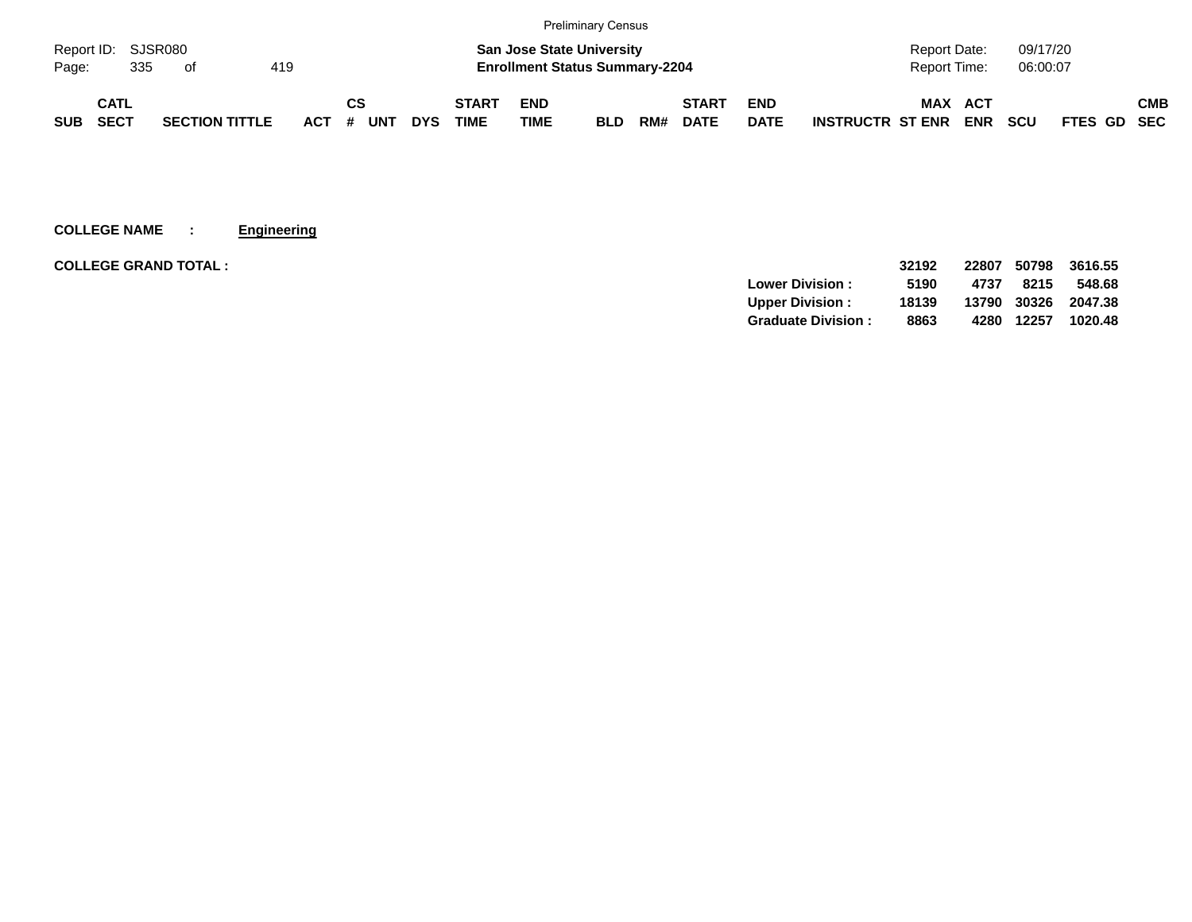Preliminary Census

**San Jose State University**
**Enrollment Status Summary-2204**

| SUB | CATL SECT | SECTION TITTLE | ACT | CS # | UNT | DYS | START TIME | END TIME | BLD | RM# | START DATE | END DATE | INSTRUCTR | MAX ST ENR | ACT ENR | SCU | FTES | GD | CMB SEC |
|---|---|---|---|---|---|---|---|---|---|---|---|---|---|---|---|---|---|---|---|

**COLLEGE NAME : Engineering**

| | MAX ST ENR | ACT ENR | SCU | FTES |
|---|---|---|---|---|
| **COLLEGE GRAND TOTAL :** | 32192 | 22807 | 50798 | 3616.55 |
| **Lower Division :** | 5190 | 4737 | 8215 | 548.68 |
| **Upper Division :** | 18139 | 13790 | 30326 | 2047.38 |
| **Graduate Division :** | 8863 | 4280 | 12257 | 1020.48 |